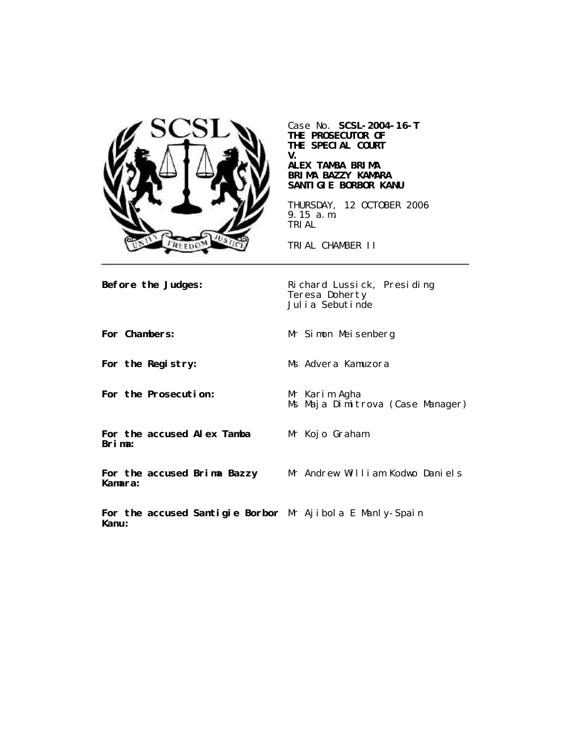Case No. **SCSL-2004-16-T**
**THE PROSECUTOR OF THE SPECIAL COURT**
**V.**
**ALEX TAMBA BRIMA**
**BRIMA BAZZY KAMARA**
**SANTIGIE BORBOR KANU**

THURSDAY, 12 OCTOBER 2006
9.15 a.m.
TRIAL

TRIAL CHAMBER II

| | |
|---|---|
| **Before the Judges:** | Richard Lussick, Presiding<br>Teresa Doherty<br>Julia Sebutinde |
| **For Chambers:** | Mr Simon Meisenberg |
| **For the Registry:** | Ms Advera Kamuzora |
| **For the Prosecution:** | Mr Karim Agha<br>Ms Maja Dimitrova (Case Manager) |
| **For the accused Alex Tamba Brima:** | Mr Kojo Graham |
| **For the accused Brima Bazzy Kamara:** | Mr Andrew William Kodwo Daniels |
| **For the accused Santigie Borbor Kanu:** | Mr Ajibola E Manly-Spain |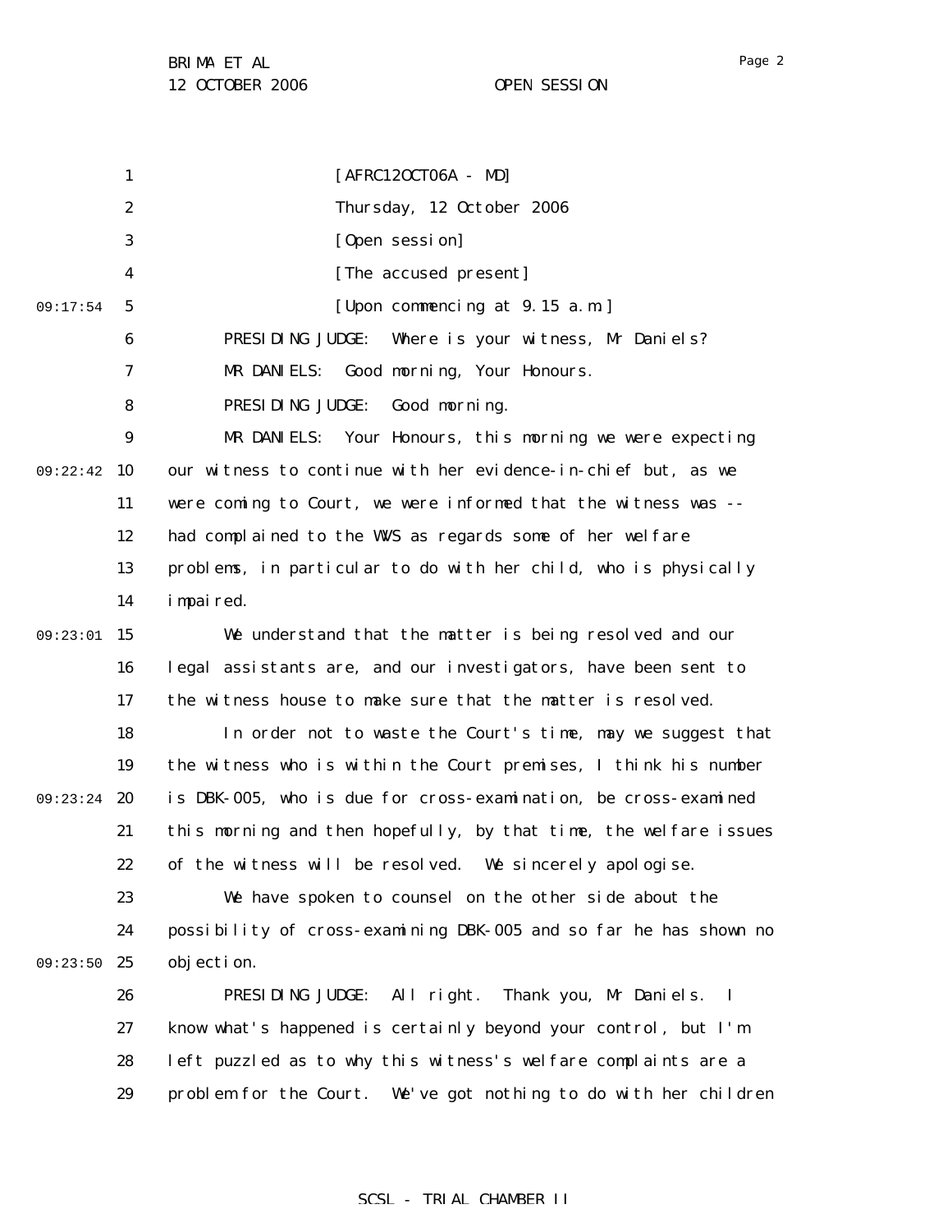[AFRC12OCT06A - MD]

Thursday, 12 October 2006

[Open session]

[The accused present]

[Upon commencing at 9.15 a.m.]

PRESIDING JUDGE: Where is your witness, Mr Daniels?

MR DANIELS: Good morning, Your Honours.

PRESIDING JUDGE: Good morning.

MR DANIELS: Your Honours, this morning we were expecting our witness to continue with her evidence-in-chief but, as we were coming to Court, we were informed that the witness was -- had complained to the WVS as regards some of her welfare problems, in particular to do with her child, who is physically impaired.

We understand that the matter is being resolved and our legal assistants are, and our investigators, have been sent to the witness house to make sure that the matter is resolved.

In order not to waste the Court's time, may we suggest that the witness who is within the Court premises, I think his number is DBK-005, who is due for cross-examination, be cross-examined this morning and then hopefully, by that time, the welfare issues of the witness will be resolved. We sincerely apologise.

We have spoken to counsel on the other side about the possibility of cross-examining DBK-005 and so far he has shown no objection.

PRESIDING JUDGE: All right. Thank you, Mr Daniels. I know what's happened is certainly beyond your control, but I'm left puzzled as to why this witness's welfare complaints are a problem for the Court. We've got nothing to do with her children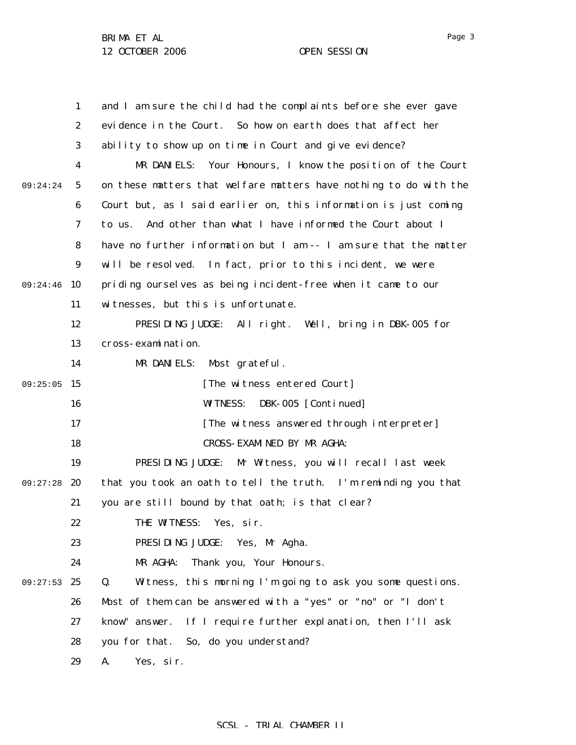and I am sure the child had the complaints before she ever gave evidence in the Court. So how on earth does that affect her ability to show up on time in Court and give evidence?

MR DANIELS: Your Honours, I know the position of the Court on these matters that welfare matters have nothing to do with the Court but, as I said earlier on, this information is just coming to us. And other than what I have informed the Court about I have no further information but I am -- I am sure that the matter will be resolved. In fact, prior to this incident, we were priding ourselves as being incident-free when it came to our witnesses, but this is unfortunate.

PRESIDING JUDGE: All right. Well, bring in DBK-005 for cross-examination.

MR DANIELS: Most grateful.

[The witness entered Court]

WITNESS: DBK-005 [Continued]

[The witness answered through interpreter]

CROSS-EXAMINED BY MR AGHA:

PRESIDING JUDGE: Mr Witness, you will recall last week that you took an oath to tell the truth. I'm reminding you that you are still bound by that oath; is that clear?

THE WITNESS: Yes, sir.

PRESIDING JUDGE: Yes, Mr Agha.

MR AGHA: Thank you, Your Honours.

Q. Witness, this morning I'm going to ask you some questions. Most of them can be answered with a "yes" or "no" or "I don't know" answer. If I require further explanation, then I'll ask you for that. So, do you understand?

A. Yes, sir.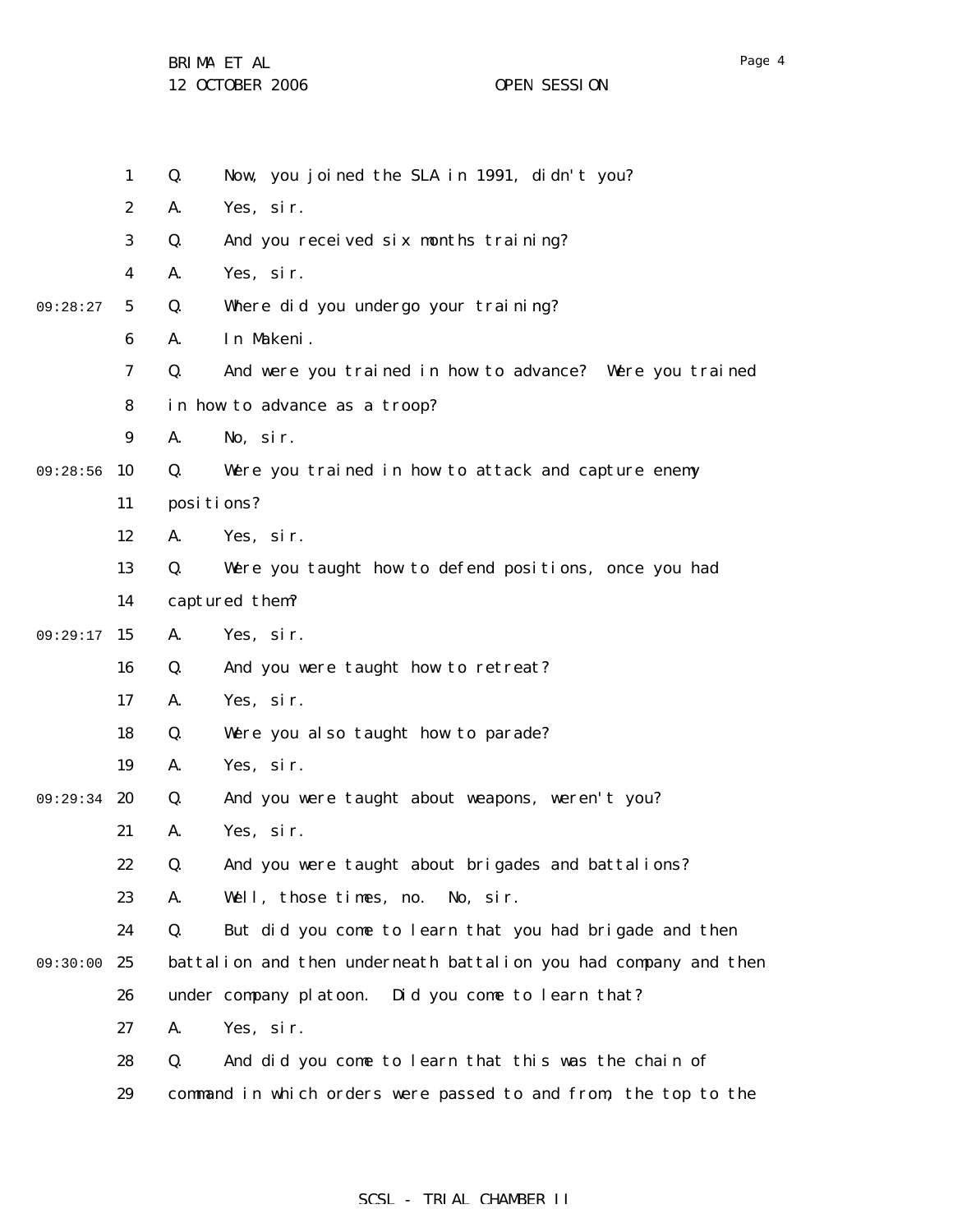Q. Now, you joined the SLA in 1991, didn't you?

A. Yes, sir.

Q. And you received six months training?

A. Yes, sir.

Q. Where did you undergo your training?

A. In Makeni.

Q. And were you trained in how to advance? Were you trained in how to advance as a troop?

A. No, sir.

Q. Were you trained in how to attack and capture enemy positions?

A. Yes, sir.

Q. Were you taught how to defend positions, once you had captured them?

A. Yes, sir.

Q. And you were taught how to retreat?

A. Yes, sir.

Q. Were you also taught how to parade?

A. Yes, sir.

Q. And you were taught about weapons, weren't you?

A. Yes, sir.

Q. And you were taught about brigades and battalions?

A. Well, those times, no. No, sir.

Q. But did you come to learn that you had brigade and then battalion and then underneath battalion you had company and then under company platoon. Did you come to learn that?

A. Yes, sir.

Q. And did you come to learn that this was the chain of command in which orders were passed to and from, the top to the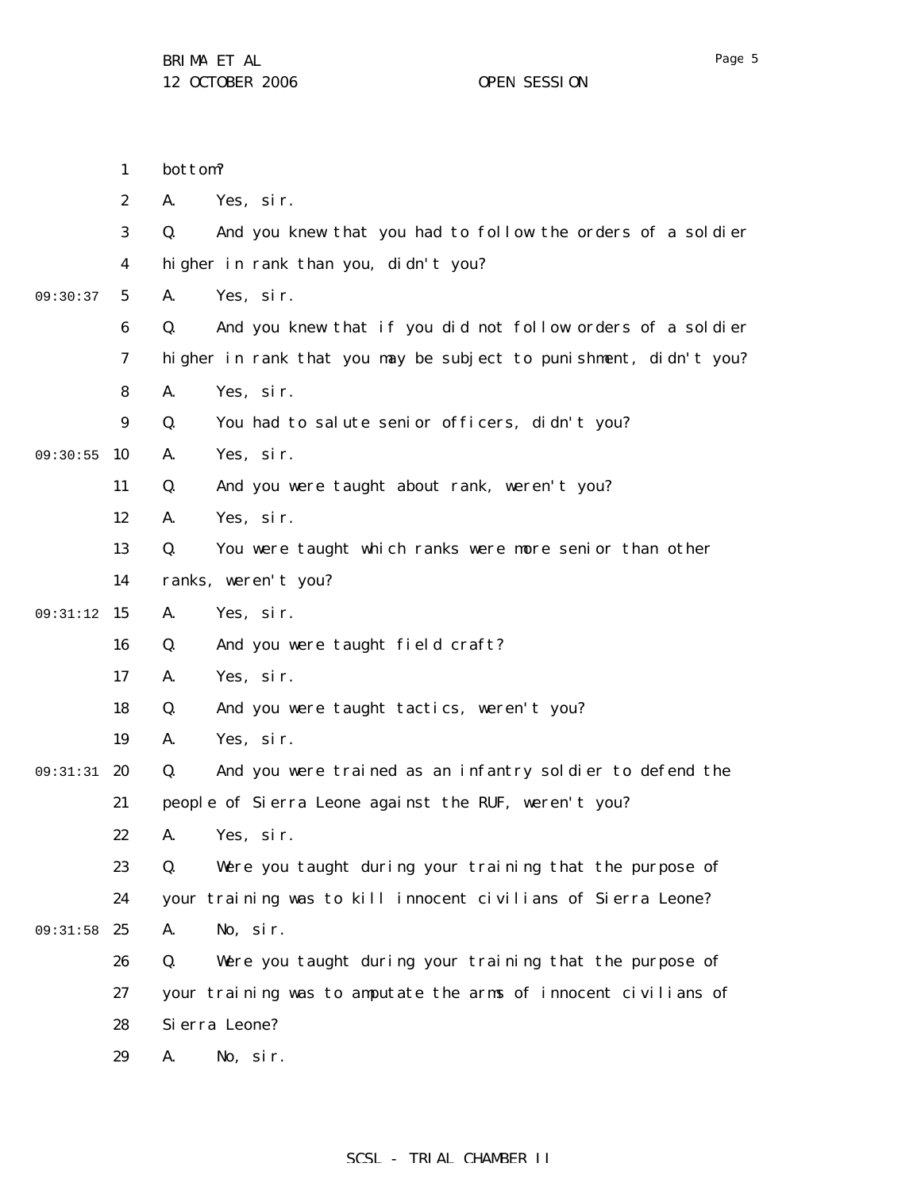bottom?

A. Yes, sir.

Q. And you knew that you had to follow the orders of a soldier higher in rank than you, didn't you?

A. Yes, sir.

Q. And you knew that if you did not follow orders of a soldier higher in rank that you may be subject to punishment, didn't you?

A. Yes, sir.

Q. You had to salute senior officers, didn't you?

A. Yes, sir.

Q. And you were taught about rank, weren't you?

A. Yes, sir.

Q. You were taught which ranks were more senior than other ranks, weren't you?

A. Yes, sir.

Q. And you were taught field craft?

A. Yes, sir.

Q. And you were taught tactics, weren't you?

A. Yes, sir.

Q. And you were trained as an infantry soldier to defend the people of Sierra Leone against the RUF, weren't you?

A. Yes, sir.

Q. Were you taught during your training that the purpose of your training was to kill innocent civilians of Sierra Leone?

A. No, sir.

Q. Were you taught during your training that the purpose of your training was to amputate the arms of innocent civilians of Sierra Leone?

A. No, sir.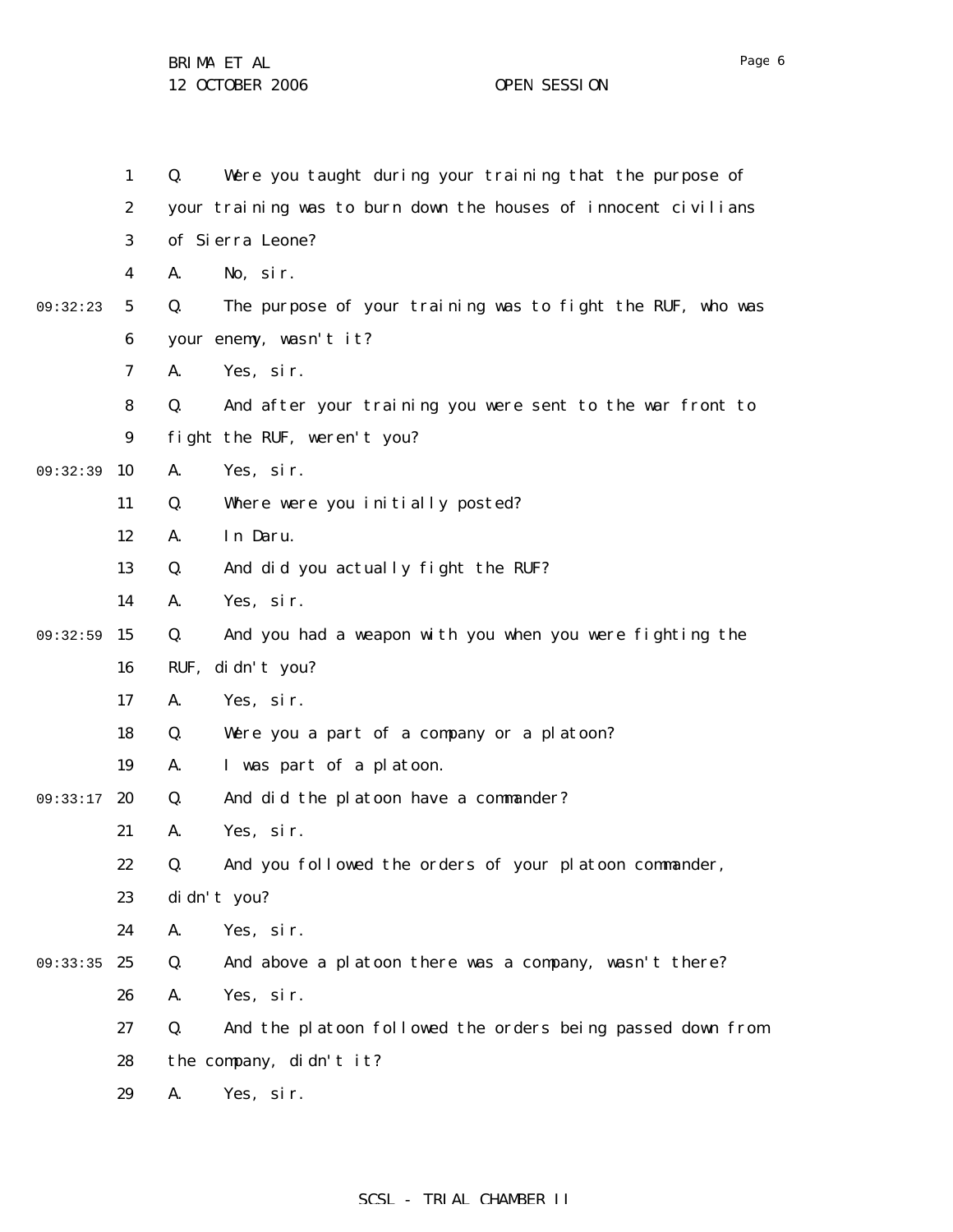Q. Were you taught during your training that the purpose of your training was to burn down the houses of innocent civilians of Sierra Leone?

A. No, sir.

Q. The purpose of your training was to fight the RUF, who was your enemy, wasn't it?

A. Yes, sir.

Q. And after your training you were sent to the war front to fight the RUF, weren't you?

A. Yes, sir.

Q. Where were you initially posted?

A. In Daru.

Q. And did you actually fight the RUF?

A. Yes, sir.

Q. And you had a weapon with you when you were fighting the RUF, didn't you?

A. Yes, sir.

Q. Were you a part of a company or a platoon?

A. I was part of a platoon.

Q. And did the platoon have a commander?

A. Yes, sir.

Q. And you followed the orders of your platoon commander, didn't you?

A. Yes, sir.

Q. And above a platoon there was a company, wasn't there?

A. Yes, sir.

Q. And the platoon followed the orders being passed down from the company, didn't it?

A. Yes, sir.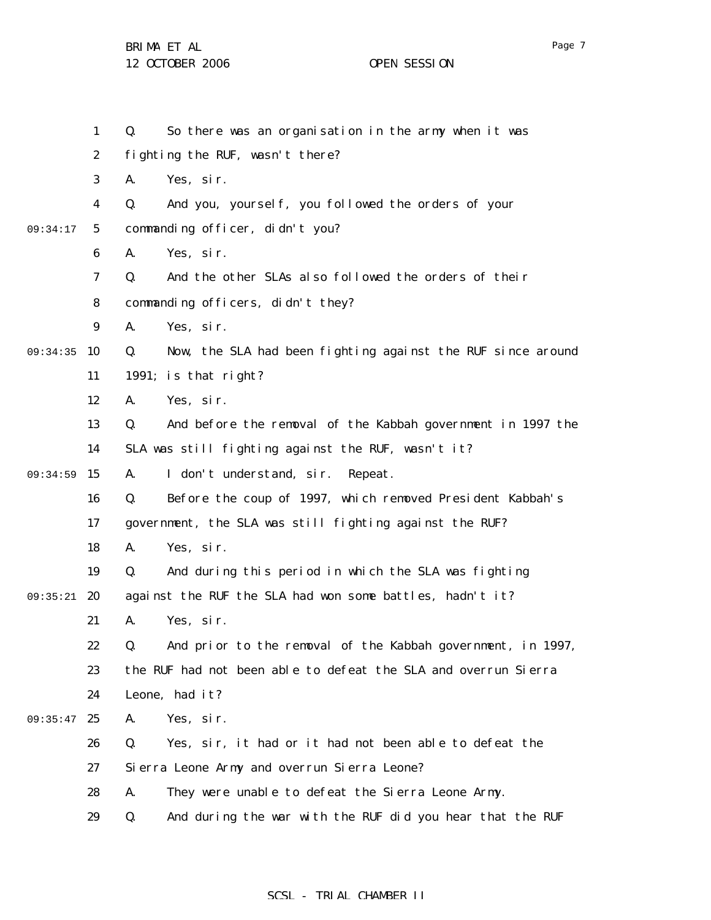Q. So there was an organisation in the army when it was fighting the RUF, wasn't there?

A. Yes, sir.

Q. And you, yourself, you followed the orders of your commanding officer, didn't you?

A. Yes, sir.

Q. And the other SLAs also followed the orders of their commanding officers, didn't they?

A. Yes, sir.

Q. Now, the SLA had been fighting against the RUF since around 1991; is that right?

A. Yes, sir.

Q. And before the removal of the Kabbah government in 1997 the SLA was still fighting against the RUF, wasn't it?

A. I don't understand, sir. Repeat.

Q. Before the coup of 1997, which removed President Kabbah's government, the SLA was still fighting against the RUF?

A. Yes, sir.

Q. And during this period in which the SLA was fighting against the RUF the SLA had won some battles, hadn't it?

A. Yes, sir.

Q. And prior to the removal of the Kabbah government, in 1997, the RUF had not been able to defeat the SLA and overrun Sierra Leone, had it?

A. Yes, sir.

Q. Yes, sir, it had or it had not been able to defeat the Sierra Leone Army and overrun Sierra Leone?

A. They were unable to defeat the Sierra Leone Army.

Q. And during the war with the RUF did you hear that the RUF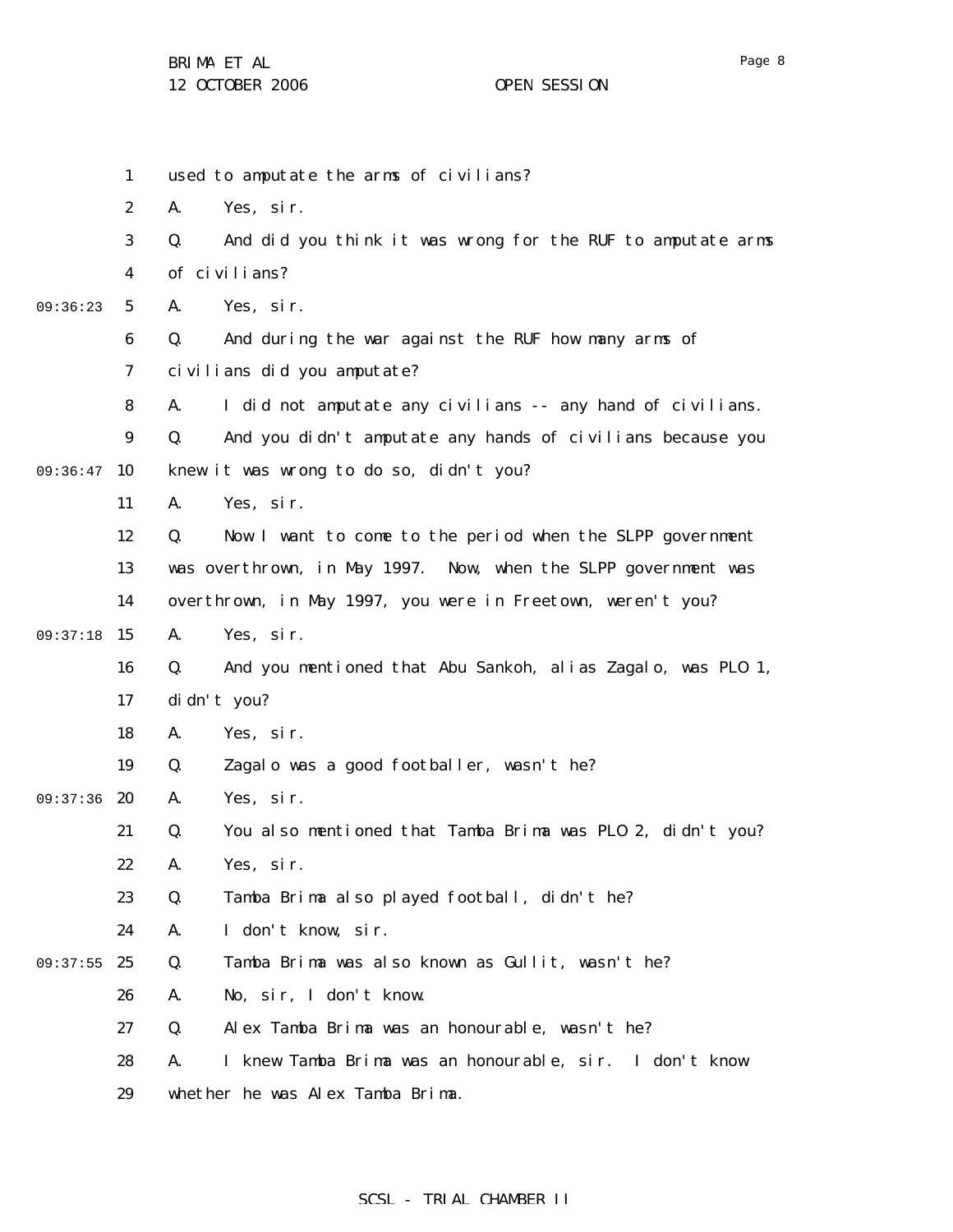used to amputate the arms of civilians?

A. Yes, sir.

Q. And did you think it was wrong for the RUF to amputate arms of civilians?

A. Yes, sir.

Q. And during the war against the RUF how many arms of civilians did you amputate?

A. I did not amputate any civilians -- any hand of civilians.

Q. And you didn't amputate any hands of civilians because you knew it was wrong to do so, didn't you?

A. Yes, sir.

Q. Now I want to come to the period when the SLPP government was overthrown, in May 1997. Now, when the SLPP government was overthrown, in May 1997, you were in Freetown, weren't you?

A. Yes, sir.

Q. And you mentioned that Abu Sankoh, alias Zagalo, was PLO 1, didn't you?

A. Yes, sir.

Q. Zagalo was a good footballer, wasn't he?

A. Yes, sir.

Q. You also mentioned that Tamba Brima was PLO 2, didn't you?

A. Yes, sir.

Q. Tamba Brima also played football, didn't he?

A. I don't know, sir.

Q. Tamba Brima was also known as Gullit, wasn't he?

A. No, sir, I don't know.

Q. Alex Tamba Brima was an honourable, wasn't he?

A. I knew Tamba Brima was an honourable, sir. I don't know whether he was Alex Tamba Brima.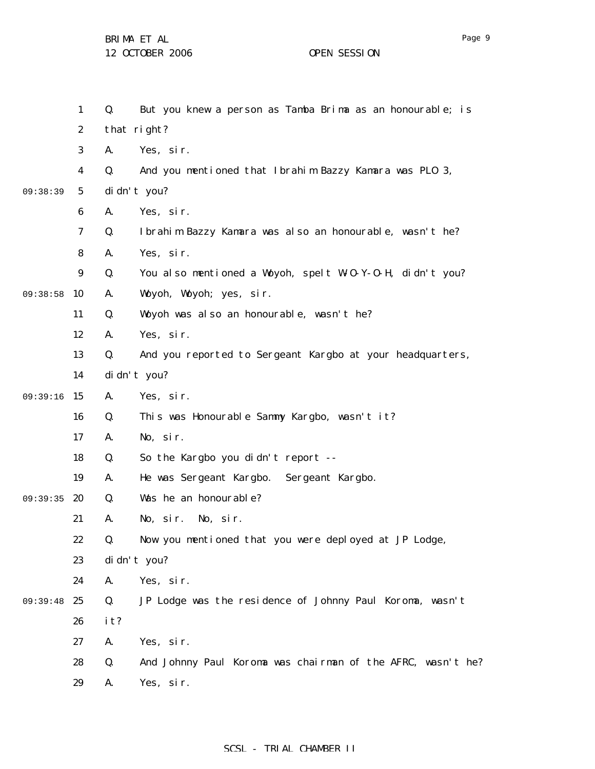Q. But you knew a person as Tamba Brima as an honourable; is that right?

A. Yes, sir.

Q. And you mentioned that Ibrahim Bazzy Kamara was PLO 3, didn't you?

A. Yes, sir.

Q. Ibrahim Bazzy Kamara was also an honourable, wasn't he?

A. Yes, sir.

Q. You also mentioned a Woyoh, spelt W-O-Y-O-H, didn't you?

A. Woyoh, Woyoh; yes, sir.

Q. Woyoh was also an honourable, wasn't he?

A. Yes, sir.

Q. And you reported to Sergeant Kargbo at your headquarters, didn't you?

A. Yes, sir.

Q. This was Honourable Sammy Kargbo, wasn't it?

A. No, sir.

Q. So the Kargbo you didn't report --

A. He was Sergeant Kargbo. Sergeant Kargbo.

Q. Was he an honourable?

A. No, sir. No, sir.

Q. Now you mentioned that you were deployed at JP Lodge, didn't you?

A. Yes, sir.

Q. JP Lodge was the residence of Johnny Paul Koroma, wasn't it?

A. Yes, sir.

Q. And Johnny Paul Koroma was chairman of the AFRC, wasn't he?

A. Yes, sir.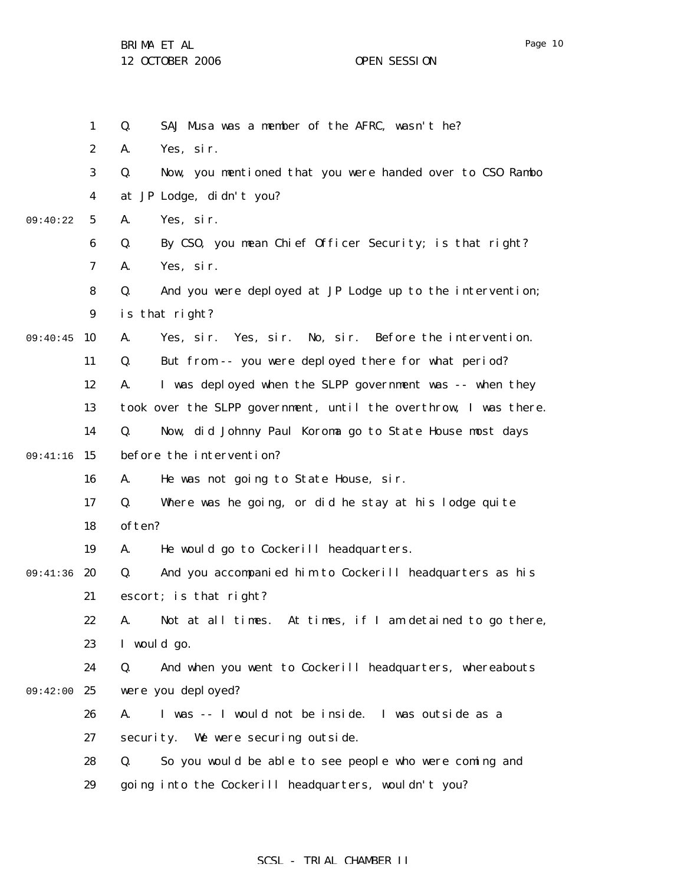Q. SAJ Musa was a member of the AFRC, wasn't he?

A. Yes, sir.

Q. Now, you mentioned that you were handed over to CSO Rambo at JP Lodge, didn't you?

A. Yes, sir.

Q. By CSO, you mean Chief Officer Security; is that right?

A. Yes, sir.

Q. And you were deployed at JP Lodge up to the intervention; is that right?

A. Yes, sir. Yes, sir. No, sir. Before the intervention.

Q. But from -- you were deployed there for what period?

A. I was deployed when the SLPP government was -- when they took over the SLPP government, until the overthrow, I was there.

Q. Now, did Johnny Paul Koroma go to State House most days before the intervention?

A. He was not going to State House, sir.

Q. Where was he going, or did he stay at his lodge quite often?

A. He would go to Cockerill headquarters.

Q. And you accompanied him to Cockerill headquarters as his escort; is that right?

A. Not at all times. At times, if I am detained to go there, I would go.

Q. And when you went to Cockerill headquarters, whereabouts were you deployed?

A. I was -- I would not be inside. I was outside as a security. We were securing outside.

Q. So you would be able to see people who were coming and going into the Cockerill headquarters, wouldn't you?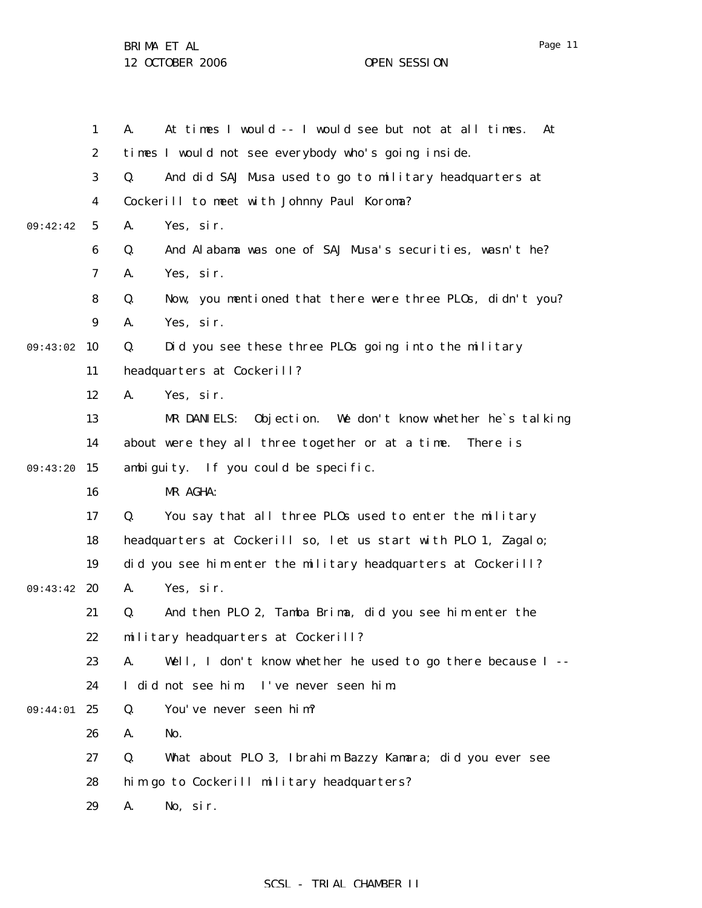A. At times I would -- I would see but not at all times. At times I would not see everybody who's going inside.

Q. And did SAJ Musa used to go to military headquarters at Cockerill to meet with Johnny Paul Koroma?

A. Yes, sir.

Q. And Alabama was one of SAJ Musa's securities, wasn't he?

A. Yes, sir.

Q. Now, you mentioned that there were three PLOs, didn't you?

A. Yes, sir.

Q. Did you see these three PLOs going into the military headquarters at Cockerill?

A. Yes, sir.

MR DANIELS: Objection. We don't know whether he`s talking about were they all three together or at a time. There is ambiguity. If you could be specific.

MR AGHA:

Q. You say that all three PLOs used to enter the military headquarters at Cockerill so, let us start with PLO 1, Zagalo; did you see him enter the military headquarters at Cockerill?

A. Yes, sir.

Q. And then PLO 2, Tamba Brima, did you see him enter the military headquarters at Cockerill?

A. Well, I don't know whether he used to go there because I -- I did not see him. I've never seen him.

Q. You've never seen him?

A. No.

Q. What about PLO 3, Ibrahim Bazzy Kamara; did you ever see him go to Cockerill military headquarters?

A. No, sir.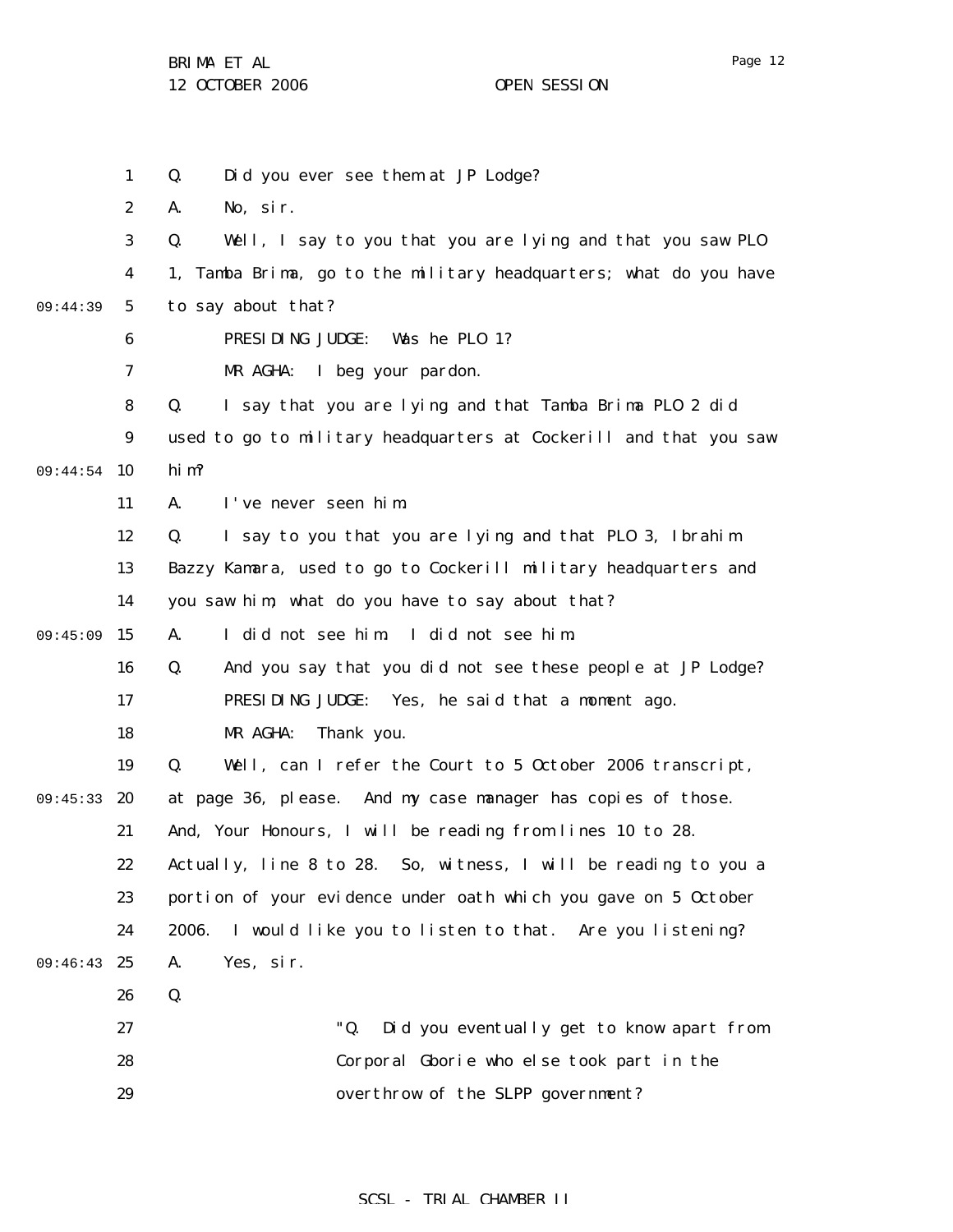Q. Did you ever see them at JP Lodge?

A. No, sir.

Q. Well, I say to you that you are lying and that you saw PLO 1, Tamba Brima, go to the military headquarters; what do you have to say about that?

PRESIDING JUDGE: Was he PLO 1?

MR AGHA: I beg your pardon.

Q. I say that you are lying and that Tamba Brima PLO 2 did used to go to military headquarters at Cockerill and that you saw him?

A. I've never seen him.

Q. I say to you that you are lying and that PLO 3, Ibrahim Bazzy Kamara, used to go to Cockerill military headquarters and you saw him; what do you have to say about that?

A. I did not see him. I did not see him.

Q. And you say that you did not see these people at JP Lodge?

PRESIDING JUDGE: Yes, he said that a moment ago.

MR AGHA: Thank you.

Q. Well, can I refer the Court to 5 October 2006 transcript, at page 36, please. And my case manager has copies of those. And, Your Honours, I will be reading from lines 10 to 28. Actually, line 8 to 28. So, witness, I will be reading to you a portion of your evidence under oath which you gave on 5 October 2006. I would like you to listen to that. Are you listening?

A. Yes, sir.

Q.

> "Q. Did you eventually get to know apart from Corporal Gborie who else took part in the overthrow of the SLPP government?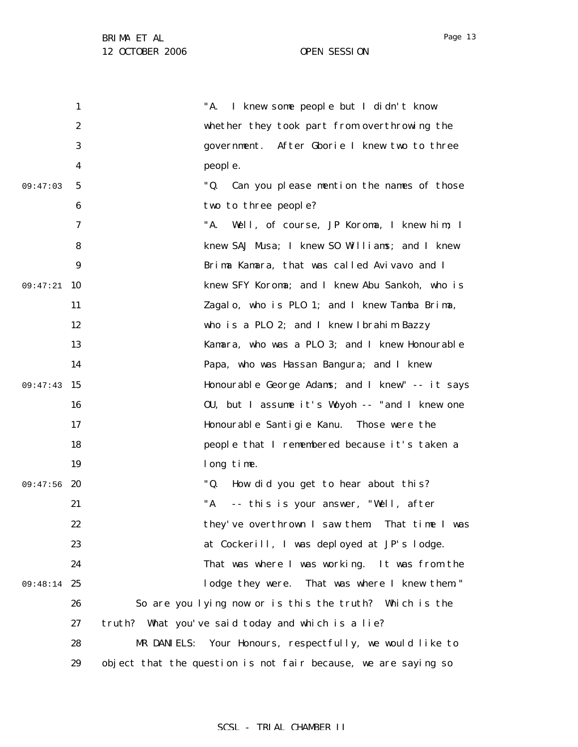"A. I knew some people but I didn't know whether they took part from overthrowing the government. After Gborie I knew two to three people.

"Q. Can you please mention the names of those two to three people?

"A. Well, of course, JP Koroma, I knew him; I knew SAJ Musa; I knew SO Williams; and I knew Brima Kamara, that was called Avivavo and I knew SFY Koroma; and I knew Abu Sankoh, who is Zagalo, who is PLO 1; and I knew Tamba Brima, who is a PLO 2; and I knew Ibrahim Bazzy Kamara, who was a PLO 3; and I knew Honourable Papa, who was Hassan Bangura; and I knew Honourable George Adams; and I knew" -- it says OU, but I assume it's Woyoh -- "and I knew one Honourable Santigie Kanu. Those were the people that I remembered because it's taken a long time.

"Q. How did you get to hear about this?

"A -- this is your answer, "Well, after they've overthrown I saw them. That time I was at Cockerill, I was deployed at JP's lodge. That was where I was working. It was from the lodge they were. That was where I knew them."

So are you lying now or is this the truth? Which is the truth? What you've said today and which is a lie?

MR DANIELS: Your Honours, respectfully, we would like to object that the question is not fair because, we are saying so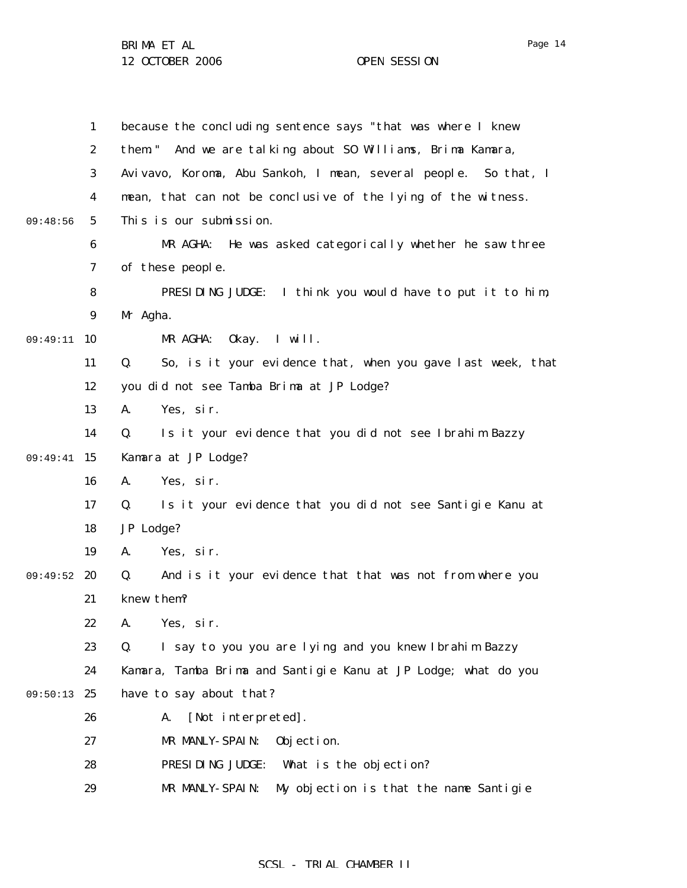because the concluding sentence says "that was where I knew them." And we are talking about SO Williams, Brima Kamara, Avivavo, Koroma, Abu Sankoh, I mean, several people. So that, I mean, that can not be conclusive of the lying of the witness. This is our submission.

MR AGHA: He was asked categorically whether he saw three of these people.

PRESIDING JUDGE: I think you would have to put it to him, Mr Agha.

MR AGHA: Okay. I will.

Q. So, is it your evidence that, when you gave last week, that you did not see Tamba Brima at JP Lodge?

A. Yes, sir.

Q. Is it your evidence that you did not see Ibrahim Bazzy Kamara at JP Lodge?

A. Yes, sir.

Q. Is it your evidence that you did not see Santigie Kanu at JP Lodge?

A. Yes, sir.

Q. And is it your evidence that that was not from where you knew them?

A. Yes, sir.

Q. I say to you you are lying and you knew Ibrahim Bazzy Kamara, Tamba Brima and Santigie Kanu at JP Lodge; what do you have to say about that?

A. [Not interpreted].

MR MANLY-SPAIN: Objection.

PRESIDING JUDGE: What is the objection?

MR MANLY-SPAIN: My objection is that the name Santigie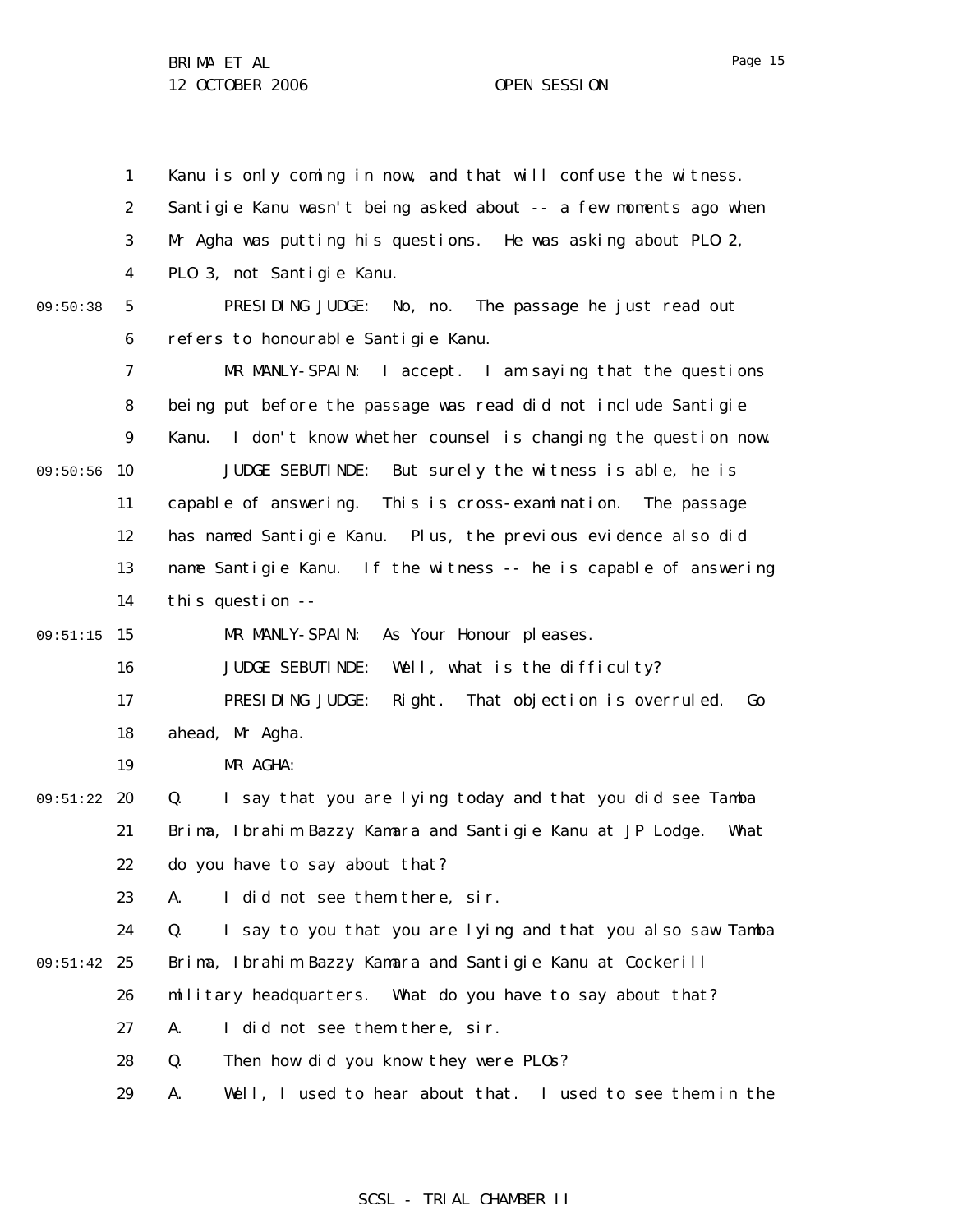Kanu is only coming in now, and that will confuse the witness. Santigie Kanu wasn't being asked about -- a few moments ago when Mr Agha was putting his questions. He was asking about PLO 2, PLO 3, not Santigie Kanu.

PRESIDING JUDGE: No, no. The passage he just read out refers to honourable Santigie Kanu.

MR MANLY-SPAIN: I accept. I am saying that the questions being put before the passage was read did not include Santigie Kanu. I don't know whether counsel is changing the question now.

JUDGE SEBUTINDE: But surely the witness is able, he is capable of answering. This is cross-examination. The passage has named Santigie Kanu. Plus, the previous evidence also did name Santigie Kanu. If the witness -- he is capable of answering this question --

MR MANLY-SPAIN: As Your Honour pleases.

JUDGE SEBUTINDE: Well, what is the difficulty?

PRESIDING JUDGE: Right. That objection is overruled. Go ahead, Mr Agha.

MR AGHA:

Q. I say that you are lying today and that you did see Tamba Brima, Ibrahim Bazzy Kamara and Santigie Kanu at JP Lodge. What do you have to say about that?

A. I did not see them there, sir.

Q. I say to you that you are lying and that you also saw Tamba Brima, Ibrahim Bazzy Kamara and Santigie Kanu at Cockerill military headquarters. What do you have to say about that?

A. I did not see them there, sir.

Q. Then how did you know they were PLOs?

A. Well, I used to hear about that. I used to see them in the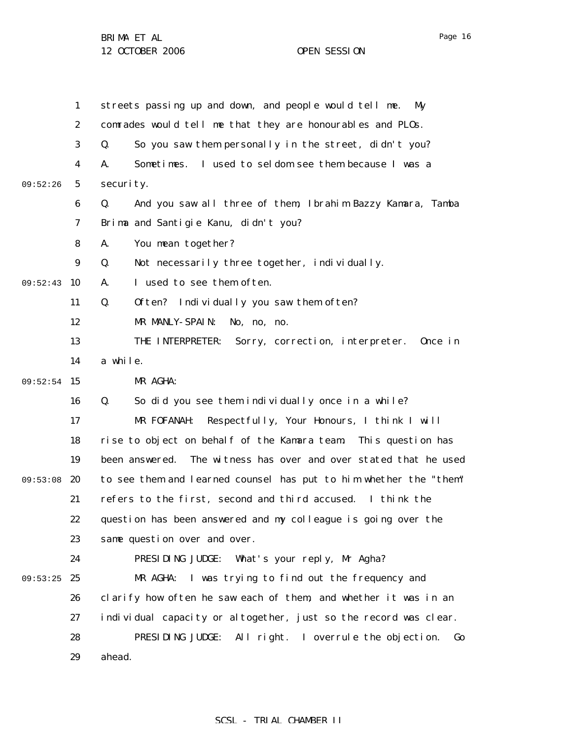streets passing up and down, and people would tell me. My comrades would tell me that they are honourables and PLOs.

Q. So you saw them personally in the street, didn't you?

A. Sometimes. I used to seldom see them because I was a security.

Q. And you saw all three of them, Ibrahim Bazzy Kamara, Tamba Brima and Santigie Kanu, didn't you?

A. You mean together?

Q. Not necessarily three together, individually.

A. I used to see them often.

Q. Often? Individually you saw them often?

MR MANLY-SPAIN: No, no, no.

THE INTERPRETER: Sorry, correction, interpreter. Once in a while.

MR AGHA:

Q. So did you see them individually once in a while?

MR FOFANAH: Respectfully, Your Honours, I think I will rise to object on behalf of the Kamara team. This question has been answered. The witness has over and over stated that he used to see them and learned counsel has put to him whether the "them" refers to the first, second and third accused. I think the question has been answered and my colleague is going over the same question over and over.

PRESIDING JUDGE: What's your reply, Mr Agha?

MR AGHA: I was trying to find out the frequency and clarify how often he saw each of them, and whether it was in an individual capacity or altogether, just so the record was clear.

PRESIDING JUDGE: All right. I overrule the objection. Go ahead.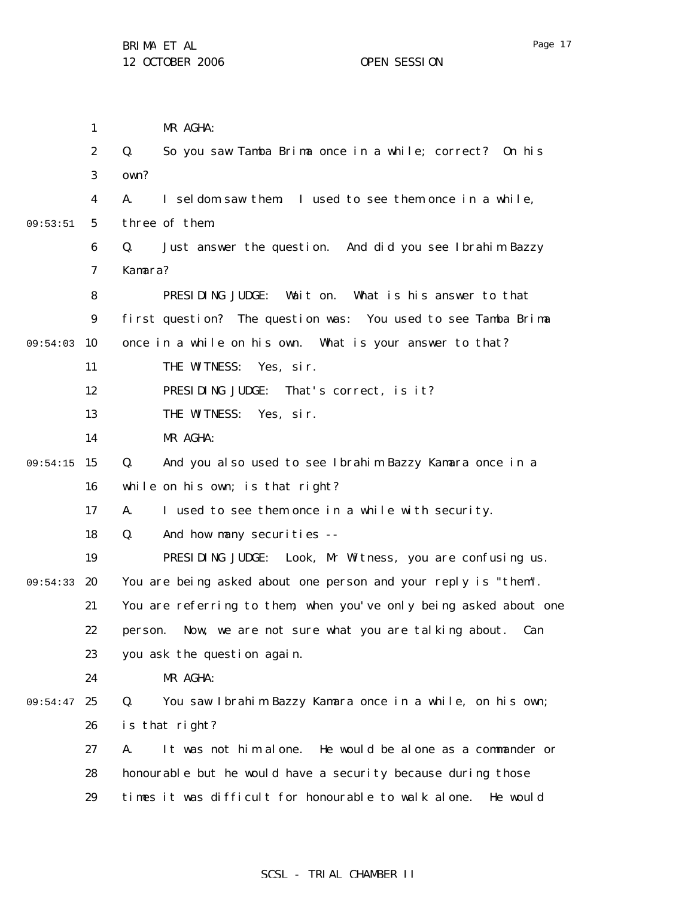MR AGHA:

Q. So you saw Tamba Brima once in a while; correct? On his own?

A. I seldom saw them. I used to see them once in a while, three of them.

Q. Just answer the question. And did you see Ibrahim Bazzy Kamara?

PRESIDING JUDGE: Wait on. What is his answer to that first question? The question was: You used to see Tamba Brima once in a while on his own. What is your answer to that?

THE WITNESS: Yes, sir.

PRESIDING JUDGE: That's correct, is it?

THE WITNESS: Yes, sir.

MR AGHA:

Q. And you also used to see Ibrahim Bazzy Kamara once in a while on his own; is that right?

A. I used to see them once in a while with security.

Q. And how many securities --

PRESIDING JUDGE: Look, Mr Witness, you are confusing us. You are being asked about one person and your reply is "them". You are referring to them, when you've only being asked about one person. Now, we are not sure what you are talking about. Can you ask the question again.

MR AGHA:

Q. You saw Ibrahim Bazzy Kamara once in a while, on his own; is that right?

A. It was not him alone. He would be alone as a commander or honourable but he would have a security because during those times it was difficult for honourable to walk alone. He would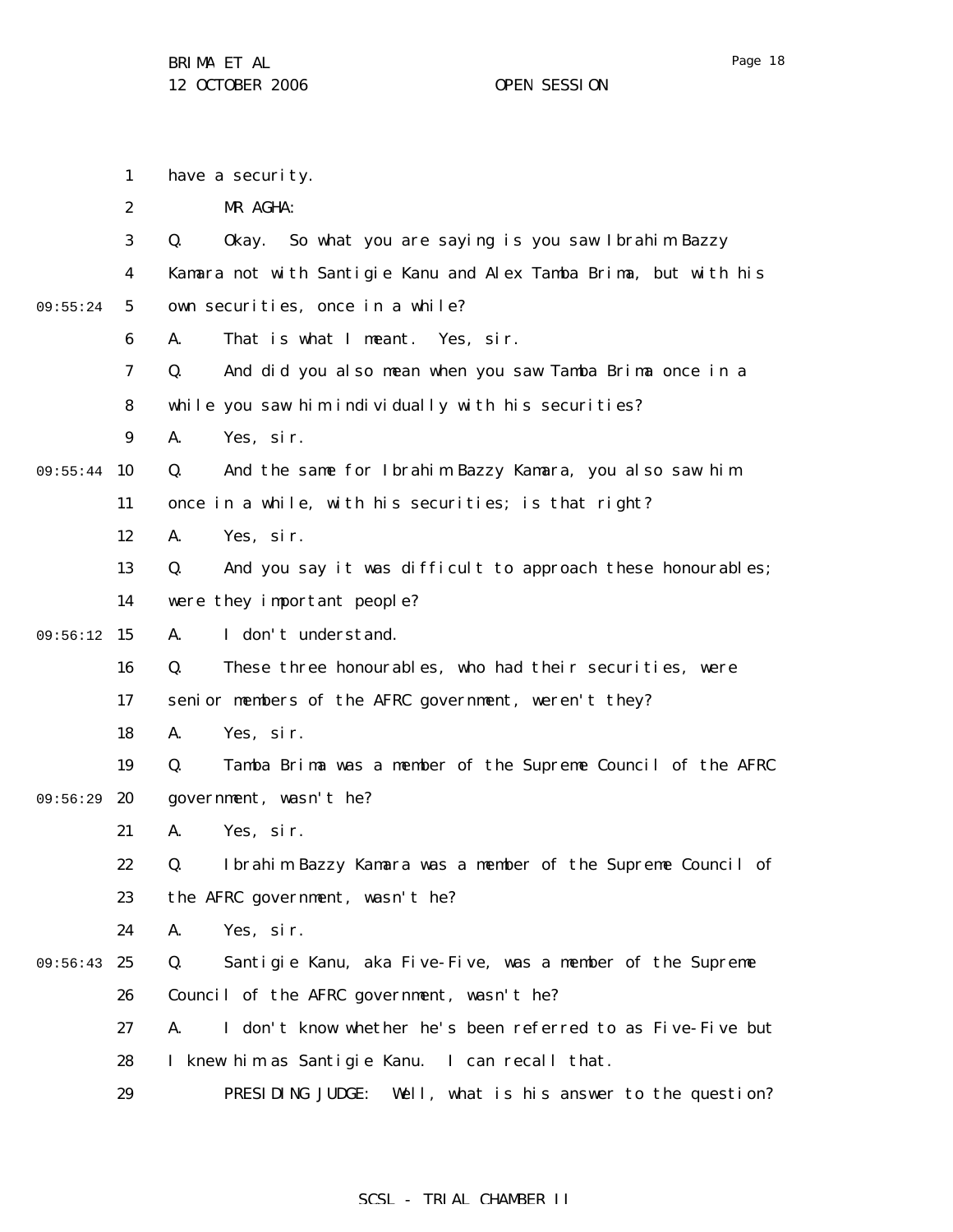have a security.

MR AGHA:

Q. Okay. So what you are saying is you saw Ibrahim Bazzy Kamara not with Santigie Kanu and Alex Tamba Brima, but with his own securities, once in a while?

A. That is what I meant. Yes, sir.

Q. And did you also mean when you saw Tamba Brima once in a while you saw him individually with his securities?

A. Yes, sir.

Q. And the same for Ibrahim Bazzy Kamara, you also saw him once in a while, with his securities; is that right?

A. Yes, sir.

Q. And you say it was difficult to approach these honourables; were they important people?

A. I don't understand.

Q. These three honourables, who had their securities, were senior members of the AFRC government, weren't they?

A. Yes, sir.

Q. Tamba Brima was a member of the Supreme Council of the AFRC government, wasn't he?

A. Yes, sir.

Q. Ibrahim Bazzy Kamara was a member of the Supreme Council of the AFRC government, wasn't he?

A. Yes, sir.

Q. Santigie Kanu, aka Five-Five, was a member of the Supreme Council of the AFRC government, wasn't he?

A. I don't know whether he's been referred to as Five-Five but I knew him as Santigie Kanu. I can recall that.

PRESIDING JUDGE: Well, what is his answer to the question?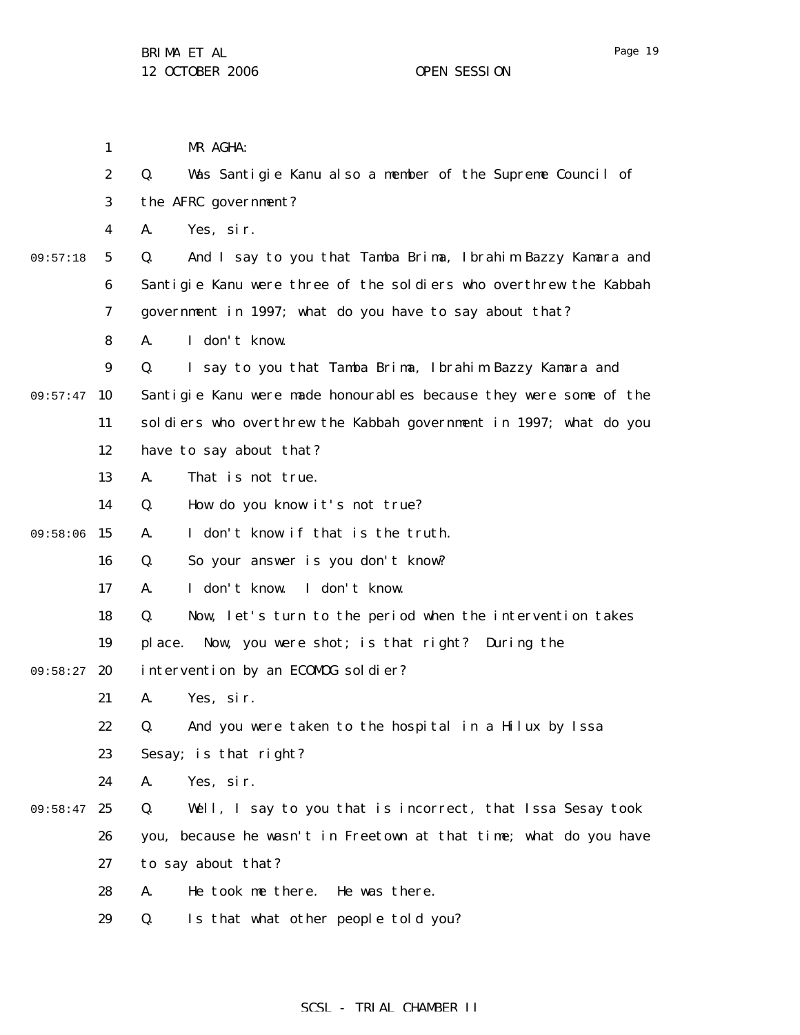MR AGHA:

Q. Was Santigie Kanu also a member of the Supreme Council of the AFRC government?

A. Yes, sir.

Q. And I say to you that Tamba Brima, Ibrahim Bazzy Kamara and Santigie Kanu were three of the soldiers who overthrew the Kabbah government in 1997; what do you have to say about that?

A. I don't know.

Q. I say to you that Tamba Brima, Ibrahim Bazzy Kamara and Santigie Kanu were made honourables because they were some of the soldiers who overthrew the Kabbah government in 1997; what do you have to say about that?

A. That is not true.

Q. How do you know it's not true?

A. I don't know if that is the truth.

Q. So your answer is you don't know?

A. I don't know. I don't know.

Q. Now, let's turn to the period when the intervention takes place. Now, you were shot; is that right? During the intervention by an ECOMOG soldier?

A. Yes, sir.

Q. And you were taken to the hospital in a Hilux by Issa Sesay; is that right?

A. Yes, sir.

Q. Well, I say to you that is incorrect, that Issa Sesay took you, because he wasn't in Freetown at that time; what do you have to say about that?

A. He took me there. He was there.

Q. Is that what other people told you?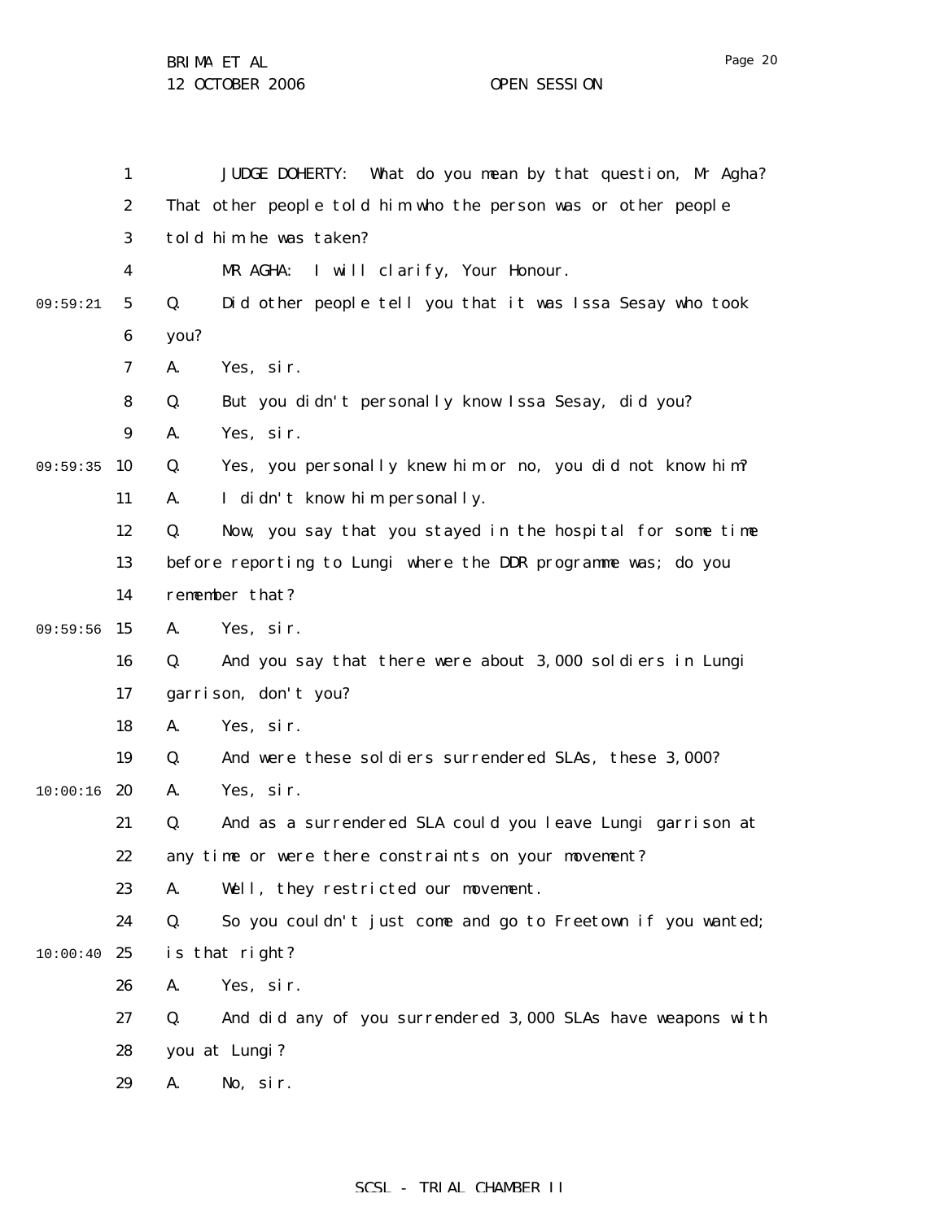JUDGE DOHERTY: What do you mean by that question, Mr Agha? That other people told him who the person was or other people told him he was taken?

MR AGHA: I will clarify, Your Honour.

Q. Did other people tell you that it was Issa Sesay who took you?

A. Yes, sir.

Q. But you didn't personally know Issa Sesay, did you?

A. Yes, sir.

Q. Yes, you personally knew him or no, you did not know him?

A. I didn't know him personally.

Q. Now, you say that you stayed in the hospital for some time before reporting to Lungi where the DDR programme was; do you remember that?

A. Yes, sir.

Q. And you say that there were about 3,000 soldiers in Lungi garrison, don't you?

A. Yes, sir.

Q. And were these soldiers surrendered SLAs, these 3,000?

A. Yes, sir.

Q. And as a surrendered SLA could you leave Lungi garrison at any time or were there constraints on your movement?

A. Well, they restricted our movement.

Q. So you couldn't just come and go to Freetown if you wanted; is that right?

A. Yes, sir.

Q. And did any of you surrendered 3,000 SLAs have weapons with you at Lungi?

A. No, sir.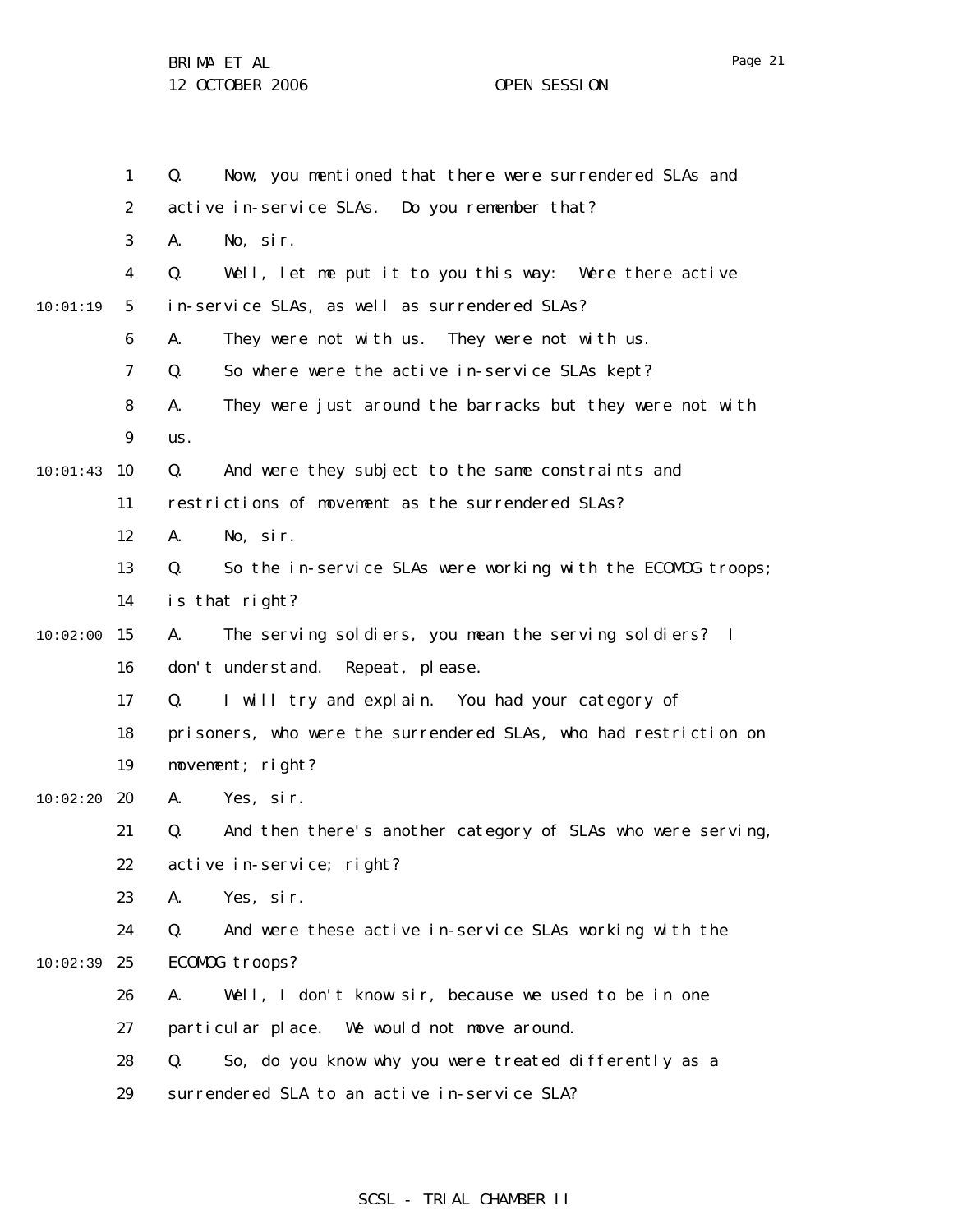Q. Now, you mentioned that there were surrendered SLAs and active in-service SLAs. Do you remember that?

A. No, sir.

Q. Well, let me put it to you this way: Were there active in-service SLAs, as well as surrendered SLAs?

A. They were not with us. They were not with us.

Q. So where were the active in-service SLAs kept?

A. They were just around the barracks but they were not with us.

Q. And were they subject to the same constraints and restrictions of movement as the surrendered SLAs?

A. No, sir.

Q. So the in-service SLAs were working with the ECOMOG troops; is that right?

A. The serving soldiers, you mean the serving soldiers? I don't understand. Repeat, please.

Q. I will try and explain. You had your category of prisoners, who were the surrendered SLAs, who had restriction on movement; right?

A. Yes, sir.

Q. And then there's another category of SLAs who were serving, active in-service; right?

A. Yes, sir.

Q. And were these active in-service SLAs working with the ECOMOG troops?

A. Well, I don't know sir, because we used to be in one particular place. We would not move around.

Q. So, do you know why you were treated differently as a surrendered SLA to an active in-service SLA?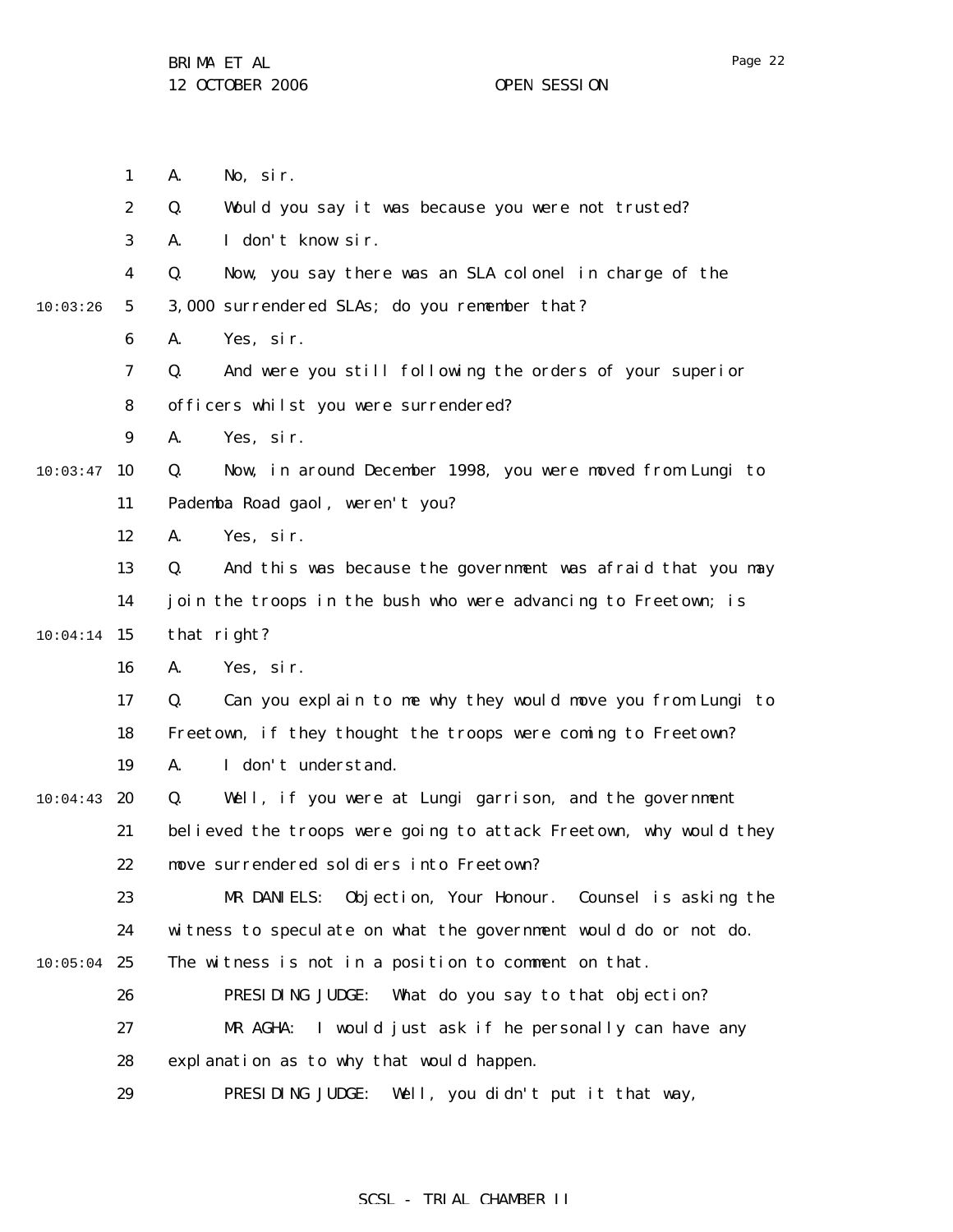A. No, sir.

Q. Would you say it was because you were not trusted?

A. I don't know sir.

Q. Now, you say there was an SLA colonel in charge of the 3,000 surrendered SLAs; do you remember that?

A. Yes, sir.

Q. And were you still following the orders of your superior officers whilst you were surrendered?

A. Yes, sir.

Q. Now, in around December 1998, you were moved from Lungi to Pademba Road gaol, weren't you?

A. Yes, sir.

Q. And this was because the government was afraid that you may join the troops in the bush who were advancing to Freetown; is that right?

A. Yes, sir.

Q. Can you explain to me why they would move you from Lungi to Freetown, if they thought the troops were coming to Freetown?

A. I don't understand.

Q. Well, if you were at Lungi garrison, and the government believed the troops were going to attack Freetown, why would they move surrendered soldiers into Freetown?

MR DANIELS: Objection, Your Honour. Counsel is asking the witness to speculate on what the government would do or not do. The witness is not in a position to comment on that.

PRESIDING JUDGE: What do you say to that objection?

MR AGHA: I would just ask if he personally can have any explanation as to why that would happen.

PRESIDING JUDGE: Well, you didn't put it that way,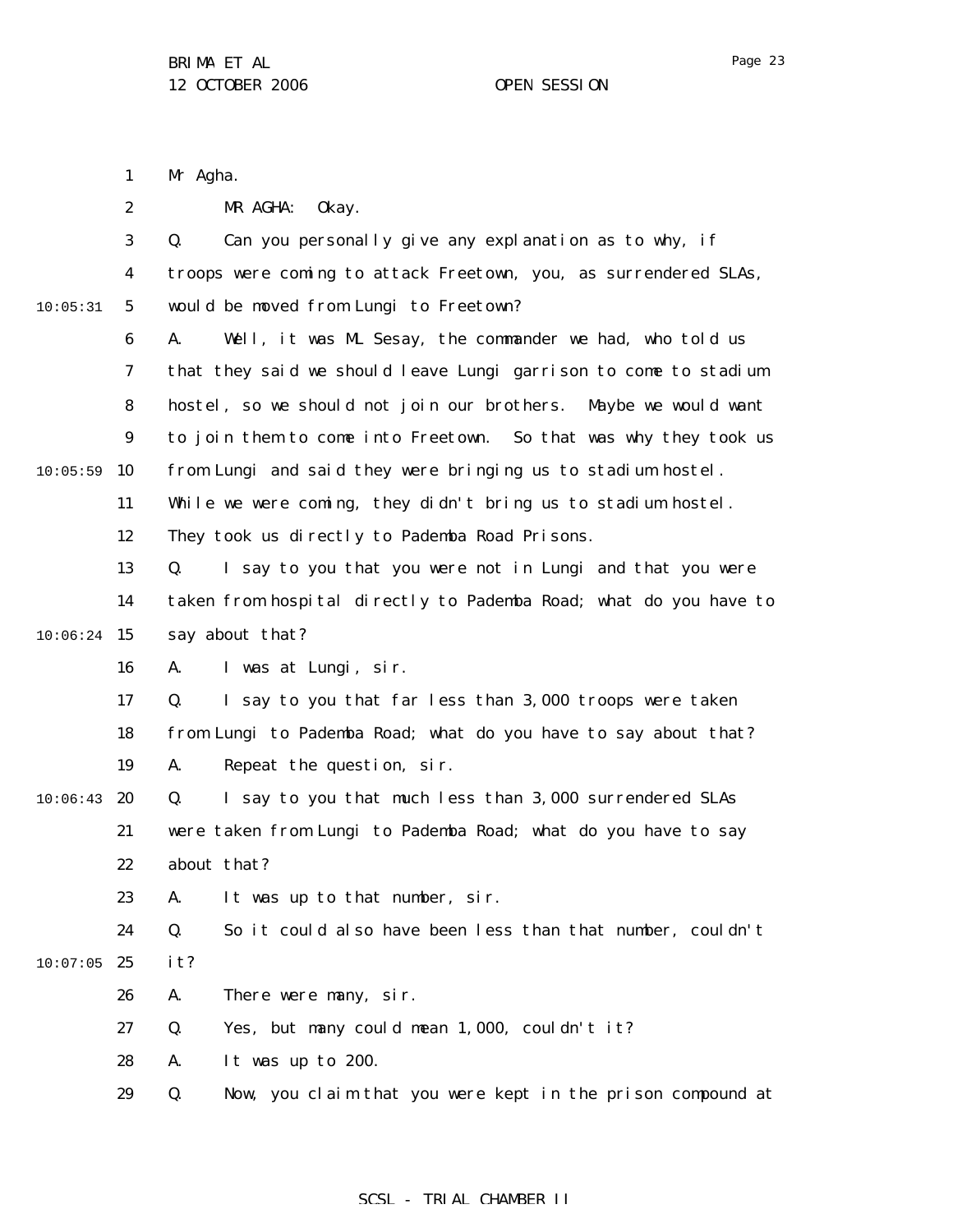Mr Agha.

MR AGHA: Okay.

Q. Can you personally give any explanation as to why, if troops were coming to attack Freetown, you, as surrendered SLAs, would be moved from Lungi to Freetown?

A. Well, it was ML Sesay, the commander we had, who told us that they said we should leave Lungi garrison to come to stadium hostel, so we should not join our brothers. Maybe we would want to join them to come into Freetown. So that was why they took us from Lungi and said they were bringing us to stadium hostel. While we were coming, they didn't bring us to stadium hostel. They took us directly to Pademba Road Prisons.

Q. I say to you that you were not in Lungi and that you were taken from hospital directly to Pademba Road; what do you have to say about that?

A. I was at Lungi, sir.

Q. I say to you that far less than 3,000 troops were taken from Lungi to Pademba Road; what do you have to say about that?

A. Repeat the question, sir.

Q. I say to you that much less than 3,000 surrendered SLAs were taken from Lungi to Pademba Road; what do you have to say about that?

A. It was up to that number, sir.

Q. So it could also have been less than that number, couldn't it?

A. There were many, sir.

Q. Yes, but many could mean 1,000, couldn't it?

A. It was up to 200.

Q. Now, you claim that you were kept in the prison compound at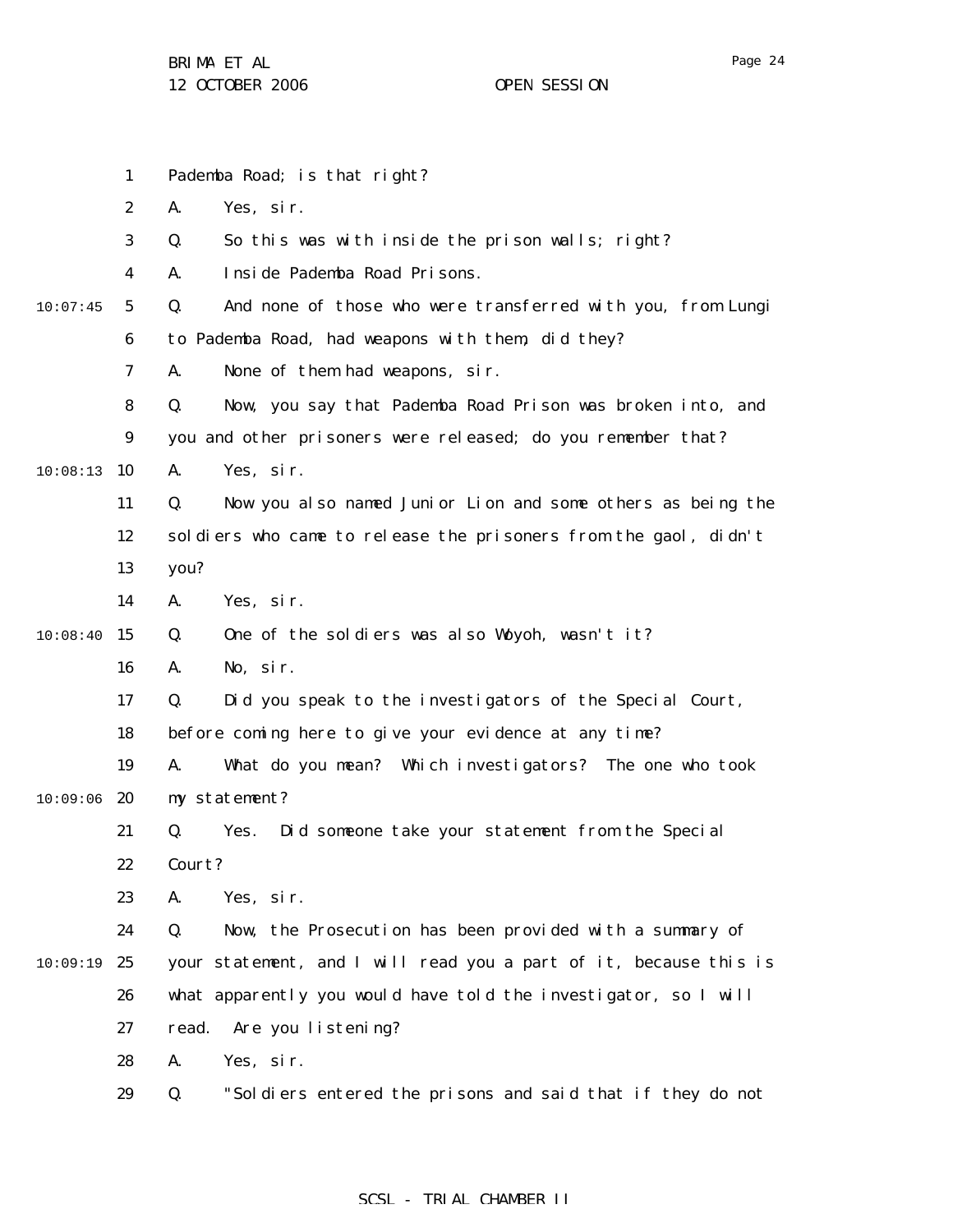Pademba Road; is that right?

A. Yes, sir.

Q. So this was with inside the prison walls; right?

A. Inside Pademba Road Prisons.

Q. And none of those who were transferred with you, from Lungi to Pademba Road, had weapons with them, did they?

A. None of them had weapons, sir.

Q. Now, you say that Pademba Road Prison was broken into, and you and other prisoners were released; do you remember that?

A. Yes, sir.

Q. Now you also named Junior Lion and some others as being the soldiers who came to release the prisoners from the gaol, didn't you?

A. Yes, sir.

Q. One of the soldiers was also Woyoh, wasn't it?

A. No, sir.

Q. Did you speak to the investigators of the Special Court, before coming here to give your evidence at any time?

A. What do you mean? Which investigators? The one who took my statement?

Q. Yes. Did someone take your statement from the Special Court?

A. Yes, sir.

Q. Now, the Prosecution has been provided with a summary of your statement, and I will read you a part of it, because this is what apparently you would have told the investigator, so I will read. Are you listening?

A. Yes, sir.

Q. "Soldiers entered the prisons and said that if they do not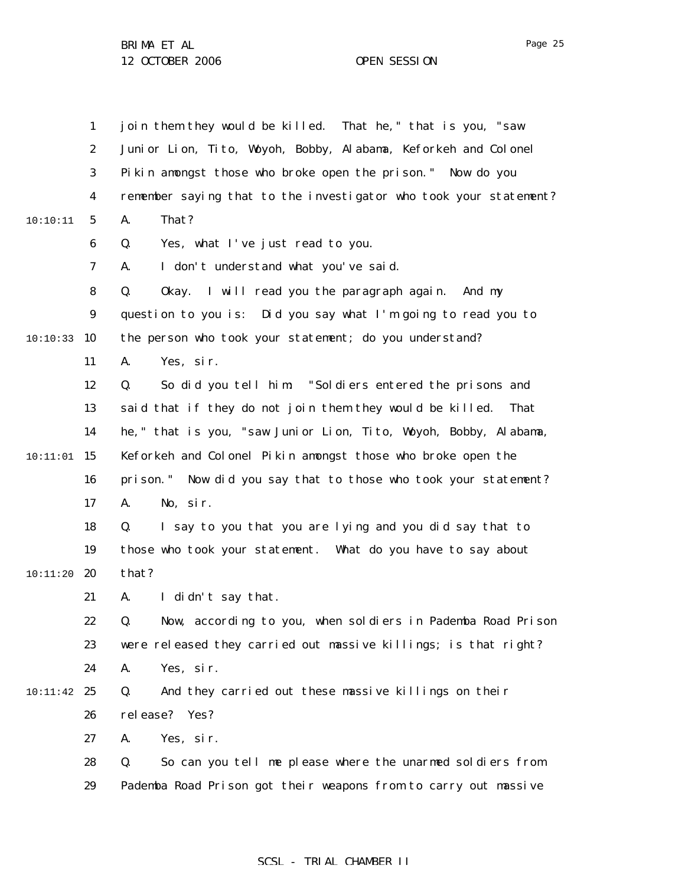join them they would be killed. That he," that is you, "saw Junior Lion, Tito, Woyoh, Bobby, Alabama, Keforkeh and Colonel Pikin amongst those who broke open the prison." Now do you remember saying that to the investigator who took your statement?

A. That?

Q. Yes, what I've just read to you.

A. I don't understand what you've said.

Q. Okay. I will read you the paragraph again. And my question to you is: Did you say what I'm going to read you to the person who took your statement; do you understand?

A. Yes, sir.

Q. So did you tell him: "Soldiers entered the prisons and said that if they do not join them they would be killed. That he," that is you, "saw Junior Lion, Tito, Woyoh, Bobby, Alabama, Keforkeh and Colonel Pikin amongst those who broke open the prison." Now did you say that to those who took your statement?

A. No, sir.

Q. I say to you that you are lying and you did say that to those who took your statement. What do you have to say about that?

A. I didn't say that.

Q. Now, according to you, when soldiers in Pademba Road Prison were released they carried out massive killings; is that right?

A. Yes, sir.

Q. And they carried out these massive killings on their release? Yes?

A. Yes, sir.

Q. So can you tell me please where the unarmed soldiers from Pademba Road Prison got their weapons from to carry out massive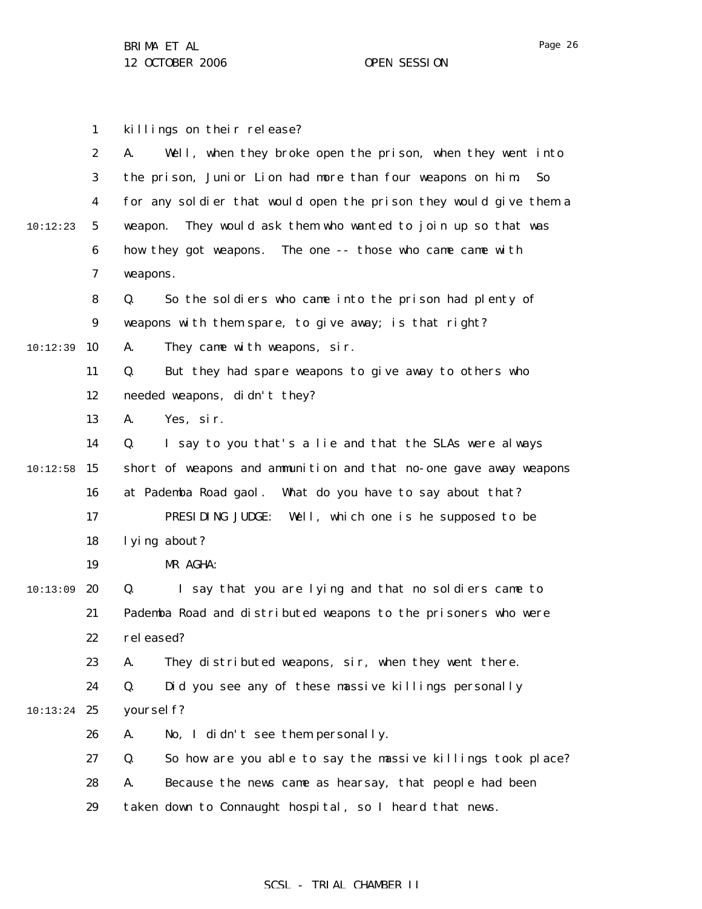killings on their release?

A. Well, when they broke open the prison, when they went into the prison, Junior Lion had more than four weapons on him. So for any soldier that would open the prison they would give them a weapon. They would ask them who wanted to join up so that was how they got weapons. The one -- those who came came with weapons.

Q. So the soldiers who came into the prison had plenty of weapons with them spare, to give away; is that right?

A. They came with weapons, sir.

Q. But they had spare weapons to give away to others who needed weapons, didn't they?

A. Yes, sir.

Q. I say to you that's a lie and that the SLAs were always short of weapons and ammunition and that no-one gave away weapons at Pademba Road gaol. What do you have to say about that?

PRESIDING JUDGE: Well, which one is he supposed to be lying about?

MR AGHA:

Q. I say that you are lying and that no soldiers came to Pademba Road and distributed weapons to the prisoners who were released?

A. They distributed weapons, sir, when they went there.

Q. Did you see any of these massive killings personally yourself?

A. No, I didn't see them personally.

Q. So how are you able to say the massive killings took place?

A. Because the news came as hearsay, that people had been taken down to Connaught hospital, so I heard that news.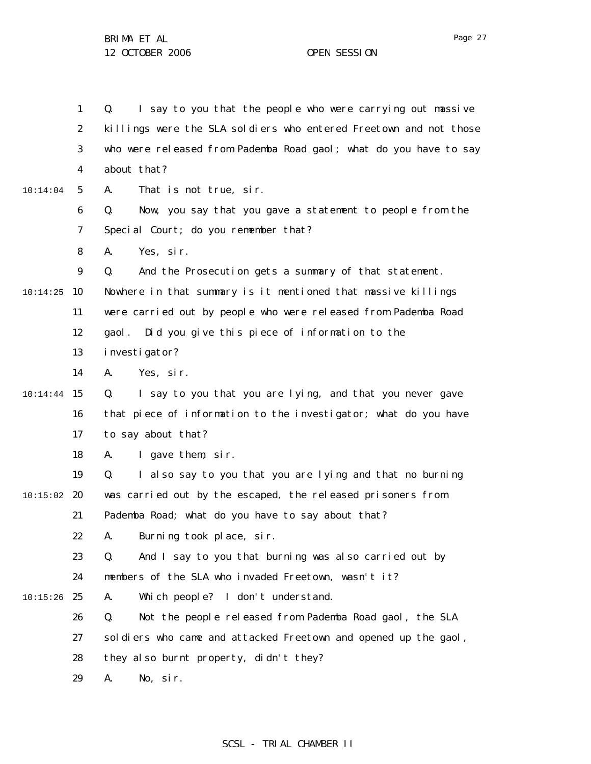Q. I say to you that the people who were carrying out massive killings were the SLA soldiers who entered Freetown and not those who were released from Pademba Road gaol; what do you have to say about that?

A. That is not true, sir.

Q. Now, you say that you gave a statement to people from the Special Court; do you remember that?

A. Yes, sir.

Q. And the Prosecution gets a summary of that statement. Nowhere in that summary is it mentioned that massive killings were carried out by people who were released from Pademba Road gaol. Did you give this piece of information to the investigator?

A. Yes, sir.

Q. I say to you that you are lying, and that you never gave that piece of information to the investigator; what do you have to say about that?

A. I gave them, sir.

Q. I also say to you that you are lying and that no burning was carried out by the escaped, the released prisoners from Pademba Road; what do you have to say about that?

A. Burning took place, sir.

Q. And I say to you that burning was also carried out by members of the SLA who invaded Freetown, wasn't it?

A. Which people? I don't understand.

Q. Not the people released from Pademba Road gaol, the SLA soldiers who came and attacked Freetown and opened up the gaol, they also burnt property, didn't they?

A. No, sir.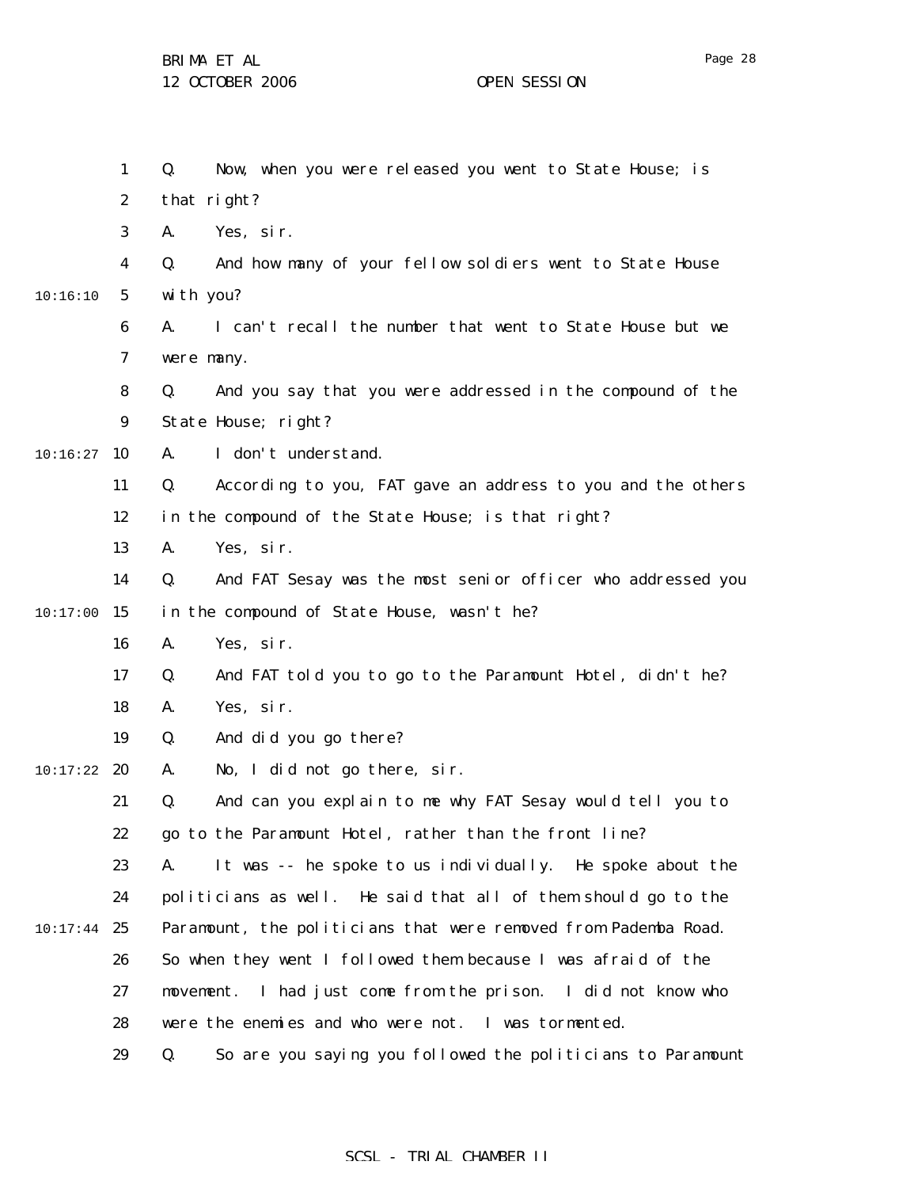Q. Now, when you were released you went to State House; is that right?

A. Yes, sir.

Q. And how many of your fellow soldiers went to State House with you?

A. I can't recall the number that went to State House but we were many.

Q. And you say that you were addressed in the compound of the State House; right?

A. I don't understand.

Q. According to you, FAT gave an address to you and the others in the compound of the State House; is that right?

A. Yes, sir.

Q. And FAT Sesay was the most senior officer who addressed you in the compound of State House, wasn't he?

A. Yes, sir.

Q. And FAT told you to go to the Paramount Hotel, didn't he?

A. Yes, sir.

Q. And did you go there?

A. No, I did not go there, sir.

Q. And can you explain to me why FAT Sesay would tell you to go to the Paramount Hotel, rather than the front line?

A. It was -- he spoke to us individually. He spoke about the politicians as well. He said that all of them should go to the Paramount, the politicians that were removed from Pademba Road. So when they went I followed them because I was afraid of the movement. I had just come from the prison. I did not know who were the enemies and who were not. I was tormented.

Q. So are you saying you followed the politicians to Paramount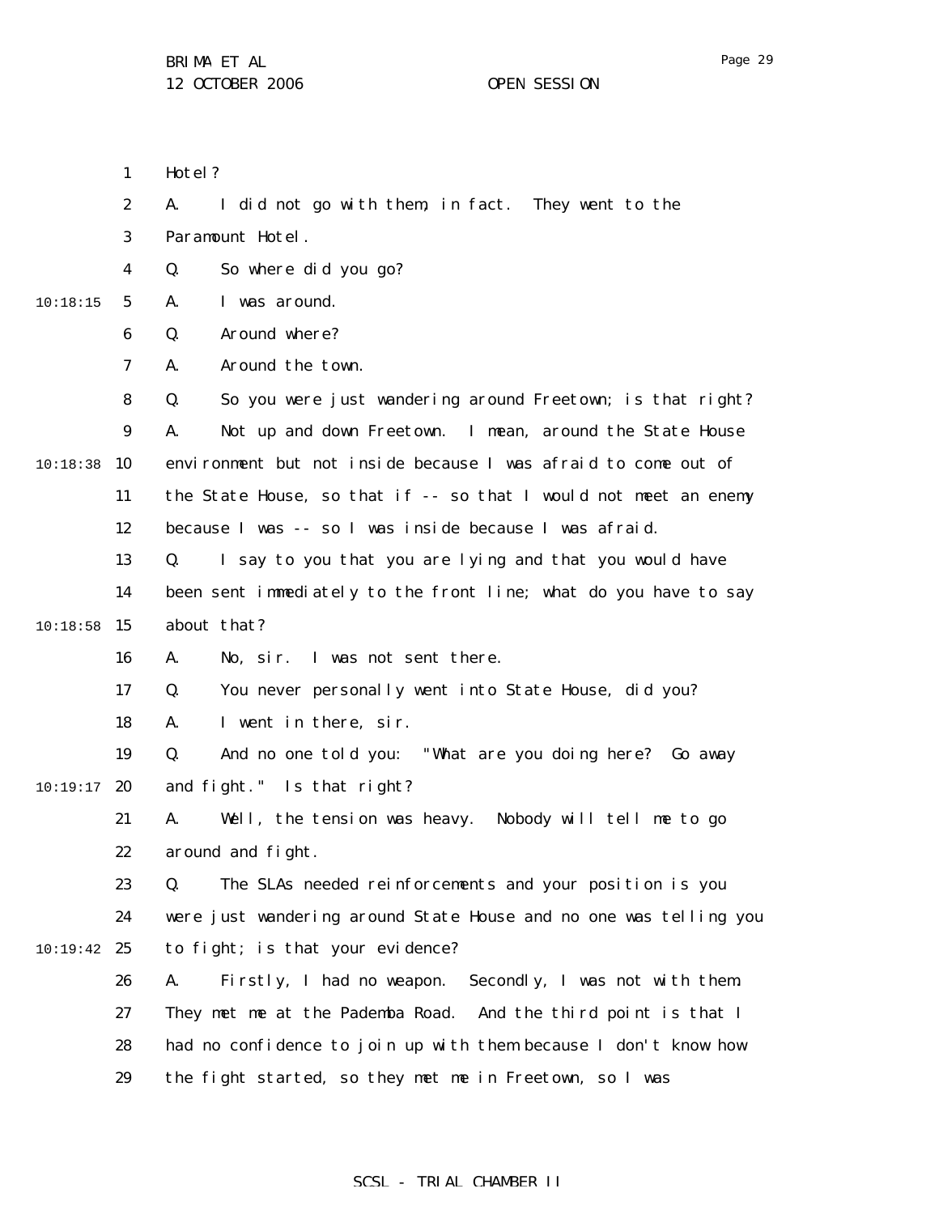Hotel?

A. I did not go with them, in fact. They went to the Paramount Hotel.

Q. So where did you go?

A. I was around.

Q. Around where?

A. Around the town.

Q. So you were just wandering around Freetown; is that right?

A. Not up and down Freetown. I mean, around the State House environment but not inside because I was afraid to come out of the State House, so that if -- so that I would not meet an enemy because I was -- so I was inside because I was afraid.

Q. I say to you that you are lying and that you would have been sent immediately to the front line; what do you have to say about that?

A. No, sir. I was not sent there.

Q. You never personally went into State House, did you?

A. I went in there, sir.

Q. And no one told you: "What are you doing here? Go away and fight." Is that right?

A. Well, the tension was heavy. Nobody will tell me to go around and fight.

Q. The SLAs needed reinforcements and your position is you were just wandering around State House and no one was telling you to fight; is that your evidence?

A. Firstly, I had no weapon. Secondly, I was not with them. They met me at the Pademba Road. And the third point is that I had no confidence to join up with them because I don't know how the fight started, so they met me in Freetown, so I was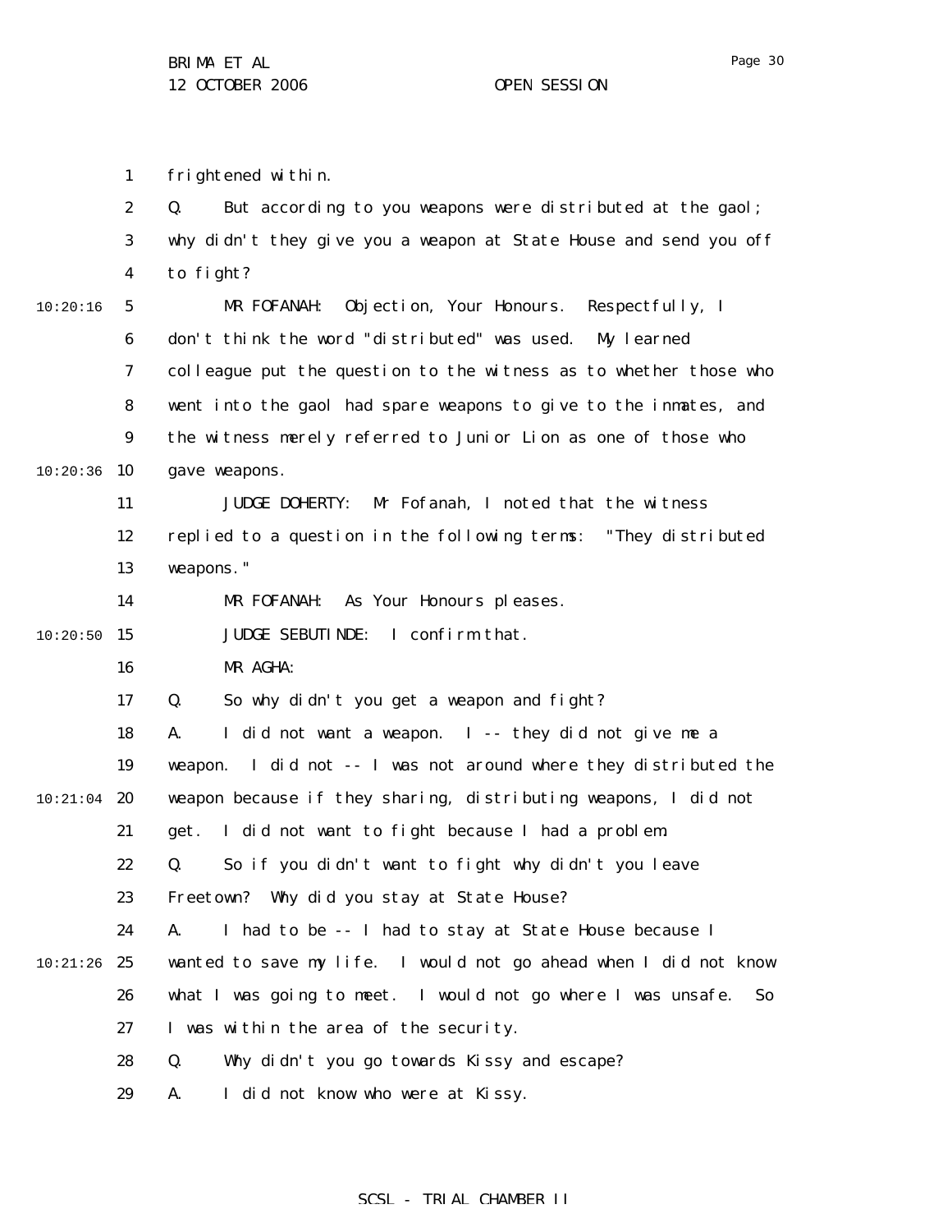frightened within.

Q. But according to you weapons were distributed at the gaol; why didn't they give you a weapon at State House and send you off to fight?

MR FOFANAH: Objection, Your Honours. Respectfully, I don't think the word "distributed" was used. My learned colleague put the question to the witness as to whether those who went into the gaol had spare weapons to give to the inmates, and the witness merely referred to Junior Lion as one of those who gave weapons.

JUDGE DOHERTY: Mr Fofanah, I noted that the witness replied to a question in the following terms: "They distributed weapons."

MR FOFANAH: As Your Honours pleases.

JUDGE SEBUTINDE: I confirm that.

MR AGHA:

Q. So why didn't you get a weapon and fight?

A. I did not want a weapon. I -- they did not give me a weapon. I did not -- I was not around where they distributed the weapon because if they sharing, distributing weapons, I did not get. I did not want to fight because I had a problem.

Q. So if you didn't want to fight why didn't you leave Freetown? Why did you stay at State House?

A. I had to be -- I had to stay at State House because I wanted to save my life. I would not go ahead when I did not know what I was going to meet. I would not go where I was unsafe. So I was within the area of the security.

Q. Why didn't you go towards Kissy and escape?

A. I did not know who were at Kissy.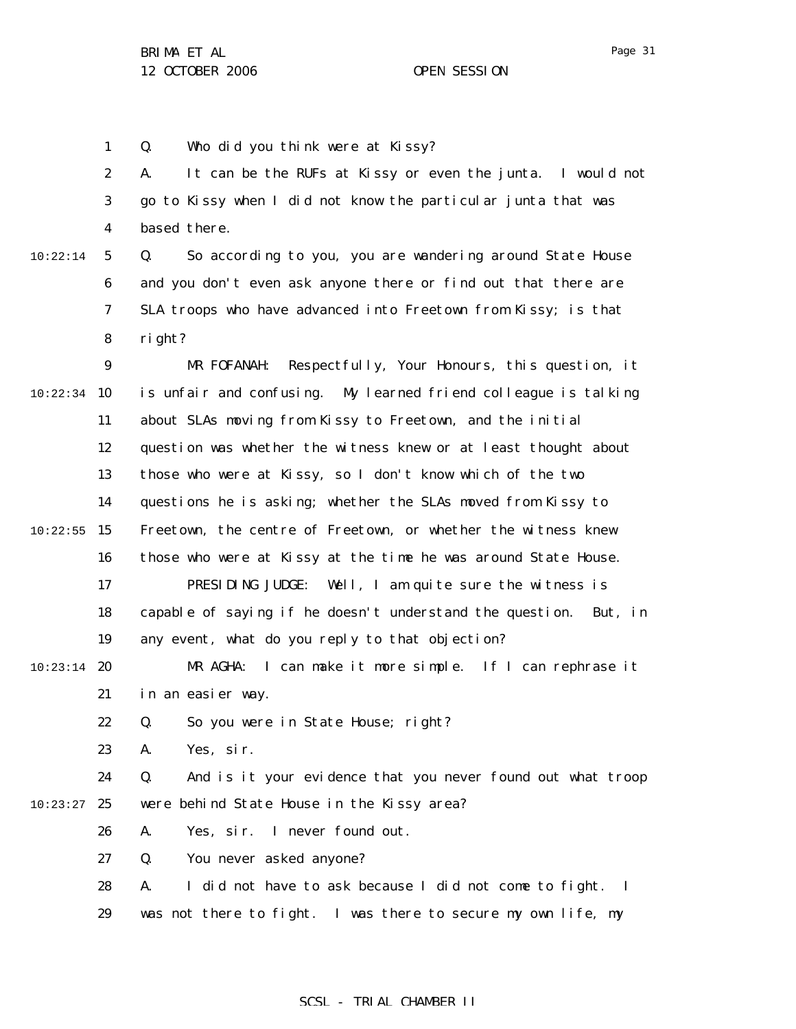Q. Who did you think were at Kissy?

A. It can be the RUFs at Kissy or even the junta. I would not go to Kissy when I did not know the particular junta that was based there.

Q. So according to you, you are wandering around State House and you don't even ask anyone there or find out that there are SLA troops who have advanced into Freetown from Kissy; is that right?

MR FOFANAH: Respectfully, Your Honours, this question, it is unfair and confusing. My learned friend colleague is talking about SLAs moving from Kissy to Freetown, and the initial question was whether the witness knew or at least thought about those who were at Kissy, so I don't know which of the two questions he is asking; whether the SLAs moved from Kissy to Freetown, the centre of Freetown, or whether the witness knew those who were at Kissy at the time he was around State House.

PRESIDING JUDGE: Well, I am quite sure the witness is capable of saying if he doesn't understand the question. But, in any event, what do you reply to that objection?

MR AGHA: I can make it more simple. If I can rephrase it in an easier way.

Q. So you were in State House; right?

A. Yes, sir.

Q. And is it your evidence that you never found out what troop were behind State House in the Kissy area?

A. Yes, sir. I never found out.

Q. You never asked anyone?

A. I did not have to ask because I did not come to fight. I was not there to fight. I was there to secure my own life, my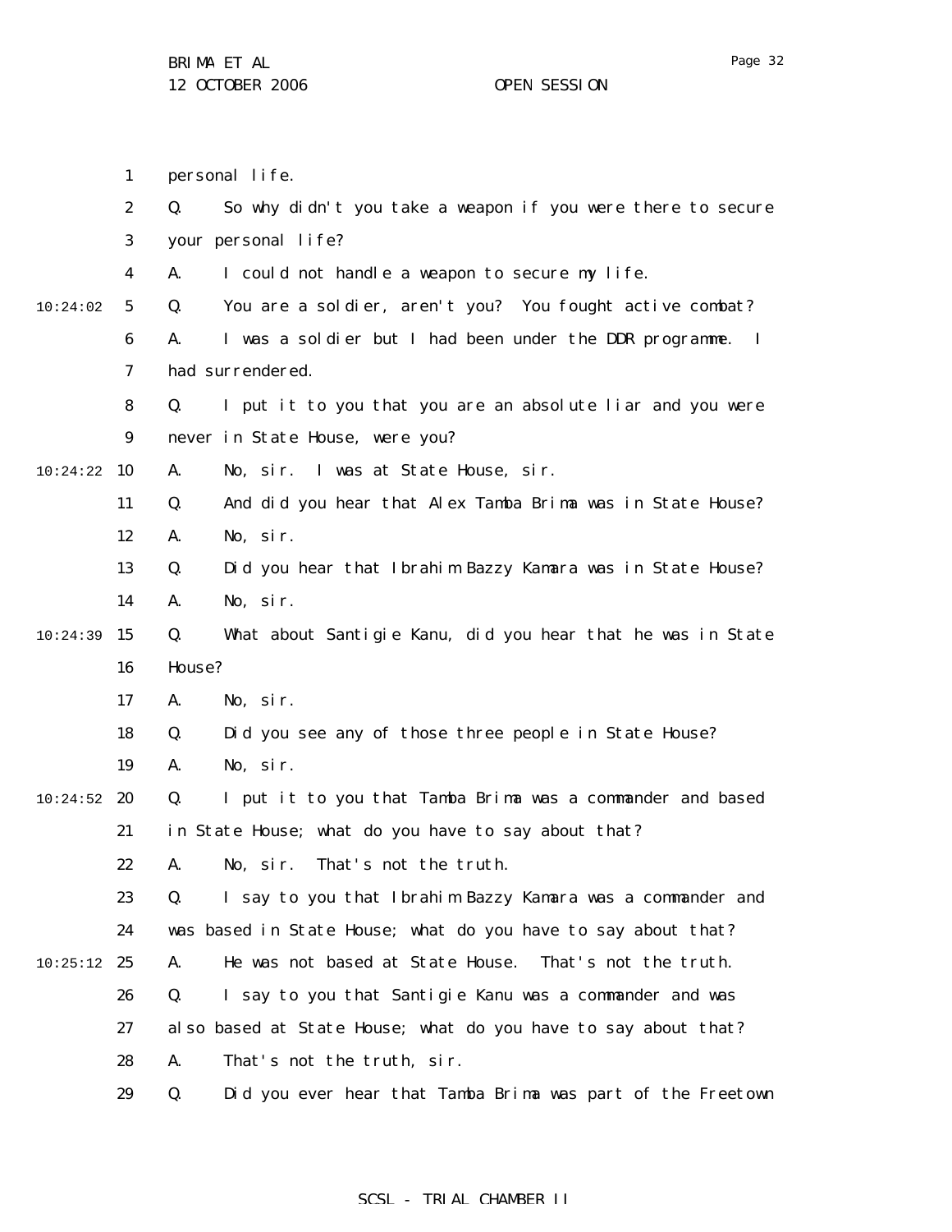personal life.

Q. So why didn't you take a weapon if you were there to secure your personal life?

A. I could not handle a weapon to secure my life.

Q. You are a soldier, aren't you? You fought active combat?

A. I was a soldier but I had been under the DDR programme. I had surrendered.

Q. I put it to you that you are an absolute liar and you were never in State House, were you?

A. No, sir. I was at State House, sir.

Q. And did you hear that Alex Tamba Brima was in State House?

A. No, sir.

Q. Did you hear that Ibrahim Bazzy Kamara was in State House?

A. No, sir.

Q. What about Santigie Kanu, did you hear that he was in State House?

A. No, sir.

Q. Did you see any of those three people in State House?

A. No, sir.

Q. I put it to you that Tamba Brima was a commander and based in State House; what do you have to say about that?

A. No, sir. That's not the truth.

Q. I say to you that Ibrahim Bazzy Kamara was a commander and was based in State House; what do you have to say about that?

A. He was not based at State House. That's not the truth.

Q. I say to you that Santigie Kanu was a commander and was also based at State House; what do you have to say about that?

A. That's not the truth, sir.

Q. Did you ever hear that Tamba Brima was part of the Freetown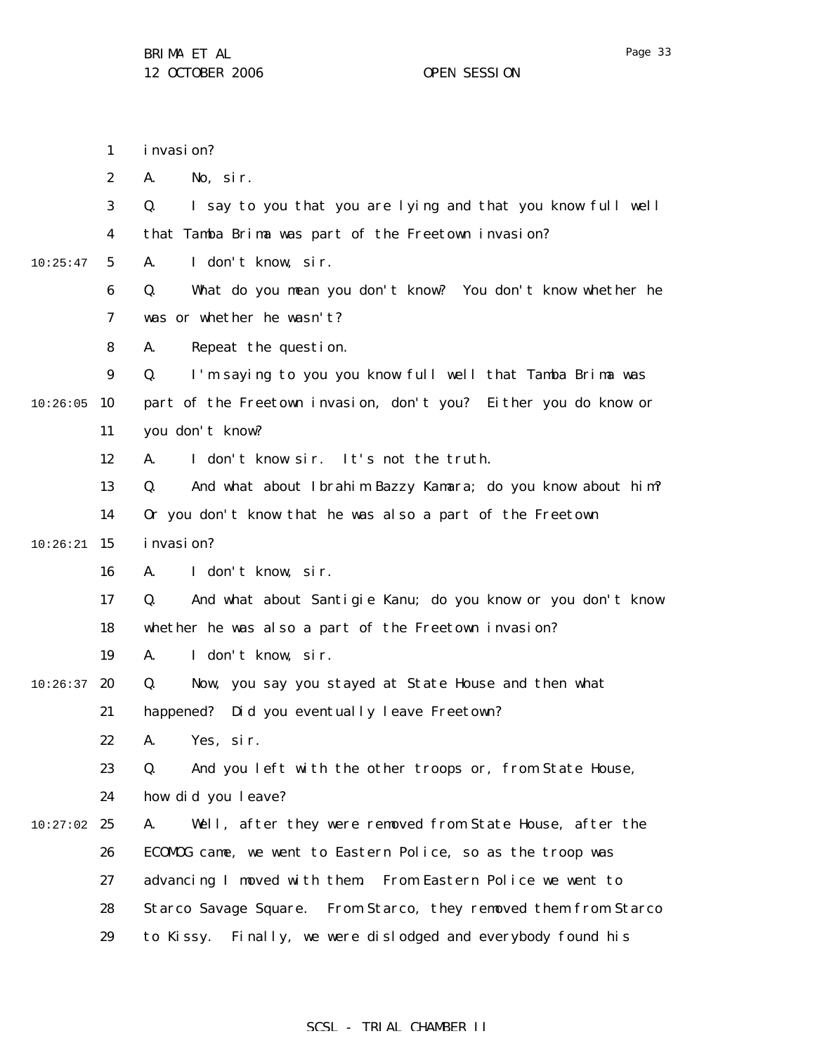invasion?

A. No, sir.

Q. I say to you that you are lying and that you know full well that Tamba Brima was part of the Freetown invasion?

A. I don't know, sir.

Q. What do you mean you don't know? You don't know whether he was or whether he wasn't?

A. Repeat the question.

Q. I'm saying to you you know full well that Tamba Brima was part of the Freetown invasion, don't you? Either you do know or you don't know?

A. I don't know sir. It's not the truth.

Q. And what about Ibrahim Bazzy Kamara; do you know about him? Or you don't know that he was also a part of the Freetown invasion?

A. I don't know, sir.

Q. And what about Santigie Kanu; do you know or you don't know whether he was also a part of the Freetown invasion?

A. I don't know, sir.

Q. Now, you say you stayed at State House and then what happened? Did you eventually leave Freetown?

A. Yes, sir.

Q. And you left with the other troops or, from State House, how did you leave?

A. Well, after they were removed from State House, after the ECOMOG came, we went to Eastern Police, so as the troop was advancing I moved with them. From Eastern Police we went to Starco Savage Square. From Starco, they removed them from Starco to Kissy. Finally, we were dislodged and everybody found his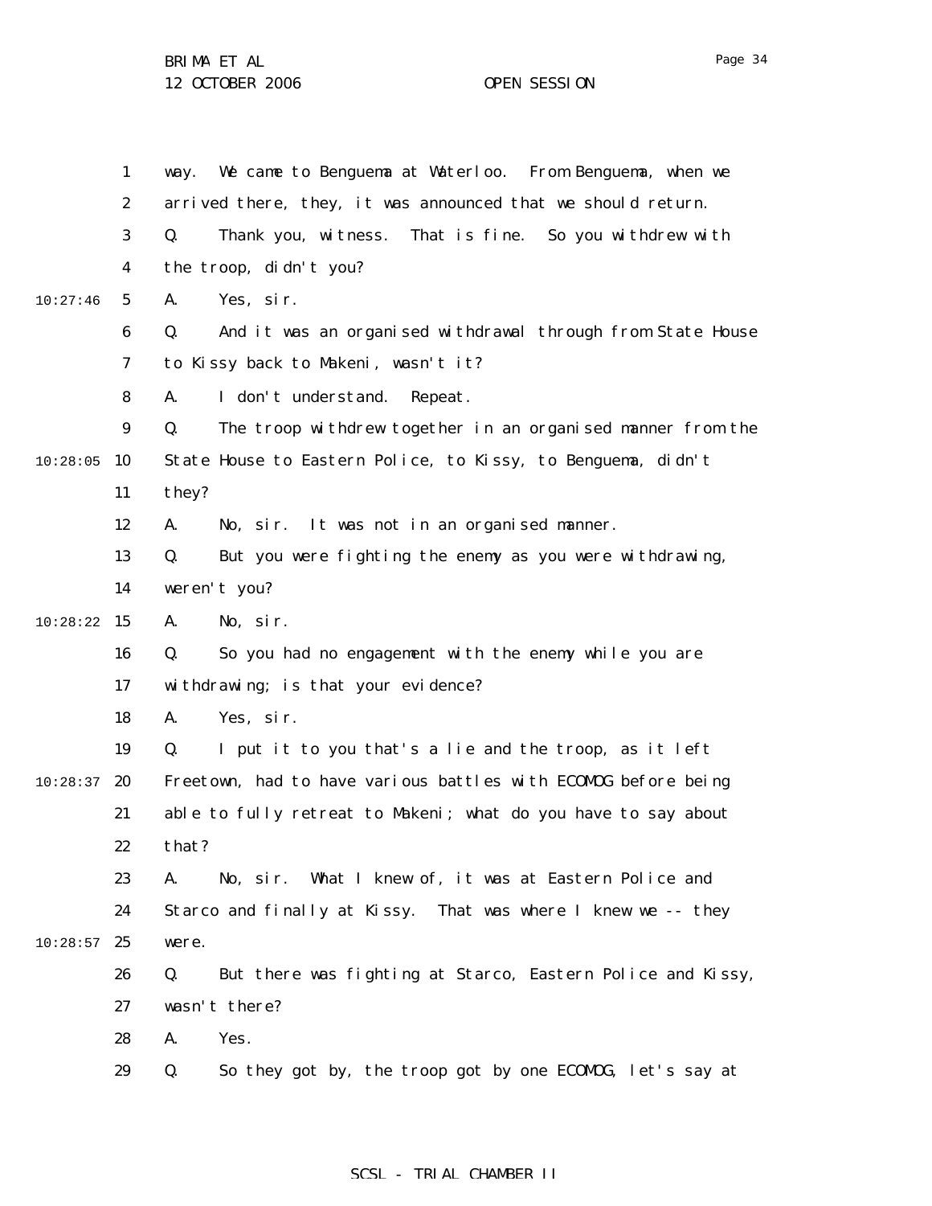way. We came to Benguema at Waterloo. From Benguema, when we arrived there, they, it was announced that we should return.

Q. Thank you, witness. That is fine. So you withdrew with the troop, didn't you?

A. Yes, sir.

Q. And it was an organised withdrawal through from State House to Kissy back to Makeni, wasn't it?

A. I don't understand. Repeat.

Q. The troop withdrew together in an organised manner from the State House to Eastern Police, to Kissy, to Benguema, didn't they?

A. No, sir. It was not in an organised manner.

Q. But you were fighting the enemy as you were withdrawing, weren't you?

A. No, sir.

Q. So you had no engagement with the enemy while you are withdrawing; is that your evidence?

A. Yes, sir.

Q. I put it to you that's a lie and the troop, as it left Freetown, had to have various battles with ECOMOG before being able to fully retreat to Makeni; what do you have to say about that?

A. No, sir. What I knew of, it was at Eastern Police and Starco and finally at Kissy. That was where I knew we -- they were.

Q. But there was fighting at Starco, Eastern Police and Kissy, wasn't there?

A. Yes.

Q. So they got by, the troop got by one ECOMOG, let's say at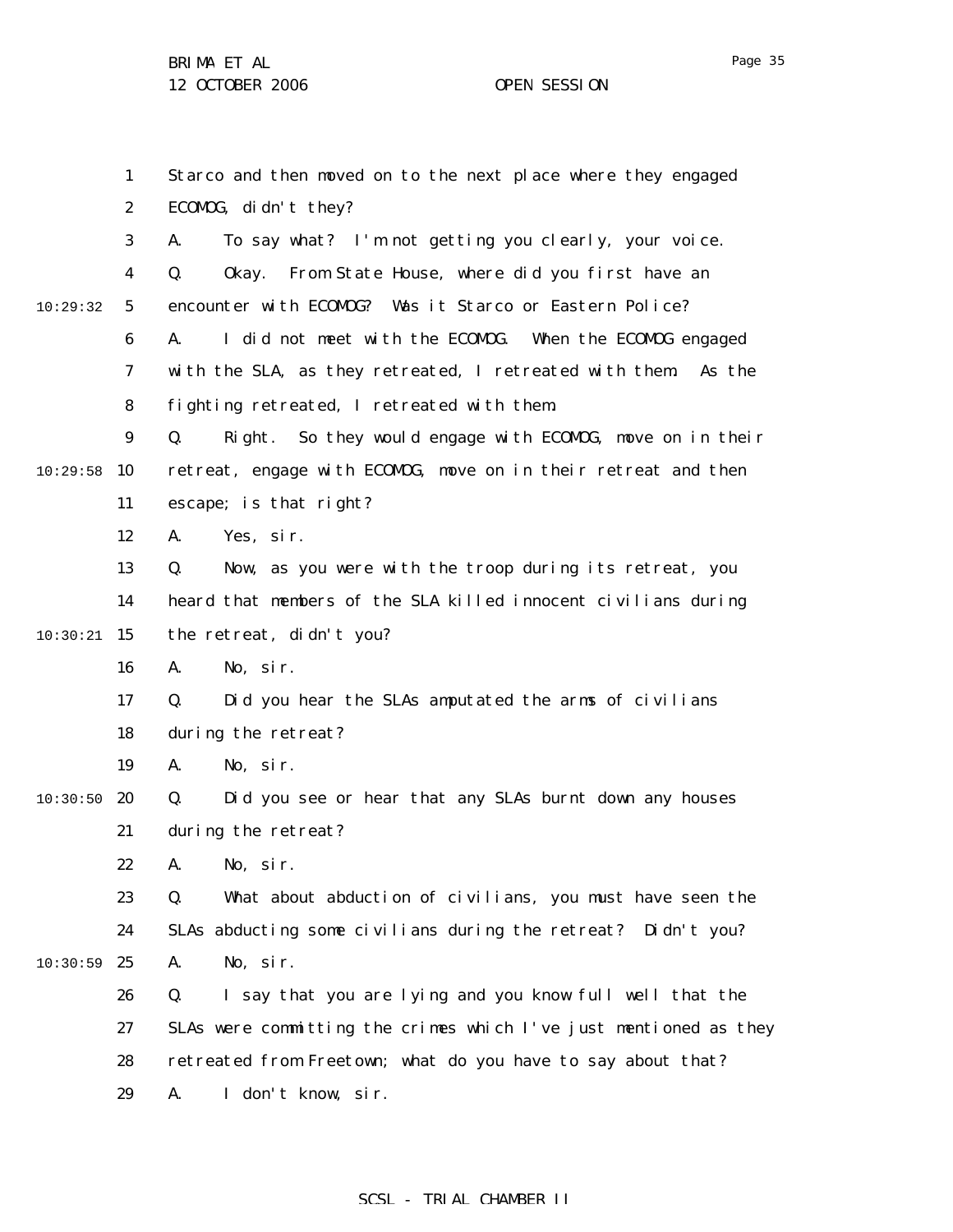Starco and then moved on to the next place where they engaged ECOMOG, didn't they?

A. To say what? I'm not getting you clearly, your voice.

Q. Okay. From State House, where did you first have an encounter with ECOMOG? Was it Starco or Eastern Police?

A. I did not meet with the ECOMOG. When the ECOMOG engaged with the SLA, as they retreated, I retreated with them. As the fighting retreated, I retreated with them.

Q. Right. So they would engage with ECOMOG, move on in their retreat, engage with ECOMOG, move on in their retreat and then escape; is that right?

A. Yes, sir.

Q. Now, as you were with the troop during its retreat, you heard that members of the SLA killed innocent civilians during the retreat, didn't you?

A. No, sir.

Q. Did you hear the SLAs amputated the arms of civilians during the retreat?

A. No, sir.

Q. Did you see or hear that any SLAs burnt down any houses during the retreat?

A. No, sir.

Q. What about abduction of civilians, you must have seen the SLAs abducting some civilians during the retreat? Didn't you?

A. No, sir.

Q. I say that you are lying and you know full well that the SLAs were committing the crimes which I've just mentioned as they retreated from Freetown; what do you have to say about that?

A. I don't know, sir.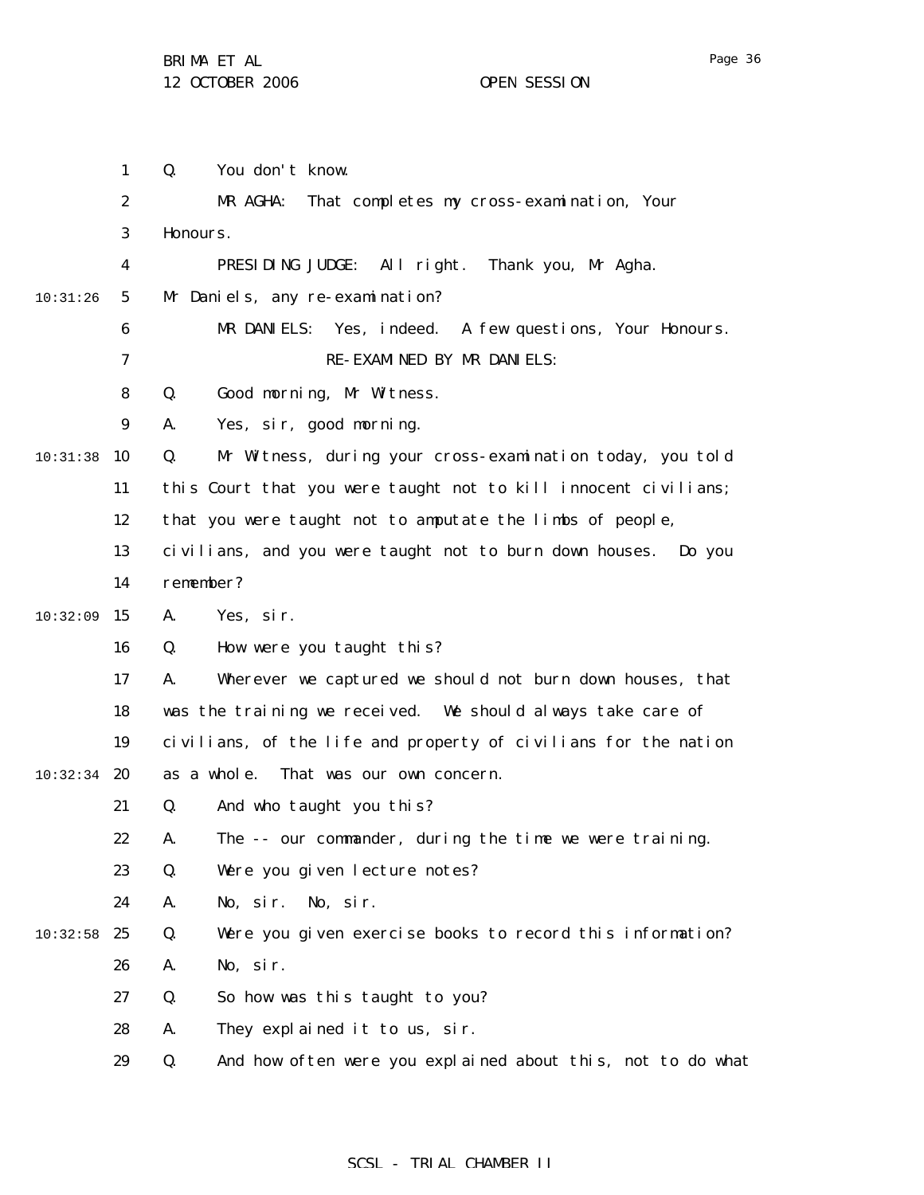Q. You don't know.

MR AGHA: That completes my cross-examination, Your Honours.

PRESIDING JUDGE: All right. Thank you, Mr Agha. Mr Daniels, any re-examination?

MR DANIELS: Yes, indeed. A few questions, Your Honours.

RE-EXAMINED BY MR DANIELS:

Q. Good morning, Mr Witness.

A. Yes, sir, good morning.

Q. Mr Witness, during your cross-examination today, you told this Court that you were taught not to kill innocent civilians; that you were taught not to amputate the limbs of people, civilians, and you were taught not to burn down houses. Do you remember?

A. Yes, sir.

Q. How were you taught this?

A. Wherever we captured we should not burn down houses, that was the training we received. We should always take care of civilians, of the life and property of civilians for the nation as a whole. That was our own concern.

Q. And who taught you this?

A. The -- our commander, during the time we were training.

Q. Were you given lecture notes?

A. No, sir. No, sir.

Q. Were you given exercise books to record this information?

A. No, sir.

Q. So how was this taught to you?

A. They explained it to us, sir.

Q. And how often were you explained about this, not to do what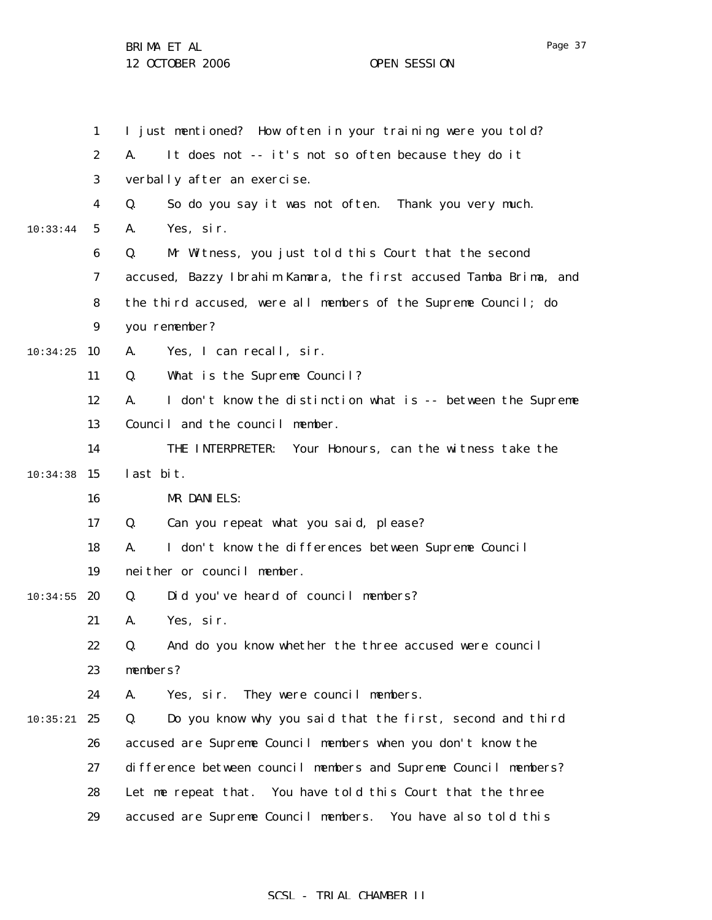I just mentioned? How often in your training were you told?

A. It does not -- it's not so often because they do it verbally after an exercise.

Q. So do you say it was not often. Thank you very much.

A. Yes, sir.

Q. Mr Witness, you just told this Court that the second accused, Bazzy Ibrahim Kamara, the first accused Tamba Brima, and the third accused, were all members of the Supreme Council; do you remember?

A. Yes, I can recall, sir.

Q. What is the Supreme Council?

A. I don't know the distinction what is -- between the Supreme Council and the council member.

THE INTERPRETER: Your Honours, can the witness take the last bit.

MR DANIELS:

Q. Can you repeat what you said, please?

A. I don't know the differences between Supreme Council neither or council member.

Q. Did you've heard of council members?

A. Yes, sir.

Q. And do you know whether the three accused were council members?

A. Yes, sir. They were council members.

Q. Do you know why you said that the first, second and third accused are Supreme Council members when you don't know the difference between council members and Supreme Council members? Let me repeat that. You have told this Court that the three accused are Supreme Council members. You have also told this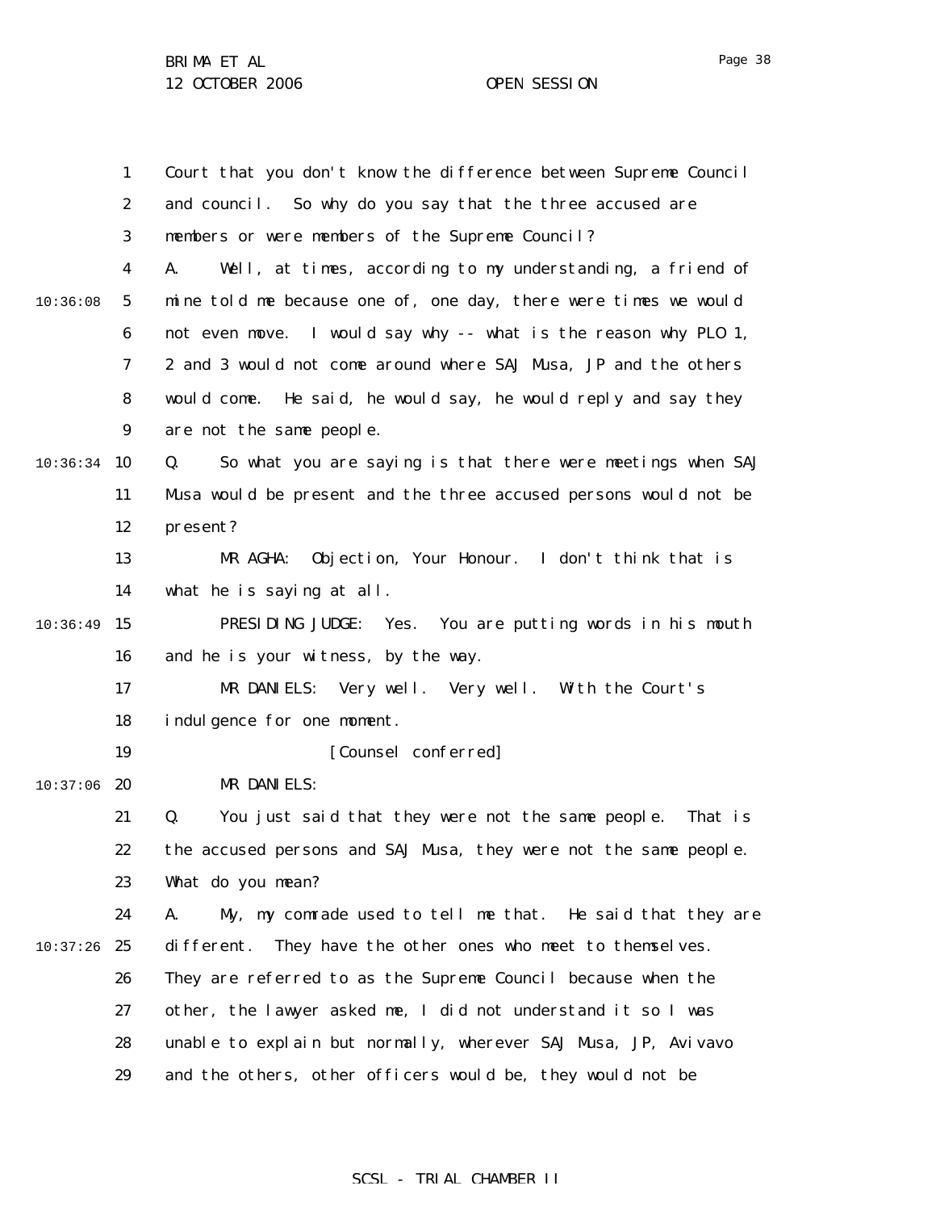Court that you don't know the difference between Supreme Council and council. So why do you say that the three accused are members or were members of the Supreme Council?

A. Well, at times, according to my understanding, a friend of mine told me because one of, one day, there were times we would not even move. I would say why -- what is the reason why PLO 1, 2 and 3 would not come around where SAJ Musa, JP and the others would come. He said, he would say, he would reply and say they are not the same people.

Q. So what you are saying is that there were meetings when SAJ Musa would be present and the three accused persons would not be present?

MR AGHA: Objection, Your Honour. I don't think that is what he is saying at all.

PRESIDING JUDGE: Yes. You are putting words in his mouth and he is your witness, by the way.

MR DANIELS: Very well. Very well. With the Court's indulgence for one moment.

[Counsel conferred]

MR DANIELS:

Q. You just said that they were not the same people. That is the accused persons and SAJ Musa, they were not the same people. What do you mean?

A. My, my comrade used to tell me that. He said that they are different. They have the other ones who meet to themselves. They are referred to as the Supreme Council because when the other, the lawyer asked me, I did not understand it so I was unable to explain but normally, wherever SAJ Musa, JP, Avivavo and the others, other officers would be, they would not be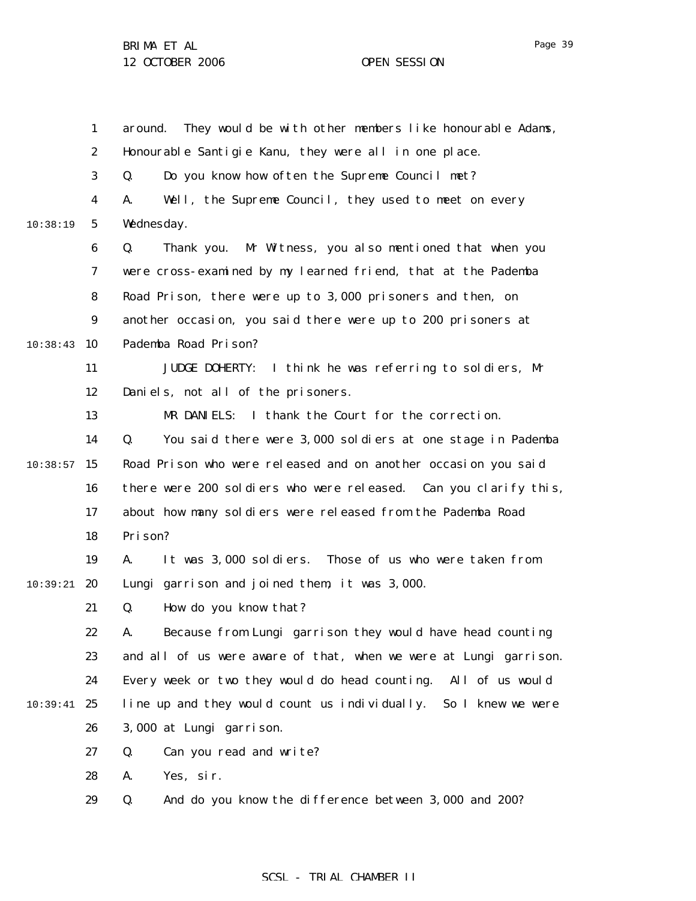around. They would be with other members like honourable Adams, Honourable Santigie Kanu, they were all in one place.

Q. Do you know how often the Supreme Council met?

A. Well, the Supreme Council, they used to meet on every Wednesday.

Q. Thank you. Mr Witness, you also mentioned that when you were cross-examined by my learned friend, that at the Pademba Road Prison, there were up to 3,000 prisoners and then, on another occasion, you said there were up to 200 prisoners at Pademba Road Prison?

JUDGE DOHERTY: I think he was referring to soldiers, Mr Daniels, not all of the prisoners.

MR DANIELS: I thank the Court for the correction.

Q. You said there were 3,000 soldiers at one stage in Pademba Road Prison who were released and on another occasion you said there were 200 soldiers who were released. Can you clarify this, about how many soldiers were released from the Pademba Road Prison?

A. It was 3,000 soldiers. Those of us who were taken from Lungi garrison and joined them, it was 3,000.

Q. How do you know that?

A. Because from Lungi garrison they would have head counting and all of us were aware of that, when we were at Lungi garrison. Every week or two they would do head counting. All of us would line up and they would count us individually. So I knew we were 3,000 at Lungi garrison.

Q. Can you read and write?

A. Yes, sir.

Q. And do you know the difference between 3,000 and 200?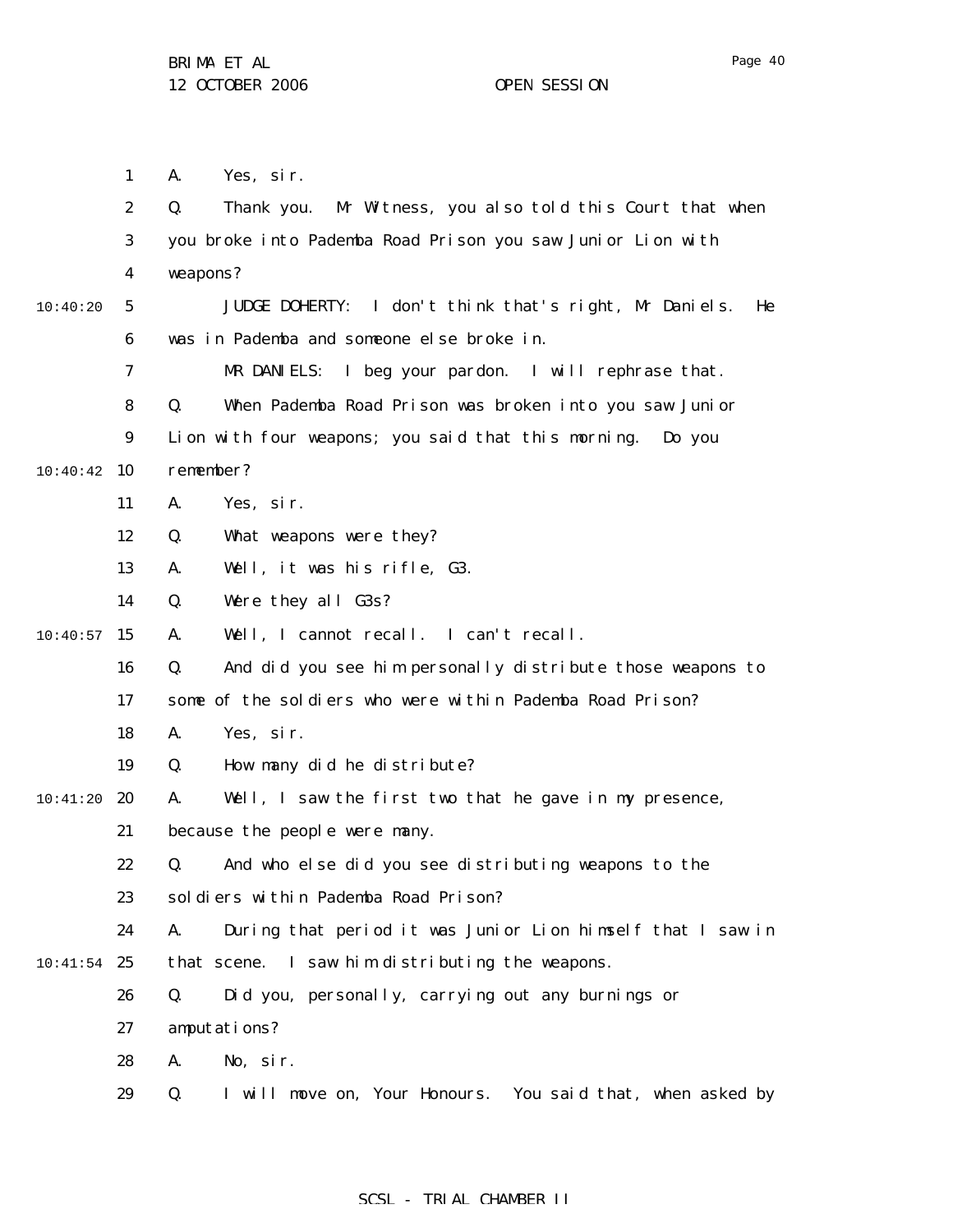A. Yes, sir.

Q. Thank you. Mr Witness, you also told this Court that when you broke into Pademba Road Prison you saw Junior Lion with weapons?

JUDGE DOHERTY: I don't think that's right, Mr Daniels. He was in Pademba and someone else broke in.

MR DANIELS: I beg your pardon. I will rephrase that.

Q. When Pademba Road Prison was broken into you saw Junior Lion with four weapons; you said that this morning. Do you remember?

A. Yes, sir.

Q. What weapons were they?

A. Well, it was his rifle, G3.

Q. Were they all G3s?

A. Well, I cannot recall. I can't recall.

Q. And did you see him personally distribute those weapons to some of the soldiers who were within Pademba Road Prison?

A. Yes, sir.

Q. How many did he distribute?

A. Well, I saw the first two that he gave in my presence, because the people were many.

Q. And who else did you see distributing weapons to the soldiers within Pademba Road Prison?

A. During that period it was Junior Lion himself that I saw in that scene. I saw him distributing the weapons.

Q. Did you, personally, carrying out any burnings or amputations?

A. No, sir.

Q. I will move on, Your Honours. You said that, when asked by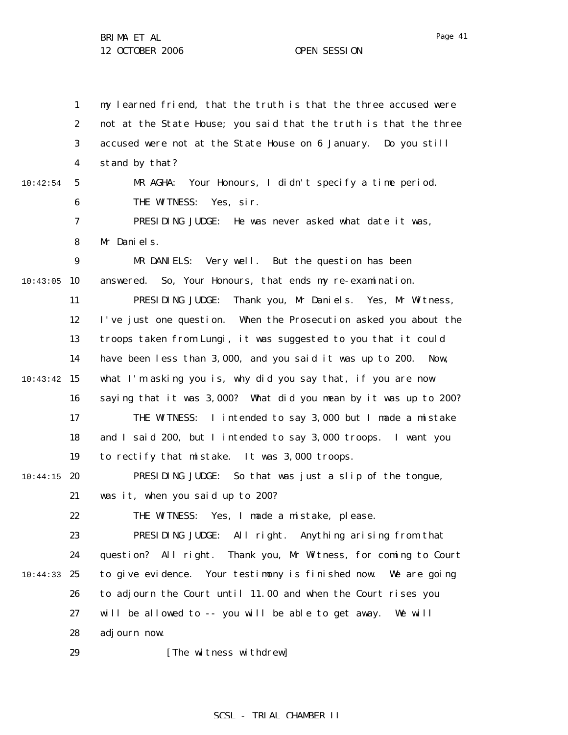my learned friend, that the truth is that the three accused were not at the State House; you said that the truth is that the three accused were not at the State House on 6 January. Do you still stand by that?

MR AGHA: Your Honours, I didn't specify a time period.

THE WITNESS: Yes, sir.

PRESIDING JUDGE: He was never asked what date it was, Mr Daniels.

MR DANIELS: Very well. But the question has been answered. So, Your Honours, that ends my re-examination.

PRESIDING JUDGE: Thank you, Mr Daniels. Yes, Mr Witness, I've just one question. When the Prosecution asked you about the troops taken from Lungi, it was suggested to you that it could have been less than 3,000, and you said it was up to 200. Now, what I'm asking you is, why did you say that, if you are now saying that it was 3,000? What did you mean by it was up to 200?

THE WITNESS: I intended to say 3,000 but I made a mistake and I said 200, but I intended to say 3,000 troops. I want you to rectify that mistake. It was 3,000 troops.

PRESIDING JUDGE: So that was just a slip of the tongue, was it, when you said up to 200?

THE WITNESS: Yes, I made a mistake, please.

PRESIDING JUDGE: All right. Anything arising from that question? All right. Thank you, Mr Witness, for coming to Court to give evidence. Your testimony is finished now. We are going to adjourn the Court until 11.00 and when the Court rises you will be allowed to -- you will be able to get away. We will adjourn now.

[The witness withdrew]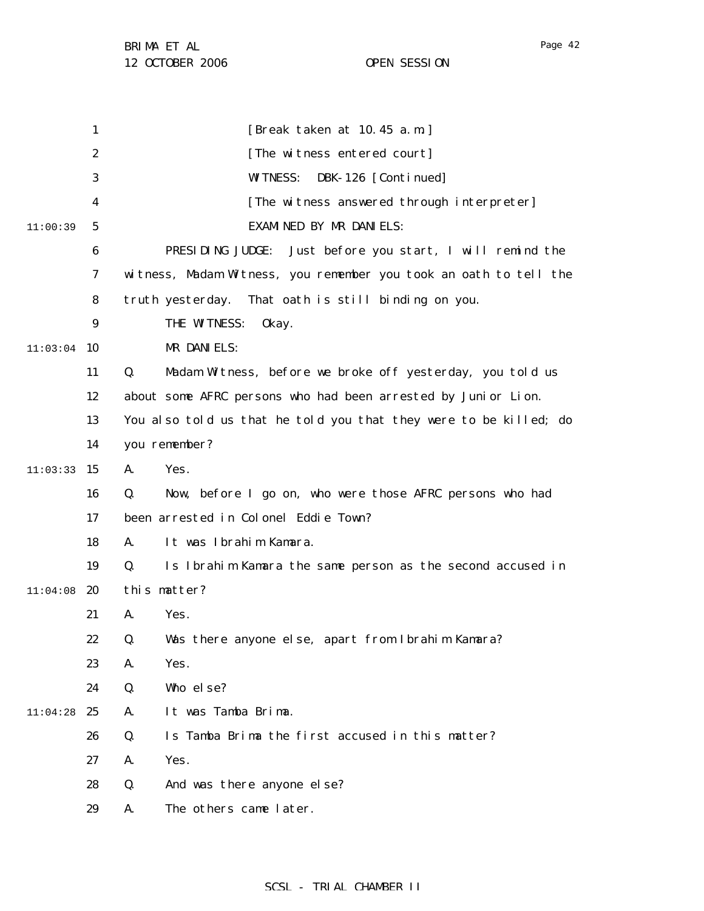[Break taken at 10.45 a.m.]

[The witness entered court]

WITNESS: DBK-126 [Continued]

[The witness answered through interpreter]

EXAMINED BY MR DANIELS:

PRESIDING JUDGE: Just before you start, I will remind the witness, Madam Witness, you remember you took an oath to tell the truth yesterday. That oath is still binding on you.

THE WITNESS: Okay.

MR DANIELS:

Q. Madam Witness, before we broke off yesterday, you told us about some AFRC persons who had been arrested by Junior Lion. You also told us that he told you that they were to be killed; do you remember?

A. Yes.

Q. Now, before I go on, who were those AFRC persons who had been arrested in Colonel Eddie Town?

A. It was Ibrahim Kamara.

Q. Is Ibrahim Kamara the same person as the second accused in this matter?

A. Yes.

Q. Was there anyone else, apart from Ibrahim Kamara?

A. Yes.

Q. Who else?

A. It was Tamba Brima.

Q. Is Tamba Brima the first accused in this matter?

A. Yes.

Q. And was there anyone else?

A. The others came later.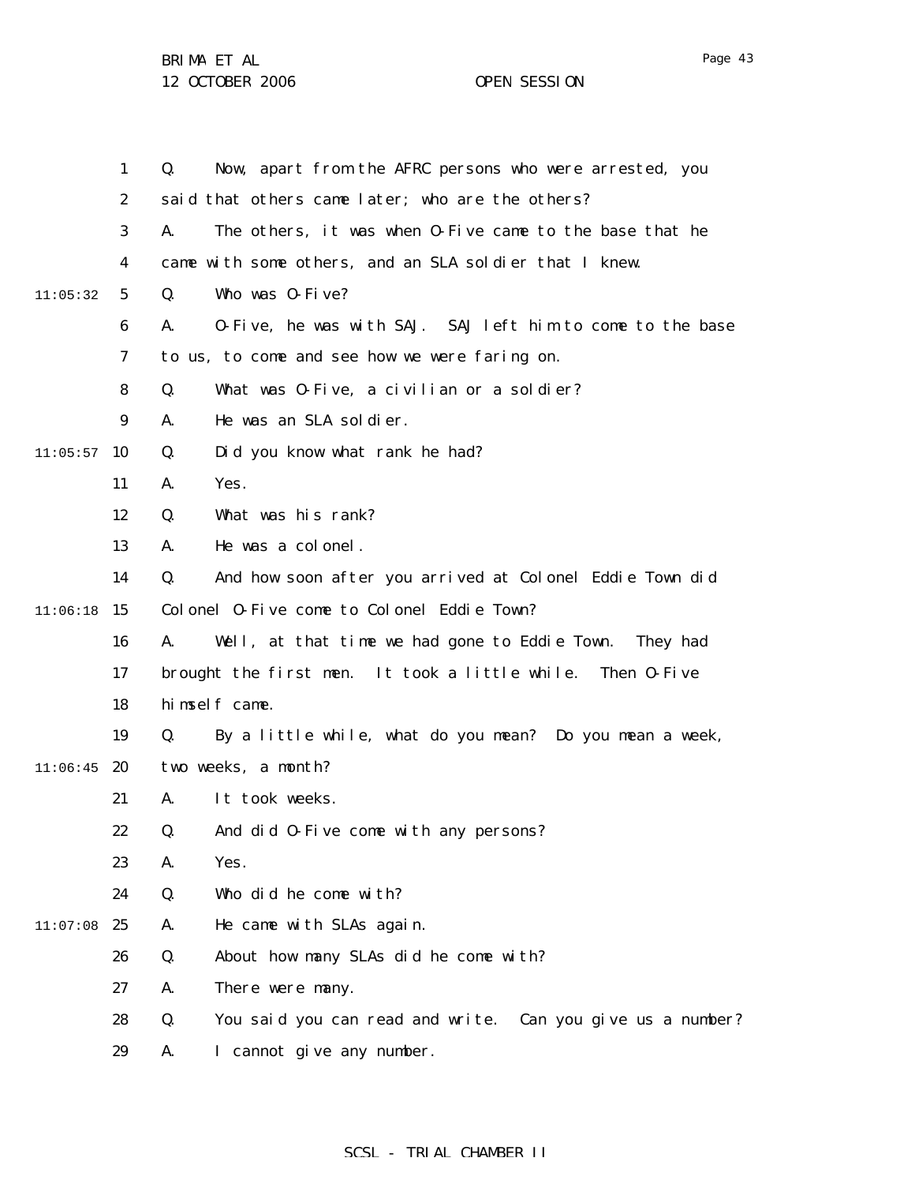Q. Now, apart from the AFRC persons who were arrested, you said that others came later; who are the others?

A. The others, it was when O-Five came to the base that he came with some others, and an SLA soldier that I knew.

Q. Who was O-Five?

A. O-Five, he was with SAJ. SAJ left him to come to the base to us, to come and see how we were faring on.

Q. What was O-Five, a civilian or a soldier?

A. He was an SLA soldier.

Q. Did you know what rank he had?

A. Yes.

Q. What was his rank?

A. He was a colonel.

Q. And how soon after you arrived at Colonel Eddie Town did Colonel O-Five come to Colonel Eddie Town?

A. Well, at that time we had gone to Eddie Town. They had brought the first men. It took a little while. Then O-Five himself came.

Q. By a little while, what do you mean? Do you mean a week, two weeks, a month?

A. It took weeks.

Q. And did O-Five come with any persons?

A. Yes.

Q. Who did he come with?

A. He came with SLAs again.

Q. About how many SLAs did he come with?

A. There were many.

Q. You said you can read and write. Can you give us a number?

A. I cannot give any number.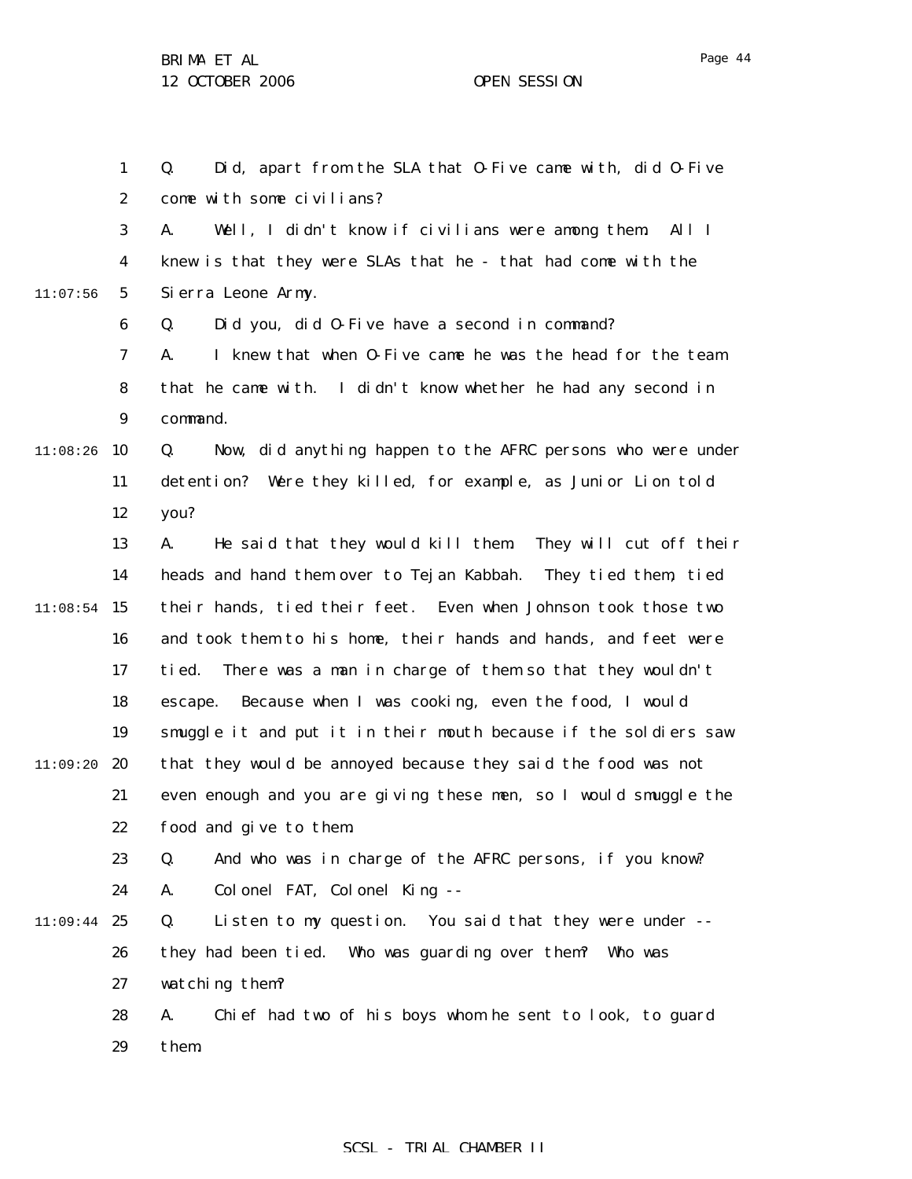Q. Did, apart from the SLA that O-Five came with, did O-Five come with some civilians?

A. Well, I didn't know if civilians were among them. All I knew is that they were SLAs that he - that had come with the Sierra Leone Army.

Q. Did you, did O-Five have a second in command?

A. I knew that when O-Five came he was the head for the team that he came with. I didn't know whether he had any second in command.

Q. Now, did anything happen to the AFRC persons who were under detention? Were they killed, for example, as Junior Lion told you?

A. He said that they would kill them. They will cut off their heads and hand them over to Tejan Kabbah. They tied them, tied their hands, tied their feet. Even when Johnson took those two and took them to his home, their hands and hands, and feet were tied. There was a man in charge of them so that they wouldn't escape. Because when I was cooking, even the food, I would smuggle it and put it in their mouth because if the soldiers saw that they would be annoyed because they said the food was not even enough and you are giving these men, so I would smuggle the food and give to them.

Q. And who was in charge of the AFRC persons, if you know?

A. Colonel FAT, Colonel King --

Q. Listen to my question. You said that they were under -- they had been tied. Who was guarding over them? Who was watching them?

A. Chief had two of his boys whom he sent to look, to guard them.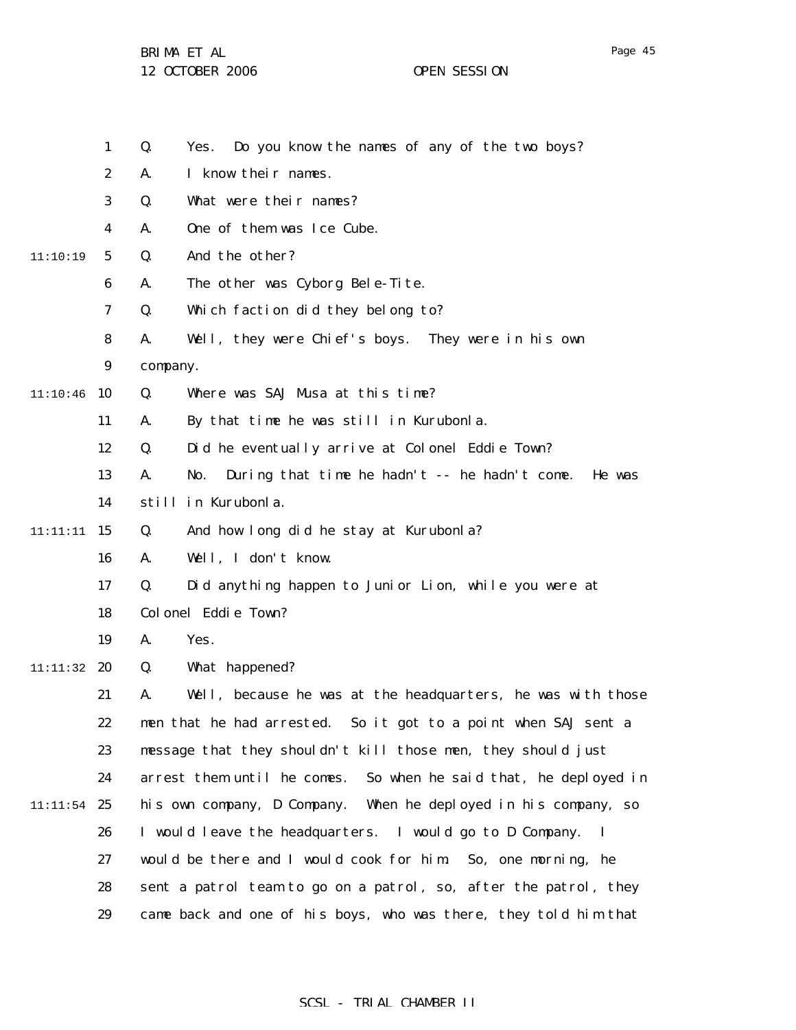Q. Yes. Do you know the names of any of the two boys?

A. I know their names.

Q. What were their names?

A. One of them was Ice Cube.

Q. And the other?

A. The other was Cyborg Bele-Tite.

Q. Which faction did they belong to?

A. Well, they were Chief's boys. They were in his own company.

Q. Where was SAJ Musa at this time?

A. By that time he was still in Kurubonla.

Q. Did he eventually arrive at Colonel Eddie Town?

A. No. During that time he hadn't -- he hadn't come. He was still in Kurubonla.

Q. And how long did he stay at Kurubonla?

A. Well, I don't know.

Q. Did anything happen to Junior Lion, while you were at Colonel Eddie Town?

A. Yes.

Q. What happened?

A. Well, because he was at the headquarters, he was with those men that he had arrested. So it got to a point when SAJ sent a message that they shouldn't kill those men, they should just arrest them until he comes. So when he said that, he deployed in his own company, D Company. When he deployed in his company, so I would leave the headquarters. I would go to D Company. I would be there and I would cook for him. So, one morning, he sent a patrol team to go on a patrol, so, after the patrol, they came back and one of his boys, who was there, they told him that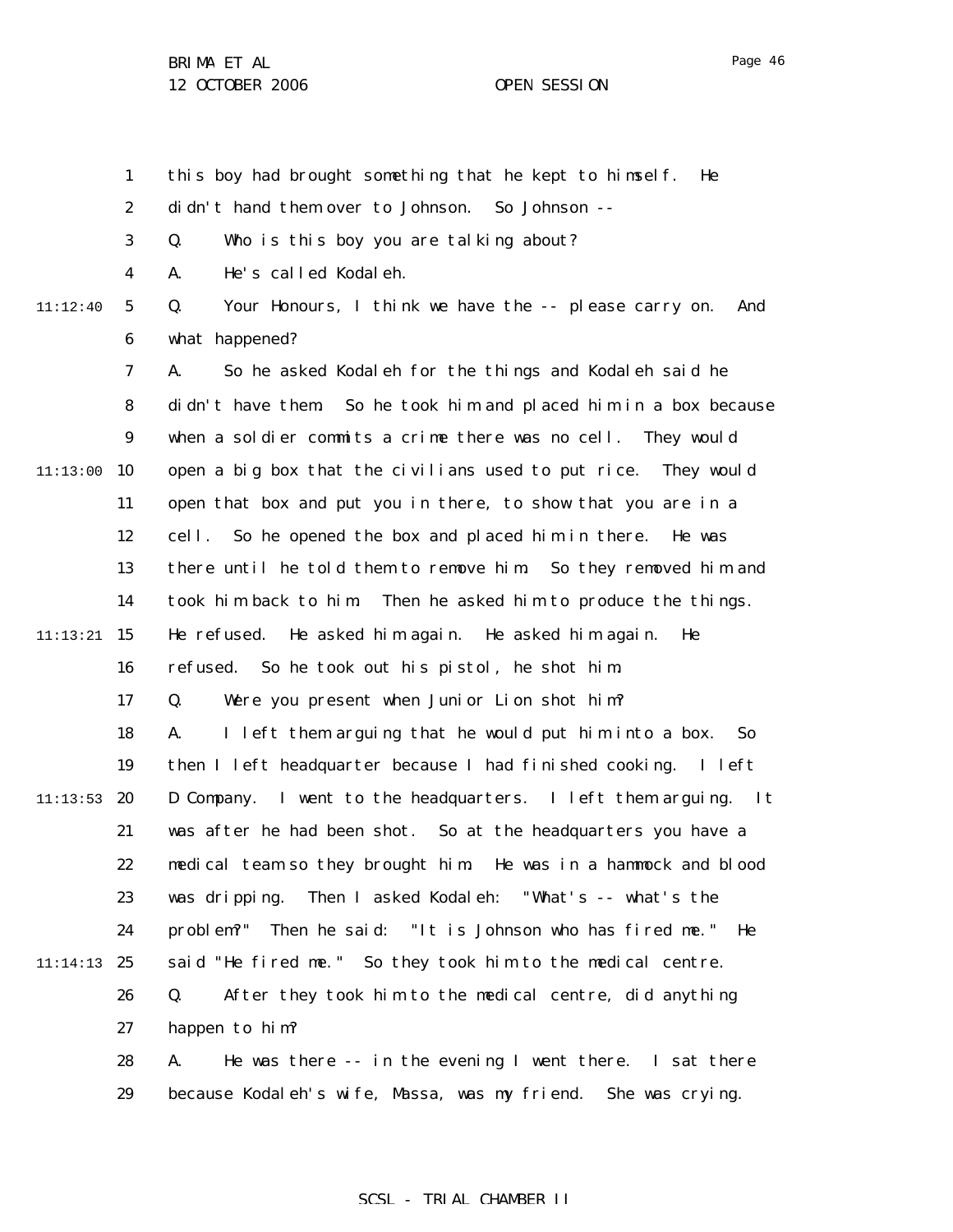this boy had brought something that he kept to himself. He didn't hand them over to Johnson. So Johnson --

Q. Who is this boy you are talking about?

A. He's called Kodaleh.

Q. Your Honours, I think we have the -- please carry on. And what happened?

A. So he asked Kodaleh for the things and Kodaleh said he didn't have them. So he took him and placed him in a box because when a soldier commits a crime there was no cell. They would open a big box that the civilians used to put rice. They would open that box and put you in there, to show that you are in a cell. So he opened the box and placed him in there. He was there until he told them to remove him. So they removed him and took him back to him. Then he asked him to produce the things. He refused. He asked him again. He asked him again. He refused. So he took out his pistol, he shot him.

Q. Were you present when Junior Lion shot him?

A. I left them arguing that he would put him into a box. So then I left headquarter because I had finished cooking. I left D Company. I went to the headquarters. I left them arguing. It was after he had been shot. So at the headquarters you have a medical team so they brought him. He was in a hammock and blood was dripping. Then I asked Kodaleh: "What's -- what's the problem?" Then he said: "It is Johnson who has fired me." He said "He fired me." So they took him to the medical centre.

Q. After they took him to the medical centre, did anything happen to him?

A. He was there -- in the evening I went there. I sat there because Kodaleh's wife, Massa, was my friend. She was crying.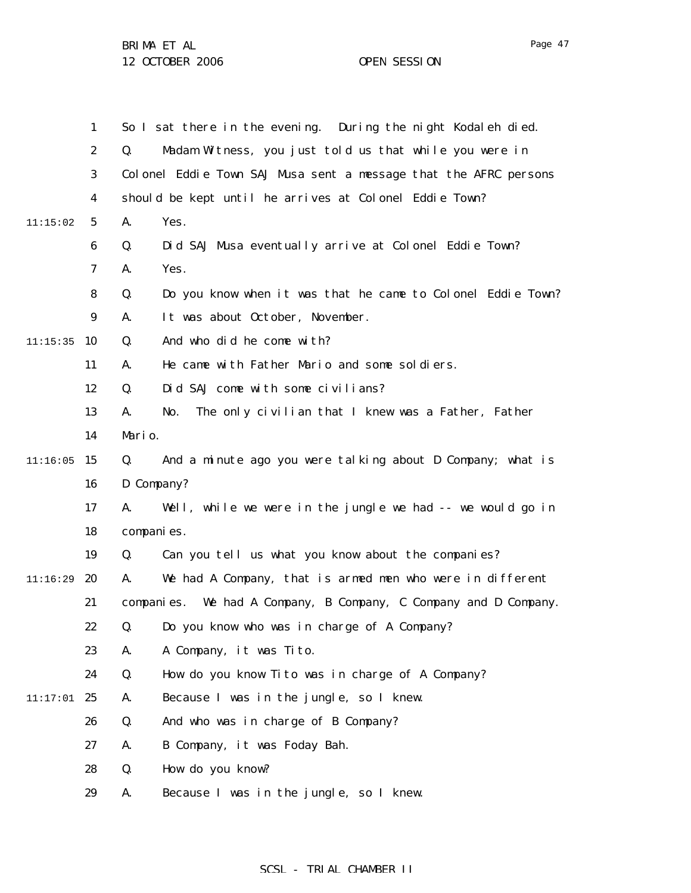So I sat there in the evening. During the night Kodaleh died.

Q. Madam Witness, you just told us that while you were in Colonel Eddie Town SAJ Musa sent a message that the AFRC persons should be kept until he arrives at Colonel Eddie Town?

A. Yes.

Q. Did SAJ Musa eventually arrive at Colonel Eddie Town?

A. Yes.

Q. Do you know when it was that he came to Colonel Eddie Town?

A. It was about October, November.

Q. And who did he come with?

A. He came with Father Mario and some soldiers.

Q. Did SAJ come with some civilians?

A. No. The only civilian that I knew was a Father, Father Mario.

Q. And a minute ago you were talking about D Company; what is D Company?

A. Well, while we were in the jungle we had -- we would go in companies.

Q. Can you tell us what you know about the companies?

A. We had A Company, that is armed men who were in different companies. We had A Company, B Company, C Company and D Company.

Q. Do you know who was in charge of A Company?

A. A Company, it was Tito.

Q. How do you know Tito was in charge of A Company?

A. Because I was in the jungle, so I knew.

Q. And who was in charge of B Company?

A. B Company, it was Foday Bah.

Q. How do you know?

A. Because I was in the jungle, so I knew.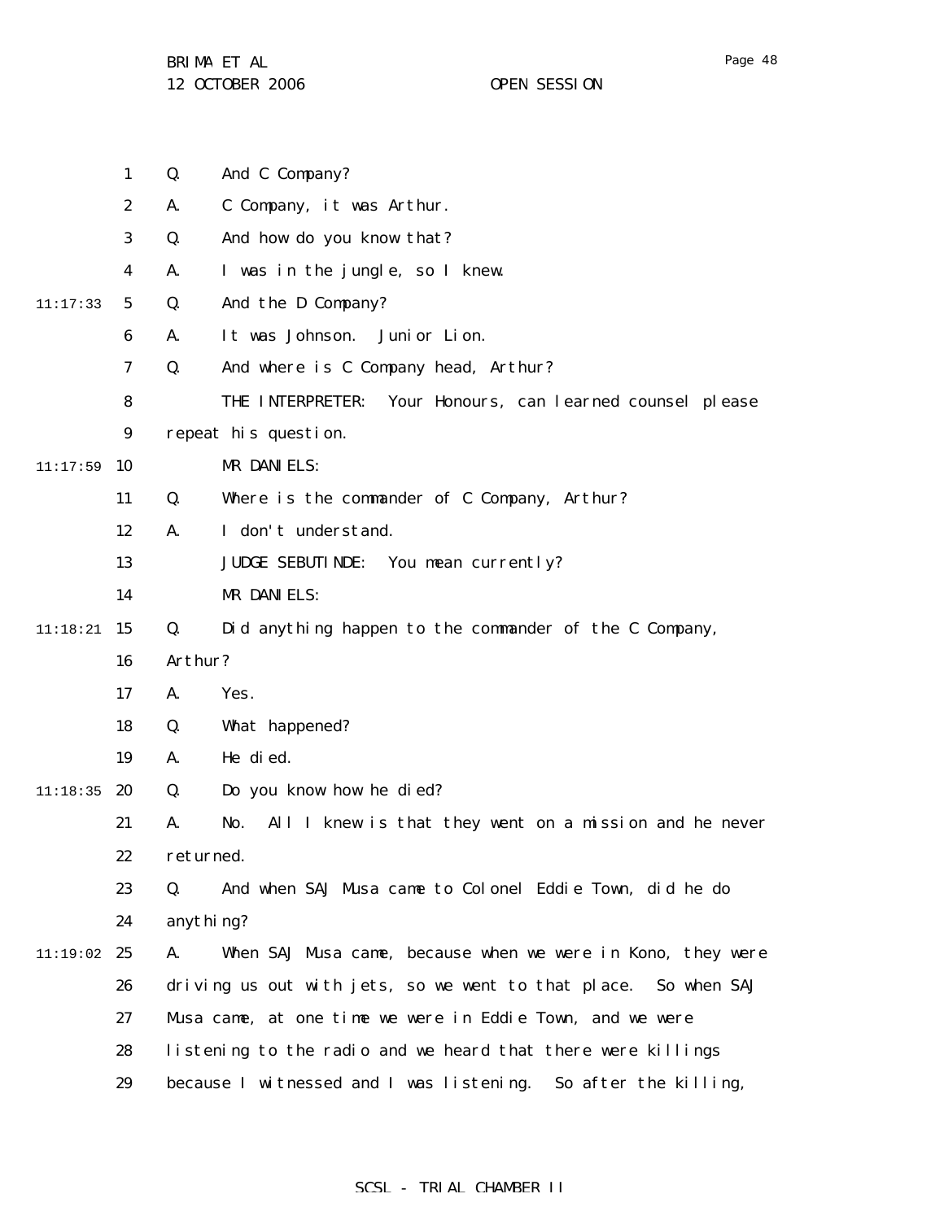Q. And C Company?

A. C Company, it was Arthur.

Q. And how do you know that?

A. I was in the jungle, so I knew.

Q. And the D Company?

A. It was Johnson. Junior Lion.

Q. And where is C Company head, Arthur?

THE INTERPRETER: Your Honours, can learned counsel please repeat his question.

MR DANIELS:

Q. Where is the commander of C Company, Arthur?

A. I don't understand.

JUDGE SEBUTINDE: You mean currently?

MR DANIELS:

Q. Did anything happen to the commander of the C Company, Arthur?

A. Yes.

Q. What happened?

A. He died.

Q. Do you know how he died?

A. No. All I knew is that they went on a mission and he never returned.

Q. And when SAJ Musa came to Colonel Eddie Town, did he do anything?

A. When SAJ Musa came, because when we were in Kono, they were driving us out with jets, so we went to that place. So when SAJ Musa came, at one time we were in Eddie Town, and we were listening to the radio and we heard that there were killings because I witnessed and I was listening. So after the killing,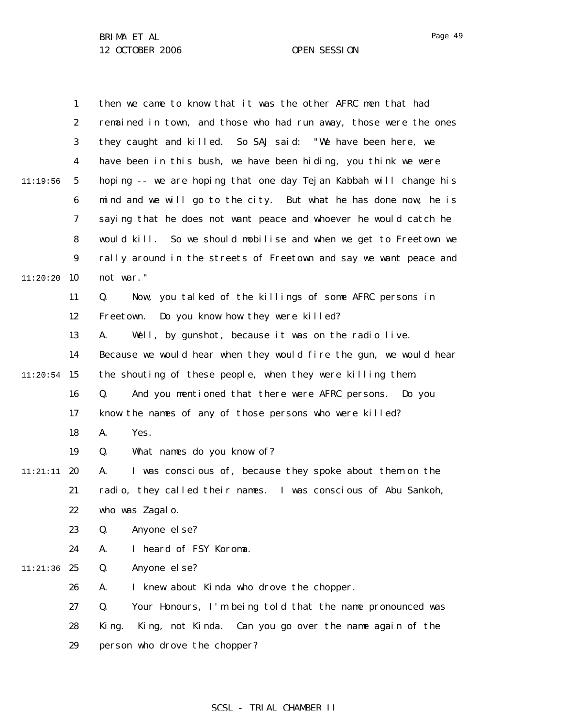then we came to know that it was the other AFRC men that had remained in town, and those who had run away, those were the ones they caught and killed. So SAJ said: "We have been here, we have been in this bush, we have been hiding, you think we were hoping -- we are hoping that one day Tejan Kabbah will change his mind and we will go to the city. But what he has done now, he is saying that he does not want peace and whoever he would catch he would kill. So we should mobilise and when we get to Freetown we rally around in the streets of Freetown and say we want peace and not war."

Q. Now, you talked of the killings of some AFRC persons in Freetown. Do you know how they were killed?

A. Well, by gunshot, because it was on the radio live. Because we would hear when they would fire the gun, we would hear the shouting of these people, when they were killing them.

Q. And you mentioned that there were AFRC persons. Do you know the names of any of those persons who were killed?

A. Yes.

Q. What names do you know of?

A. I was conscious of, because they spoke about them on the radio, they called their names. I was conscious of Abu Sankoh, who was Zagalo.

Q. Anyone else?

A. I heard of FSY Koroma.

Q. Anyone else?

A. I knew about Kinda who drove the chopper.

Q. Your Honours, I'm being told that the name pronounced was King. King, not Kinda. Can you go over the name again of the person who drove the chopper?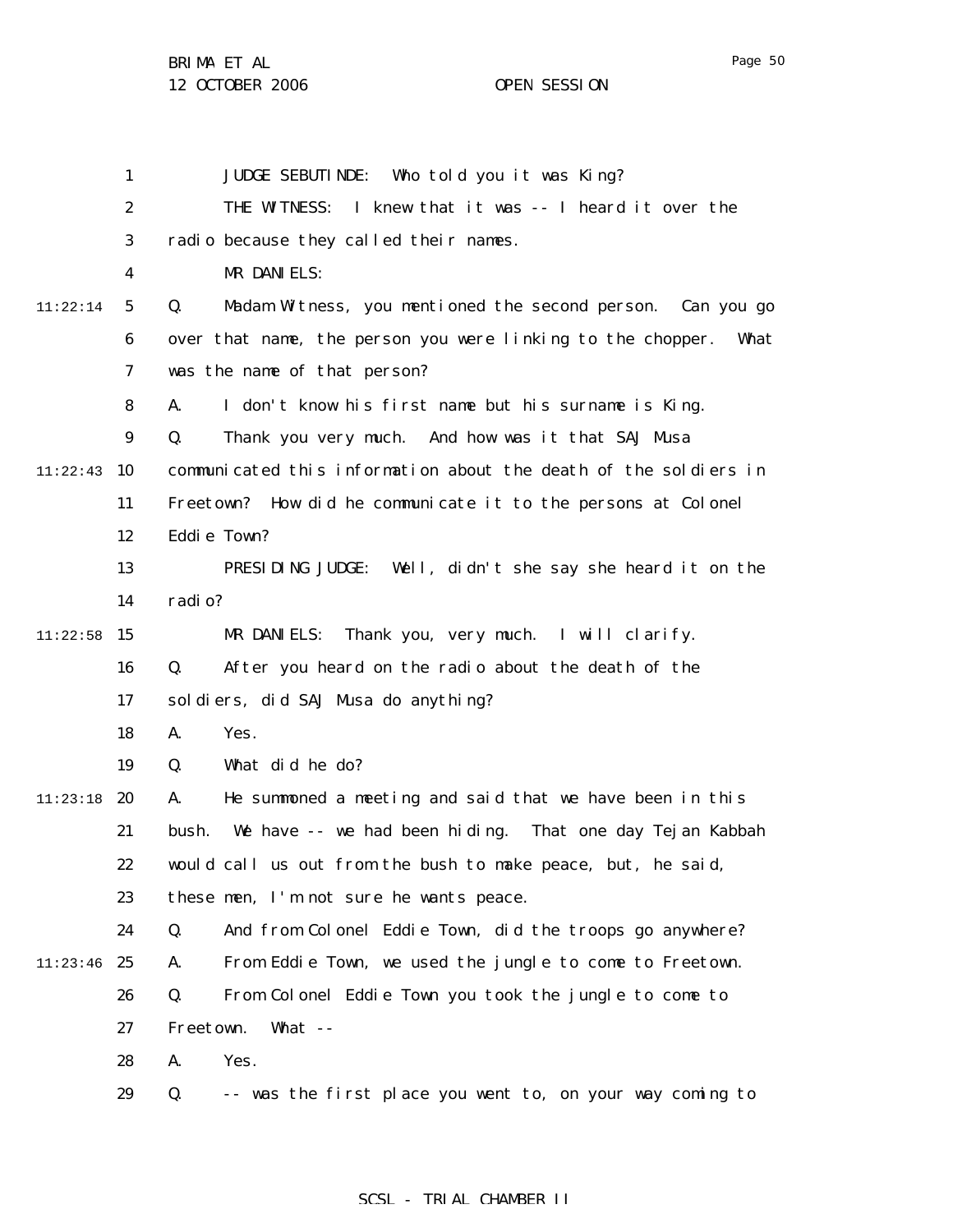JUDGE SEBUTINDE: Who told you it was King?

THE WITNESS: I knew that it was -- I heard it over the radio because they called their names.

MR DANIELS:

Q. Madam Witness, you mentioned the second person. Can you go over that name, the person you were linking to the chopper. What was the name of that person?

A. I don't know his first name but his surname is King.

Q. Thank you very much. And how was it that SAJ Musa communicated this information about the death of the soldiers in Freetown? How did he communicate it to the persons at Colonel Eddie Town?

PRESIDING JUDGE: Well, didn't she say she heard it on the radio?

MR DANIELS: Thank you, very much. I will clarify.

Q. After you heard on the radio about the death of the soldiers, did SAJ Musa do anything?

A. Yes.

Q. What did he do?

A. He summoned a meeting and said that we have been in this bush. We have -- we had been hiding. That one day Tejan Kabbah would call us out from the bush to make peace, but, he said, these men, I'm not sure he wants peace.

Q. And from Colonel Eddie Town, did the troops go anywhere?

A. From Eddie Town, we used the jungle to come to Freetown.

Q. From Colonel Eddie Town you took the jungle to come to Freetown. What --

A. Yes.

Q. -- was the first place you went to, on your way coming to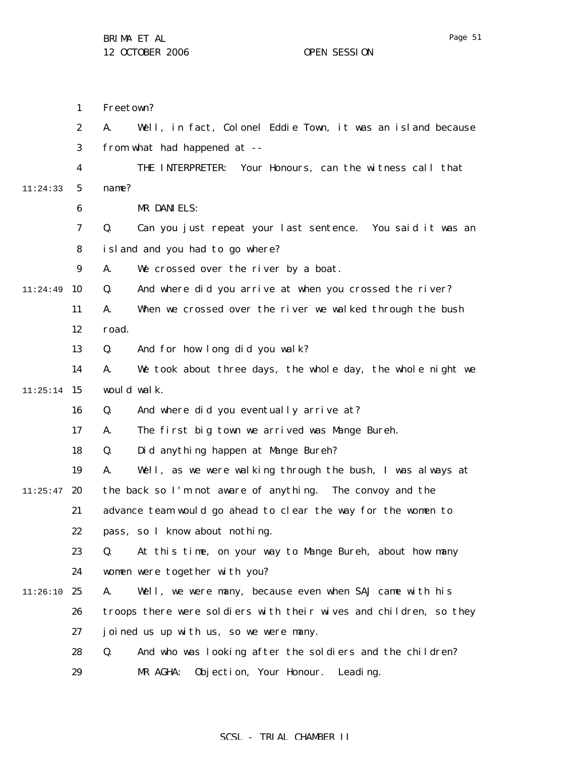Freetown?

A. Well, in fact, Colonel Eddie Town, it was an island because from what had happened at --

THE INTERPRETER: Your Honours, can the witness call that name?

MR DANIELS:

Q. Can you just repeat your last sentence. You said it was an island and you had to go where?

A. We crossed over the river by a boat.

Q. And where did you arrive at when you crossed the river?

A. When we crossed over the river we walked through the bush road.

Q. And for how long did you walk?

A. We took about three days, the whole day, the whole night we would walk.

Q. And where did you eventually arrive at?

A. The first big town we arrived was Mange Bureh.

Q. Did anything happen at Mange Bureh?

A. Well, as we were walking through the bush, I was always at the back so I'm not aware of anything. The convoy and the advance team would go ahead to clear the way for the women to pass, so I know about nothing.

Q. At this time, on your way to Mange Bureh, about how many women were together with you?

A. Well, we were many, because even when SAJ came with his troops there were soldiers with their wives and children, so they joined us up with us, so we were many.

Q. And who was looking after the soldiers and the children?

MR AGHA: Objection, Your Honour. Leading.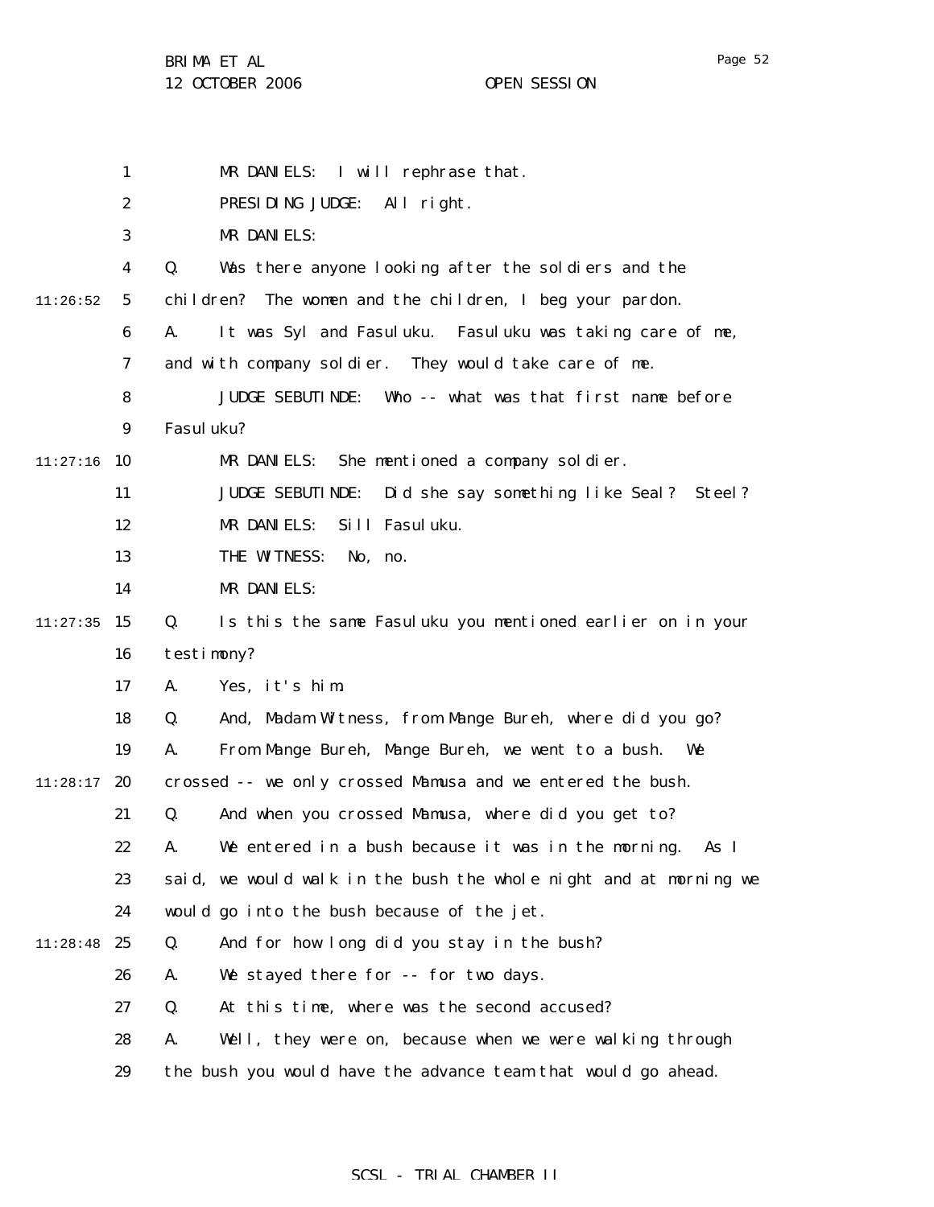MR DANIELS: I will rephrase that.

PRESIDING JUDGE: All right.

MR DANIELS:

Q. Was there anyone looking after the soldiers and the children? The women and the children, I beg your pardon.

A. It was Syl and Fasuluku. Fasuluku was taking care of me, and with company soldier. They would take care of me.

JUDGE SEBUTINDE: Who -- what was that first name before Fasuluku?

MR DANIELS: She mentioned a company soldier.

JUDGE SEBUTINDE: Did she say something like Seal? Steel?

MR DANIELS: Sill Fasuluku.

THE WITNESS: No, no.

MR DANIELS:

Q. Is this the same Fasuluku you mentioned earlier on in your testimony?

A. Yes, it's him.

Q. And, Madam Witness, from Mange Bureh, where did you go?

A. From Mange Bureh, Mange Bureh, we went to a bush. We crossed -- we only crossed Mamusa and we entered the bush.

Q. And when you crossed Mamusa, where did you get to?

A. We entered in a bush because it was in the morning. As I said, we would walk in the bush the whole night and at morning we would go into the bush because of the jet.

Q. And for how long did you stay in the bush?

A. We stayed there for -- for two days.

Q. At this time, where was the second accused?

A. Well, they were on, because when we were walking through the bush you would have the advance team that would go ahead.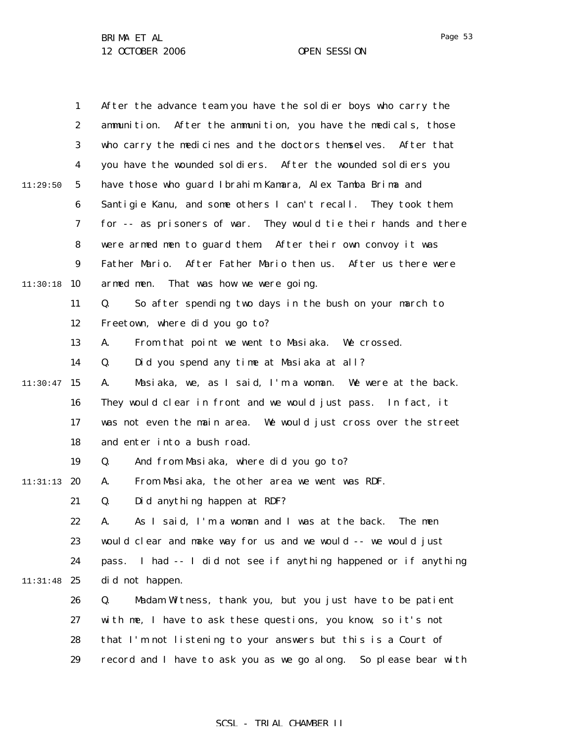After the advance team you have the soldier boys who carry the ammunition. After the ammunition, you have the medicals, those who carry the medicines and the doctors themselves. After that you have the wounded soldiers. After the wounded soldiers you have those who guard Ibrahim Kamara, Alex Tamba Brima and Santigie Kanu, and some others I can't recall. They took them for -- as prisoners of war. They would tie their hands and there were armed men to guard them. After their own convoy it was Father Mario. After Father Mario then us. After us there were armed men. That was how we were going.

Q. So after spending two days in the bush on your march to Freetown, where did you go to?

A. From that point we went to Masiaka. We crossed.

Q. Did you spend any time at Masiaka at all?

A. Masiaka, we, as I said, I'm a woman. We were at the back. They would clear in front and we would just pass. In fact, it was not even the main area. We would just cross over the street and enter into a bush road.

Q. And from Masiaka, where did you go to?

A. From Masiaka, the other area we went was RDF.

Q. Did anything happen at RDF?

A. As I said, I'm a woman and I was at the back. The men would clear and make way for us and we would -- we would just pass. I had -- I did not see if anything happened or if anything did not happen.

Q. Madam Witness, thank you, but you just have to be patient with me, I have to ask these questions, you know, so it's not that I'm not listening to your answers but this is a Court of record and I have to ask you as we go along. So please bear with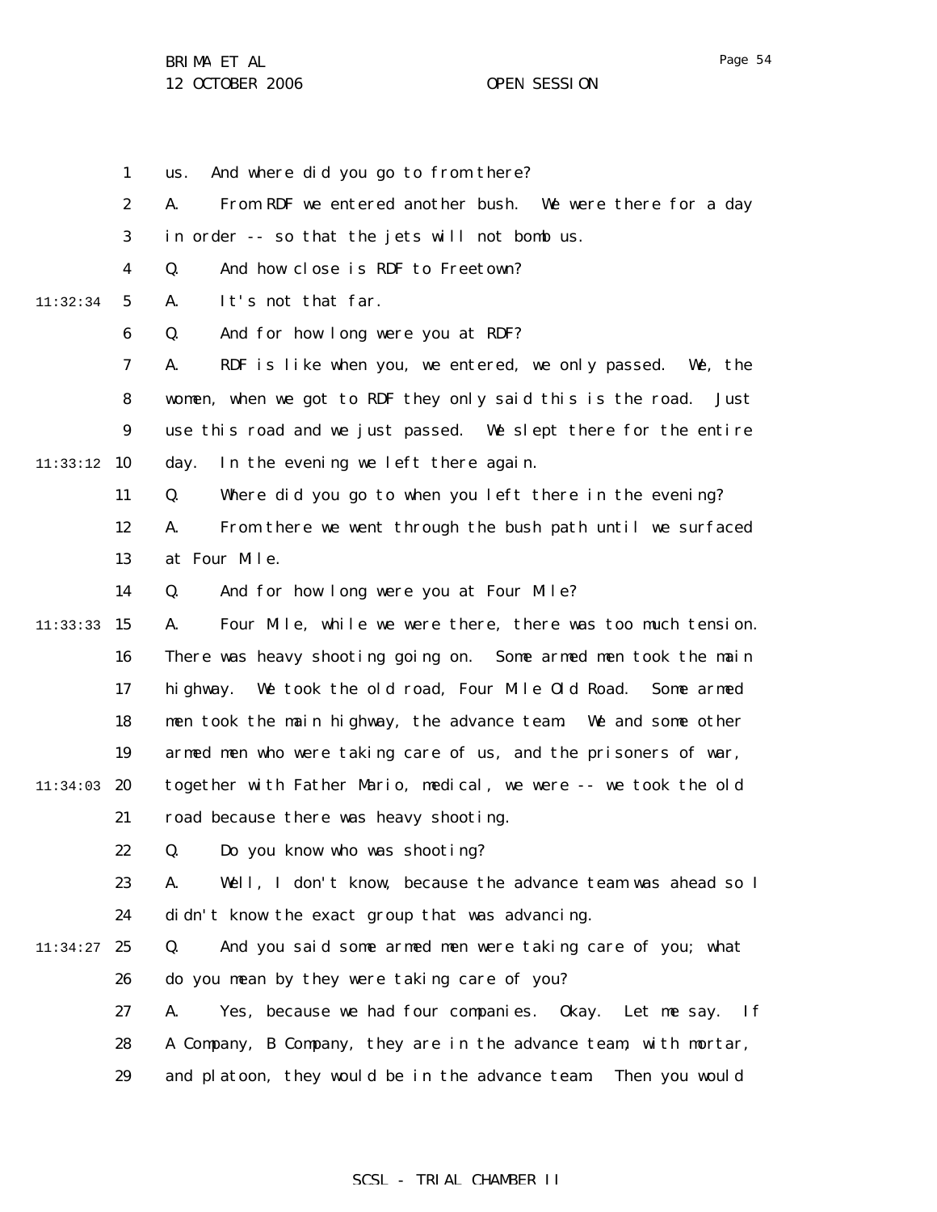us. And where did you go to from there?

A. From RDF we entered another bush. We were there for a day in order -- so that the jets will not bomb us.

Q. And how close is RDF to Freetown?

A. It's not that far.

Q. And for how long were you at RDF?

A. RDF is like when you, we entered, we only passed. We, the women, when we got to RDF they only said this is the road. Just use this road and we just passed. We slept there for the entire day. In the evening we left there again.

Q. Where did you go to when you left there in the evening?

A. From there we went through the bush path until we surfaced at Four Mile.

Q. And for how long were you at Four Mile?

A. Four Mile, while we were there, there was too much tension. There was heavy shooting going on. Some armed men took the main highway. We took the old road, Four Mile Old Road. Some armed men took the main highway, the advance team. We and some other armed men who were taking care of us, and the prisoners of war, together with Father Mario, medical, we were -- we took the old road because there was heavy shooting.

Q. Do you know who was shooting?

A. Well, I don't know, because the advance team was ahead so I didn't know the exact group that was advancing.

Q. And you said some armed men were taking care of you; what do you mean by they were taking care of you?

A. Yes, because we had four companies. Okay. Let me say. If A Company, B Company, they are in the advance team, with mortar, and platoon, they would be in the advance team. Then you would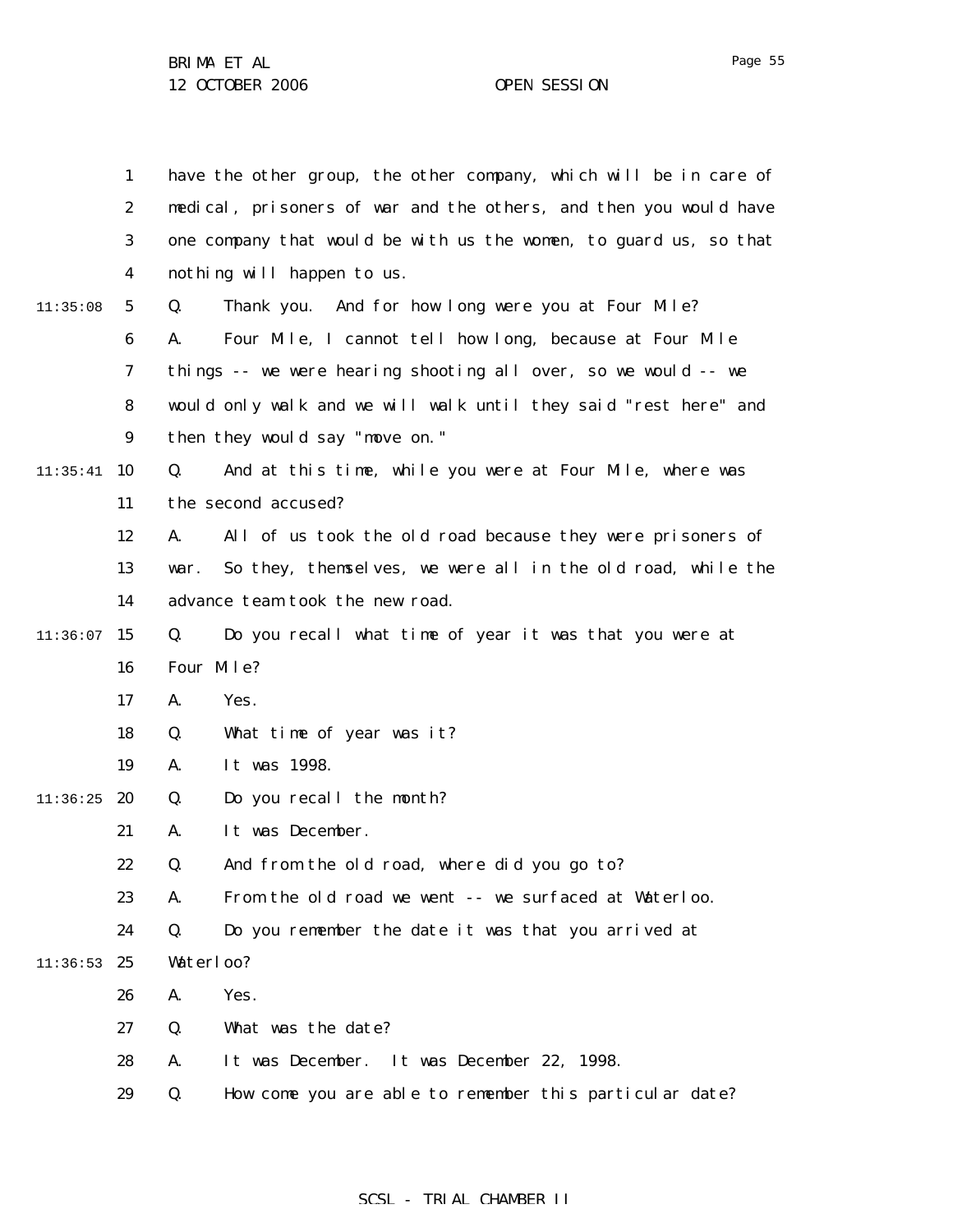have the other group, the other company, which will be in care of medical, prisoners of war and the others, and then you would have one company that would be with us the women, to guard us, so that nothing will happen to us.

Q. Thank you. And for how long were you at Four Mile?

A. Four Mile, I cannot tell how long, because at Four Mile things -- we were hearing shooting all over, so we would -- we would only walk and we will walk until they said "rest here" and then they would say "move on."

Q. And at this time, while you were at Four Mile, where was the second accused?

A. All of us took the old road because they were prisoners of war. So they, themselves, we were all in the old road, while the advance team took the new road.

Q. Do you recall what time of year it was that you were at Four Mile?

A. Yes.

Q. What time of year was it?

A. It was 1998.

Q. Do you recall the month?

A. It was December.

Q. And from the old road, where did you go to?

A. From the old road we went -- we surfaced at Waterloo.

Q. Do you remember the date it was that you arrived at Waterloo?

A. Yes.

Q. What was the date?

A. It was December. It was December 22, 1998.

Q. How come you are able to remember this particular date?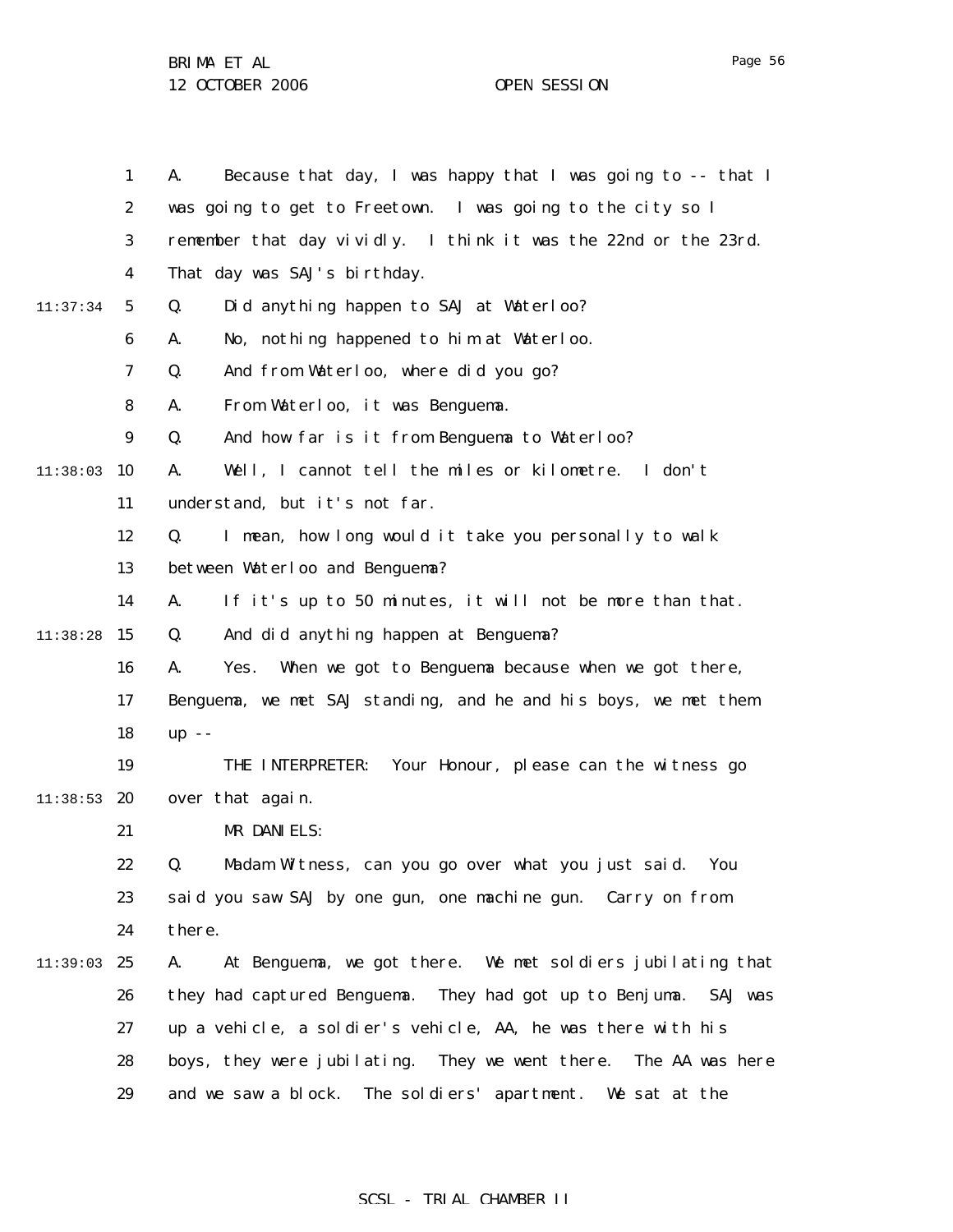A. Because that day, I was happy that I was going to -- that I was going to get to Freetown. I was going to the city so I remember that day vividly. I think it was the 22nd or the 23rd. That day was SAJ's birthday.

Q. Did anything happen to SAJ at Waterloo?

A. No, nothing happened to him at Waterloo.

Q. And from Waterloo, where did you go?

A. From Waterloo, it was Benguema.

Q. And how far is it from Benguema to Waterloo?

A. Well, I cannot tell the miles or kilometre. I don't understand, but it's not far.

Q. I mean, how long would it take you personally to walk between Waterloo and Benguema?

A. If it's up to 50 minutes, it will not be more than that.

Q. And did anything happen at Benguema?

A. Yes. When we got to Benguema because when we got there, Benguema, we met SAJ standing, and he and his boys, we met them up --

THE INTERPRETER: Your Honour, please can the witness go over that again.

MR DANIELS:

Q. Madam Witness, can you go over what you just said. You said you saw SAJ by one gun, one machine gun. Carry on from there.

A. At Benguema, we got there. We met soldiers jubilating that they had captured Benguema. They had got up to Benjuma. SAJ was up a vehicle, a soldier's vehicle, AA, he was there with his boys, they were jubilating. They we went there. The AA was here and we saw a block. The soldiers' apartment. We sat at the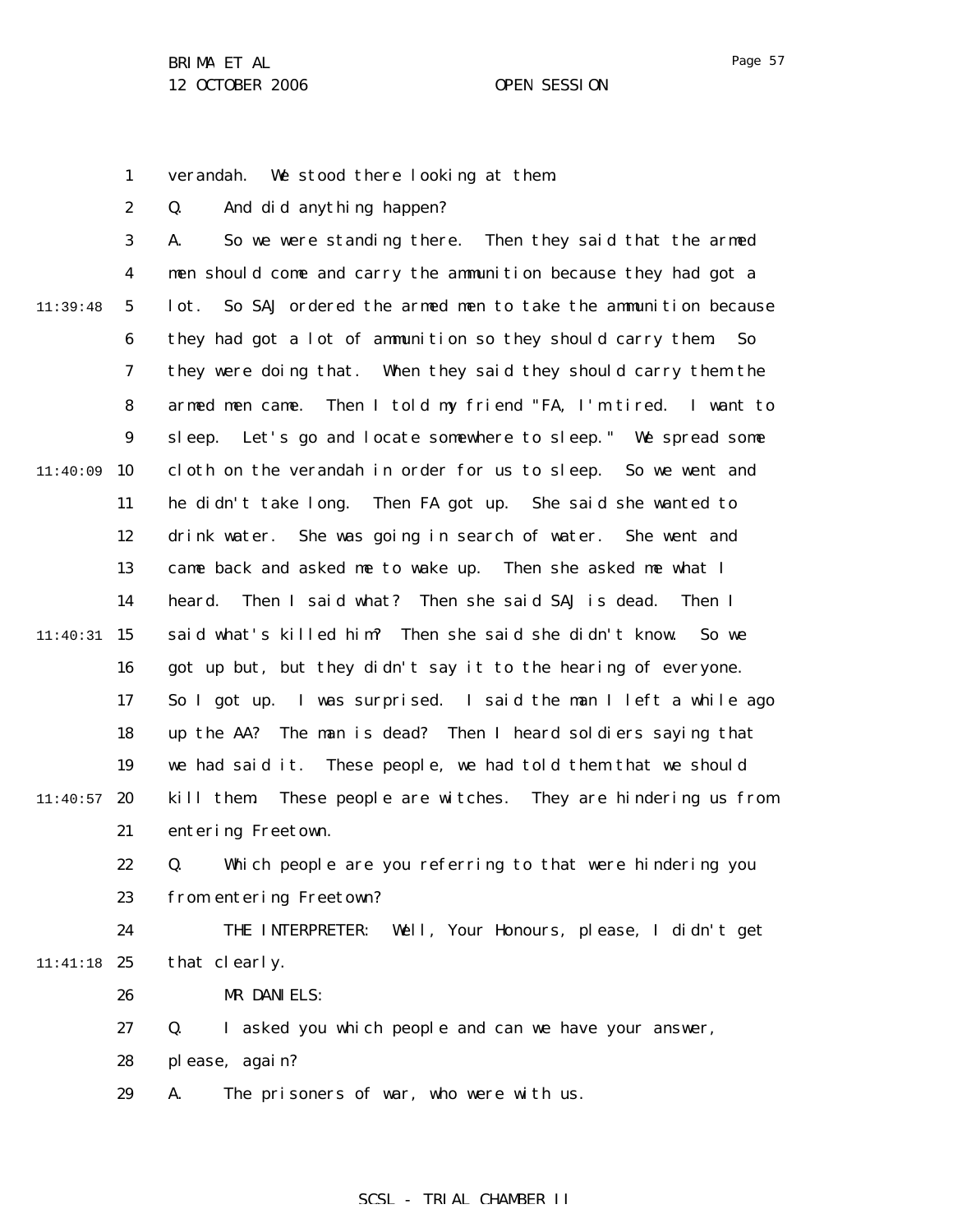verandah. We stood there looking at them.

Q. And did anything happen?

A. So we were standing there. Then they said that the armed men should come and carry the ammunition because they had got a lot. So SAJ ordered the armed men to take the ammunition because they had got a lot of ammunition so they should carry them. So they were doing that. When they said they should carry them the armed men came. Then I told my friend "FA, I'm tired. I want to sleep. Let's go and locate somewhere to sleep." We spread some cloth on the verandah in order for us to sleep. So we went and he didn't take long. Then FA got up. She said she wanted to drink water. She was going in search of water. She went and came back and asked me to wake up. Then she asked me what I heard. Then I said what? Then she said SAJ is dead. Then I said what's killed him? Then she said she didn't know. So we got up but, but they didn't say it to the hearing of everyone. So I got up. I was surprised. I said the man I left a while ago up the AA? The man is dead? Then I heard soldiers saying that we had said it. These people, we had told them that we should kill them. These people are witches. They are hindering us from entering Freetown.

Q. Which people are you referring to that were hindering you from entering Freetown?

THE INTERPRETER: Well, Your Honours, please, I didn't get that clearly.

MR DANIELS:

Q. I asked you which people and can we have your answer, please, again?

A. The prisoners of war, who were with us.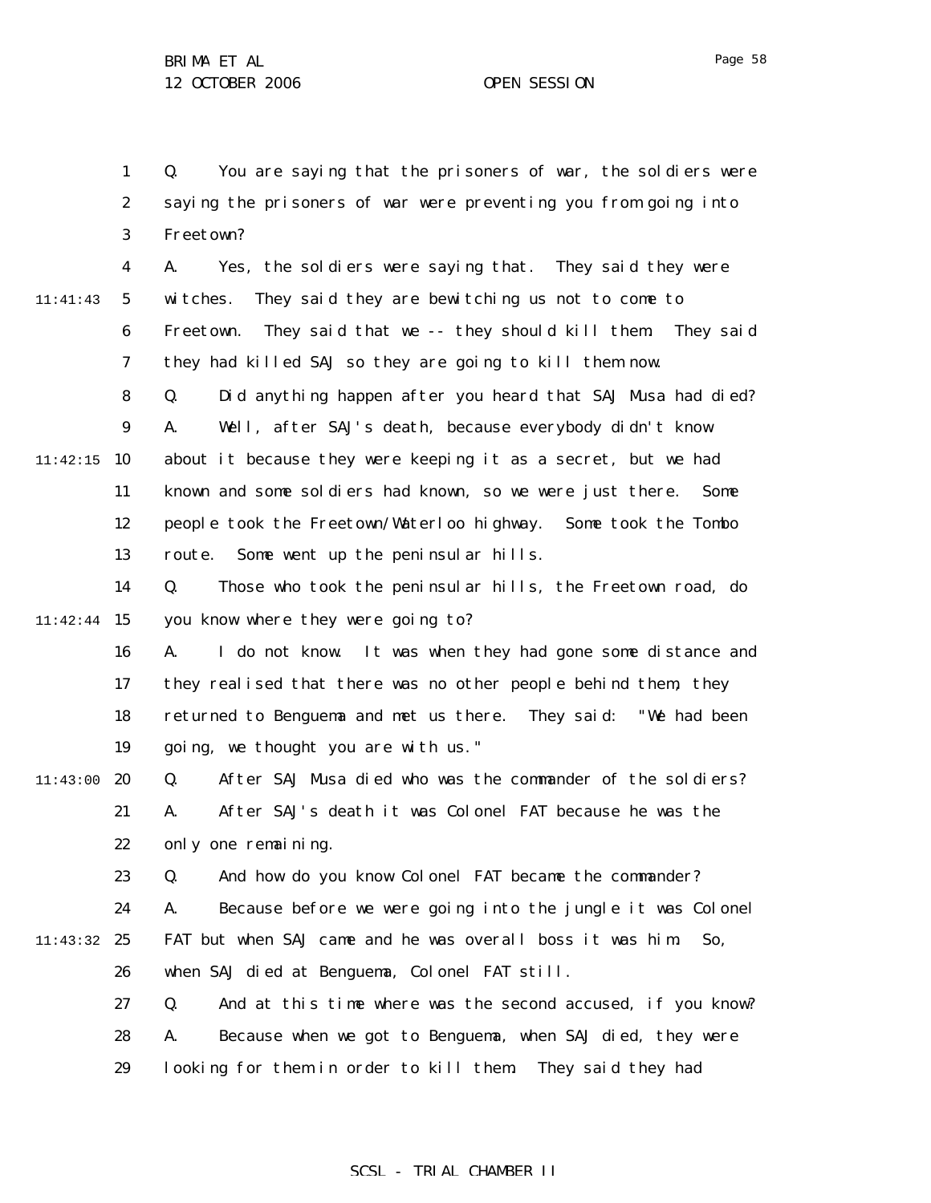Q. You are saying that the prisoners of war, the soldiers were saying the prisoners of war were preventing you from going into Freetown?

A. Yes, the soldiers were saying that. They said they were witches. They said they are bewitching us not to come to Freetown. They said that we -- they should kill them. They said they had killed SAJ so they are going to kill them now.

Q. Did anything happen after you heard that SAJ Musa had died?

A. Well, after SAJ's death, because everybody didn't know about it because they were keeping it as a secret, but we had known and some soldiers had known, so we were just there. Some people took the Freetown/Waterloo highway. Some took the Tombo route. Some went up the peninsular hills.

Q. Those who took the peninsular hills, the Freetown road, do you know where they were going to?

A. I do not know. It was when they had gone some distance and they realised that there was no other people behind them, they returned to Benguema and met us there. They said: "We had been going, we thought you are with us."

Q. After SAJ Musa died who was the commander of the soldiers?

A. After SAJ's death it was Colonel FAT because he was the only one remaining.

Q. And how do you know Colonel FAT became the commander?

A. Because before we were going into the jungle it was Colonel FAT but when SAJ came and he was overall boss it was him. So, when SAJ died at Benguema, Colonel FAT still.

Q. And at this time where was the second accused, if you know?

A. Because when we got to Benguema, when SAJ died, they were looking for them in order to kill them. They said they had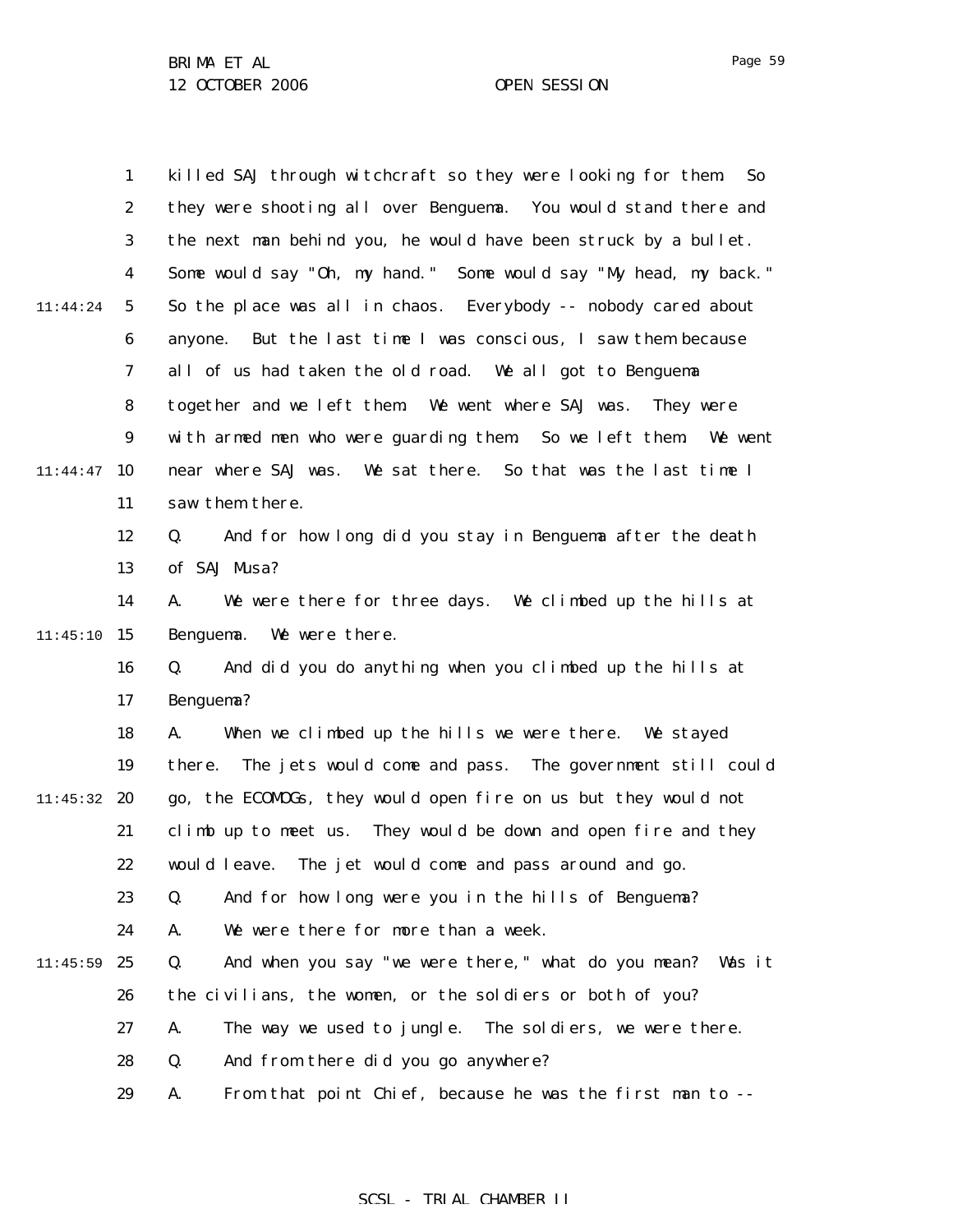killed SAJ through witchcraft so they were looking for them. So they were shooting all over Benguema. You would stand there and the next man behind you, he would have been struck by a bullet. Some would say "Oh, my hand." Some would say "My head, my back." So the place was all in chaos. Everybody -- nobody cared about anyone. But the last time I was conscious, I saw them because all of us had taken the old road. We all got to Benguema together and we left them. We went where SAJ was. They were with armed men who were guarding them. So we left them. We went near where SAJ was. We sat there. So that was the last time I saw them there.

Q. And for how long did you stay in Benguema after the death of SAJ Musa?

A. We were there for three days. We climbed up the hills at Benguema. We were there.

Q. And did you do anything when you climbed up the hills at Benguema?

A. When we climbed up the hills we were there. We stayed there. The jets would come and pass. The government still could go, the ECOMOGs, they would open fire on us but they would not climb up to meet us. They would be down and open fire and they would leave. The jet would come and pass around and go.

Q. And for how long were you in the hills of Benguema?

A. We were there for more than a week.

Q. And when you say "we were there," what do you mean? Was it the civilians, the women, or the soldiers or both of you?

A. The way we used to jungle. The soldiers, we were there.

Q. And from there did you go anywhere?

A. From that point Chief, because he was the first man to --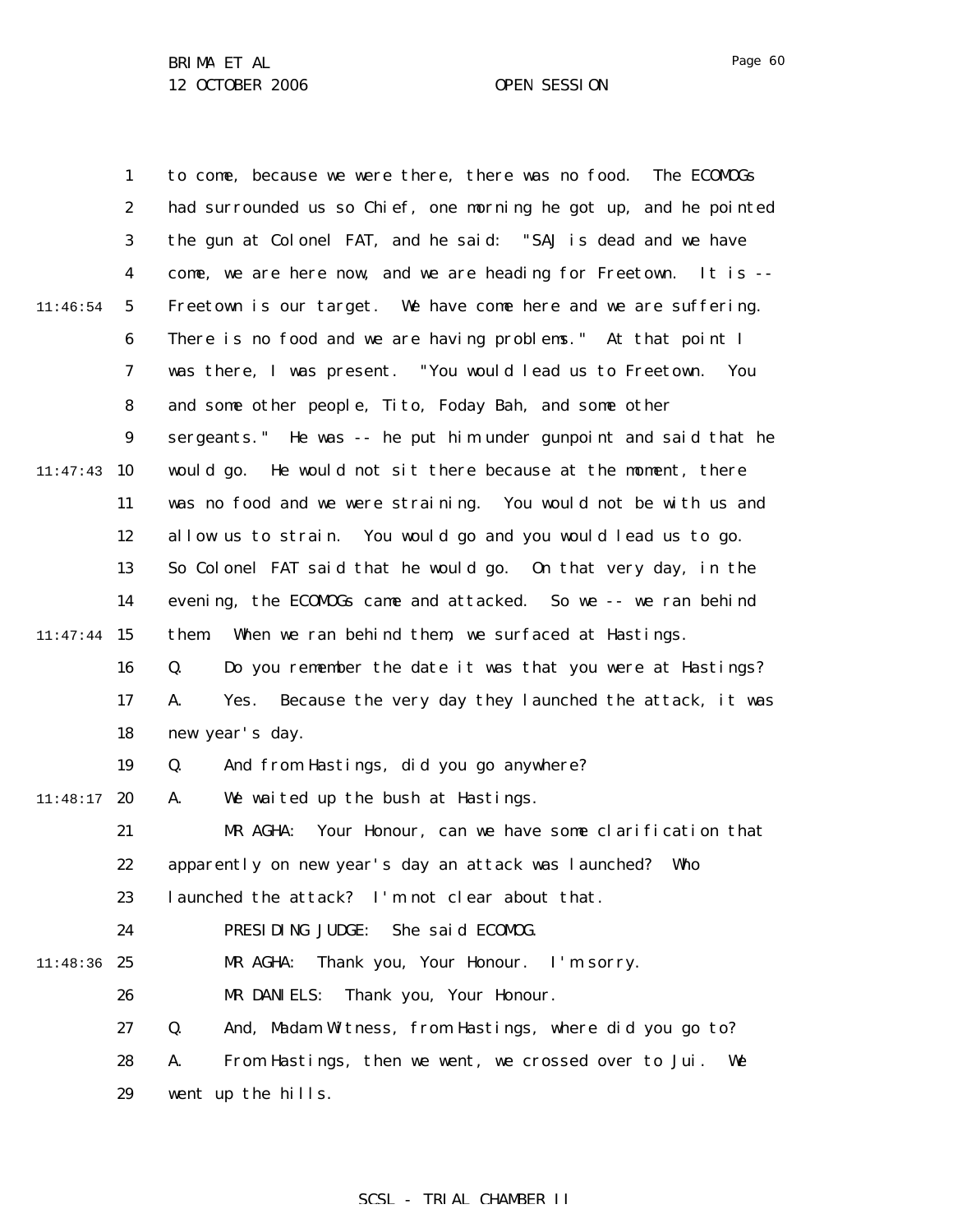to come, because we were there, there was no food. The ECOMOGs had surrounded us so Chief, one morning he got up, and he pointed the gun at Colonel FAT, and he said: "SAJ is dead and we have come, we are here now, and we are heading for Freetown. It is -- Freetown is our target. We have come here and we are suffering. There is no food and we are having problems." At that point I was there, I was present. "You would lead us to Freetown. You and some other people, Tito, Foday Bah, and some other sergeants." He was -- he put him under gunpoint and said that he would go. He would not sit there because at the moment, there was no food and we were straining. You would not be with us and allow us to strain. You would go and you would lead us to go. So Colonel FAT said that he would go. On that very day, in the evening, the ECOMOGs came and attacked. So we -- we ran behind them. When we ran behind them, we surfaced at Hastings.

Q. Do you remember the date it was that you were at Hastings?

A. Yes. Because the very day they launched the attack, it was new year's day.

Q. And from Hastings, did you go anywhere?

A. We waited up the bush at Hastings.

MR AGHA: Your Honour, can we have some clarification that apparently on new year's day an attack was launched? Who launched the attack? I'm not clear about that.

PRESIDING JUDGE: She said ECOMOG.

MR AGHA: Thank you, Your Honour. I'm sorry.

MR DANIELS: Thank you, Your Honour.

Q. And, Madam Witness, from Hastings, where did you go to?

A. From Hastings, then we went, we crossed over to Jui. We went up the hills.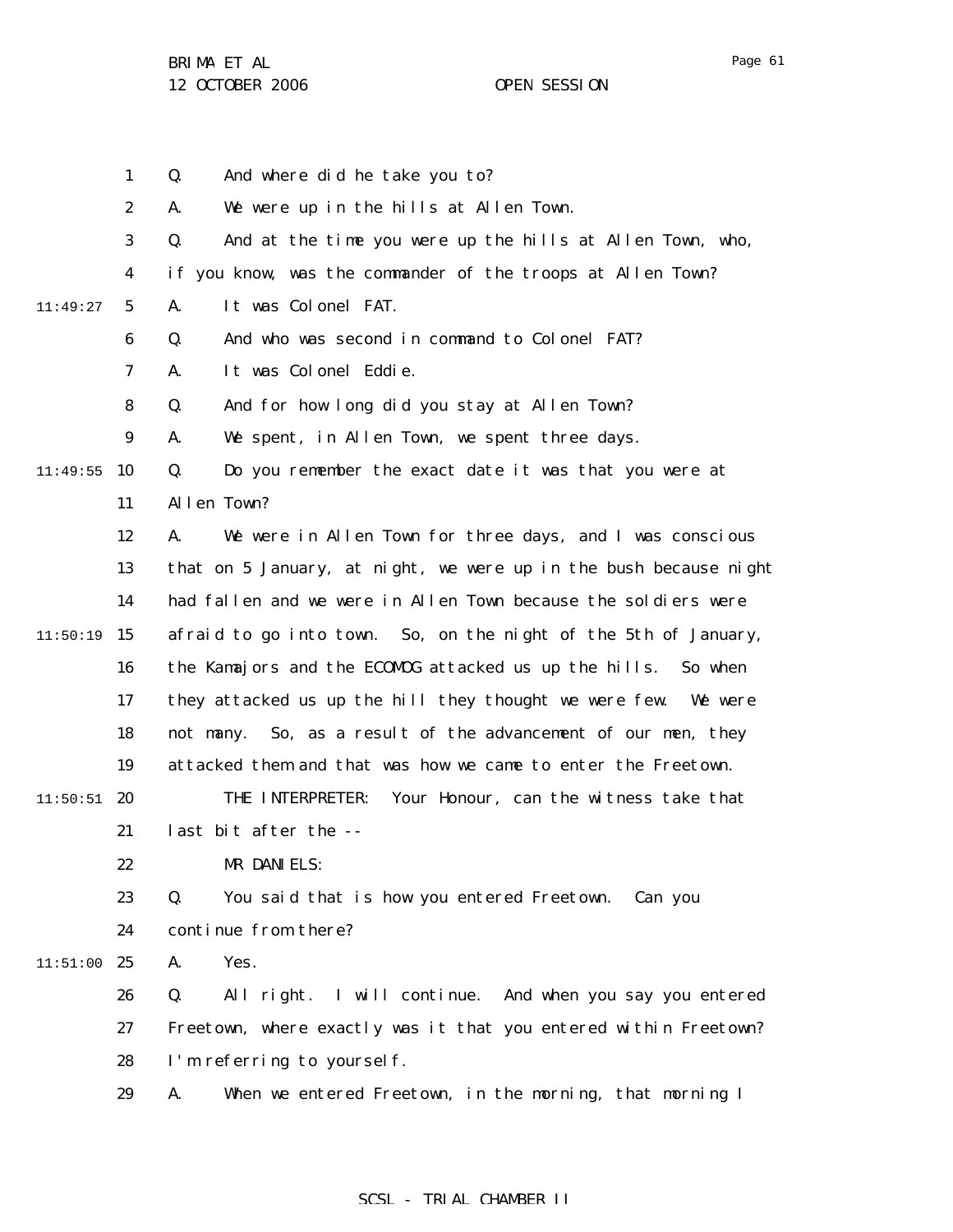Q. And where did he take you to?

A. We were up in the hills at Allen Town.

Q. And at the time you were up the hills at Allen Town, who, if you know, was the commander of the troops at Allen Town?

A. It was Colonel FAT.

Q. And who was second in command to Colonel FAT?

A. It was Colonel Eddie.

Q. And for how long did you stay at Allen Town?

A. We spent, in Allen Town, we spent three days.

Q. Do you remember the exact date it was that you were at Allen Town?

A. We were in Allen Town for three days, and I was conscious that on 5 January, at night, we were up in the bush because night had fallen and we were in Allen Town because the soldiers were afraid to go into town. So, on the night of the 5th of January, the Kamajors and the ECOMOG attacked us up the hills. So when they attacked us up the hill they thought we were few. We were not many. So, as a result of the advancement of our men, they attacked them and that was how we came to enter the Freetown.

THE INTERPRETER: Your Honour, can the witness take that last bit after the --

MR DANIELS:

Q. You said that is how you entered Freetown. Can you continue from there?

A. Yes.

Q. All right. I will continue. And when you say you entered Freetown, where exactly was it that you entered within Freetown? I'm referring to yourself.

A. When we entered Freetown, in the morning, that morning I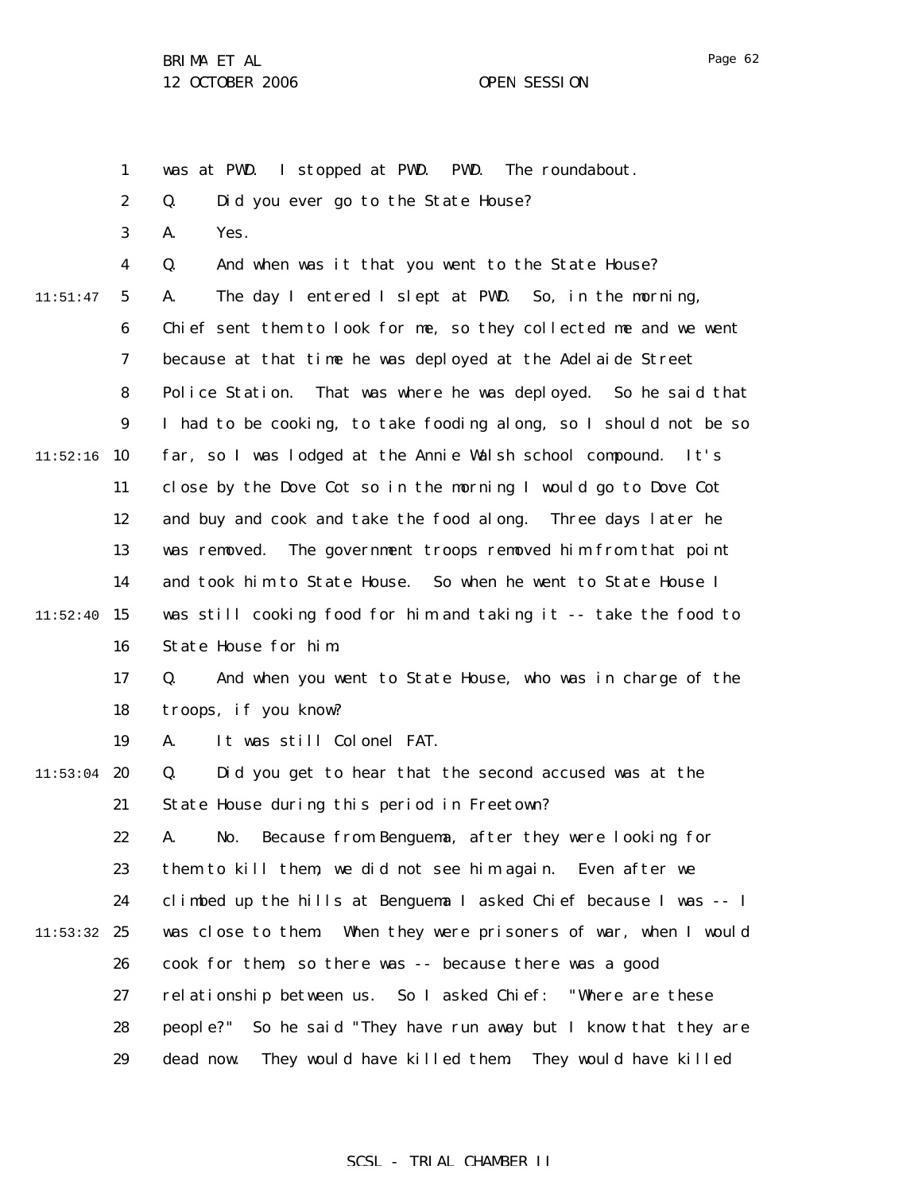was at PWD. I stopped at PWD. PWD. The roundabout.

Q. Did you ever go to the State House?

A. Yes.

Q. And when was it that you went to the State House?

A. The day I entered I slept at PWD. So, in the morning, Chief sent them to look for me, so they collected me and we went because at that time he was deployed at the Adelaide Street Police Station. That was where he was deployed. So he said that I had to be cooking, to take fooding along, so I should not be so far, so I was lodged at the Annie Walsh school compound. It's close by the Dove Cot so in the morning I would go to Dove Cot and buy and cook and take the food along. Three days later he was removed. The government troops removed him from that point and took him to State House. So when he went to State House I was still cooking food for him and taking it -- take the food to State House for him.

Q. And when you went to State House, who was in charge of the troops, if you know?

A. It was still Colonel FAT.

Q. Did you get to hear that the second accused was at the State House during this period in Freetown?

A. No. Because from Benguema, after they were looking for them to kill them, we did not see him again. Even after we climbed up the hills at Benguema I asked Chief because I was -- I was close to them. When they were prisoners of war, when I would cook for them, so there was -- because there was a good relationship between us. So I asked Chief: "Where are these people?" So he said "They have run away but I know that they are dead now. They would have killed them. They would have killed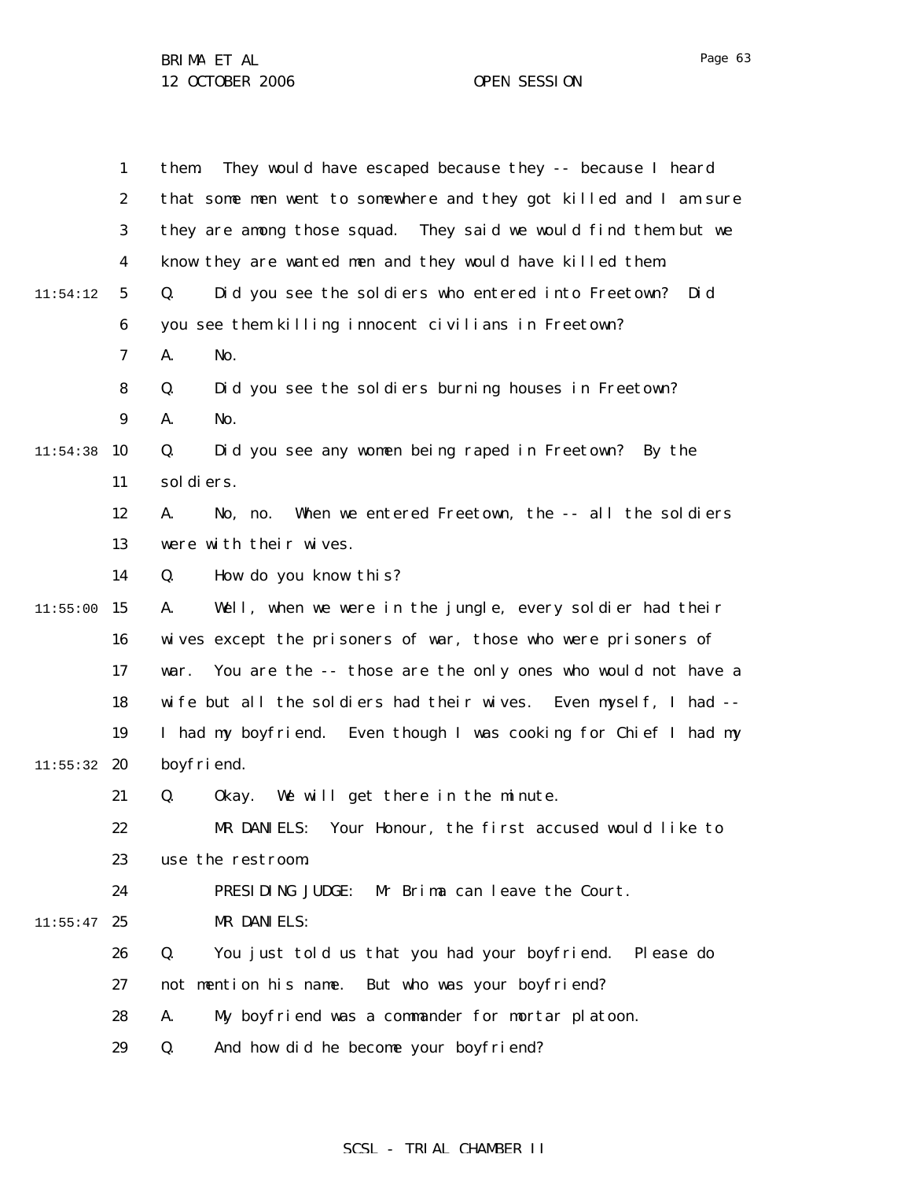them. They would have escaped because they -- because I heard that some men went to somewhere and they got killed and I am sure they are among those squad. They said we would find them but we know they are wanted men and they would have killed them.

Q. Did you see the soldiers who entered into Freetown? Did you see them killing innocent civilians in Freetown?

A. No.

Q. Did you see the soldiers burning houses in Freetown?

A. No.

Q. Did you see any women being raped in Freetown? By the soldiers.

A. No, no. When we entered Freetown, the -- all the soldiers were with their wives.

Q. How do you know this?

A. Well, when we were in the jungle, every soldier had their wives except the prisoners of war, those who were prisoners of war. You are the -- those are the only ones who would not have a wife but all the soldiers had their wives. Even myself, I had -- I had my boyfriend. Even though I was cooking for Chief I had my boyfriend.

Q. Okay. We will get there in the minute.

MR DANIELS: Your Honour, the first accused would like to use the restroom.

PRESIDING JUDGE: Mr Brima can leave the Court.

MR DANIELS:

Q. You just told us that you had your boyfriend. Please do not mention his name. But who was your boyfriend?

A. My boyfriend was a commander for mortar platoon.

Q. And how did he become your boyfriend?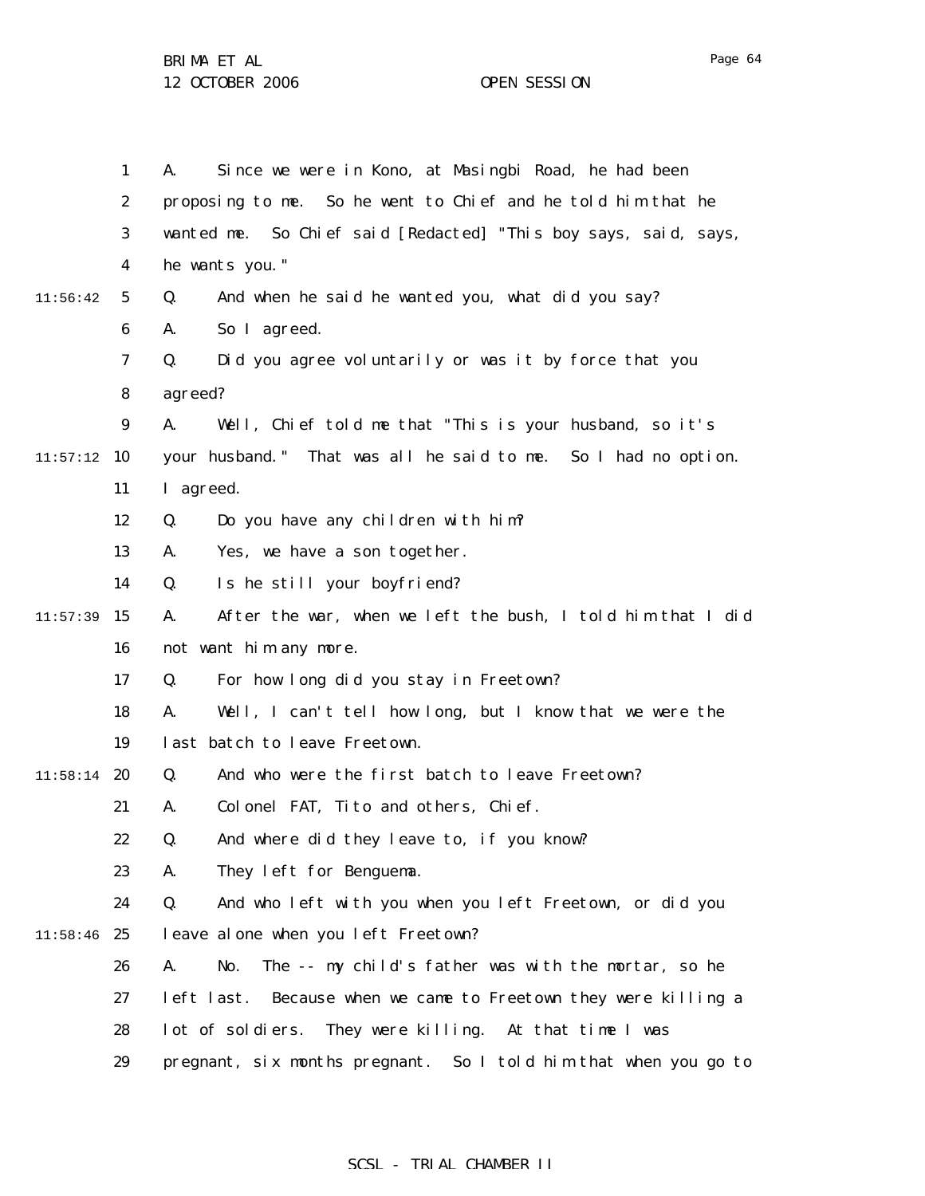A. Since we were in Kono, at Masingbi Road, he had been proposing to me. So he went to Chief and he told him that he wanted me. So Chief said [Redacted] "This boy says, said, says, he wants you."

Q. And when he said he wanted you, what did you say?

A. So I agreed.

Q. Did you agree voluntarily or was it by force that you agreed?

A. Well, Chief told me that "This is your husband, so it's your husband." That was all he said to me. So I had no option. I agreed.

Q. Do you have any children with him?

A. Yes, we have a son together.

Q. Is he still your boyfriend?

A. After the war, when we left the bush, I told him that I did not want him any more.

Q. For how long did you stay in Freetown?

A. Well, I can't tell how long, but I know that we were the last batch to leave Freetown.

Q. And who were the first batch to leave Freetown?

A. Colonel FAT, Tito and others, Chief.

Q. And where did they leave to, if you know?

A. They left for Benguema.

Q. And who left with you when you left Freetown, or did you leave alone when you left Freetown?

A. No. The -- my child's father was with the mortar, so he left last. Because when we came to Freetown they were killing a lot of soldiers. They were killing. At that time I was pregnant, six months pregnant. So I told him that when you go to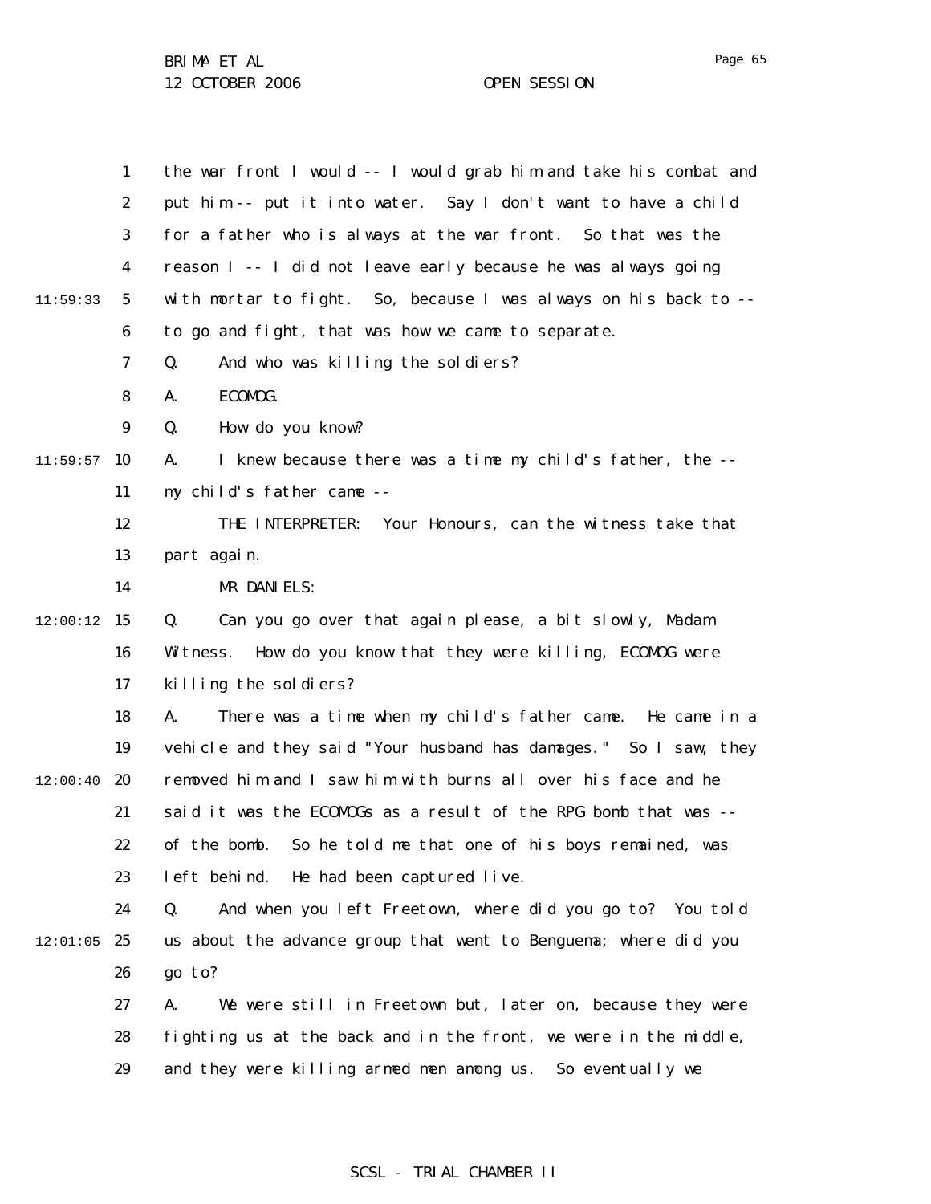the war front I would -- I would grab him and take his combat and put him -- put it into water. Say I don't want to have a child for a father who is always at the war front. So that was the reason I -- I did not leave early because he was always going with mortar to fight. So, because I was always on his back to -- to go and fight, that was how we came to separate.

Q. And who was killing the soldiers?

A. ECOMOG.

Q. How do you know?

A. I knew because there was a time my child's father, the -- my child's father came --

THE INTERPRETER: Your Honours, can the witness take that part again.

MR DANIELS:

Q. Can you go over that again please, a bit slowly, Madam Witness. How do you know that they were killing, ECOMOG were killing the soldiers?

A. There was a time when my child's father came. He came in a vehicle and they said "Your husband has damages." So I saw, they removed him and I saw him with burns all over his face and he said it was the ECOMOGs as a result of the RPG bomb that was -- of the bomb. So he told me that one of his boys remained, was left behind. He had been captured live.

Q. And when you left Freetown, where did you go to? You told us about the advance group that went to Benguema; where did you go to?

A. We were still in Freetown but, later on, because they were fighting us at the back and in the front, we were in the middle, and they were killing armed men among us. So eventually we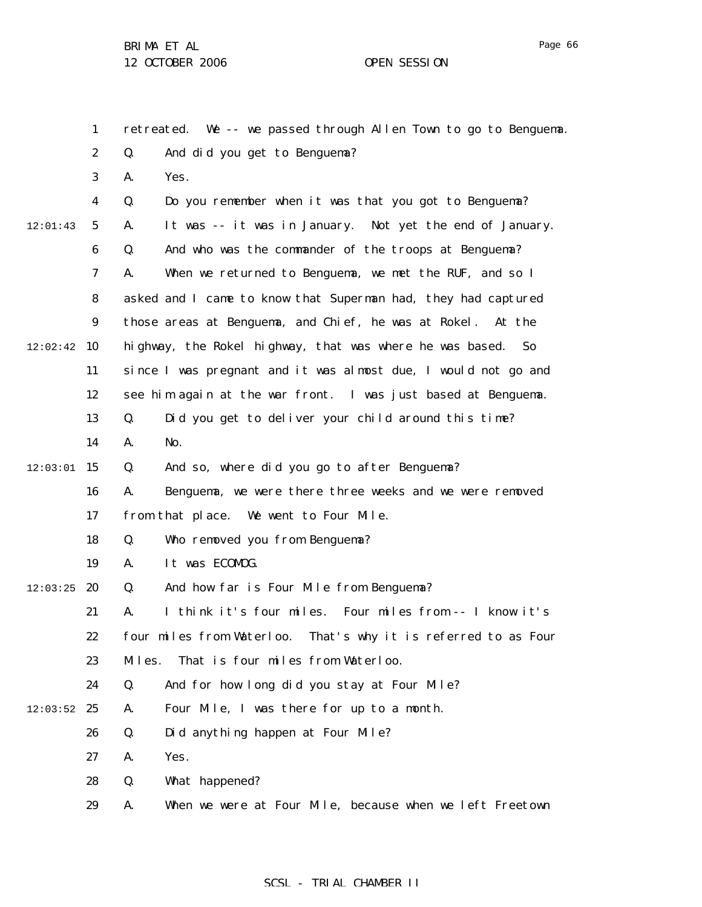retreated. We -- we passed through Allen Town to go to Benguema.

Q. And did you get to Benguema?

A. Yes.

Q. Do you remember when it was that you got to Benguema?

A. It was -- it was in January. Not yet the end of January.

Q. And who was the commander of the troops at Benguema?

A. When we returned to Benguema, we met the RUF, and so I asked and I came to know that Superman had, they had captured those areas at Benguema, and Chief, he was at Rokel. At the highway, the Rokel highway, that was where he was based. So since I was pregnant and it was almost due, I would not go and see him again at the war front. I was just based at Benguema.

Q. Did you get to deliver your child around this time?

A. No.

Q. And so, where did you go to after Benguema?

A. Benguema, we were there three weeks and we were removed from that place. We went to Four Mile.

Q. Who removed you from Benguema?

A. It was ECOMOG.

Q. And how far is Four Mile from Benguema?

A. I think it's four miles. Four miles from -- I know it's four miles from Waterloo. That's why it is referred to as Four Miles. That is four miles from Waterloo.

Q. And for how long did you stay at Four Mile?

A. Four Mile, I was there for up to a month.

Q. Did anything happen at Four Mile?

A. Yes.

Q. What happened?

A. When we were at Four Mile, because when we left Freetown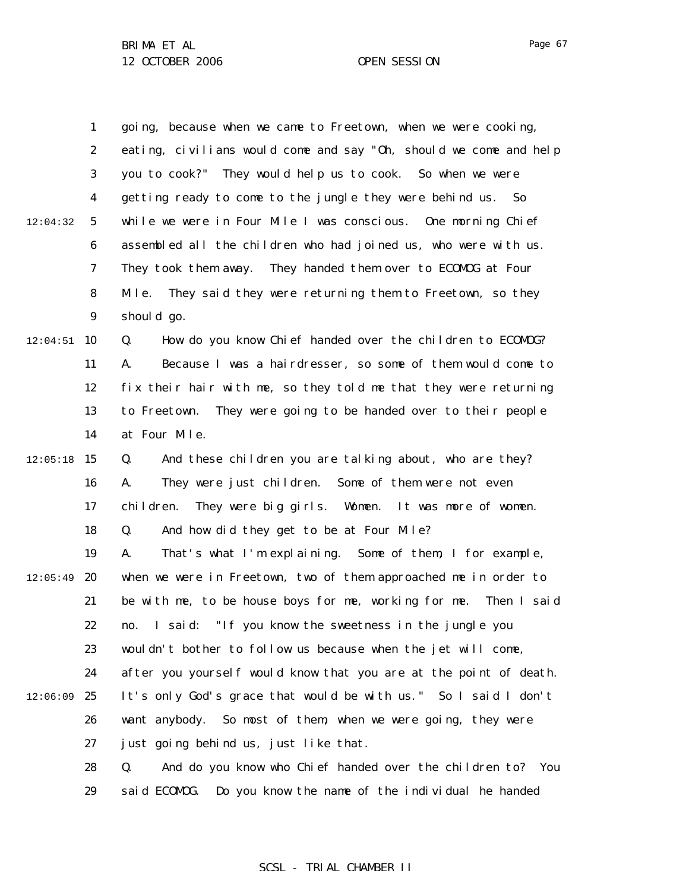going, because when we came to Freetown, when we were cooking, eating, civilians would come and say "Oh, should we come and help you to cook?" They would help us to cook. So when we were getting ready to come to the jungle they were behind us. So while we were in Four Mile I was conscious. One morning Chief assembled all the children who had joined us, who were with us. They took them away. They handed them over to ECOMOG at Four Mile. They said they were returning them to Freetown, so they should go.

Q. How do you know Chief handed over the children to ECOMOG?

A. Because I was a hairdresser, so some of them would come to fix their hair with me, so they told me that they were returning to Freetown. They were going to be handed over to their people at Four Mile.

Q. And these children you are talking about, who are they?

A. They were just children. Some of them were not even children. They were big girls. Women. It was more of women.

Q. And how did they get to be at Four Mile?

A. That's what I'm explaining. Some of them, I for example, when we were in Freetown, two of them approached me in order to be with me, to be house boys for me, working for me. Then I said no. I said: "If you know the sweetness in the jungle you wouldn't bother to follow us because when the jet will come, after you yourself would know that you are at the point of death. It's only God's grace that would be with us." So I said I don't want anybody. So most of them, when we were going, they were just going behind us, just like that.

Q. And do you know who Chief handed over the children to? You said ECOMOG. Do you know the name of the individual he handed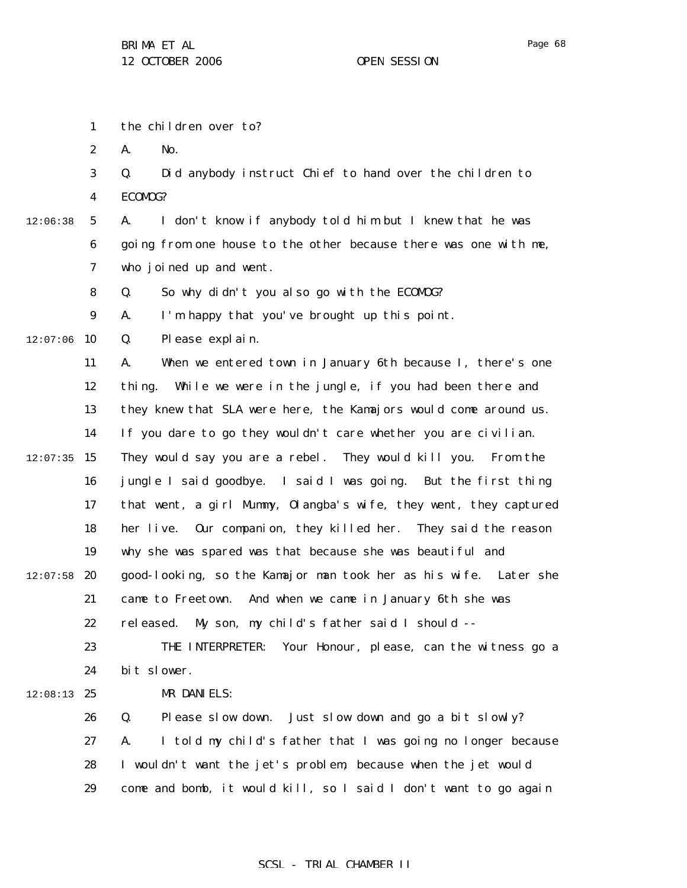the children over to?

A. No.

Q. Did anybody instruct Chief to hand over the children to ECOMOG?

A. I don't know if anybody told him but I knew that he was going from one house to the other because there was one with me, who joined up and went.

Q. So why didn't you also go with the ECOMOG?

A. I'm happy that you've brought up this point.

Q. Please explain.

A. When we entered town in January 6th because I, there's one thing. While we were in the jungle, if you had been there and they knew that SLA were here, the Kamajors would come around us. If you dare to go they wouldn't care whether you are civilian. They would say you are a rebel. They would kill you. From the jungle I said goodbye. I said I was going. But the first thing that went, a girl Mummy, Olangba's wife, they went, they captured her live. Our companion, they killed her. They said the reason why she was spared was that because she was beautiful and good-looking, so the Kamajor man took her as his wife. Later she came to Freetown. And when we came in January 6th she was released. My son, my child's father said I should --

THE INTERPRETER: Your Honour, please, can the witness go a bit slower.

MR DANIELS:

Q. Please slow down. Just slow down and go a bit slowly?

A. I told my child's father that I was going no longer because I wouldn't want the jet's problem, because when the jet would come and bomb, it would kill, so I said I don't want to go again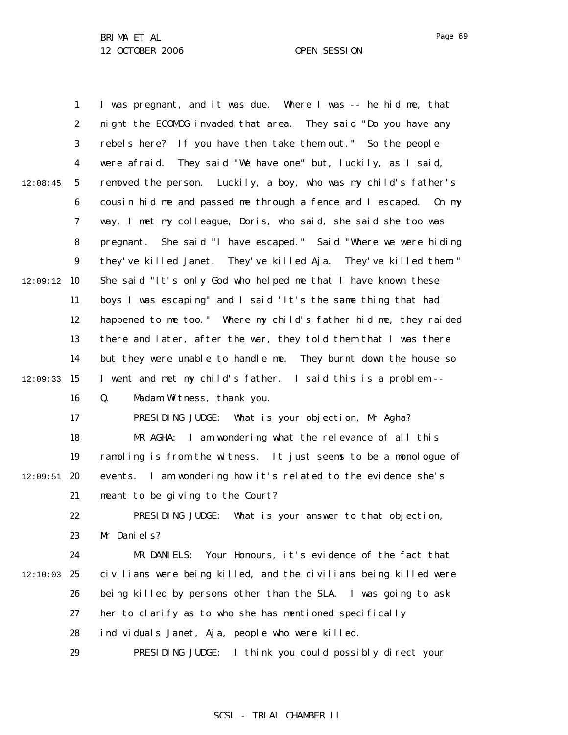I was pregnant, and it was due. Where I was -- he hid me, that night the ECOMOG invaded that area. They said "Do you have any rebels here? If you have then take them out." So the people were afraid. They said "We have one" but, luckily, as I said, removed the person. Luckily, a boy, who was my child's father's cousin hid me and passed me through a fence and I escaped. On my way, I met my colleague, Doris, who said, she said she too was pregnant. She said "I have escaped." Said "Where we were hiding they've killed Janet. They've killed Aja. They've killed them." She said "It's only God who helped me that I have known these boys I was escaping" and I said 'It's the same thing that had happened to me too." Where my child's father hid me, they raided there and later, after the war, they told them that I was there but they were unable to handle me. They burnt down the house so I went and met my child's father. I said this is a problem --

Q. Madam Witness, thank you.

PRESIDING JUDGE: What is your objection, Mr Agha?

MR AGHA: I am wondering what the relevance of all this rambling is from the witness. It just seems to be a monologue of events. I am wondering how it's related to the evidence she's meant to be giving to the Court?

PRESIDING JUDGE: What is your answer to that objection, Mr Daniels?

MR DANIELS: Your Honours, it's evidence of the fact that civilians were being killed, and the civilians being killed were being killed by persons other than the SLA. I was going to ask her to clarify as to who she has mentioned specifically individuals Janet, Aja, people who were killed.

PRESIDING JUDGE: I think you could possibly direct your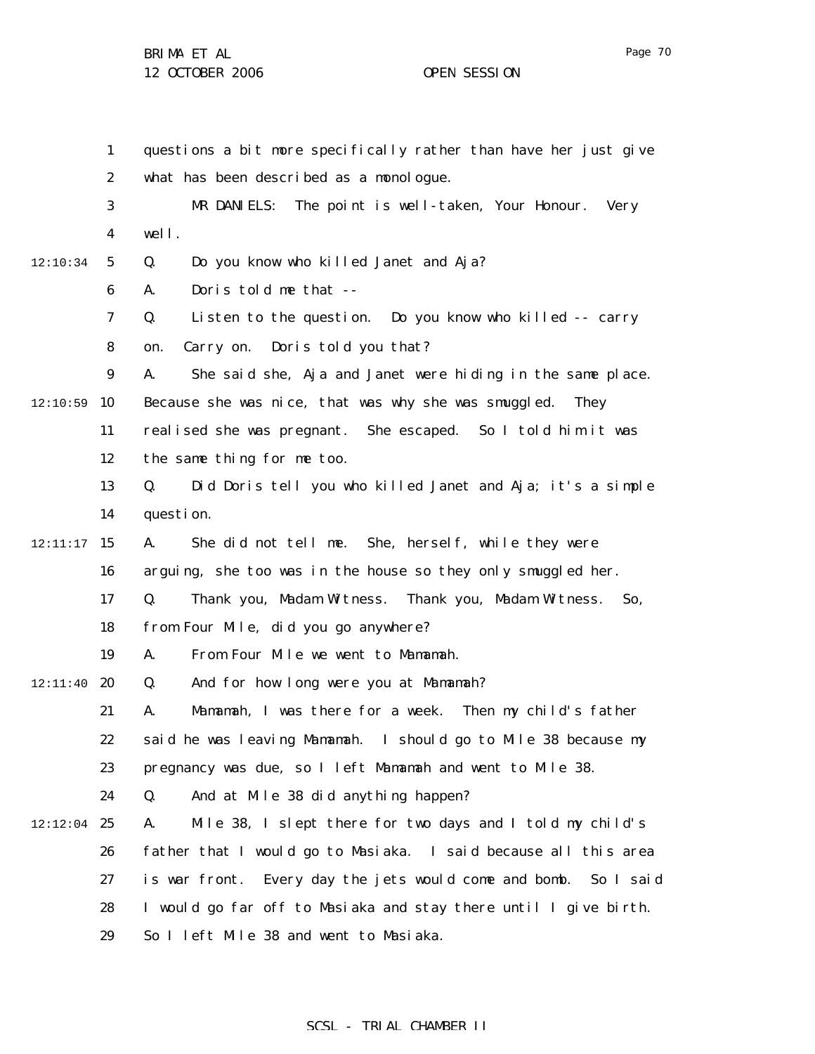questions a bit more specifically rather than have her just give what has been described as a monologue.

MR DANIELS: The point is well-taken, Your Honour. Very well.

Q. Do you know who killed Janet and Aja?

A. Doris told me that --

Q. Listen to the question. Do you know who killed -- carry on. Carry on. Doris told you that?

A. She said she, Aja and Janet were hiding in the same place. Because she was nice, that was why she was smuggled. They realised she was pregnant. She escaped. So I told him it was the same thing for me too.

Q. Did Doris tell you who killed Janet and Aja; it's a simple question.

A. She did not tell me. She, herself, while they were arguing, she too was in the house so they only smuggled her.

Q. Thank you, Madam Witness. Thank you, Madam Witness. So, from Four Mile, did you go anywhere?

A. From Four Mile we went to Mamamah.

Q. And for how long were you at Mamamah?

A. Mamamah, I was there for a week. Then my child's father said he was leaving Mamamah. I should go to Mile 38 because my pregnancy was due, so I left Mamamah and went to Mile 38.

Q. And at Mile 38 did anything happen?

A. Mile 38, I slept there for two days and I told my child's father that I would go to Masiaka. I said because all this area is war front. Every day the jets would come and bomb. So I said I would go far off to Masiaka and stay there until I give birth. So I left Mile 38 and went to Masiaka.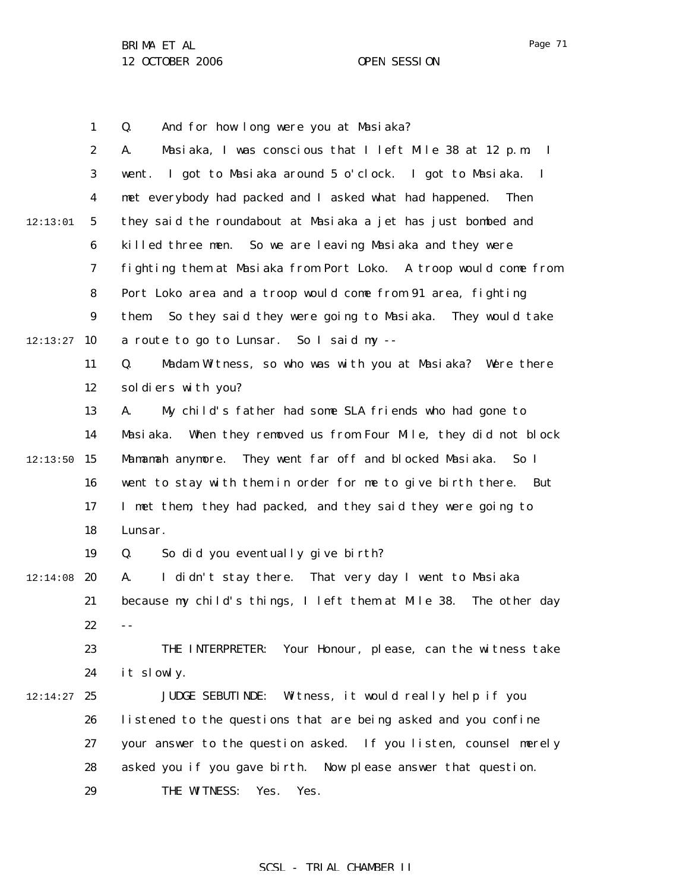Q. And for how long were you at Masiaka?

A. Masiaka, I was conscious that I left Mile 38 at 12 p.m. I went. I got to Masiaka around 5 o'clock. I got to Masiaka. I met everybody had packed and I asked what had happened. Then they said the roundabout at Masiaka a jet has just bombed and killed three men. So we are leaving Masiaka and they were fighting them at Masiaka from Port Loko. A troop would come from Port Loko area and a troop would come from 91 area, fighting them. So they said they were going to Masiaka. They would take a route to go to Lunsar. So I said my --

Q. Madam Witness, so who was with you at Masiaka? Were there soldiers with you?

A. My child's father had some SLA friends who had gone to Masiaka. When they removed us from Four Mile, they did not block Mamamah anymore. They went far off and blocked Masiaka. So I went to stay with them in order for me to give birth there. But I met them, they had packed, and they said they were going to Lunsar.

Q. So did you eventually give birth?

A. I didn't stay there. That very day I went to Masiaka because my child's things, I left them at Mile 38. The other day --

THE INTERPRETER: Your Honour, please, can the witness take it slowly.

JUDGE SEBUTINDE: Witness, it would really help if you listened to the questions that are being asked and you confine your answer to the question asked. If you listen, counsel merely asked you if you gave birth. Now please answer that question.

THE WITNESS: Yes. Yes.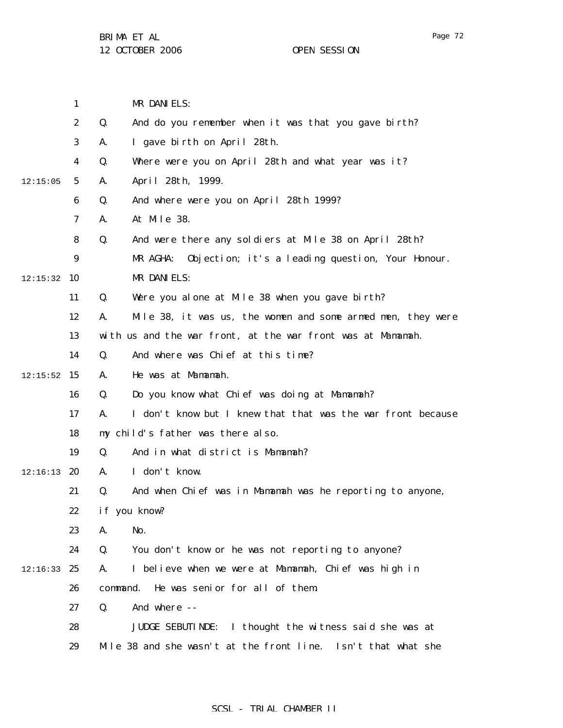MR DANIELS:

Q. And do you remember when it was that you gave birth?

A. I gave birth on April 28th.

Q. Where were you on April 28th and what year was it?

A. April 28th, 1999.

Q. And where were you on April 28th 1999?

A. At Mile 38.

Q. And were there any soldiers at Mile 38 on April 28th?

MR AGHA: Objection; it's a leading question, Your Honour.

MR DANIELS:

Q. Were you alone at Mile 38 when you gave birth?

A. Mile 38, it was us, the women and some armed men, they were with us and the war front, at the war front was at Mamamah.

Q. And where was Chief at this time?

A. He was at Mamamah.

Q. Do you know what Chief was doing at Mamamah?

A. I don't know but I knew that that was the war front because my child's father was there also.

Q. And in what district is Mamamah?

A. I don't know.

Q. And when Chief was in Mamamah was he reporting to anyone, if you know?

A. No.

Q. You don't know or he was not reporting to anyone?

A. I believe when we were at Mamamah, Chief was high in command. He was senior for all of them.

Q. And where --

JUDGE SEBUTINDE: I thought the witness said she was at Mile 38 and she wasn't at the front line. Isn't that what she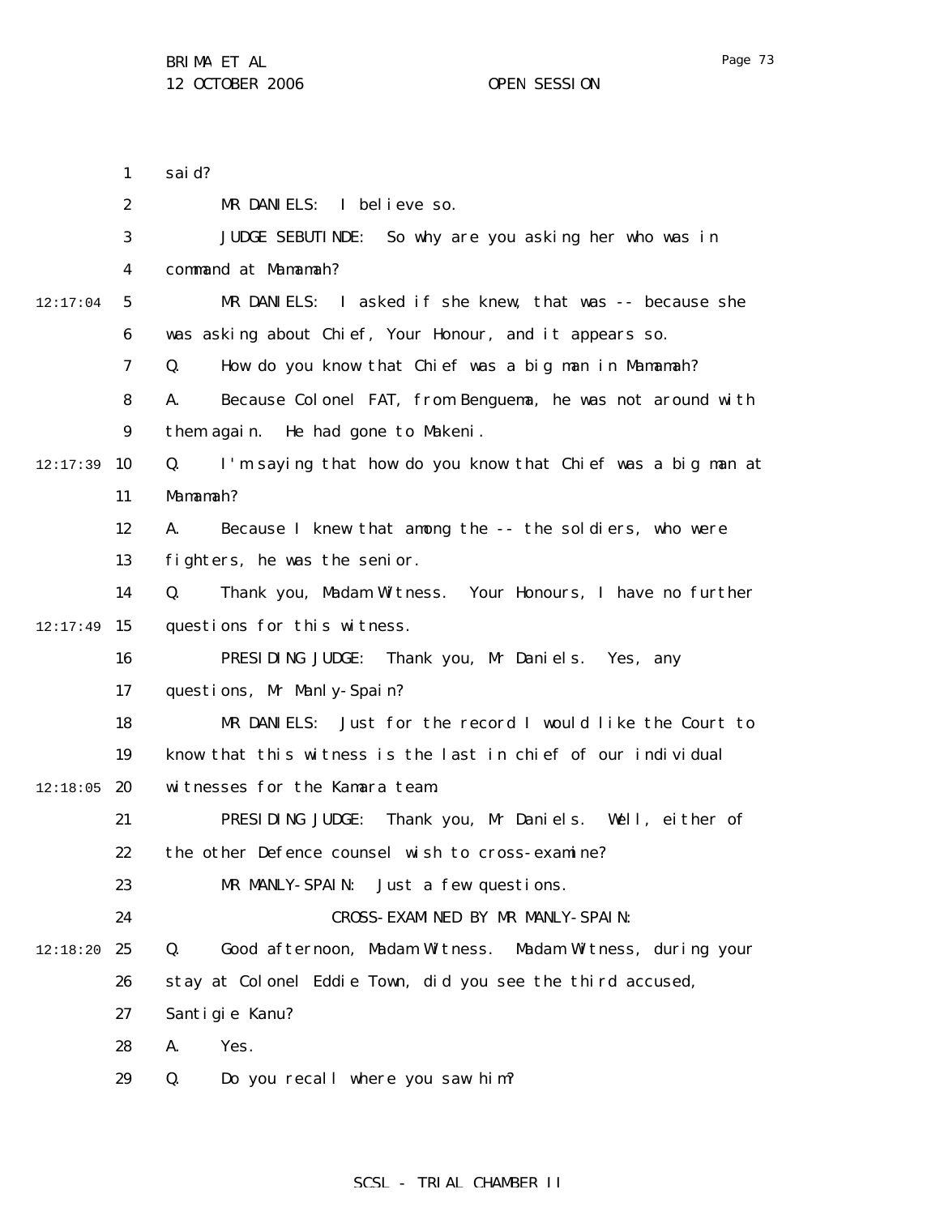said?

MR DANIELS: I believe so.

JUDGE SEBUTINDE: So why are you asking her who was in command at Mamamah?

MR DANIELS: I asked if she knew, that was -- because she was asking about Chief, Your Honour, and it appears so.

Q. How do you know that Chief was a big man in Mamamah?

A. Because Colonel FAT, from Benguema, he was not around with them again. He had gone to Makeni.

Q. I'm saying that how do you know that Chief was a big man at Mamamah?

A. Because I knew that among the -- the soldiers, who were fighters, he was the senior.

Q. Thank you, Madam Witness. Your Honours, I have no further questions for this witness.

PRESIDING JUDGE: Thank you, Mr Daniels. Yes, any questions, Mr Manly-Spain?

MR DANIELS: Just for the record I would like the Court to know that this witness is the last in chief of our individual witnesses for the Kamara team.

PRESIDING JUDGE: Thank you, Mr Daniels. Well, either of the other Defence counsel wish to cross-examine?

MR MANLY-SPAIN: Just a few questions.

CROSS-EXAMINED BY MR MANLY-SPAIN:

Q. Good afternoon, Madam Witness. Madam Witness, during your stay at Colonel Eddie Town, did you see the third accused, Santigie Kanu?

A. Yes.

Q. Do you recall where you saw him?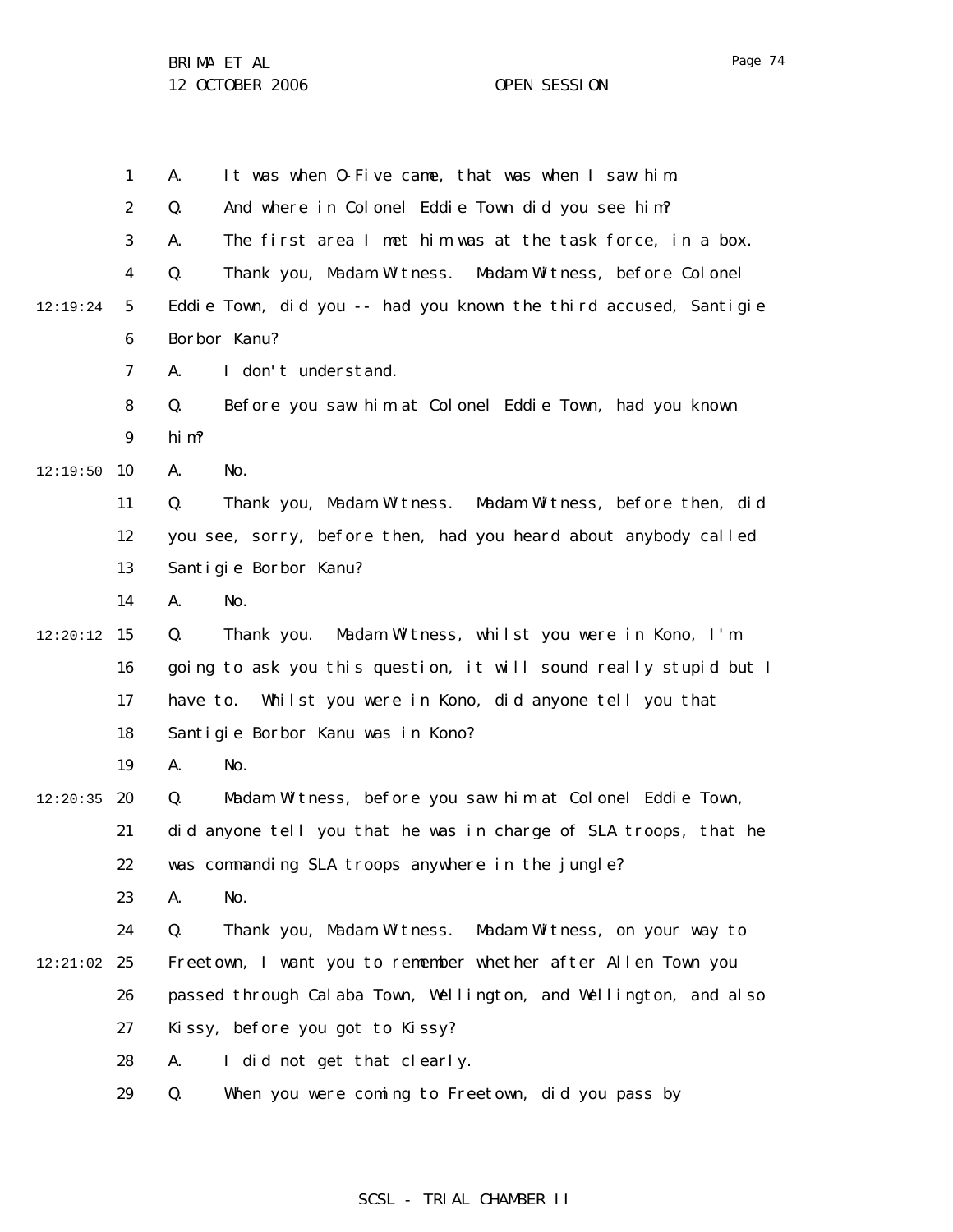A. It was when O-Five came, that was when I saw him.

Q. And where in Colonel Eddie Town did you see him?

A. The first area I met him was at the task force, in a box.

Q. Thank you, Madam Witness. Madam Witness, before Colonel Eddie Town, did you -- had you known the third accused, Santigie Borbor Kanu?

A. I don't understand.

Q. Before you saw him at Colonel Eddie Town, had you known him?

A. No.

Q. Thank you, Madam Witness. Madam Witness, before then, did you see, sorry, before then, had you heard about anybody called Santigie Borbor Kanu?

A. No.

Q. Thank you. Madam Witness, whilst you were in Kono, I'm going to ask you this question, it will sound really stupid but I have to. Whilst you were in Kono, did anyone tell you that Santigie Borbor Kanu was in Kono?

A. No.

Q. Madam Witness, before you saw him at Colonel Eddie Town, did anyone tell you that he was in charge of SLA troops, that he was commanding SLA troops anywhere in the jungle?

A. No.

Q. Thank you, Madam Witness. Madam Witness, on your way to Freetown, I want you to remember whether after Allen Town you passed through Calaba Town, Wellington, and Wellington, and also Kissy, before you got to Kissy?

A. I did not get that clearly.

Q. When you were coming to Freetown, did you pass by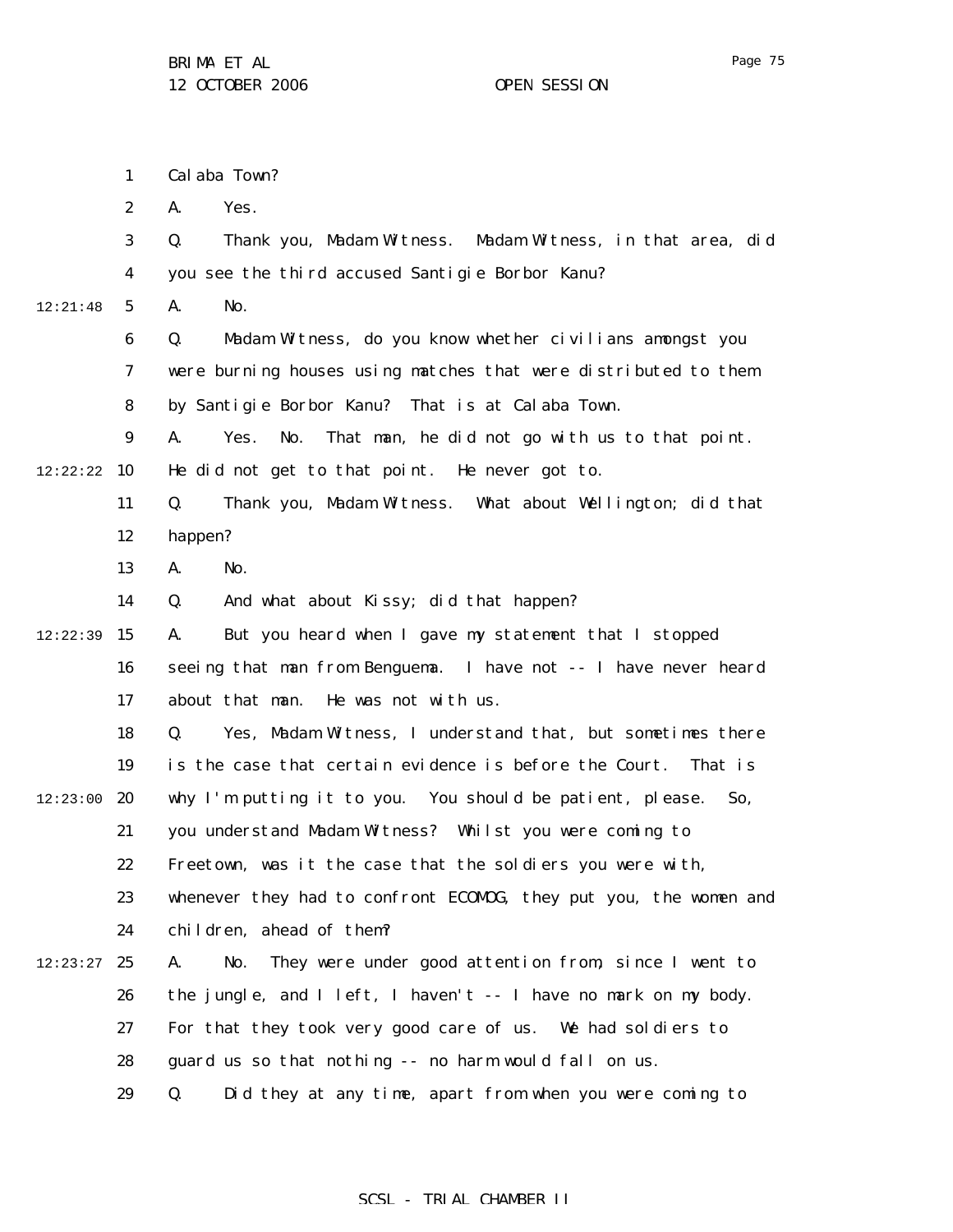Calaba Town?

A. Yes.

Q. Thank you, Madam Witness. Madam Witness, in that area, did you see the third accused Santigie Borbor Kanu?

A. No.

Q. Madam Witness, do you know whether civilians amongst you were burning houses using matches that were distributed to them by Santigie Borbor Kanu? That is at Calaba Town.

A. Yes. No. That man, he did not go with us to that point. He did not get to that point. He never got to.

Q. Thank you, Madam Witness. What about Wellington; did that happen?

A. No.

Q. And what about Kissy; did that happen?

A. But you heard when I gave my statement that I stopped seeing that man from Benguema. I have not -- I have never heard about that man. He was not with us.

Q. Yes, Madam Witness, I understand that, but sometimes there is the case that certain evidence is before the Court. That is why I'm putting it to you. You should be patient, please. So, you understand Madam Witness? Whilst you were coming to Freetown, was it the case that the soldiers you were with, whenever they had to confront ECOMOG, they put you, the women and children, ahead of them?

A. No. They were under good attention from, since I went to the jungle, and I left, I haven't -- I have no mark on my body. For that they took very good care of us. We had soldiers to guard us so that nothing -- no harm would fall on us.

Q. Did they at any time, apart from when you were coming to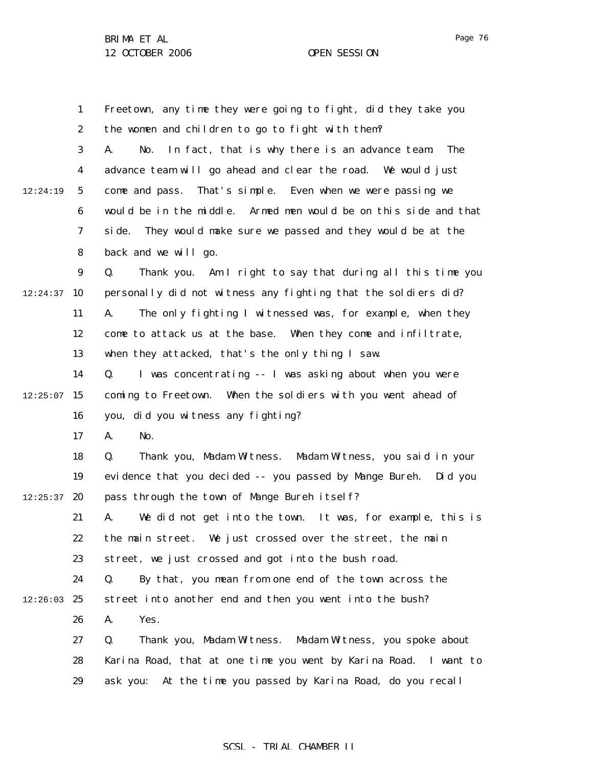Freetown, any time they were going to fight, did they take you the women and children to go to fight with them?

A. No. In fact, that is why there is an advance team. The advance team will go ahead and clear the road. We would just come and pass. That's simple. Even when we were passing we would be in the middle. Armed men would be on this side and that side. They would make sure we passed and they would be at the back and we will go.

Q. Thank you. Am I right to say that during all this time you personally did not witness any fighting that the soldiers did?

A. The only fighting I witnessed was, for example, when they come to attack us at the base. When they come and infiltrate, when they attacked, that's the only thing I saw.

Q. I was concentrating -- I was asking about when you were coming to Freetown. When the soldiers with you went ahead of you, did you witness any fighting?

A. No.

Q. Thank you, Madam Witness. Madam Witness, you said in your evidence that you decided -- you passed by Mange Bureh. Did you pass through the town of Mange Bureh itself?

A. We did not get into the town. It was, for example, this is the main street. We just crossed over the street, the main street, we just crossed and got into the bush road.

Q. By that, you mean from one end of the town across the street into another end and then you went into the bush?

A. Yes.

Q. Thank you, Madam Witness. Madam Witness, you spoke about Karina Road, that at one time you went by Karina Road. I want to ask you: At the time you passed by Karina Road, do you recall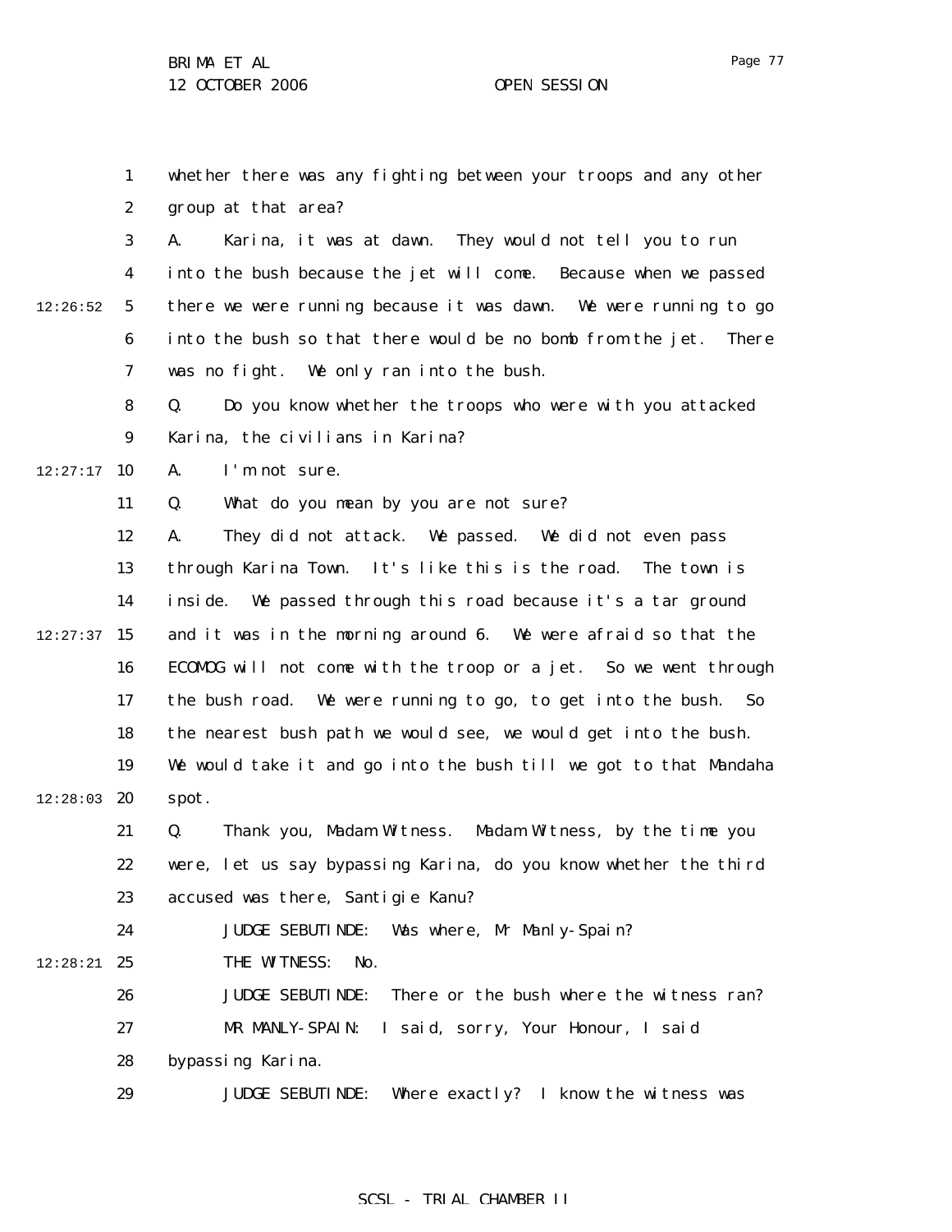whether there was any fighting between your troops and any other group at that area?

A. Karina, it was at dawn. They would not tell you to run into the bush because the jet will come. Because when we passed there we were running because it was dawn. We were running to go into the bush so that there would be no bomb from the jet. There was no fight. We only ran into the bush.

Q. Do you know whether the troops who were with you attacked Karina, the civilians in Karina?

A. I'm not sure.

Q. What do you mean by you are not sure?

A. They did not attack. We passed. We did not even pass through Karina Town. It's like this is the road. The town is inside. We passed through this road because it's a tar ground and it was in the morning around 6. We were afraid so that the ECOMOG will not come with the troop or a jet. So we went through the bush road. We were running to go, to get into the bush. So the nearest bush path we would see, we would get into the bush. We would take it and go into the bush till we got to that Mandaha spot.

Q. Thank you, Madam Witness. Madam Witness, by the time you were, let us say bypassing Karina, do you know whether the third accused was there, Santigie Kanu?

JUDGE SEBUTINDE: Was where, Mr Manly-Spain?

THE WITNESS: No.

JUDGE SEBUTINDE: There or the bush where the witness ran?

MR MANLY-SPAIN: I said, sorry, Your Honour, I said bypassing Karina.

JUDGE SEBUTINDE: Where exactly? I know the witness was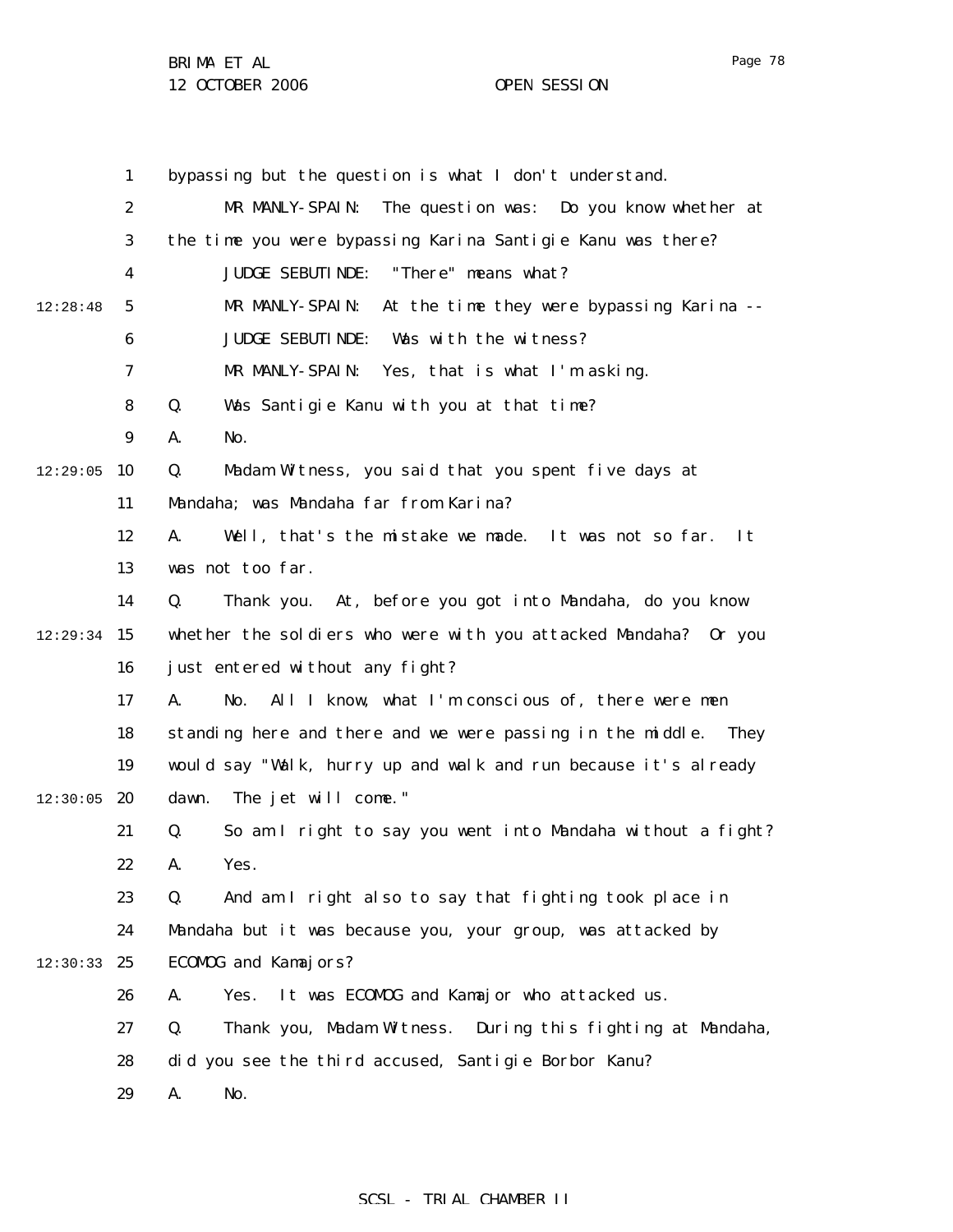bypassing but the question is what I don't understand.

MR MANLY-SPAIN: The question was: Do you know whether at the time you were bypassing Karina Santigie Kanu was there?

JUDGE SEBUTINDE: "There" means what?

MR MANLY-SPAIN: At the time they were bypassing Karina --

JUDGE SEBUTINDE: Was with the witness?

MR MANLY-SPAIN: Yes, that is what I'm asking.

Q. Was Santigie Kanu with you at that time?

A. No.

Q. Madam Witness, you said that you spent five days at Mandaha; was Mandaha far from Karina?

A. Well, that's the mistake we made. It was not so far. It was not too far.

Q. Thank you. At, before you got into Mandaha, do you know whether the soldiers who were with you attacked Mandaha? Or you just entered without any fight?

A. No. All I know, what I'm conscious of, there were men standing here and there and we were passing in the middle. They would say "Walk, hurry up and walk and run because it's already dawn. The jet will come."

Q. So am I right to say you went into Mandaha without a fight?

A. Yes.

Q. And am I right also to say that fighting took place in Mandaha but it was because you, your group, was attacked by ECOMOG and Kamajors?

A. Yes. It was ECOMOG and Kamajor who attacked us.

Q. Thank you, Madam Witness. During this fighting at Mandaha, did you see the third accused, Santigie Borbor Kanu?

A. No.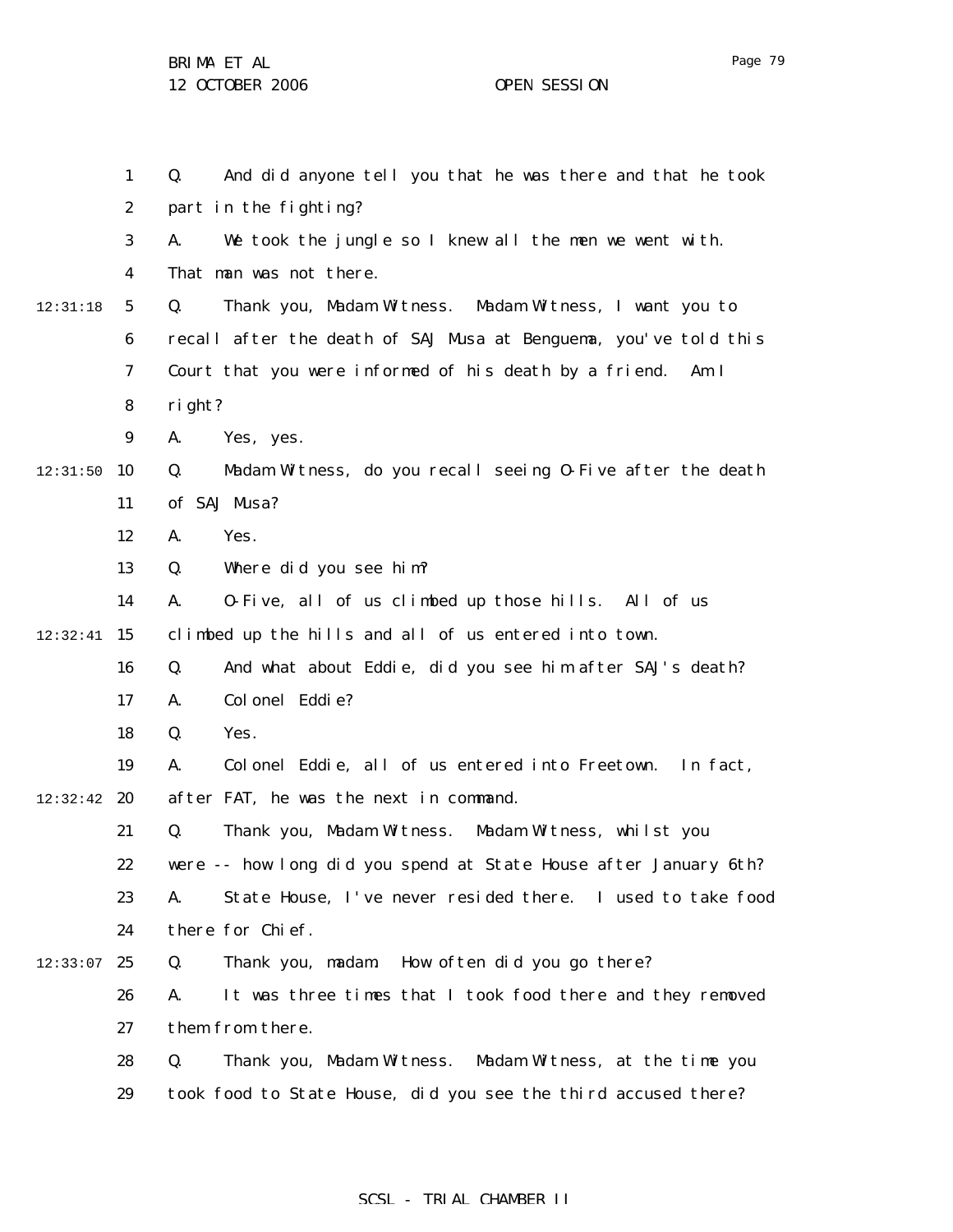1 Q. And did anyone tell you that he was there and that he took
2 part in the fighting?
3 A. We took the jungle so I knew all the men we went with.
4 That man was not there.
12:31:18 5 Q. Thank you, Madam Witness. Madam Witness, I want you to
6 recall after the death of SAJ Musa at Benguema, you've told this
7 Court that you were informed of his death by a friend. Am I
8 right?
9 A. Yes, yes.
12:31:50 10 Q. Madam Witness, do you recall seeing O-Five after the death
11 of SAJ Musa?
12 A. Yes.
13 Q. Where did you see him?
14 A. O-Five, all of us climbed up those hills. All of us
12:32:41 15 climbed up the hills and all of us entered into town.
16 Q. And what about Eddie, did you see him after SAJ's death?
17 A. Colonel Eddie?
18 Q. Yes.
19 A. Colonel Eddie, all of us entered into Freetown. In fact,
12:32:42 20 after FAT, he was the next in command.
21 Q. Thank you, Madam Witness. Madam Witness, whilst you
22 were -- how long did you spend at State House after January 6th?
23 A. State House, I've never resided there. I used to take food
24 there for Chief.
12:33:07 25 Q. Thank you, madam. How often did you go there?
26 A. It was three times that I took food there and they removed
27 them from there.
28 Q. Thank you, Madam Witness. Madam Witness, at the time you
29 took food to State House, did you see the third accused there?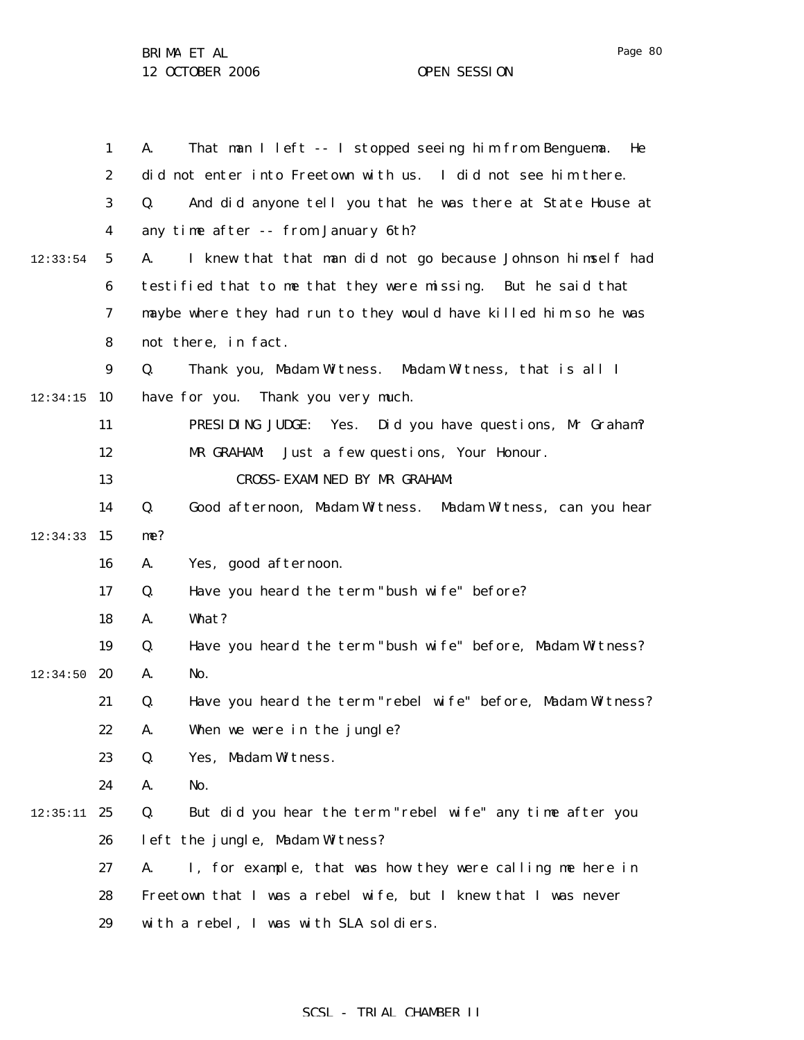A. That man I left -- I stopped seeing him from Benguema. He did not enter into Freetown with us. I did not see him there.

Q. And did anyone tell you that he was there at State House at any time after -- from January 6th?

A. I knew that that man did not go because Johnson himself had testified that to me that they were missing. But he said that maybe where they had run to they would have killed him so he was not there, in fact.

Q. Thank you, Madam Witness. Madam Witness, that is all I have for you. Thank you very much.

PRESIDING JUDGE: Yes. Did you have questions, Mr Graham?

MR GRAHAM: Just a few questions, Your Honour.

CROSS-EXAMINED BY MR GRAHAM:

Q. Good afternoon, Madam Witness. Madam Witness, can you hear me?

A. Yes, good afternoon.

Q. Have you heard the term "bush wife" before?

A. What?

Q. Have you heard the term "bush wife" before, Madam Witness?

A. No.

Q. Have you heard the term "rebel wife" before, Madam Witness?

A. When we were in the jungle?

Q. Yes, Madam Witness.

A. No.

Q. But did you hear the term "rebel wife" any time after you left the jungle, Madam Witness?

A. I, for example, that was how they were calling me here in Freetown that I was a rebel wife, but I knew that I was never with a rebel, I was with SLA soldiers.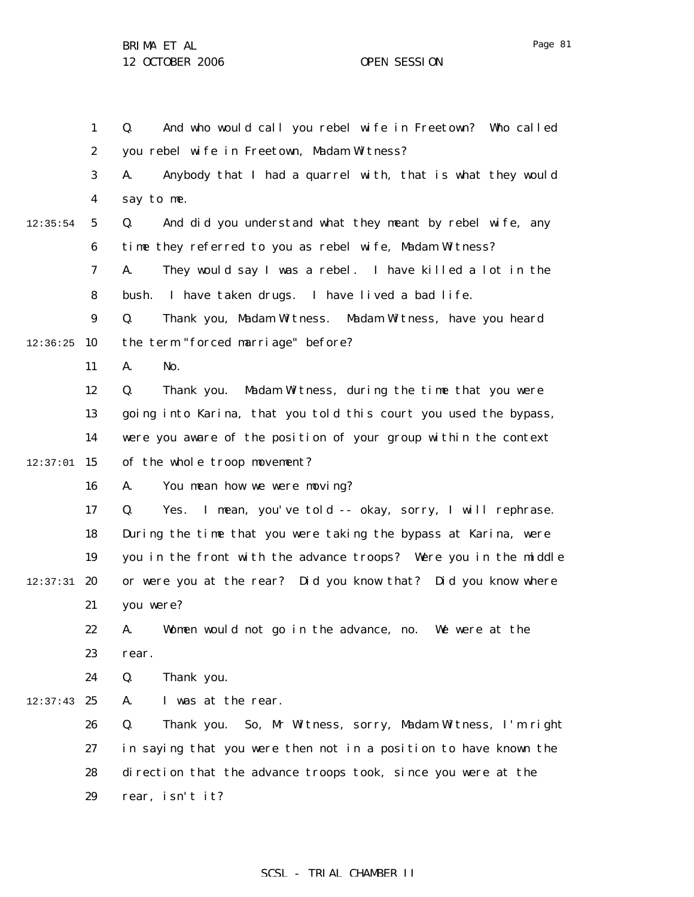Q. And who would call you rebel wife in Freetown? Who called you rebel wife in Freetown, Madam Witness?

A. Anybody that I had a quarrel with, that is what they would say to me.

Q. And did you understand what they meant by rebel wife, any time they referred to you as rebel wife, Madam Witness?

A. They would say I was a rebel. I have killed a lot in the bush. I have taken drugs. I have lived a bad life.

Q. Thank you, Madam Witness. Madam Witness, have you heard the term "forced marriage" before?

A. No.

Q. Thank you. Madam Witness, during the time that you were going into Karina, that you told this court you used the bypass, were you aware of the position of your group within the context of the whole troop movement?

A. You mean how we were moving?

Q. Yes. I mean, you've told -- okay, sorry, I will rephrase. During the time that you were taking the bypass at Karina, were you in the front with the advance troops? Were you in the middle or were you at the rear? Did you know that? Did you know where you were?

A. Women would not go in the advance, no. We were at the rear.

Q. Thank you.

A. I was at the rear.

Q. Thank you. So, Mr Witness, sorry, Madam Witness, I'm right in saying that you were then not in a position to have known the direction that the advance troops took, since you were at the rear, isn't it?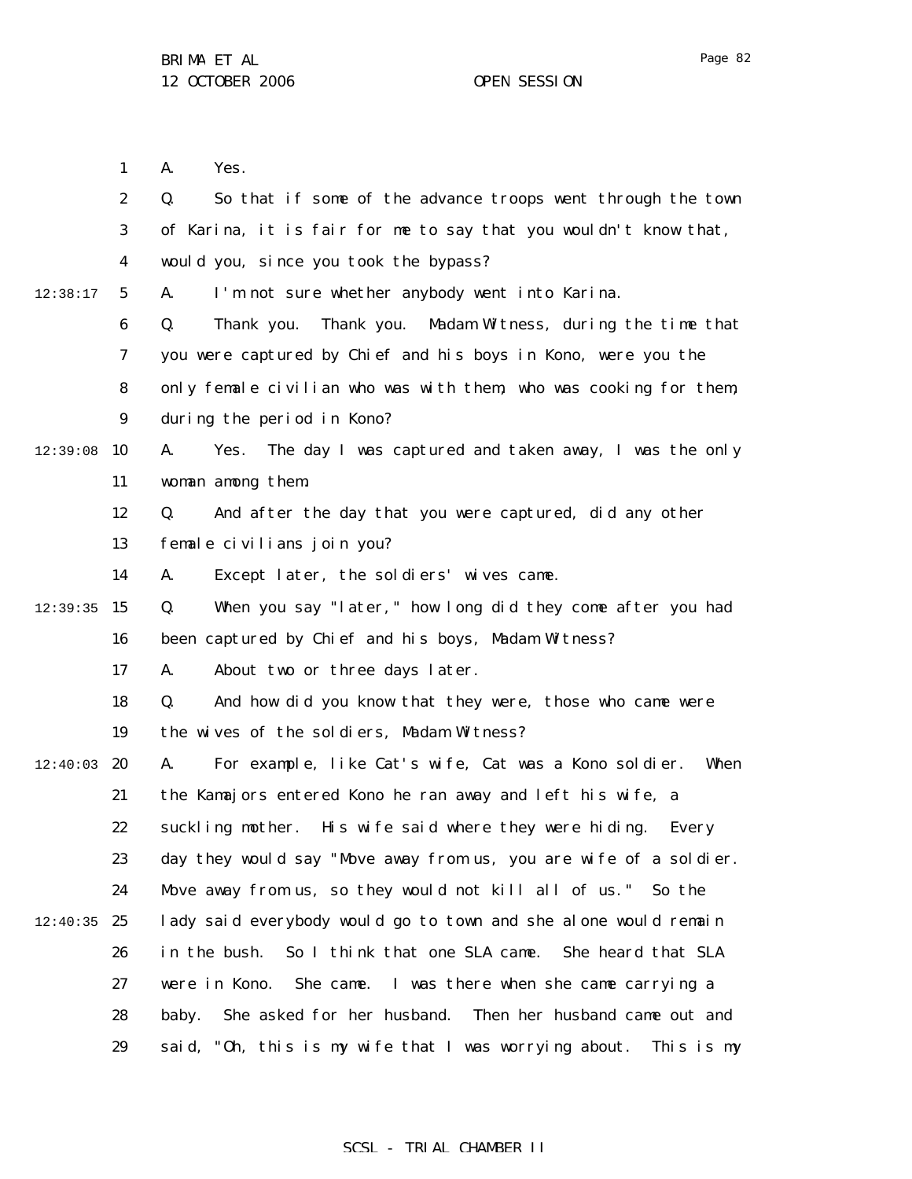A. Yes.

Q. So that if some of the advance troops went through the town of Karina, it is fair for me to say that you wouldn't know that, would you, since you took the bypass?

A. I'm not sure whether anybody went into Karina.

Q. Thank you. Thank you. Madam Witness, during the time that you were captured by Chief and his boys in Kono, were you the only female civilian who was with them, who was cooking for them, during the period in Kono?

A. Yes. The day I was captured and taken away, I was the only woman among them.

Q. And after the day that you were captured, did any other female civilians join you?

A. Except later, the soldiers' wives came.

Q. When you say "later," how long did they come after you had been captured by Chief and his boys, Madam Witness?

A. About two or three days later.

Q. And how did you know that they were, those who came were the wives of the soldiers, Madam Witness?

A. For example, like Cat's wife, Cat was a Kono soldier. When the Kamajors entered Kono he ran away and left his wife, a suckling mother. His wife said where they were hiding. Every day they would say "Move away from us, you are wife of a soldier. Move away from us, so they would not kill all of us." So the lady said everybody would go to town and she alone would remain in the bush. So I think that one SLA came. She heard that SLA were in Kono. She came. I was there when she came carrying a baby. She asked for her husband. Then her husband came out and said, "Oh, this is my wife that I was worrying about. This is my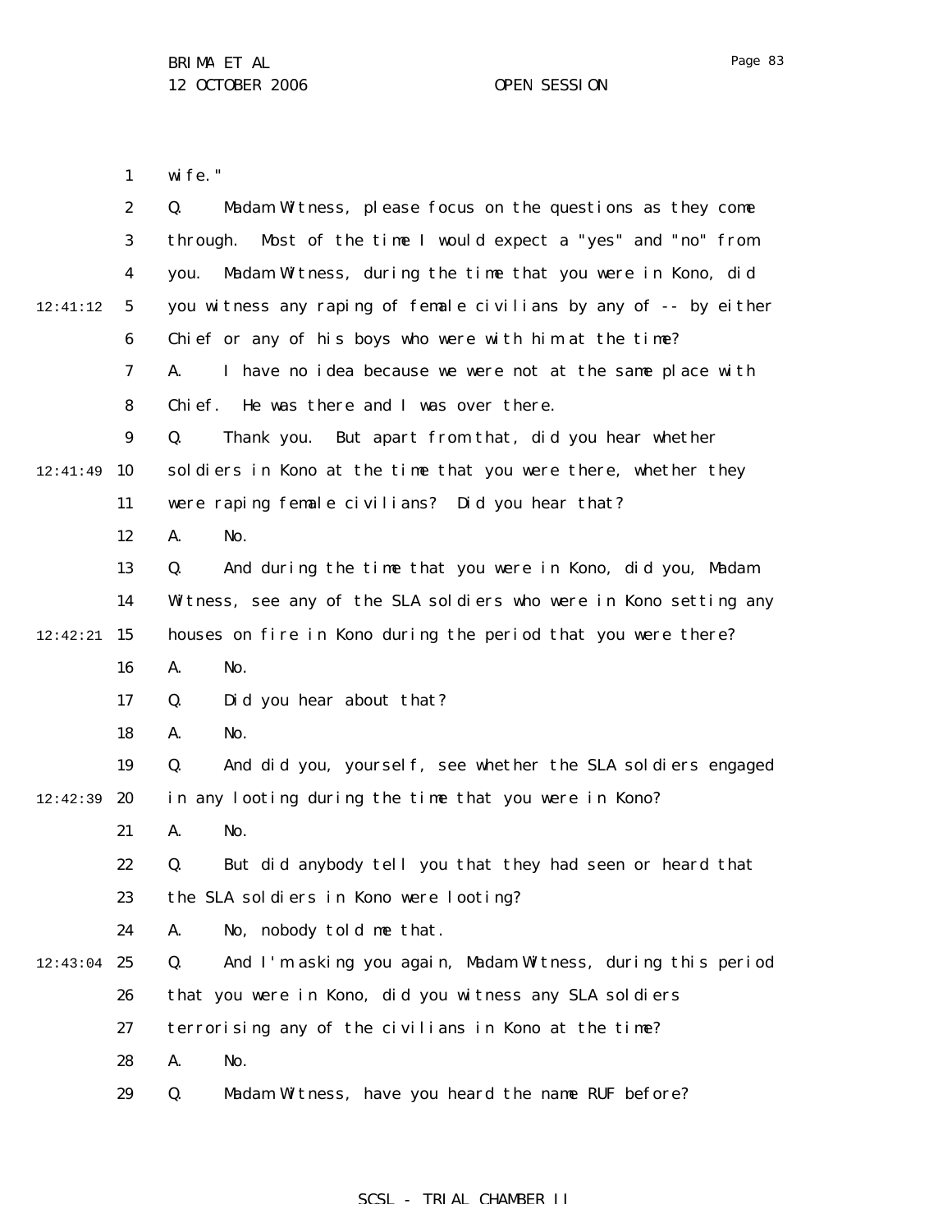wife."

Q. Madam Witness, please focus on the questions as they come through. Most of the time I would expect a "yes" and "no" from you. Madam Witness, during the time that you were in Kono, did you witness any raping of female civilians by any of -- by either Chief or any of his boys who were with him at the time?

A. I have no idea because we were not at the same place with Chief. He was there and I was over there.

Q. Thank you. But apart from that, did you hear whether soldiers in Kono at the time that you were there, whether they were raping female civilians? Did you hear that?

A. No.

Q. And during the time that you were in Kono, did you, Madam Witness, see any of the SLA soldiers who were in Kono setting any houses on fire in Kono during the period that you were there?

A. No.

Q. Did you hear about that?

A. No.

Q. And did you, yourself, see whether the SLA soldiers engaged in any looting during the time that you were in Kono?

A. No.

Q. But did anybody tell you that they had seen or heard that the SLA soldiers in Kono were looting?

A. No, nobody told me that.

Q. And I'm asking you again, Madam Witness, during this period that you were in Kono, did you witness any SLA soldiers terrorising any of the civilians in Kono at the time?

A. No.

Q. Madam Witness, have you heard the name RUF before?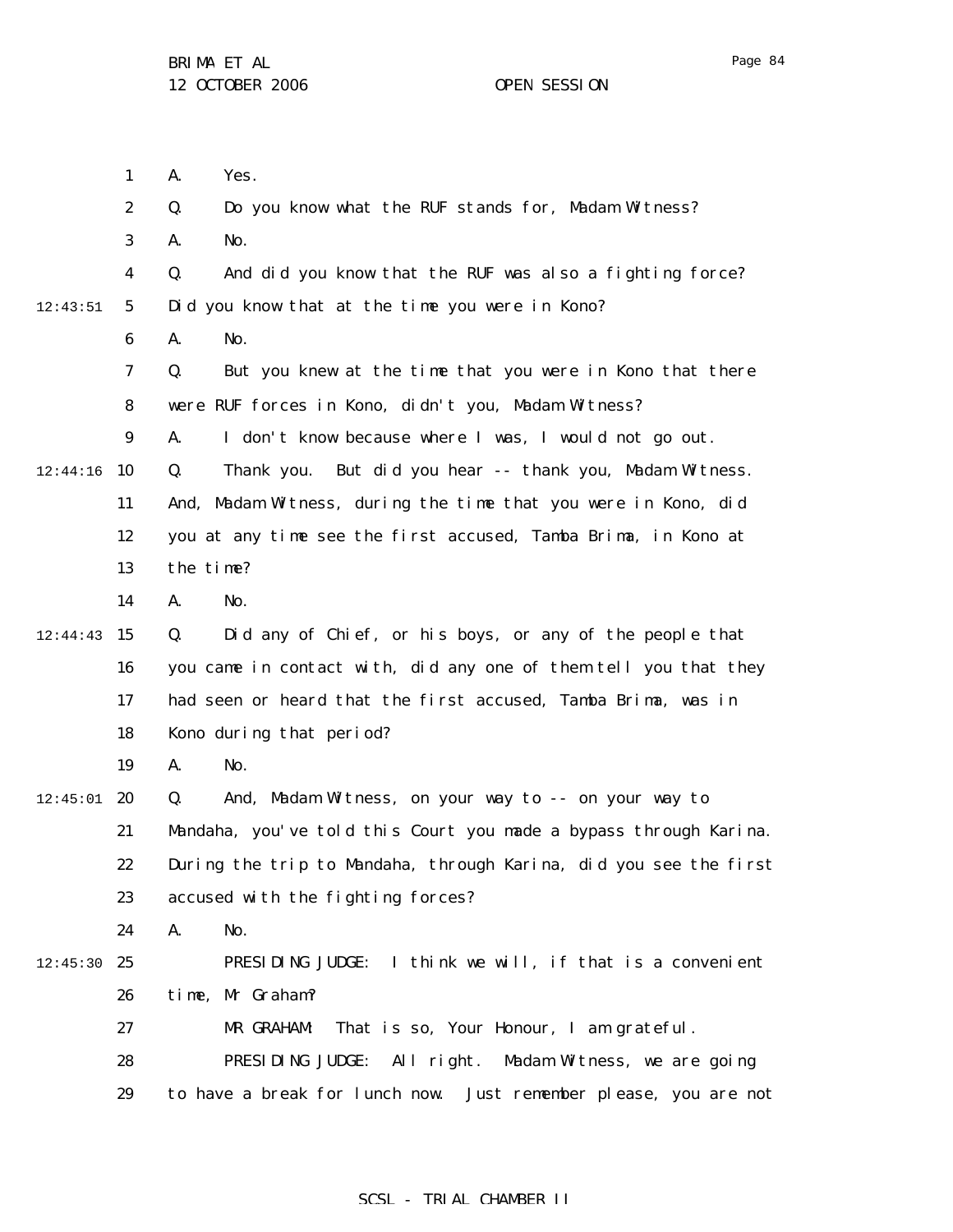A. Yes.

Q. Do you know what the RUF stands for, Madam Witness?

A. No.

Q. And did you know that the RUF was also a fighting force? Did you know that at the time you were in Kono?

A. No.

Q. But you knew at the time that you were in Kono that there were RUF forces in Kono, didn't you, Madam Witness?

A. I don't know because where I was, I would not go out.

Q. Thank you. But did you hear -- thank you, Madam Witness. And, Madam Witness, during the time that you were in Kono, did you at any time see the first accused, Tamba Brima, in Kono at the time?

A. No.

Q. Did any of Chief, or his boys, or any of the people that you came in contact with, did any one of them tell you that they had seen or heard that the first accused, Tamba Brima, was in Kono during that period?

A. No.

Q. And, Madam Witness, on your way to -- on your way to Mandaha, you've told this Court you made a bypass through Karina. During the trip to Mandaha, through Karina, did you see the first accused with the fighting forces?

A. No.

PRESIDING JUDGE: I think we will, if that is a convenient time, Mr Graham?

MR GRAHAM: That is so, Your Honour, I am grateful.

PRESIDING JUDGE: All right. Madam Witness, we are going to have a break for lunch now. Just remember please, you are not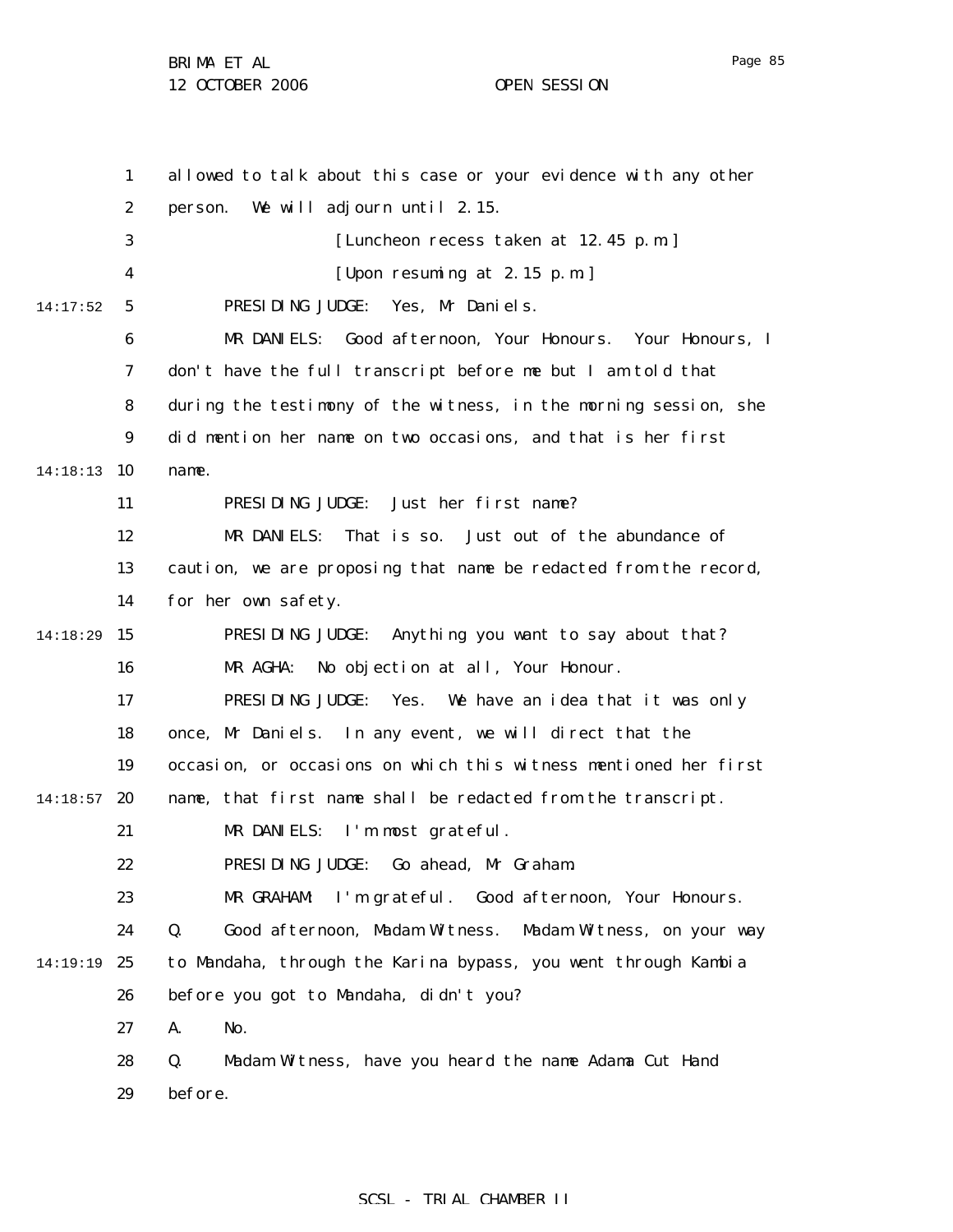allowed to talk about this case or your evidence with any other person. We will adjourn until 2.15.

[Luncheon recess taken at 12.45 p.m.]

[Upon resuming at 2.15 p.m.]

PRESIDING JUDGE: Yes, Mr Daniels.

MR DANIELS: Good afternoon, Your Honours. Your Honours, I don't have the full transcript before me but I am told that during the testimony of the witness, in the morning session, she did mention her name on two occasions, and that is her first name.

PRESIDING JUDGE: Just her first name?

MR DANIELS: That is so. Just out of the abundance of caution, we are proposing that name be redacted from the record, for her own safety.

PRESIDING JUDGE: Anything you want to say about that?

MR AGHA: No objection at all, Your Honour.

PRESIDING JUDGE: Yes. We have an idea that it was only once, Mr Daniels. In any event, we will direct that the occasion, or occasions on which this witness mentioned her first name, that first name shall be redacted from the transcript.

MR DANIELS: I'm most grateful.

PRESIDING JUDGE: Go ahead, Mr Graham.

MR GRAHAM: I'm grateful. Good afternoon, Your Honours.

Q. Good afternoon, Madam Witness. Madam Witness, on your way to Mandaha, through the Karina bypass, you went through Kambia before you got to Mandaha, didn't you?

A. No.

Q. Madam Witness, have you heard the name Adama Cut Hand before.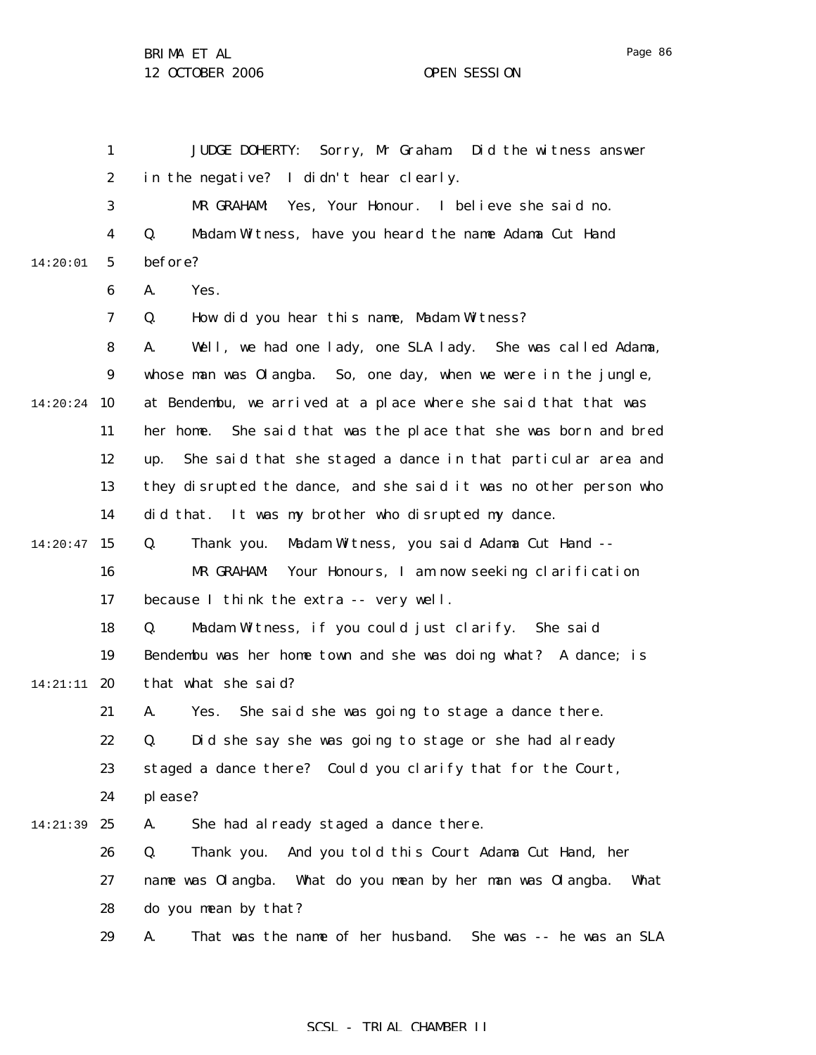JUDGE DOHERTY: Sorry, Mr Graham. Did the witness answer in the negative? I didn't hear clearly.

MR GRAHAM: Yes, Your Honour. I believe she said no.

Q. Madam Witness, have you heard the name Adama Cut Hand before?

A. Yes.

Q. How did you hear this name, Madam Witness?

A. Well, we had one lady, one SLA lady. She was called Adama, whose man was Olangba. So, one day, when we were in the jungle, at Bendembu, we arrived at a place where she said that that was her home. She said that was the place that she was born and bred up. She said that she staged a dance in that particular area and they disrupted the dance, and she said it was no other person who did that. It was my brother who disrupted my dance.

Q. Thank you. Madam Witness, you said Adama Cut Hand --

MR GRAHAM: Your Honours, I am now seeking clarification because I think the extra -- very well.

Q. Madam Witness, if you could just clarify. She said Bendembu was her home town and she was doing what? A dance; is that what she said?

A. Yes. She said she was going to stage a dance there.

Q. Did she say she was going to stage or she had already staged a dance there? Could you clarify that for the Court, please?

A. She had already staged a dance there.

Q. Thank you. And you told this Court Adama Cut Hand, her name was Olangba. What do you mean by her man was Olangba. What do you mean by that?

A. That was the name of her husband. She was -- he was an SLA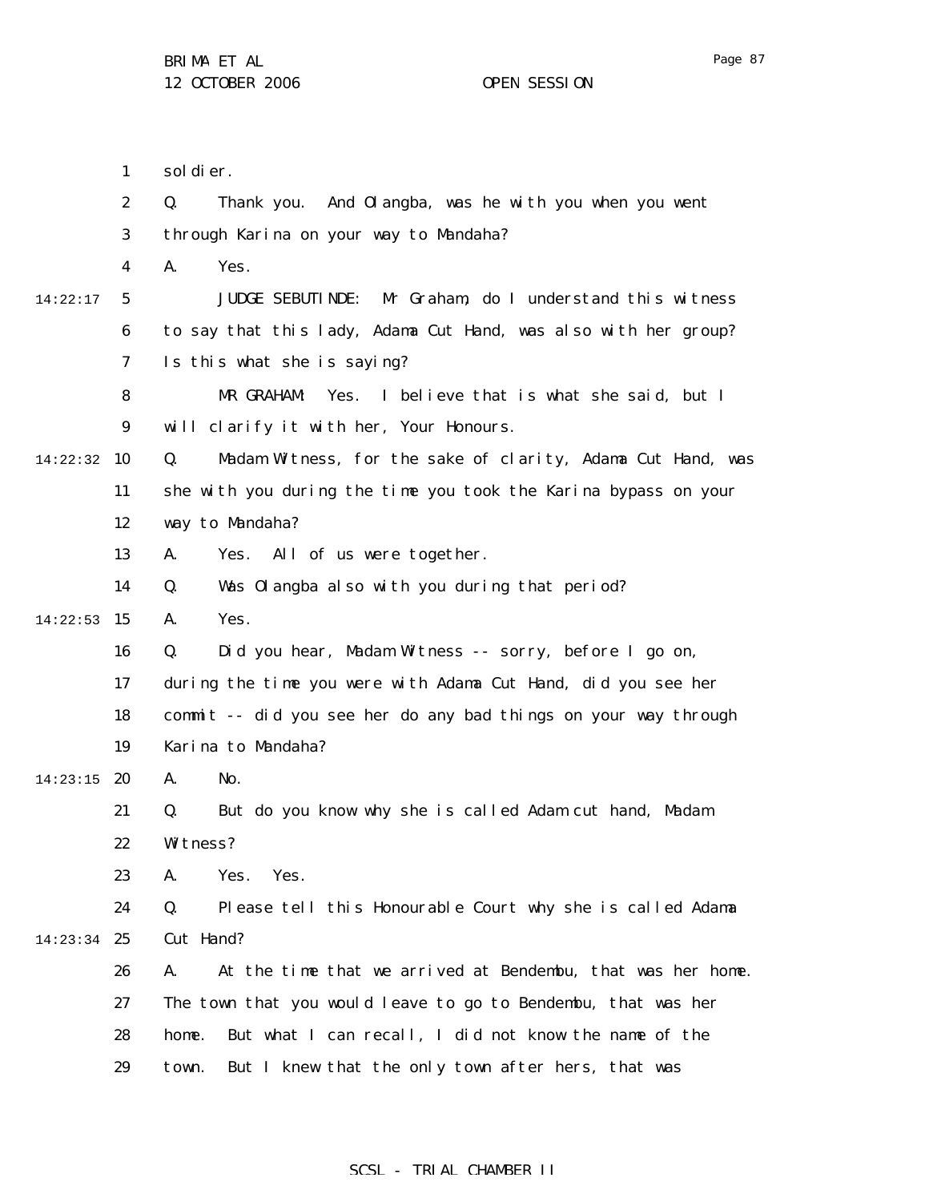soldier.

Q. Thank you. And Olangba, was he with you when you went through Karina on your way to Mandaha?

A. Yes.

JUDGE SEBUTINDE: Mr Graham, do I understand this witness to say that this lady, Adama Cut Hand, was also with her group? Is this what she is saying?

MR GRAHAM: Yes. I believe that is what she said, but I will clarify it with her, Your Honours.

Q. Madam Witness, for the sake of clarity, Adama Cut Hand, was she with you during the time you took the Karina bypass on your way to Mandaha?

A. Yes. All of us were together.

Q. Was Olangba also with you during that period?

A. Yes.

Q. Did you hear, Madam Witness -- sorry, before I go on, during the time you were with Adama Cut Hand, did you see her commit -- did you see her do any bad things on your way through Karina to Mandaha?

A. No.

Q. But do you know why she is called Adam cut hand, Madam Witness?

A. Yes. Yes.

Q. Please tell this Honourable Court why she is called Adama Cut Hand?

A. At the time that we arrived at Bendembu, that was her home. The town that you would leave to go to Bendembu, that was her home. But what I can recall, I did not know the name of the town. But I knew that the only town after hers, that was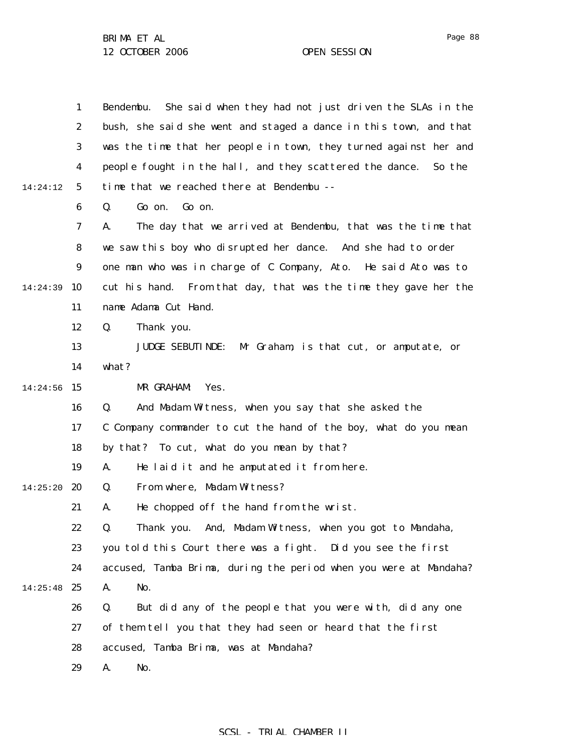Bendembu. She said when they had not just driven the SLAs in the bush, she said she went and staged a dance in this town, and that was the time that her people in town, they turned against her and people fought in the hall, and they scattered the dance. So the time that we reached there at Bendembu --

Q. Go on. Go on.

A. The day that we arrived at Bendembu, that was the time that we saw this boy who disrupted her dance. And she had to order one man who was in charge of C Company, Ato. He said Ato was to cut his hand. From that day, that was the time they gave her the name Adama Cut Hand.

Q. Thank you.

JUDGE SEBUTINDE: Mr Graham, is that cut, or amputate, or what?

MR GRAHAM: Yes.

Q. And Madam Witness, when you say that she asked the C Company commander to cut the hand of the boy, what do you mean by that? To cut, what do you mean by that?

A. He laid it and he amputated it from here.

Q. From where, Madam Witness?

A. He chopped off the hand from the wrist.

Q. Thank you. And, Madam Witness, when you got to Mandaha, you told this Court there was a fight. Did you see the first accused, Tamba Brima, during the period when you were at Mandaha?

A. No.

Q. But did any of the people that you were with, did any one of them tell you that they had seen or heard that the first accused, Tamba Brima, was at Mandaha?

A. No.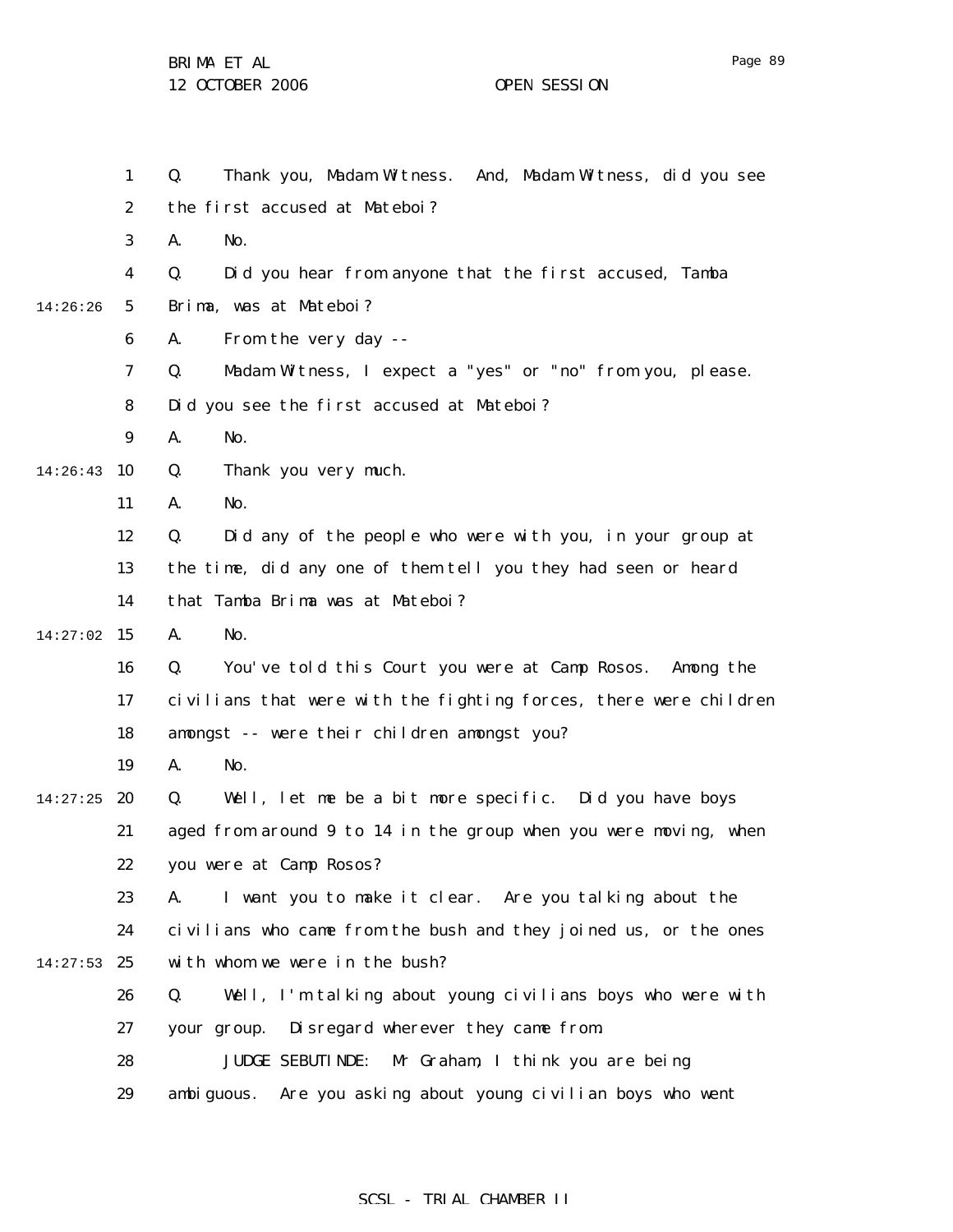Q. Thank you, Madam Witness. And, Madam Witness, did you see the first accused at Mateboi?

A. No.

Q. Did you hear from anyone that the first accused, Tamba Brima, was at Mateboi?

A. From the very day --

Q. Madam Witness, I expect a "yes" or "no" from you, please. Did you see the first accused at Mateboi?

A. No.

Q. Thank you very much.

A. No.

Q. Did any of the people who were with you, in your group at the time, did any one of them tell you they had seen or heard that Tamba Brima was at Mateboi?

A. No.

Q. You've told this Court you were at Camp Rosos. Among the civilians that were with the fighting forces, there were children amongst -- were their children amongst you?

A. No.

Q. Well, let me be a bit more specific. Did you have boys aged from around 9 to 14 in the group when you were moving, when you were at Camp Rosos?

A. I want you to make it clear. Are you talking about the civilians who came from the bush and they joined us, or the ones with whom we were in the bush?

Q. Well, I'm talking about young civilians boys who were with your group. Disregard wherever they came from.

JUDGE SEBUTINDE: Mr Graham, I think you are being ambiguous. Are you asking about young civilian boys who went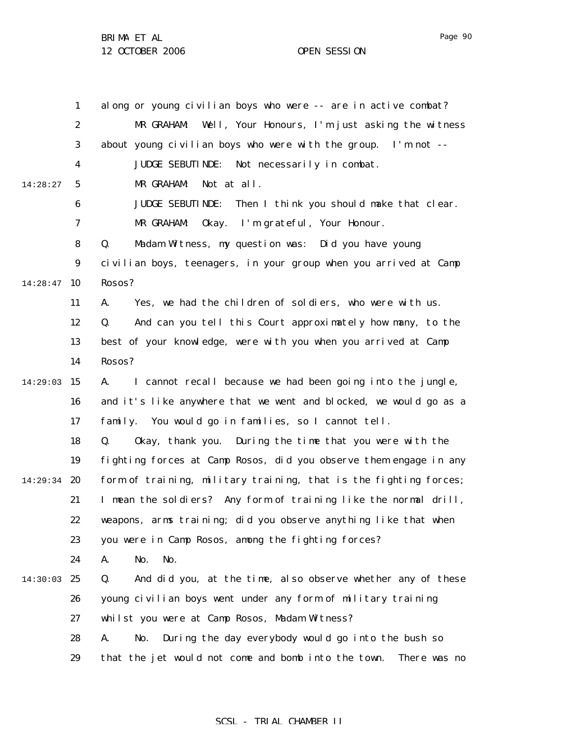along or young civilian boys who were -- are in active combat?

MR GRAHAM: Well, Your Honours, I'm just asking the witness about young civilian boys who were with the group. I'm not --

JUDGE SEBUTINDE: Not necessarily in combat.

MR GRAHAM: Not at all.

JUDGE SEBUTINDE: Then I think you should make that clear.

MR GRAHAM: Okay. I'm grateful, Your Honour.

Q. Madam Witness, my question was: Did you have young civilian boys, teenagers, in your group when you arrived at Camp Rosos?

A. Yes, we had the children of soldiers, who were with us.

Q. And can you tell this Court approximately how many, to the best of your knowledge, were with you when you arrived at Camp Rosos?

A. I cannot recall because we had been going into the jungle, and it's like anywhere that we went and blocked, we would go as a family. You would go in families, so I cannot tell.

Q. Okay, thank you. During the time that you were with the fighting forces at Camp Rosos, did you observe them engage in any form of training, military training, that is the fighting forces; I mean the soldiers? Any form of training like the normal drill, weapons, arms training; did you observe anything like that when you were in Camp Rosos, among the fighting forces?

A. No. No.

Q. And did you, at the time, also observe whether any of these young civilian boys went under any form of military training whilst you were at Camp Rosos, Madam Witness?

A. No. During the day everybody would go into the bush so that the jet would not come and bomb into the town. There was no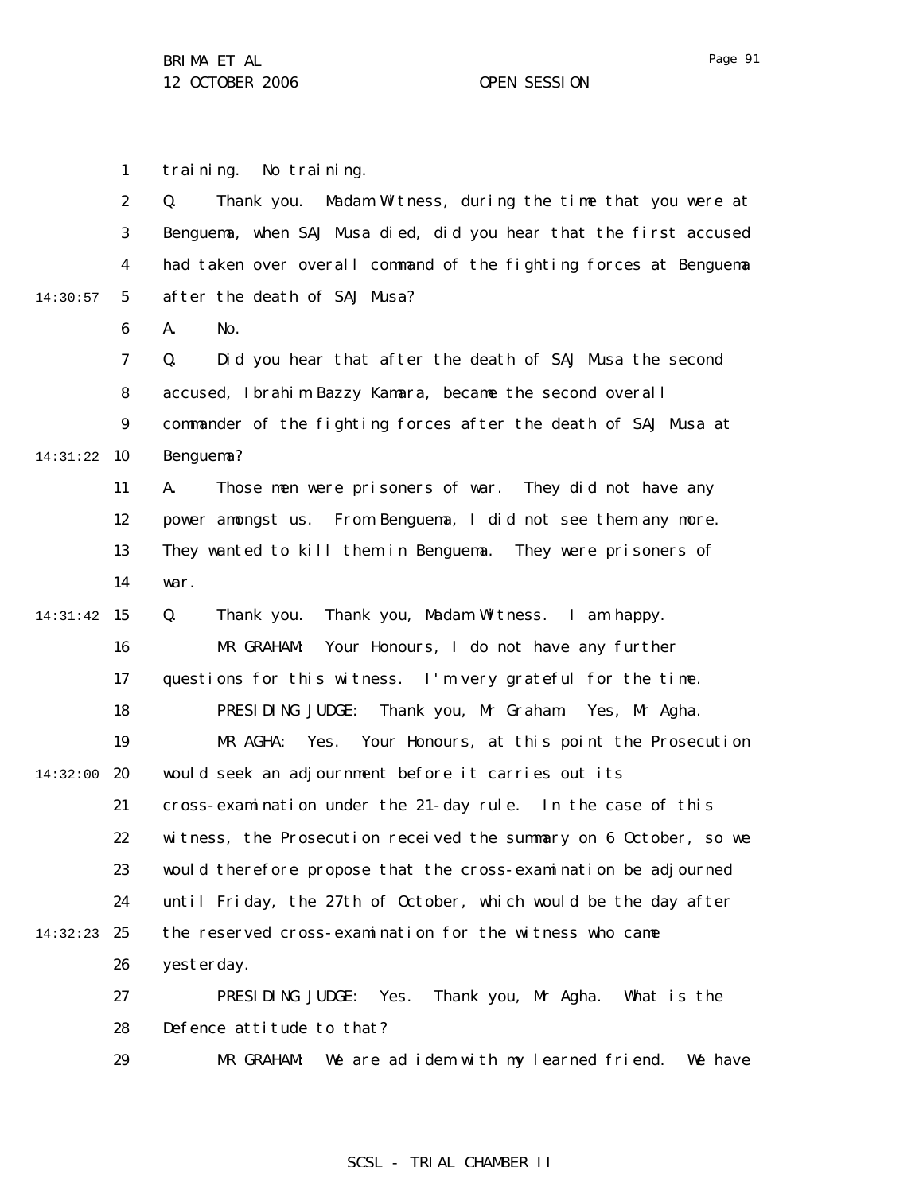training. No training.

Q. Thank you. Madam Witness, during the time that you were at Benguema, when SAJ Musa died, did you hear that the first accused had taken over overall command of the fighting forces at Benguema after the death of SAJ Musa?

A. No.

Q. Did you hear that after the death of SAJ Musa the second accused, Ibrahim Bazzy Kamara, became the second overall commander of the fighting forces after the death of SAJ Musa at Benguema?

A. Those men were prisoners of war. They did not have any power amongst us. From Benguema, I did not see them any more. They wanted to kill them in Benguema. They were prisoners of war.

Q. Thank you. Thank you, Madam Witness. I am happy.

MR GRAHAM: Your Honours, I do not have any further questions for this witness. I'm very grateful for the time.

PRESIDING JUDGE: Thank you, Mr Graham. Yes, Mr Agha.

MR AGHA: Yes. Your Honours, at this point the Prosecution would seek an adjournment before it carries out its cross-examination under the 21-day rule. In the case of this witness, the Prosecution received the summary on 6 October, so we would therefore propose that the cross-examination be adjourned until Friday, the 27th of October, which would be the day after the reserved cross-examination for the witness who came yesterday.

PRESIDING JUDGE: Yes. Thank you, Mr Agha. What is the Defence attitude to that?

MR GRAHAM: We are ad idem with my learned friend. We have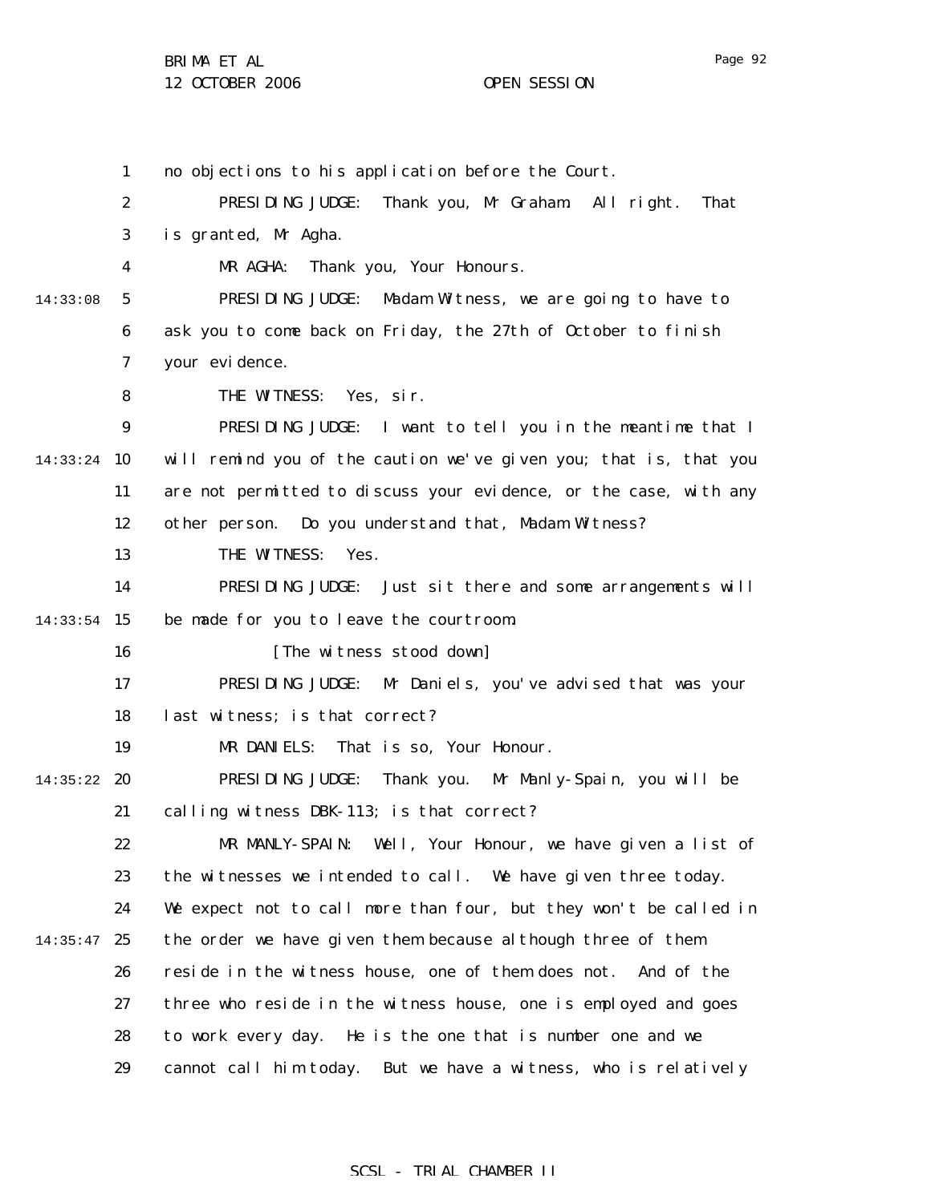no objections to his application before the Court.

PRESIDING JUDGE: Thank you, Mr Graham. All right. That is granted, Mr Agha.

MR AGHA: Thank you, Your Honours.

PRESIDING JUDGE: Madam Witness, we are going to have to ask you to come back on Friday, the 27th of October to finish your evidence.

THE WITNESS: Yes, sir.

PRESIDING JUDGE: I want to tell you in the meantime that I will remind you of the caution we've given you; that is, that you are not permitted to discuss your evidence, or the case, with any other person. Do you understand that, Madam Witness?

THE WITNESS: Yes.

PRESIDING JUDGE: Just sit there and some arrangements will be made for you to leave the courtroom.

[The witness stood down]

PRESIDING JUDGE: Mr Daniels, you've advised that was your last witness; is that correct?

MR DANIELS: That is so, Your Honour.

PRESIDING JUDGE: Thank you. Mr Manly-Spain, you will be calling witness DBK-113; is that correct?

MR MANLY-SPAIN: Well, Your Honour, we have given a list of the witnesses we intended to call. We have given three today. We expect not to call more than four, but they won't be called in the order we have given them because although three of them reside in the witness house, one of them does not. And of the three who reside in the witness house, one is employed and goes to work every day. He is the one that is number one and we cannot call him today. But we have a witness, who is relatively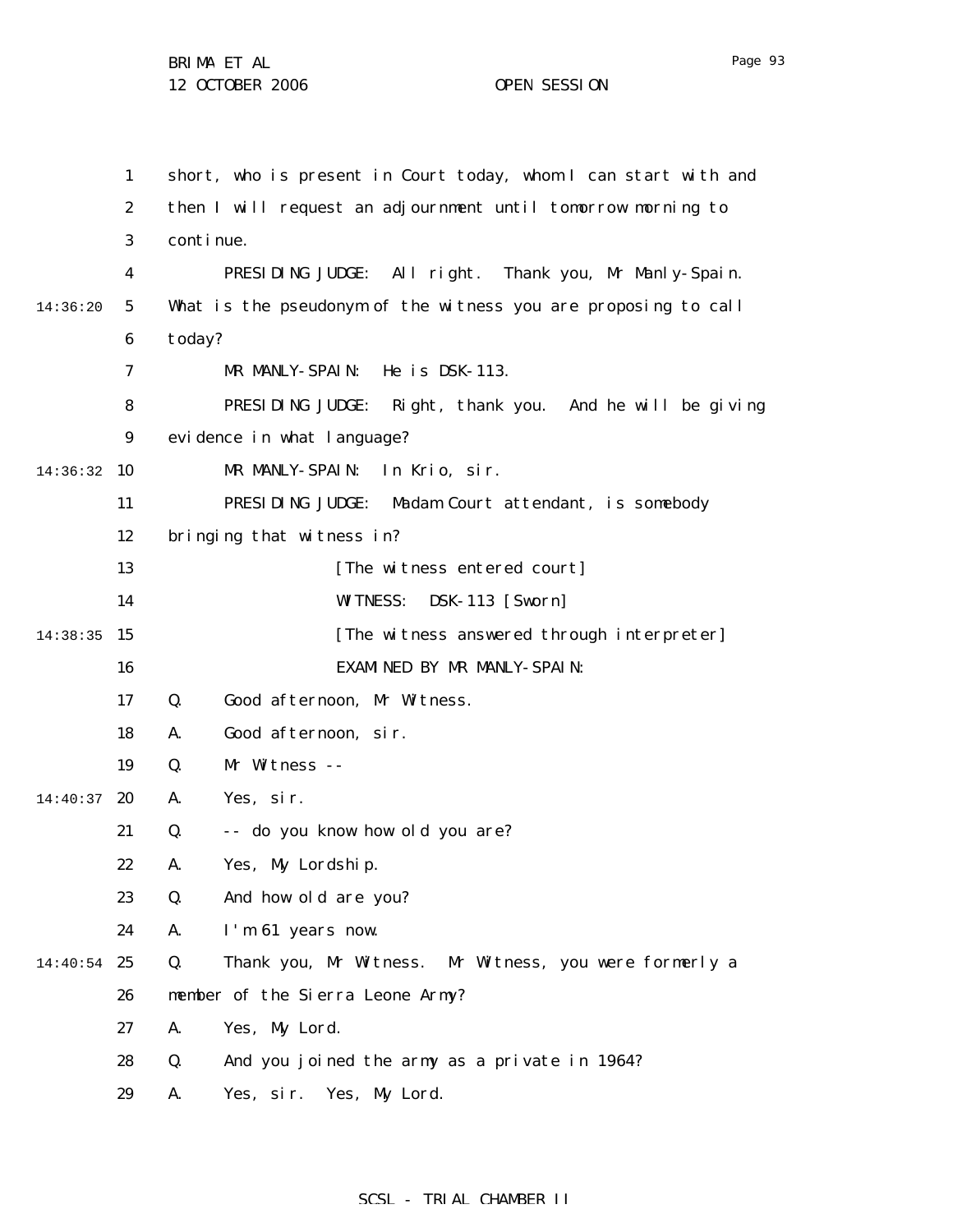short, who is present in Court today, whom I can start with and then I will request an adjournment until tomorrow morning to continue.

PRESIDING JUDGE: All right. Thank you, Mr Manly-Spain. What is the pseudonym of the witness you are proposing to call today?

MR MANLY-SPAIN: He is DSK-113.

PRESIDING JUDGE: Right, thank you. And he will be giving evidence in what language?

MR MANLY-SPAIN: In Krio, sir.

PRESIDING JUDGE: Madam Court attendant, is somebody bringing that witness in?

[The witness entered court]

WITNESS: DSK-113 [Sworn]

[The witness answered through interpreter]

EXAMINED BY MR MANLY-SPAIN:

Q. Good afternoon, Mr Witness.

A. Good afternoon, sir.

Q. Mr Witness --

A. Yes, sir.

Q. -- do you know how old you are?

A. Yes, My Lordship.

Q. And how old are you?

A. I'm 61 years now.

Q. Thank you, Mr Witness. Mr Witness, you were formerly a member of the Sierra Leone Army?

A. Yes, My Lord.

Q. And you joined the army as a private in 1964?

A. Yes, sir. Yes, My Lord.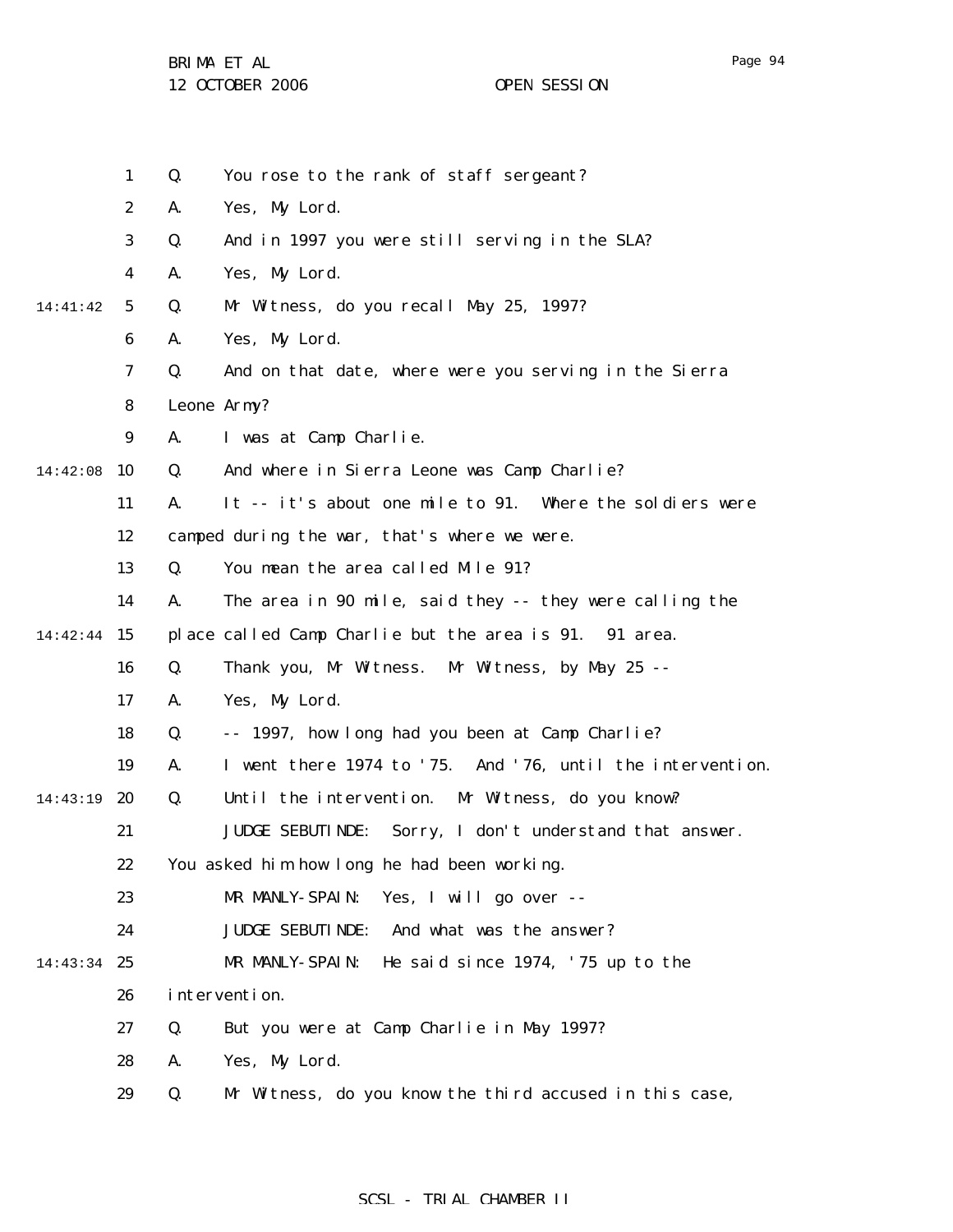Q. You rose to the rank of staff sergeant?

A. Yes, My Lord.

Q. And in 1997 you were still serving in the SLA?

A. Yes, My Lord.

Q. Mr Witness, do you recall May 25, 1997?

A. Yes, My Lord.

Q. And on that date, where were you serving in the Sierra Leone Army?

A. I was at Camp Charlie.

Q. And where in Sierra Leone was Camp Charlie?

A. It -- it's about one mile to 91. Where the soldiers were camped during the war, that's where we were.

Q. You mean the area called Mile 91?

A. The area in 90 mile, said they -- they were calling the place called Camp Charlie but the area is 91. 91 area.

Q. Thank you, Mr Witness. Mr Witness, by May 25 --

A. Yes, My Lord.

Q. -- 1997, how long had you been at Camp Charlie?

A. I went there 1974 to '75. And '76, until the intervention.

Q. Until the intervention. Mr Witness, do you know?

JUDGE SEBUTINDE: Sorry, I don't understand that answer. You asked him how long he had been working.

MR MANLY-SPAIN: Yes, I will go over --

JUDGE SEBUTINDE: And what was the answer?

MR MANLY-SPAIN: He said since 1974, '75 up to the intervention.

Q. But you were at Camp Charlie in May 1997?

A. Yes, My Lord.

Q. Mr Witness, do you know the third accused in this case,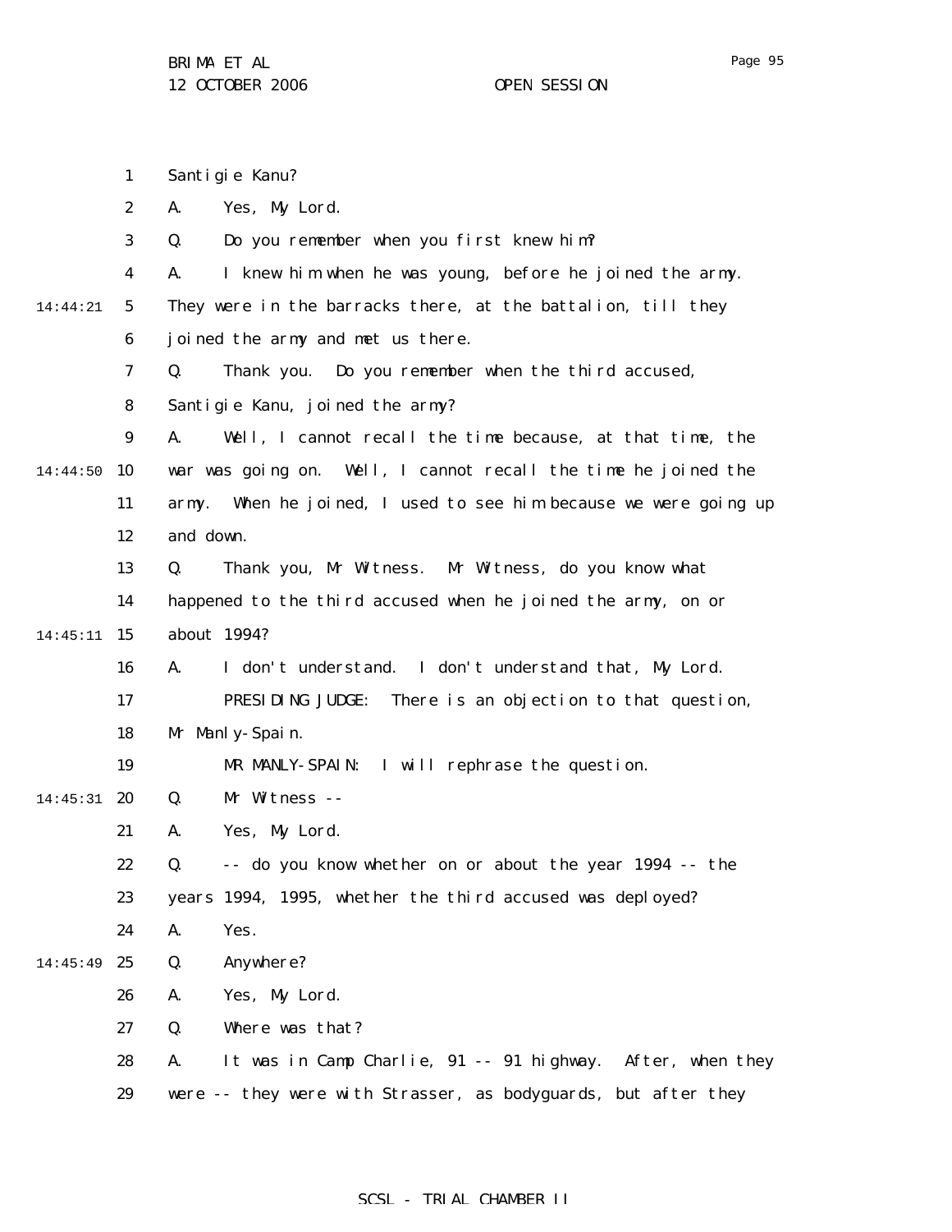Santigie Kanu?

A. Yes, My Lord.

Q. Do you remember when you first knew him?

A. I knew him when he was young, before he joined the army. They were in the barracks there, at the battalion, till they joined the army and met us there.

Q. Thank you. Do you remember when the third accused, Santigie Kanu, joined the army?

A. Well, I cannot recall the time because, at that time, the war was going on. Well, I cannot recall the time he joined the army. When he joined, I used to see him because we were going up and down.

Q. Thank you, Mr Witness. Mr Witness, do you know what happened to the third accused when he joined the army, on or about 1994?

A. I don't understand. I don't understand that, My Lord.

PRESIDING JUDGE: There is an objection to that question, Mr Manly-Spain.

MR MANLY-SPAIN: I will rephrase the question.

Q. Mr Witness --

A. Yes, My Lord.

Q. -- do you know whether on or about the year 1994 -- the years 1994, 1995, whether the third accused was deployed?

A. Yes.

Q. Anywhere?

A. Yes, My Lord.

Q. Where was that?

A. It was in Camp Charlie, 91 -- 91 highway. After, when they were -- they were with Strasser, as bodyguards, but after they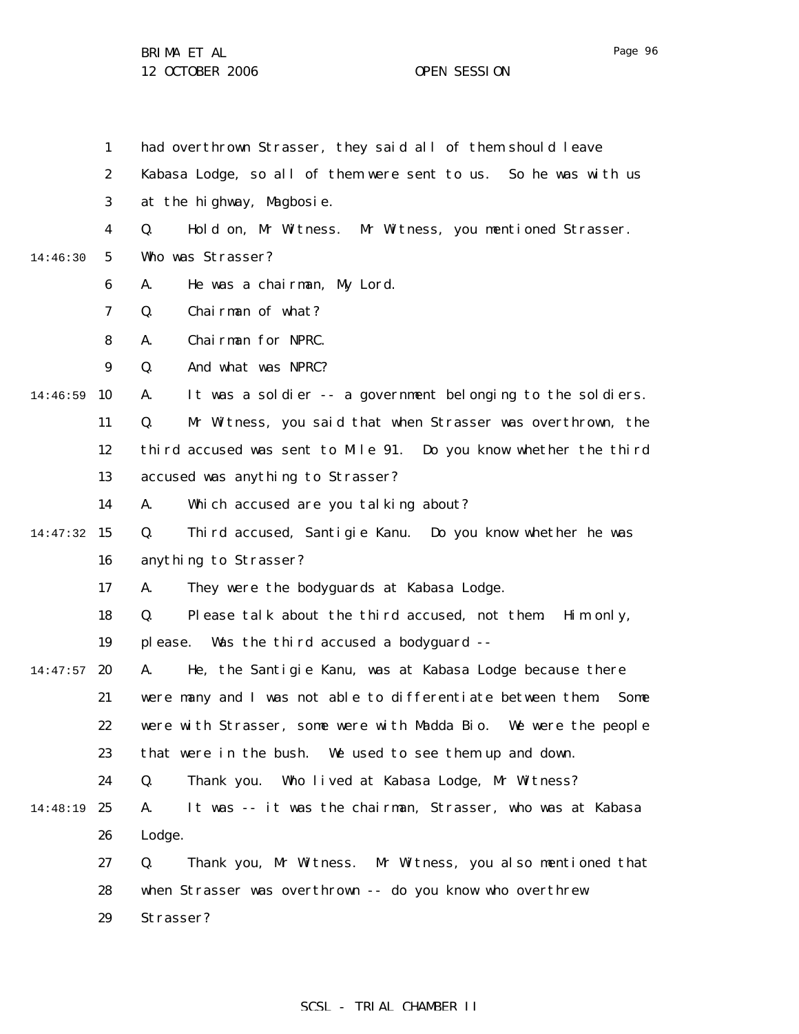had overthrown Strasser, they said all of them should leave Kabasa Lodge, so all of them were sent to us. So he was with us at the highway, Magbosie.

Q. Hold on, Mr Witness. Mr Witness, you mentioned Strasser. Who was Strasser?

A. He was a chairman, My Lord.

Q. Chairman of what?

A. Chairman for NPRC.

Q. And what was NPRC?

A. It was a soldier -- a government belonging to the soldiers.

Q. Mr Witness, you said that when Strasser was overthrown, the third accused was sent to Mile 91. Do you know whether the third accused was anything to Strasser?

A. Which accused are you talking about?

Q. Third accused, Santigie Kanu. Do you know whether he was anything to Strasser?

A. They were the bodyguards at Kabasa Lodge.

Q. Please talk about the third accused, not them. Him only, please. Was the third accused a bodyguard --

A. He, the Santigie Kanu, was at Kabasa Lodge because there were many and I was not able to differentiate between them. Some were with Strasser, some were with Madda Bio. We were the people that were in the bush. We used to see them up and down.

Q. Thank you. Who lived at Kabasa Lodge, Mr Witness?

A. It was -- it was the chairman, Strasser, who was at Kabasa Lodge.

Q. Thank you, Mr Witness. Mr Witness, you also mentioned that when Strasser was overthrown -- do you know who overthrew Strasser?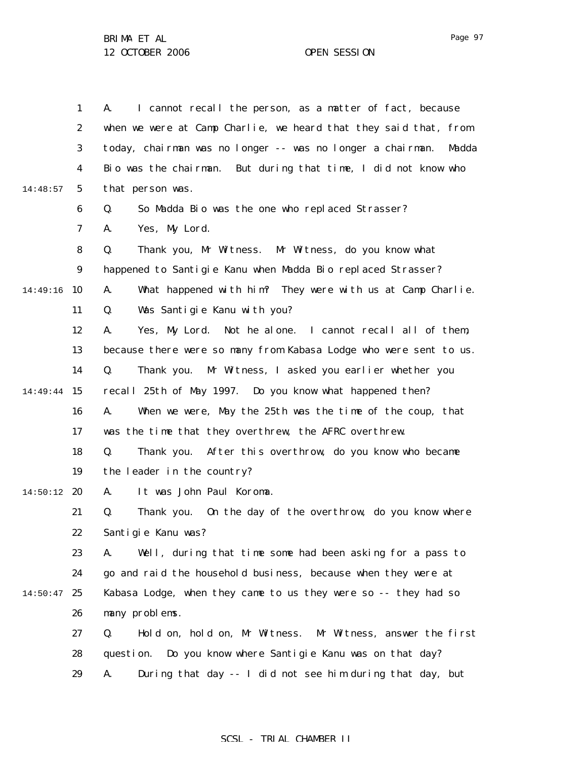A. I cannot recall the person, as a matter of fact, because when we were at Camp Charlie, we heard that they said that, from today, chairman was no longer -- was no longer a chairman. Madda Bio was the chairman. But during that time, I did not know who that person was.

Q. So Madda Bio was the one who replaced Strasser?

A. Yes, My Lord.

Q. Thank you, Mr Witness. Mr Witness, do you know what happened to Santigie Kanu when Madda Bio replaced Strasser?

A. What happened with him? They were with us at Camp Charlie.

Q. Was Santigie Kanu with you?

A. Yes, My Lord. Not he alone. I cannot recall all of them, because there were so many from Kabasa Lodge who were sent to us.

Q. Thank you. Mr Witness, I asked you earlier whether you recall 25th of May 1997. Do you know what happened then?

A. When we were, May the 25th was the time of the coup, that was the time that they overthrew, the AFRC overthrew.

Q. Thank you. After this overthrow, do you know who became the leader in the country?

A. It was John Paul Koroma.

Q. Thank you. On the day of the overthrow, do you know where Santigie Kanu was?

A. Well, during that time some had been asking for a pass to go and raid the household business, because when they were at Kabasa Lodge, when they came to us they were so -- they had so many problems.

Q. Hold on, hold on, Mr Witness. Mr Witness, answer the first question. Do you know where Santigie Kanu was on that day?

A. During that day -- I did not see him during that day, but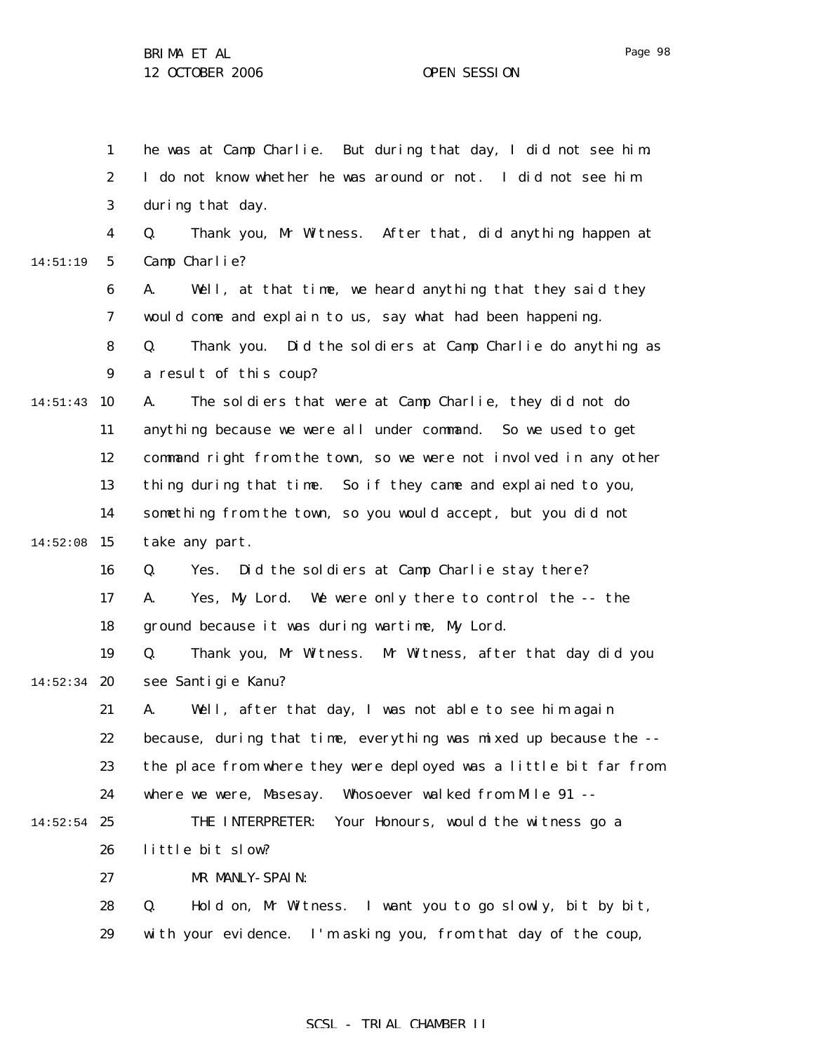he was at Camp Charlie. But during that day, I did not see him. I do not know whether he was around or not. I did not see him during that day.

Q. Thank you, Mr Witness. After that, did anything happen at Camp Charlie?

A. Well, at that time, we heard anything that they said they would come and explain to us, say what had been happening.

Q. Thank you. Did the soldiers at Camp Charlie do anything as a result of this coup?

A. The soldiers that were at Camp Charlie, they did not do anything because we were all under command. So we used to get command right from the town, so we were not involved in any other thing during that time. So if they came and explained to you, something from the town, so you would accept, but you did not take any part.

Q. Yes. Did the soldiers at Camp Charlie stay there?

A. Yes, My Lord. We were only there to control the -- the ground because it was during wartime, My Lord.

Q. Thank you, Mr Witness. Mr Witness, after that day did you see Santigie Kanu?

A. Well, after that day, I was not able to see him again because, during that time, everything was mixed up because the -- the place from where they were deployed was a little bit far from where we were, Masesay. Whosoever walked from Mile 91 --

THE INTERPRETER: Your Honours, would the witness go a little bit slow?

MR MANLY-SPAIN:

Q. Hold on, Mr Witness. I want you to go slowly, bit by bit, with your evidence. I'm asking you, from that day of the coup,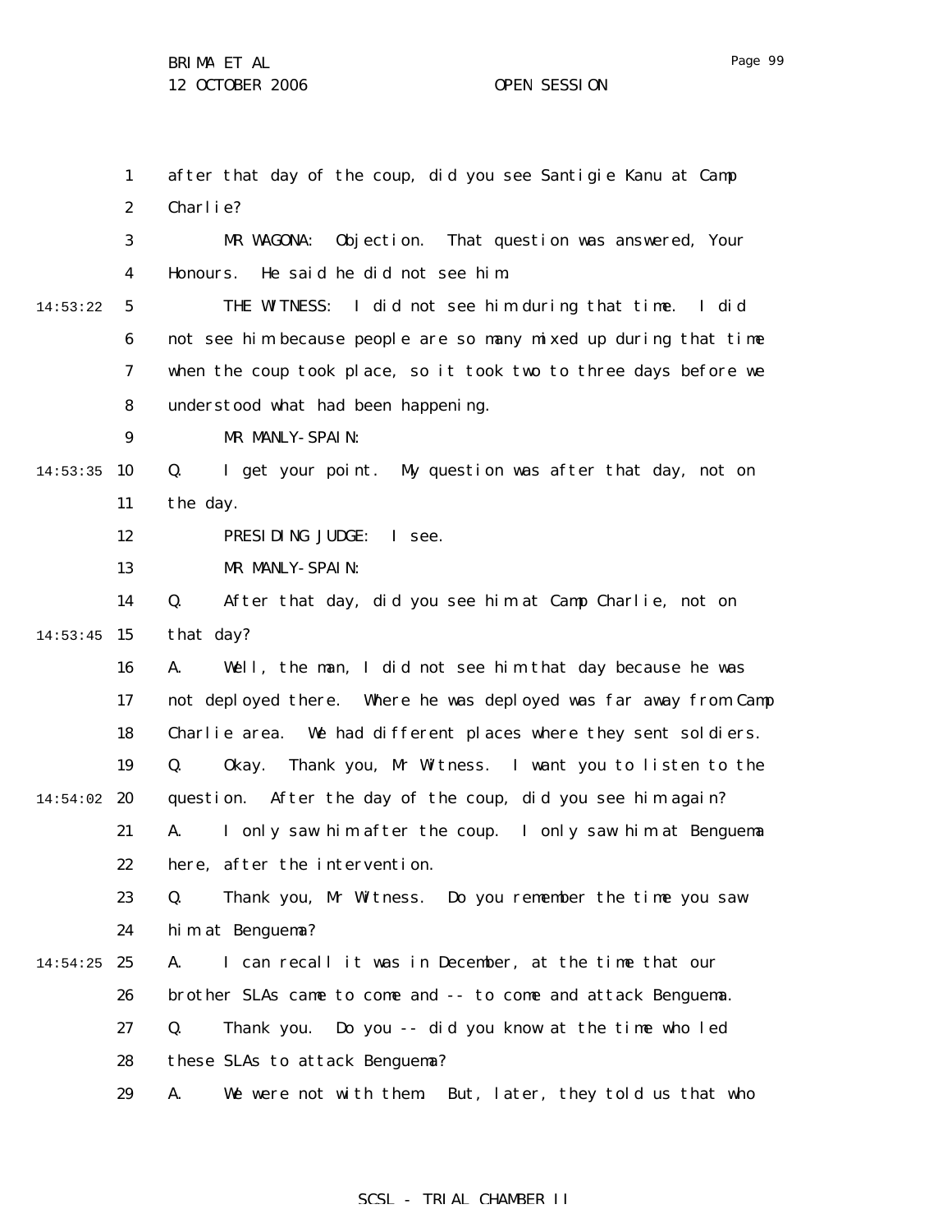after that day of the coup, did you see Santigie Kanu at Camp Charlie?

MR WAGONA: Objection. That question was answered, Your Honours. He said he did not see him.

THE WITNESS: I did not see him during that time. I did not see him because people are so many mixed up during that time when the coup took place, so it took two to three days before we understood what had been happening.

MR MANLY-SPAIN:

Q. I get your point. My question was after that day, not on the day.

PRESIDING JUDGE: I see.

MR MANLY-SPAIN:

Q. After that day, did you see him at Camp Charlie, not on that day?

A. Well, the man, I did not see him that day because he was not deployed there. Where he was deployed was far away from Camp Charlie area. We had different places where they sent soldiers.

Q. Okay. Thank you, Mr Witness. I want you to listen to the question. After the day of the coup, did you see him again?

A. I only saw him after the coup. I only saw him at Benguema here, after the intervention.

Q. Thank you, Mr Witness. Do you remember the time you saw him at Benguema?

A. I can recall it was in December, at the time that our brother SLAs came to come and -- to come and attack Benguema.

Q. Thank you. Do you -- did you know at the time who led these SLAs to attack Benguema?

A. We were not with them. But, later, they told us that who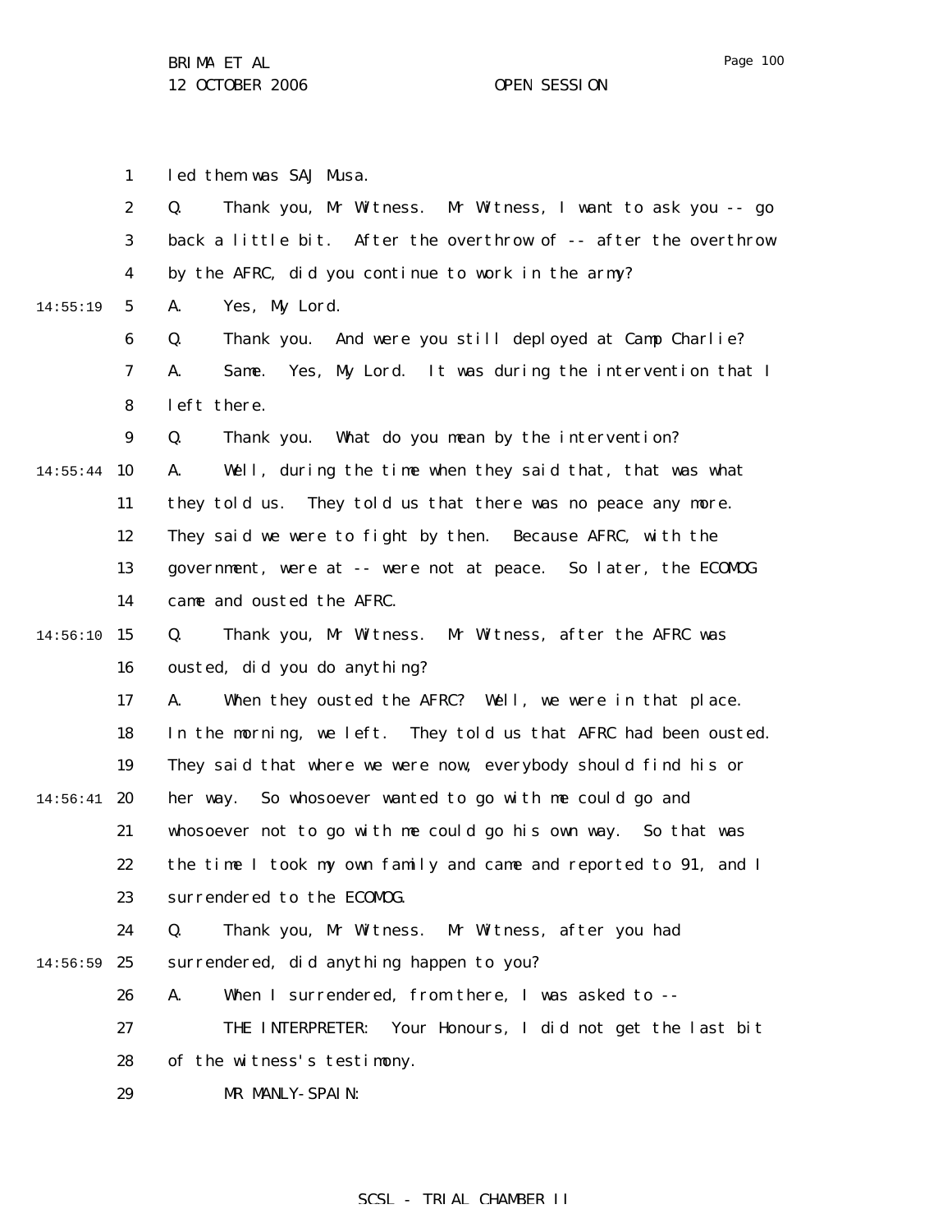led them was SAJ Musa.

Q. Thank you, Mr Witness. Mr Witness, I want to ask you -- go back a little bit. After the overthrow of -- after the overthrow by the AFRC, did you continue to work in the army?

A. Yes, My Lord.

Q. Thank you. And were you still deployed at Camp Charlie?

A. Same. Yes, My Lord. It was during the intervention that I left there.

Q. Thank you. What do you mean by the intervention?

A. Well, during the time when they said that, that was what they told us. They told us that there was no peace any more. They said we were to fight by then. Because AFRC, with the government, were at -- were not at peace. So later, the ECOMOG came and ousted the AFRC.

Q. Thank you, Mr Witness. Mr Witness, after the AFRC was ousted, did you do anything?

A. When they ousted the AFRC? Well, we were in that place. In the morning, we left. They told us that AFRC had been ousted. They said that where we were now, everybody should find his or her way. So whosoever wanted to go with me could go and whosoever not to go with me could go his own way. So that was the time I took my own family and came and reported to 91, and I surrendered to the ECOMOG.

Q. Thank you, Mr Witness. Mr Witness, after you had surrendered, did anything happen to you?

A. When I surrendered, from there, I was asked to --

THE INTERPRETER: Your Honours, I did not get the last bit of the witness's testimony.

MR MANLY-SPAIN: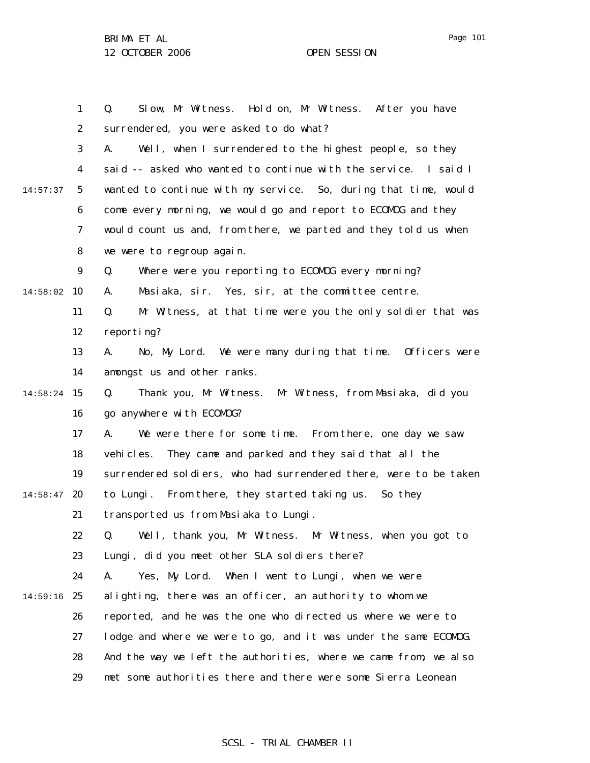Q. Slow, Mr Witness. Hold on, Mr Witness. After you have surrendered, you were asked to do what?

A. Well, when I surrendered to the highest people, so they said -- asked who wanted to continue with the service. I said I wanted to continue with my service. So, during that time, would come every morning, we would go and report to ECOMOG and they would count us and, from there, we parted and they told us when we were to regroup again.

Q. Where were you reporting to ECOMOG every morning?

A. Masiaka, sir. Yes, sir, at the committee centre.

Q. Mr Witness, at that time were you the only soldier that was reporting?

A. No, My Lord. We were many during that time. Officers were amongst us and other ranks.

Q. Thank you, Mr Witness. Mr Witness, from Masiaka, did you go anywhere with ECOMOG?

A. We were there for some time. From there, one day we saw vehicles. They came and parked and they said that all the surrendered soldiers, who had surrendered there, were to be taken to Lungi. From there, they started taking us. So they transported us from Masiaka to Lungi.

Q. Well, thank you, Mr Witness. Mr Witness, when you got to Lungi, did you meet other SLA soldiers there?

A. Yes, My Lord. When I went to Lungi, when we were alighting, there was an officer, an authority to whom we reported, and he was the one who directed us where we were to lodge and where we were to go, and it was under the same ECOMOG. And the way we left the authorities, where we came from, we also met some authorities there and there were some Sierra Leonean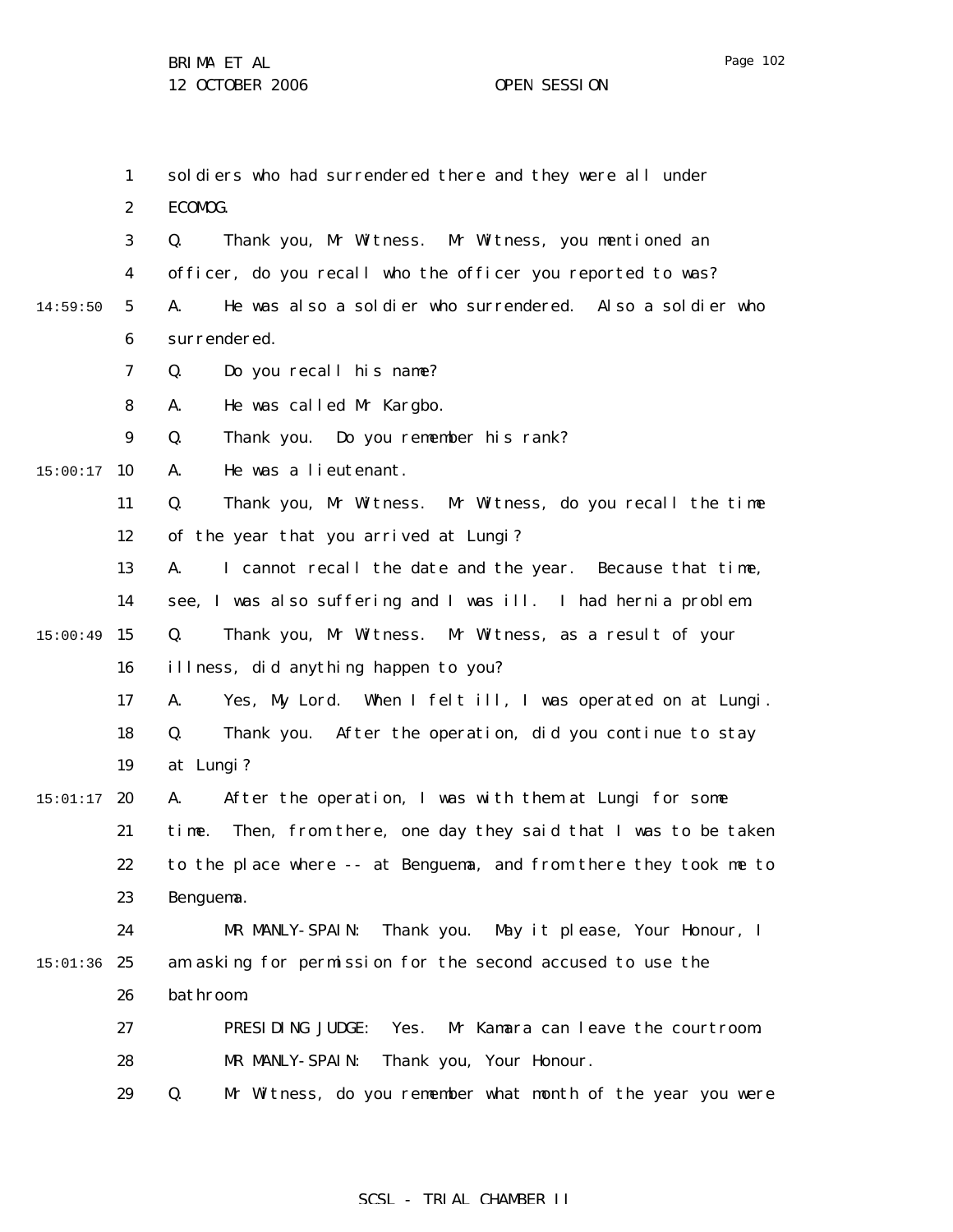soldiers who had surrendered there and they were all under ECOMOG.

Q. Thank you, Mr Witness. Mr Witness, you mentioned an officer, do you recall who the officer you reported to was?

A. He was also a soldier who surrendered. Also a soldier who surrendered.

Q. Do you recall his name?

A. He was called Mr Kargbo.

Q. Thank you. Do you remember his rank?

A. He was a lieutenant.

Q. Thank you, Mr Witness. Mr Witness, do you recall the time of the year that you arrived at Lungi?

A. I cannot recall the date and the year. Because that time, see, I was also suffering and I was ill. I had hernia problem.

Q. Thank you, Mr Witness. Mr Witness, as a result of your illness, did anything happen to you?

A. Yes, My Lord. When I felt ill, I was operated on at Lungi.

Q. Thank you. After the operation, did you continue to stay at Lungi?

A. After the operation, I was with them at Lungi for some time. Then, from there, one day they said that I was to be taken to the place where -- at Benguema, and from there they took me to Benguema.

MR MANLY-SPAIN: Thank you. May it please, Your Honour, I am asking for permission for the second accused to use the bathroom.

PRESIDING JUDGE: Yes. Mr Kamara can leave the courtroom.

MR MANLY-SPAIN: Thank you, Your Honour.

Q. Mr Witness, do you remember what month of the year you were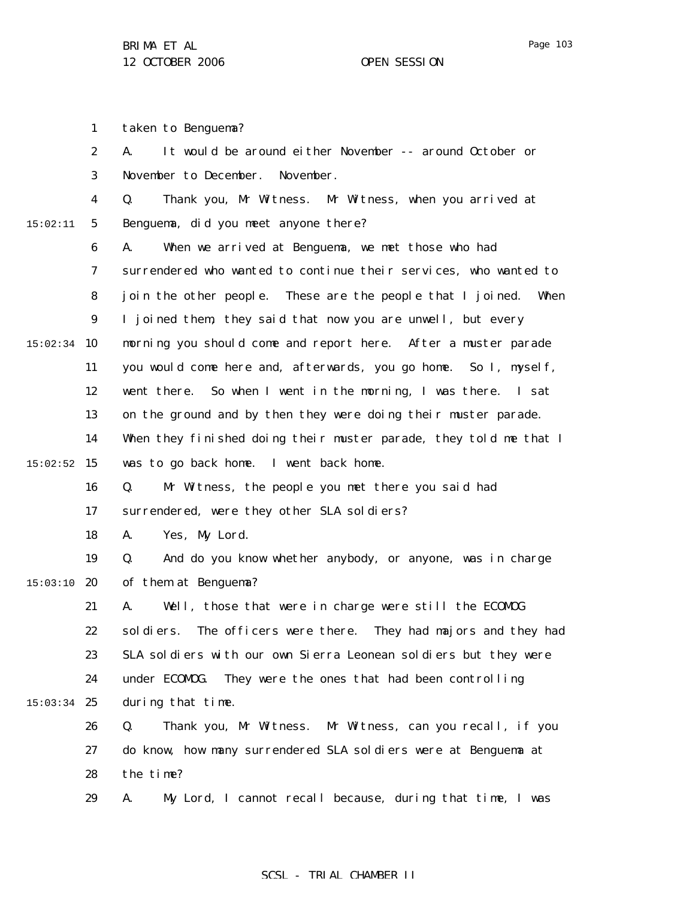taken to Benguema?

A. It would be around either November -- around October or November to December. November.

Q. Thank you, Mr Witness. Mr Witness, when you arrived at Benguema, did you meet anyone there?

A. When we arrived at Benguema, we met those who had surrendered who wanted to continue their services, who wanted to join the other people. These are the people that I joined. When I joined them, they said that now you are unwell, but every morning you should come and report here. After a muster parade you would come here and, afterwards, you go home. So I, myself, went there. So when I went in the morning, I was there. I sat on the ground and by then they were doing their muster parade. When they finished doing their muster parade, they told me that I was to go back home. I went back home.

Q. Mr Witness, the people you met there you said had surrendered, were they other SLA soldiers?

A. Yes, My Lord.

Q. And do you know whether anybody, or anyone, was in charge of them at Benguema?

A. Well, those that were in charge were still the ECOMOG soldiers. The officers were there. They had majors and they had SLA soldiers with our own Sierra Leonean soldiers but they were under ECOMOG. They were the ones that had been controlling during that time.

Q. Thank you, Mr Witness. Mr Witness, can you recall, if you do know, how many surrendered SLA soldiers were at Benguema at the time?

A. My Lord, I cannot recall because, during that time, I was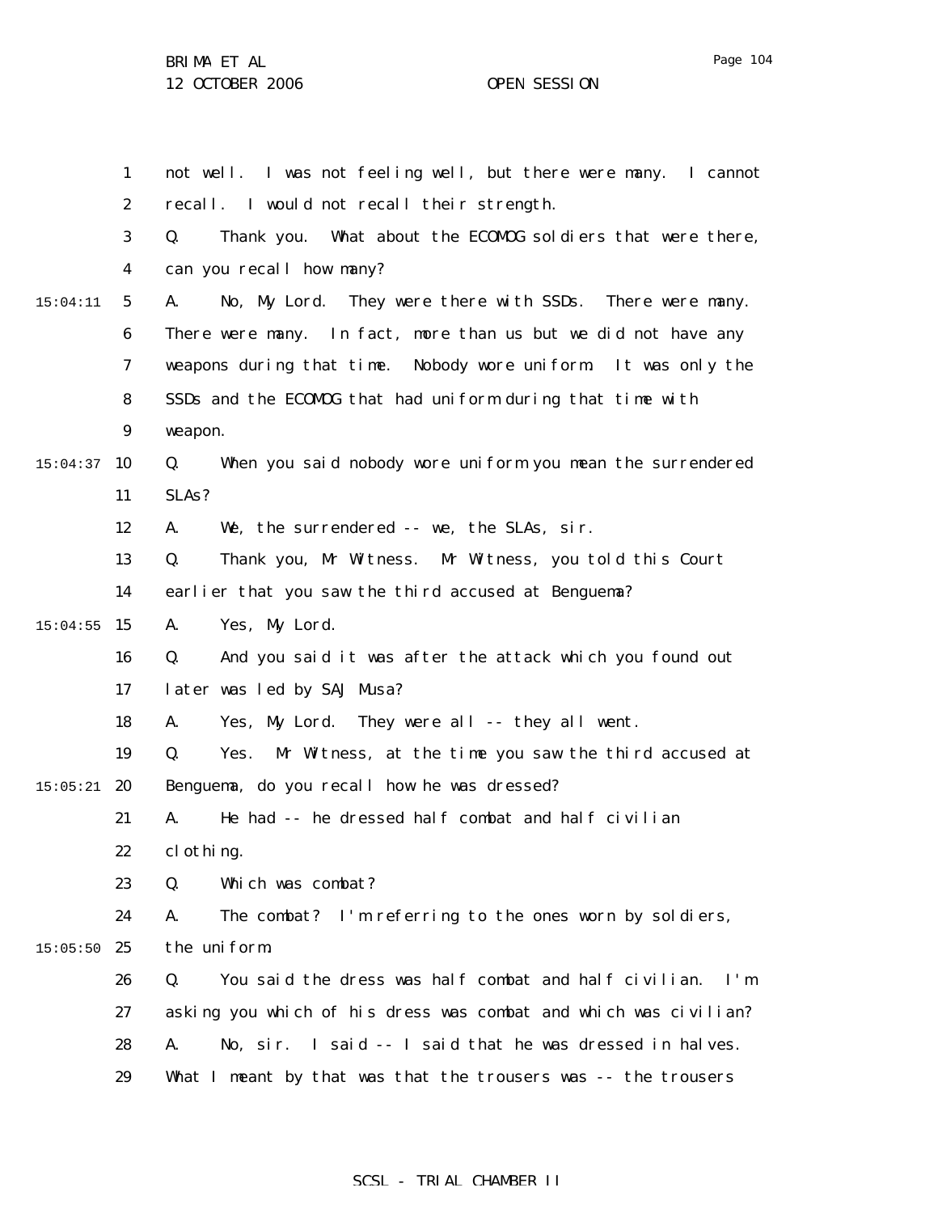not well. I was not feeling well, but there were many. I cannot recall. I would not recall their strength.

Q. Thank you. What about the ECOMOG soldiers that were there, can you recall how many?

A. No, My Lord. They were there with SSDs. There were many. There were many. In fact, more than us but we did not have any weapons during that time. Nobody wore uniform. It was only the SSDs and the ECOMOG that had uniform during that time with weapon.

Q. When you said nobody wore uniform you mean the surrendered SLAs?

A. We, the surrendered -- we, the SLAs, sir.

Q. Thank you, Mr Witness. Mr Witness, you told this Court earlier that you saw the third accused at Benguema?

A. Yes, My Lord.

Q. And you said it was after the attack which you found out later was led by SAJ Musa?

A. Yes, My Lord. They were all -- they all went.

Q. Yes. Mr Witness, at the time you saw the third accused at Benguema, do you recall how he was dressed?

A. He had -- he dressed half combat and half civilian clothing.

Q. Which was combat?

A. The combat? I'm referring to the ones worn by soldiers, the uniform.

Q. You said the dress was half combat and half civilian. I'm asking you which of his dress was combat and which was civilian?

A. No, sir. I said -- I said that he was dressed in halves. What I meant by that was that the trousers was -- the trousers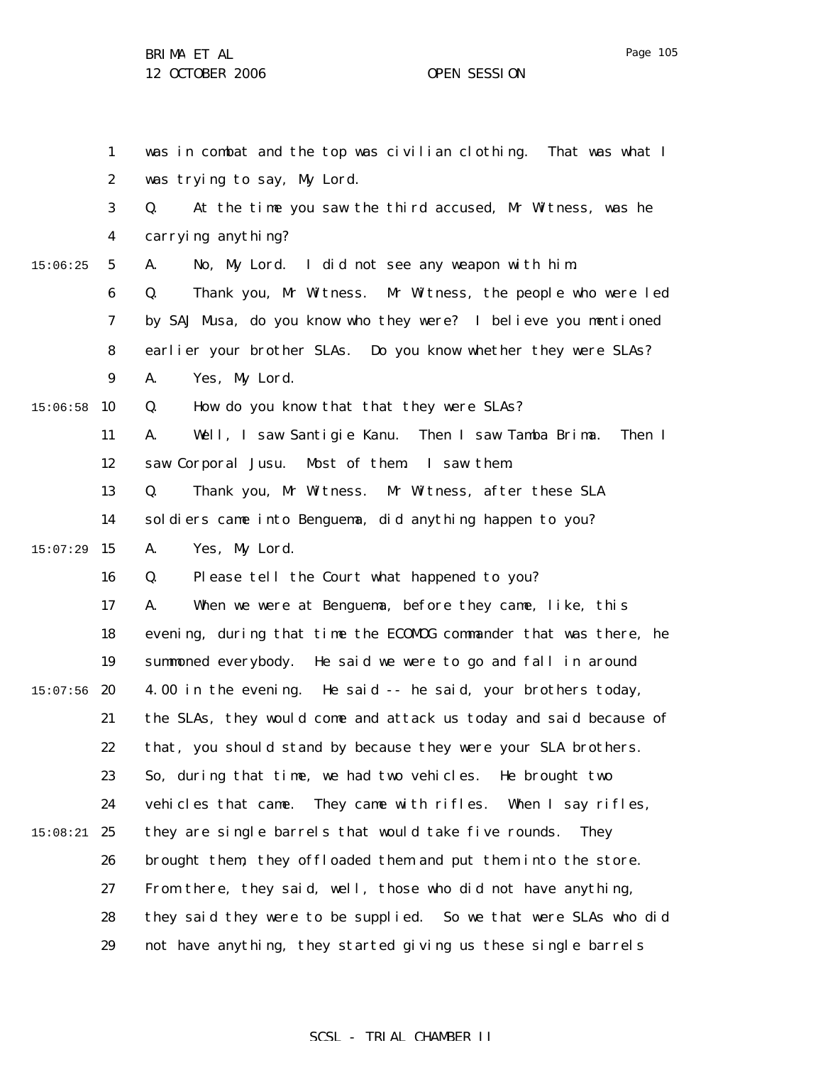was in combat and the top was civilian clothing. That was what I was trying to say, My Lord.

Q. At the time you saw the third accused, Mr Witness, was he carrying anything?

A. No, My Lord. I did not see any weapon with him.

Q. Thank you, Mr Witness. Mr Witness, the people who were led by SAJ Musa, do you know who they were? I believe you mentioned earlier your brother SLAs. Do you know whether they were SLAs?

A. Yes, My Lord.

Q. How do you know that that they were SLAs?

A. Well, I saw Santigie Kanu. Then I saw Tamba Brima. Then I saw Corporal Jusu. Most of them. I saw them.

Q. Thank you, Mr Witness. Mr Witness, after these SLA soldiers came into Benguema, did anything happen to you?

A. Yes, My Lord.

Q. Please tell the Court what happened to you?

A. When we were at Benguema, before they came, like, this evening, during that time the ECOMOG commander that was there, he summoned everybody. He said we were to go and fall in around 4.00 in the evening. He said -- he said, your brothers today, the SLAs, they would come and attack us today and said because of that, you should stand by because they were your SLA brothers. So, during that time, we had two vehicles. He brought two vehicles that came. They came with rifles. When I say rifles, they are single barrels that would take five rounds. They brought them, they offloaded them and put them into the store. From there, they said, well, those who did not have anything, they said they were to be supplied. So we that were SLAs who did not have anything, they started giving us these single barrels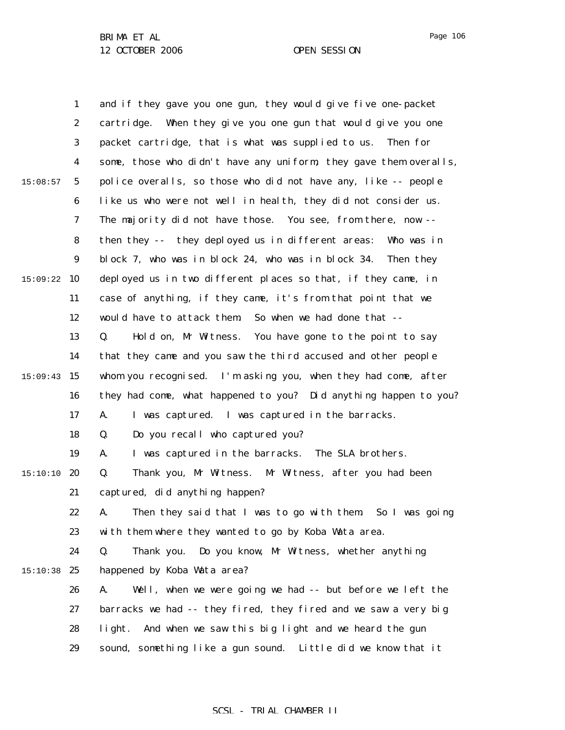and if they gave you one gun, they would give five one-packet cartridge. When they give you one gun that would give you one packet cartridge, that is what was supplied to us. Then for some, those who didn't have any uniform, they gave them overalls, police overalls, so those who did not have any, like -- people like us who were not well in health, they did not consider us. The majority did not have those. You see, from there, now -- then they -- they deployed us in different areas: Who was in block 7, who was in block 24, who was in block 34. Then they deployed us in two different places so that, if they came, in case of anything, if they came, it's from that point that we would have to attack them. So when we had done that --

Q. Hold on, Mr Witness. You have gone to the point to say that they came and you saw the third accused and other people whom you recognised. I'm asking you, when they had come, after they had come, what happened to you? Did anything happen to you?

A. I was captured. I was captured in the barracks.

Q. Do you recall who captured you?

A. I was captured in the barracks. The SLA brothers.

Q. Thank you, Mr Witness. Mr Witness, after you had been captured, did anything happen?

A. Then they said that I was to go with them. So I was going with them where they wanted to go by Koba Wata area.

Q. Thank you. Do you know, Mr Witness, whether anything happened by Koba Wata area?

A. Well, when we were going we had -- but before we left the barracks we had -- they fired, they fired and we saw a very big light. And when we saw this big light and we heard the gun sound, something like a gun sound. Little did we know that it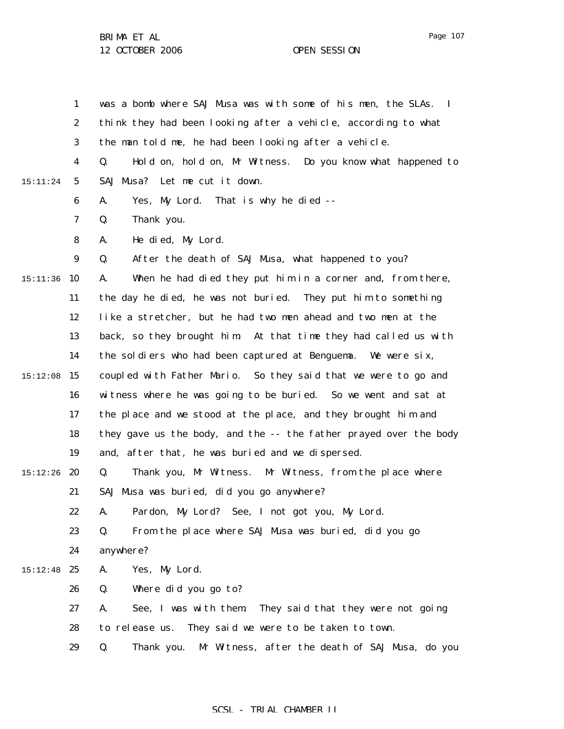was a bomb where SAJ Musa was with some of his men, the SLAs. I think they had been looking after a vehicle, according to what the man told me, he had been looking after a vehicle.

Q. Hold on, hold on, Mr Witness. Do you know what happened to SAJ Musa? Let me cut it down.

A. Yes, My Lord. That is why he died --

Q. Thank you.

A. He died, My Lord.

Q. After the death of SAJ Musa, what happened to you?

A. When he had died they put him in a corner and, from there, the day he died, he was not buried. They put him to something like a stretcher, but he had two men ahead and two men at the back, so they brought him. At that time they had called us with the soldiers who had been captured at Benguema. We were six, coupled with Father Mario. So they said that we were to go and witness where he was going to be buried. So we went and sat at the place and we stood at the place, and they brought him and they gave us the body, and the -- the father prayed over the body and, after that, he was buried and we dispersed.

Q. Thank you, Mr Witness. Mr Witness, from the place where SAJ Musa was buried, did you go anywhere?

A. Pardon, My Lord? See, I not got you, My Lord.

Q. From the place where SAJ Musa was buried, did you go anywhere?

A. Yes, My Lord.

Q. Where did you go to?

A. See, I was with them. They said that they were not going to release us. They said we were to be taken to town.

Q. Thank you. Mr Witness, after the death of SAJ Musa, do you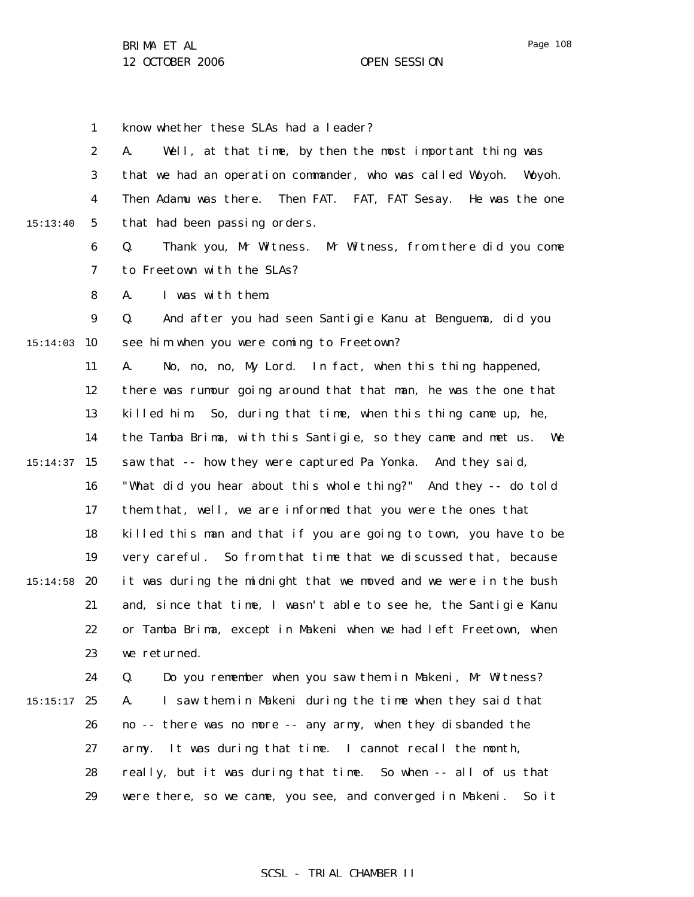know whether these SLAs had a leader?

A. Well, at that time, by then the most important thing was that we had an operation commander, who was called Woyoh. Woyoh. Then Adamu was there. Then FAT. FAT, FAT Sesay. He was the one that had been passing orders.

Q. Thank you, Mr Witness. Mr Witness, from there did you come to Freetown with the SLAs?

A. I was with them.

Q. And after you had seen Santigie Kanu at Benguema, did you see him when you were coming to Freetown?

A. No, no, no, My Lord. In fact, when this thing happened, there was rumour going around that that man, he was the one that killed him. So, during that time, when this thing came up, he, the Tamba Brima, with this Santigie, so they came and met us. We saw that -- how they were captured Pa Yonka. And they said, "What did you hear about this whole thing?" And they -- do told them that, well, we are informed that you were the ones that killed this man and that if you are going to town, you have to be very careful. So from that time that we discussed that, because it was during the midnight that we moved and we were in the bush and, since that time, I wasn't able to see he, the Santigie Kanu or Tamba Brima, except in Makeni when we had left Freetown, when we returned.

Q. Do you remember when you saw them in Makeni, Mr Witness?

A. I saw them in Makeni during the time when they said that no -- there was no more -- any army, when they disbanded the army. It was during that time. I cannot recall the month, really, but it was during that time. So when -- all of us that were there, so we came, you see, and converged in Makeni. So it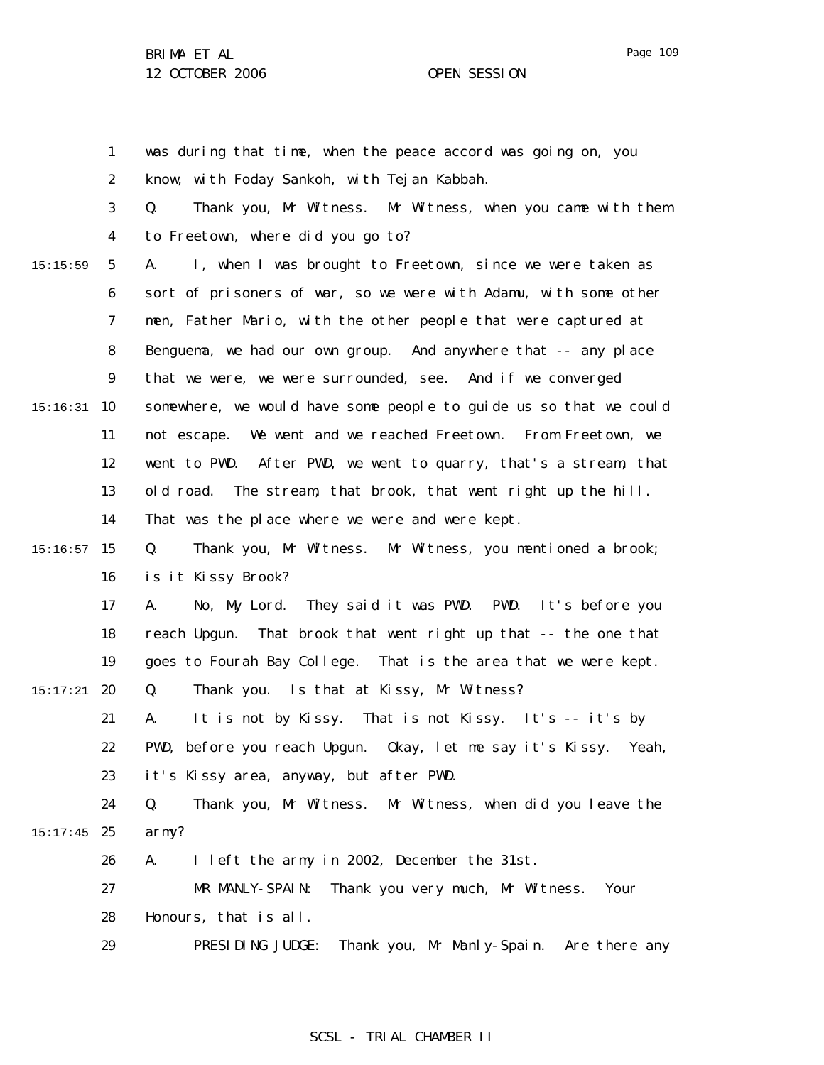was during that time, when the peace accord was going on, you know, with Foday Sankoh, with Tejan Kabbah.

Q. Thank you, Mr Witness. Mr Witness, when you came with them to Freetown, where did you go to?

A. I, when I was brought to Freetown, since we were taken as sort of prisoners of war, so we were with Adamu, with some other men, Father Mario, with the other people that were captured at Benguema, we had our own group. And anywhere that -- any place that we were, we were surrounded, see. And if we converged somewhere, we would have some people to guide us so that we could not escape. We went and we reached Freetown. From Freetown, we went to PWD. After PWD, we went to quarry, that's a stream, that old road. The stream, that brook, that went right up the hill. That was the place where we were and were kept.

Q. Thank you, Mr Witness. Mr Witness, you mentioned a brook; is it Kissy Brook?

A. No, My Lord. They said it was PWD. PWD. It's before you reach Upgun. That brook that went right up that -- the one that goes to Fourah Bay College. That is the area that we were kept.

Q. Thank you. Is that at Kissy, Mr Witness?

A. It is not by Kissy. That is not Kissy. It's -- it's by PWD, before you reach Upgun. Okay, let me say it's Kissy. Yeah, it's Kissy area, anyway, but after PWD.

Q. Thank you, Mr Witness. Mr Witness, when did you leave the army?

A. I left the army in 2002, December the 31st.

MR MANLY-SPAIN: Thank you very much, Mr Witness. Your Honours, that is all.

PRESIDING JUDGE: Thank you, Mr Manly-Spain. Are there any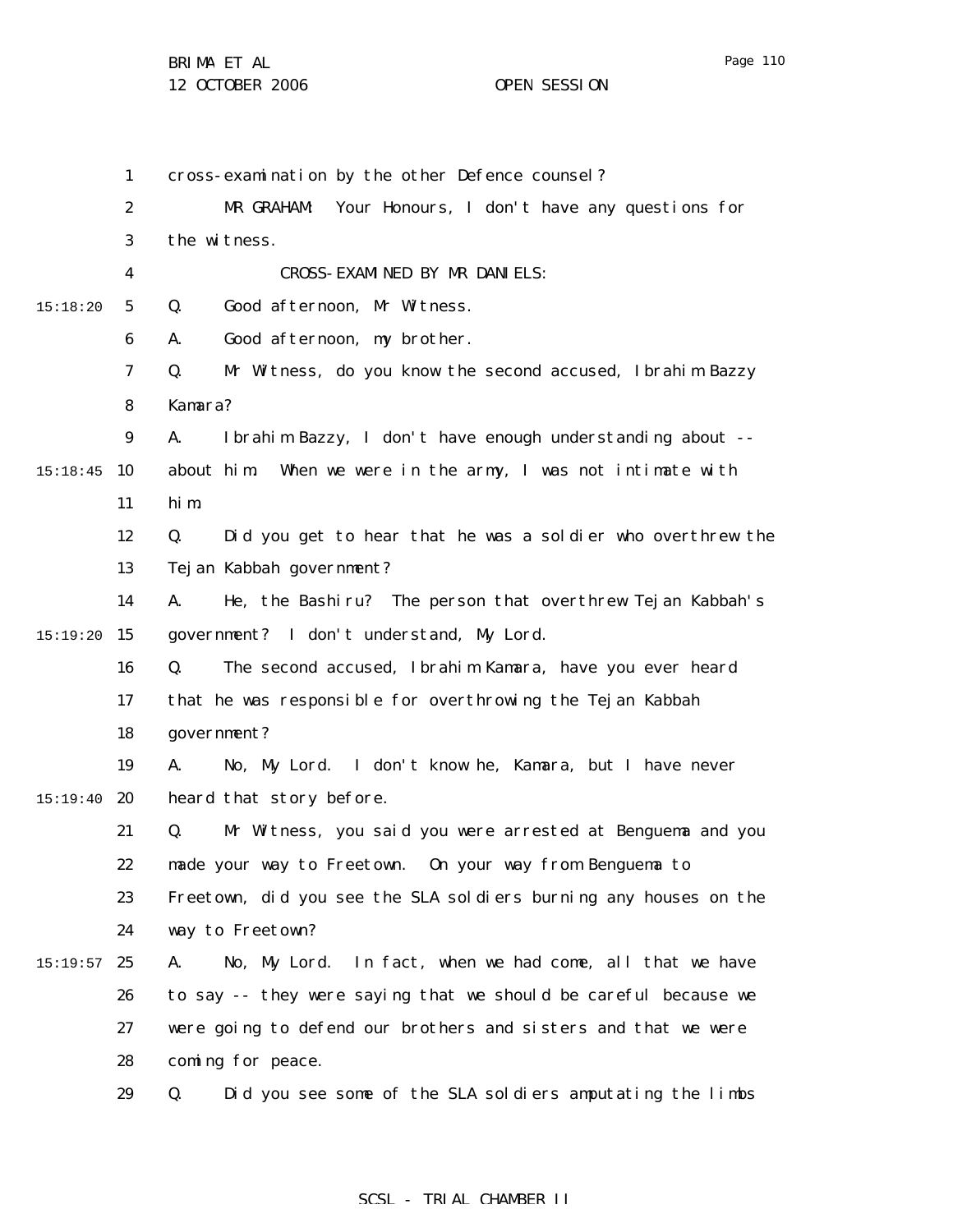cross-examination by the other Defence counsel?

MR GRAHAM: Your Honours, I don't have any questions for the witness.

CROSS-EXAMINED BY MR DANIELS:

Q. Good afternoon, Mr Witness.

A. Good afternoon, my brother.

Q. Mr Witness, do you know the second accused, Ibrahim Bazzy Kamara?

A. Ibrahim Bazzy, I don't have enough understanding about -- about him. When we were in the army, I was not intimate with him.

Q. Did you get to hear that he was a soldier who overthrew the Tejan Kabbah government?

A. He, the Bashiru? The person that overthrew Tejan Kabbah's government? I don't understand, My Lord.

Q. The second accused, Ibrahim Kamara, have you ever heard that he was responsible for overthrowing the Tejan Kabbah government?

A. No, My Lord. I don't know he, Kamara, but I have never heard that story before.

Q. Mr Witness, you said you were arrested at Benguema and you made your way to Freetown. On your way from Benguema to Freetown, did you see the SLA soldiers burning any houses on the way to Freetown?

A. No, My Lord. In fact, when we had come, all that we have to say -- they were saying that we should be careful because we were going to defend our brothers and sisters and that we were coming for peace.

Q. Did you see some of the SLA soldiers amputating the limbs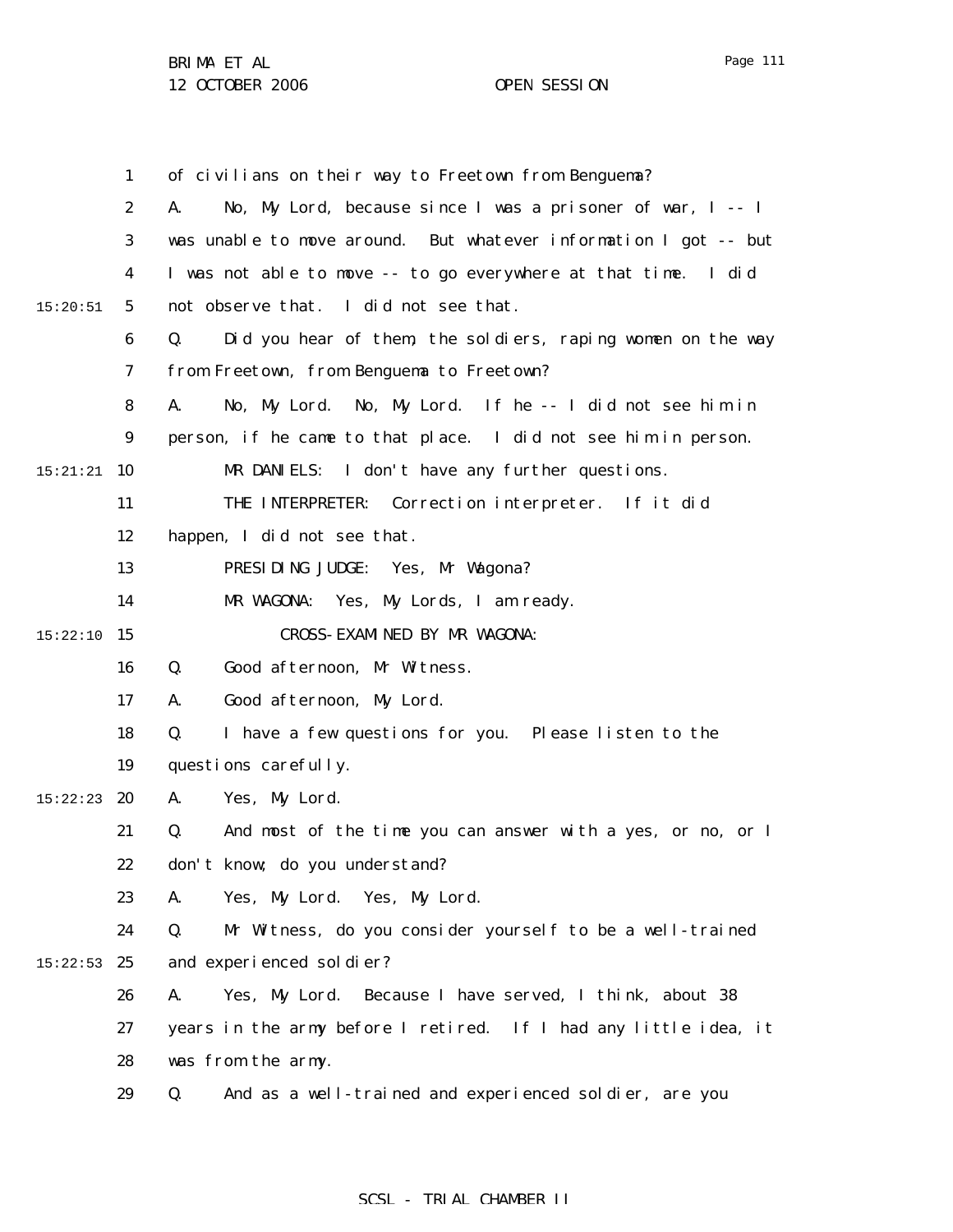of civilians on their way to Freetown from Benguema?

A. No, My Lord, because since I was a prisoner of war, I -- I was unable to move around. But whatever information I got -- but I was not able to move -- to go everywhere at that time. I did not observe that. I did not see that.

Q. Did you hear of them, the soldiers, raping women on the way from Freetown, from Benguema to Freetown?

A. No, My Lord. No, My Lord. If he -- I did not see him in person, if he came to that place. I did not see him in person.

MR DANIELS: I don't have any further questions.

THE INTERPRETER: Correction interpreter. If it did happen, I did not see that.

PRESIDING JUDGE: Yes, Mr Wagona?

MR WAGONA: Yes, My Lords, I am ready.

CROSS-EXAMINED BY MR WAGONA:

Q. Good afternoon, Mr Witness.

A. Good afternoon, My Lord.

Q. I have a few questions for you. Please listen to the questions carefully.

A. Yes, My Lord.

Q. And most of the time you can answer with a yes, or no, or I don't know; do you understand?

A. Yes, My Lord. Yes, My Lord.

Q. Mr Witness, do you consider yourself to be a well-trained and experienced soldier?

A. Yes, My Lord. Because I have served, I think, about 38 years in the army before I retired. If I had any little idea, it was from the army.

Q. And as a well-trained and experienced soldier, are you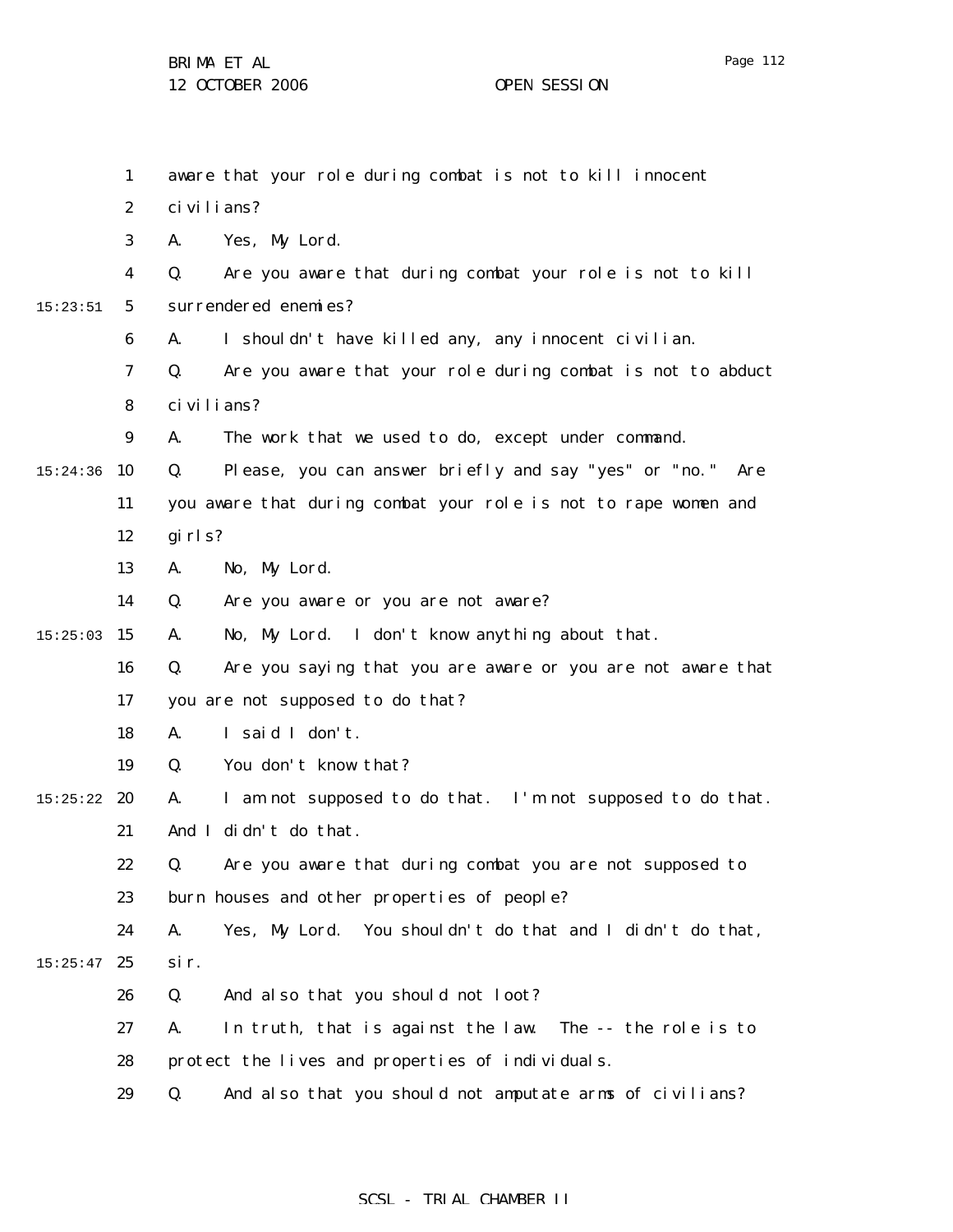aware that your role during combat is not to kill innocent civilians?

A. Yes, My Lord.

Q. Are you aware that during combat your role is not to kill surrendered enemies?

A. I shouldn't have killed any, any innocent civilian.

Q. Are you aware that your role during combat is not to abduct civilians?

A. The work that we used to do, except under command.

Q. Please, you can answer briefly and say "yes" or "no." Are you aware that during combat your role is not to rape women and girls?

A. No, My Lord.

Q. Are you aware or you are not aware?

A. No, My Lord. I don't know anything about that.

Q. Are you saying that you are aware or you are not aware that you are not supposed to do that?

A. I said I don't.

Q. You don't know that?

A. I am not supposed to do that. I'm not supposed to do that. And I didn't do that.

Q. Are you aware that during combat you are not supposed to burn houses and other properties of people?

A. Yes, My Lord. You shouldn't do that and I didn't do that, sir.

Q. And also that you should not loot?

A. In truth, that is against the law. The -- the role is to protect the lives and properties of individuals.

Q. And also that you should not amputate arms of civilians?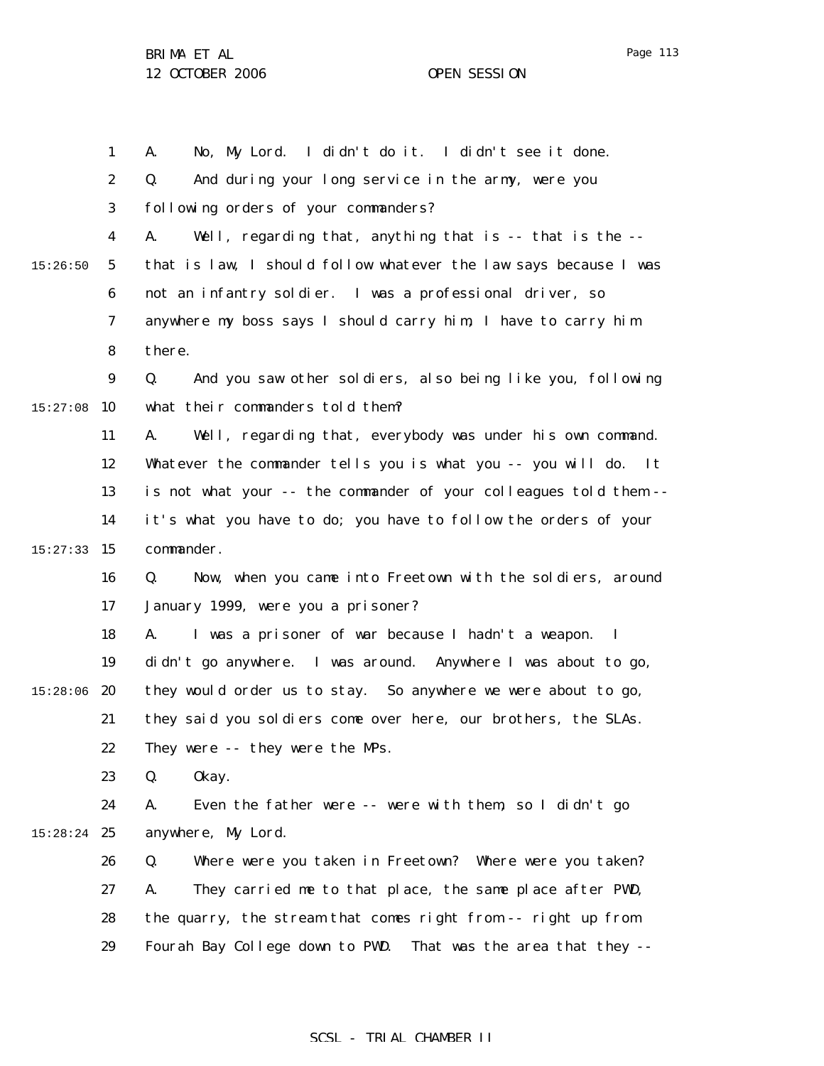A. No, My Lord. I didn't do it. I didn't see it done.

Q. And during your long service in the army, were you following orders of your commanders?

A. Well, regarding that, anything that is -- that is the -- that is law, I should follow whatever the law says because I was not an infantry soldier. I was a professional driver, so anywhere my boss says I should carry him, I have to carry him there.

Q. And you saw other soldiers, also being like you, following what their commanders told them?

A. Well, regarding that, everybody was under his own command. Whatever the commander tells you is what you -- you will do. It is not what your -- the commander of your colleagues told them -- it's what you have to do; you have to follow the orders of your commander.

Q. Now, when you came into Freetown with the soldiers, around January 1999, were you a prisoner?

A. I was a prisoner of war because I hadn't a weapon. I didn't go anywhere. I was around. Anywhere I was about to go, they would order us to stay. So anywhere we were about to go, they said you soldiers come over here, our brothers, the SLAs. They were -- they were the MPs.

Q. Okay.

A. Even the father were -- were with them, so I didn't go anywhere, My Lord.

Q. Where were you taken in Freetown? Where were you taken?

A. They carried me to that place, the same place after PWD, the quarry, the stream that comes right from -- right up from Fourah Bay College down to PWD. That was the area that they --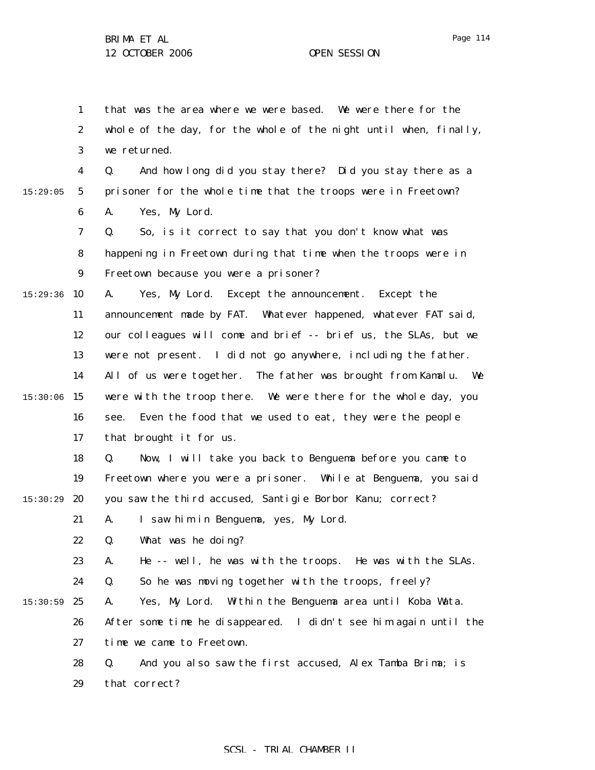that was the area where we were based. We were there for the whole of the day, for the whole of the night until when, finally, we returned.

Q. And how long did you stay there? Did you stay there as a prisoner for the whole time that the troops were in Freetown?

A. Yes, My Lord.

Q. So, is it correct to say that you don't know what was happening in Freetown during that time when the troops were in Freetown because you were a prisoner?

A. Yes, My Lord. Except the announcement. Except the announcement made by FAT. Whatever happened, whatever FAT said, our colleagues will come and brief -- brief us, the SLAs, but we were not present. I did not go anywhere, including the father. All of us were together. The father was brought from Kamalu. We were with the troop there. We were there for the whole day, you see. Even the food that we used to eat, they were the people that brought it for us.

Q. Now, I will take you back to Benguema before you came to Freetown where you were a prisoner. While at Benguema, you said you saw the third accused, Santigie Borbor Kanu; correct?

A. I saw him in Benguema, yes, My Lord.

Q. What was he doing?

A. He -- well, he was with the troops. He was with the SLAs.

Q. So he was moving together with the troops, freely?

A. Yes, My Lord. Within the Benguema area until Koba Wata. After some time he disappeared. I didn't see him again until the time we came to Freetown.

Q. And you also saw the first accused, Alex Tamba Brima; is that correct?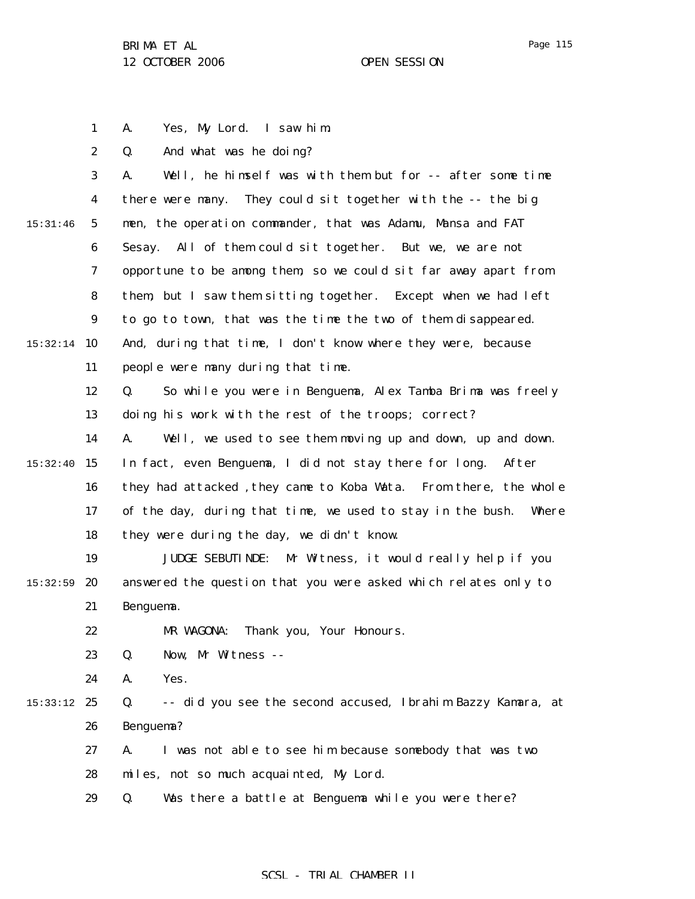A. Yes, My Lord. I saw him.

Q. And what was he doing?

A. Well, he himself was with them but for -- after some time there were many. They could sit together with the -- the big men, the operation commander, that was Adamu, Mansa and FAT Sesay. All of them could sit together. But we, we are not opportune to be among them, so we could sit far away apart from them, but I saw them sitting together. Except when we had left to go to town, that was the time the two of them disappeared. And, during that time, I don't know where they were, because people were many during that time.

Q. So while you were in Benguema, Alex Tamba Brima was freely doing his work with the rest of the troops; correct?

A. Well, we used to see them moving up and down, up and down. In fact, even Benguema, I did not stay there for long. After they had attacked ,they came to Koba Wata. From there, the whole of the day, during that time, we used to stay in the bush. Where they were during the day, we didn't know.

JUDGE SEBUTINDE: Mr Witness, it would really help if you answered the question that you were asked which relates only to Benguema.

MR WAGONA: Thank you, Your Honours.

Q. Now, Mr Witness --

A. Yes.

Q. -- did you see the second accused, Ibrahim Bazzy Kamara, at Benguema?

A. I was not able to see him because somebody that was two miles, not so much acquainted, My Lord.

Q. Was there a battle at Benguema while you were there?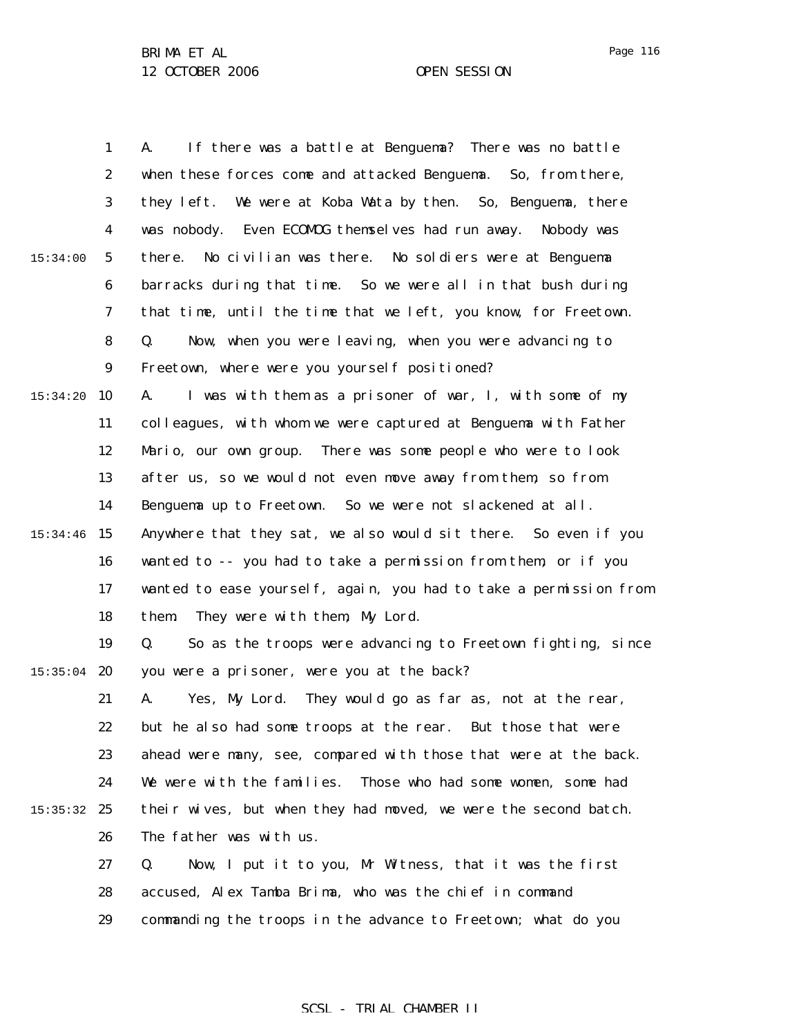A. If there was a battle at Benguema? There was no battle when these forces come and attacked Benguema. So, from there, they left. We were at Koba Wata by then. So, Benguema, there was nobody. Even ECOMOG themselves had run away. Nobody was there. No civilian was there. No soldiers were at Benguema barracks during that time. So we were all in that bush during that time, until the time that we left, you know, for Freetown.

Q. Now, when you were leaving, when you were advancing to Freetown, where were you yourself positioned?

A. I was with them as a prisoner of war, I, with some of my colleagues, with whom we were captured at Benguema with Father Mario, our own group. There was some people who were to look after us, so we would not even move away from them, so from Benguema up to Freetown. So we were not slackened at all. Anywhere that they sat, we also would sit there. So even if you wanted to -- you had to take a permission from them, or if you wanted to ease yourself, again, you had to take a permission from them. They were with them, My Lord.

Q. So as the troops were advancing to Freetown fighting, since you were a prisoner, were you at the back?

A. Yes, My Lord. They would go as far as, not at the rear, but he also had some troops at the rear. But those that were ahead were many, see, compared with those that were at the back. We were with the families. Those who had some women, some had their wives, but when they had moved, we were the second batch. The father was with us.

Q. Now, I put it to you, Mr Witness, that it was the first accused, Alex Tamba Brima, who was the chief in command commanding the troops in the advance to Freetown; what do you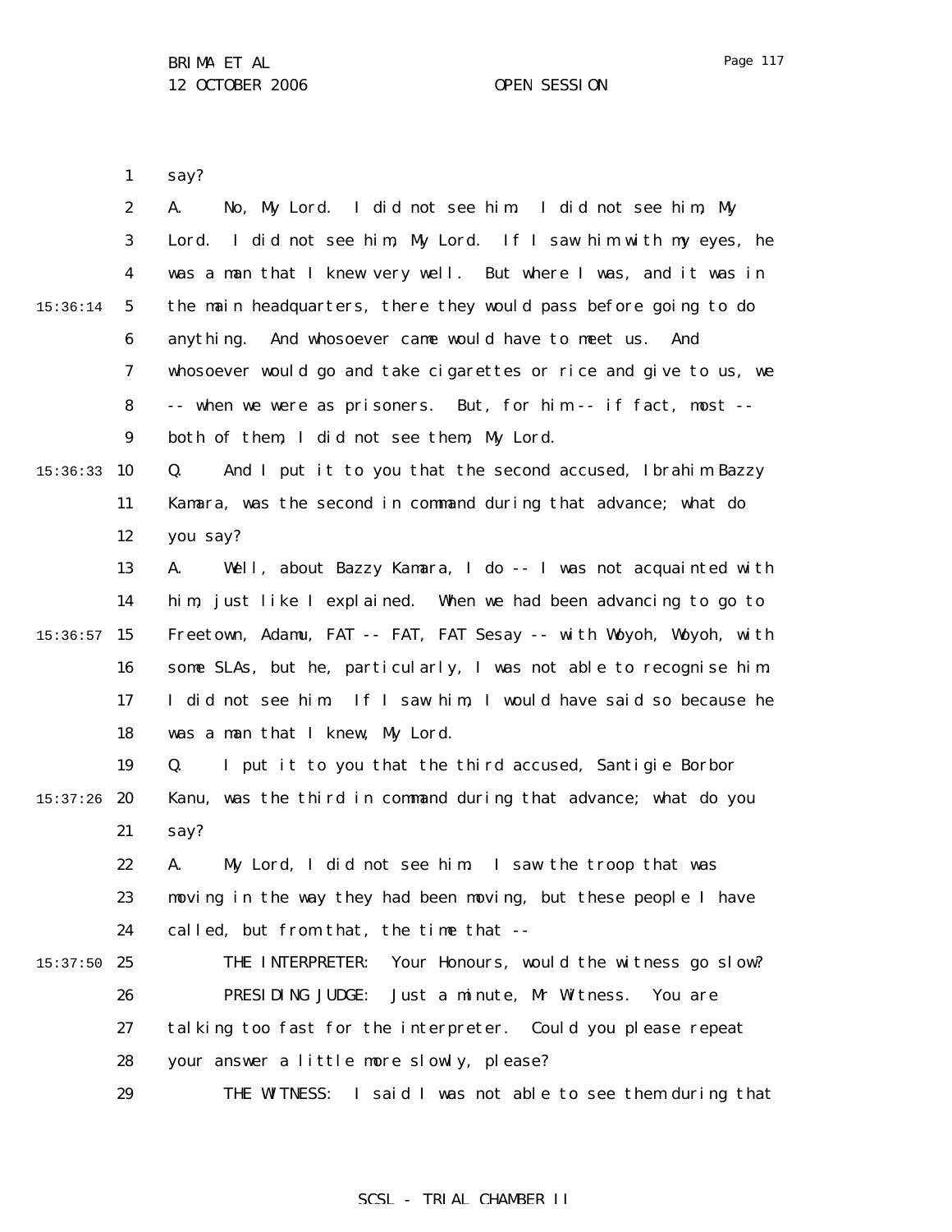say?

A. No, My Lord. I did not see him. I did not see him, My Lord. I did not see him, My Lord. If I saw him with my eyes, he was a man that I knew very well. But where I was, and it was in the main headquarters, there they would pass before going to do anything. And whosoever came would have to meet us. And whosoever would go and take cigarettes or rice and give to us, we -- when we were as prisoners. But, for him -- if fact, most -- both of them, I did not see them, My Lord.

Q. And I put it to you that the second accused, Ibrahim Bazzy Kamara, was the second in command during that advance; what do you say?

A. Well, about Bazzy Kamara, I do -- I was not acquainted with him, just like I explained. When we had been advancing to go to Freetown, Adamu, FAT -- FAT, FAT Sesay -- with Woyoh, Woyoh, with some SLAs, but he, particularly, I was not able to recognise him. I did not see him. If I saw him, I would have said so because he was a man that I knew, My Lord.

Q. I put it to you that the third accused, Santigie Borbor Kanu, was the third in command during that advance; what do you say?

A. My Lord, I did not see him. I saw the troop that was moving in the way they had been moving, but these people I have called, but from that, the time that --

THE INTERPRETER: Your Honours, would the witness go slow?

PRESIDING JUDGE: Just a minute, Mr Witness. You are talking too fast for the interpreter. Could you please repeat your answer a little more slowly, please?

THE WITNESS: I said I was not able to see them during that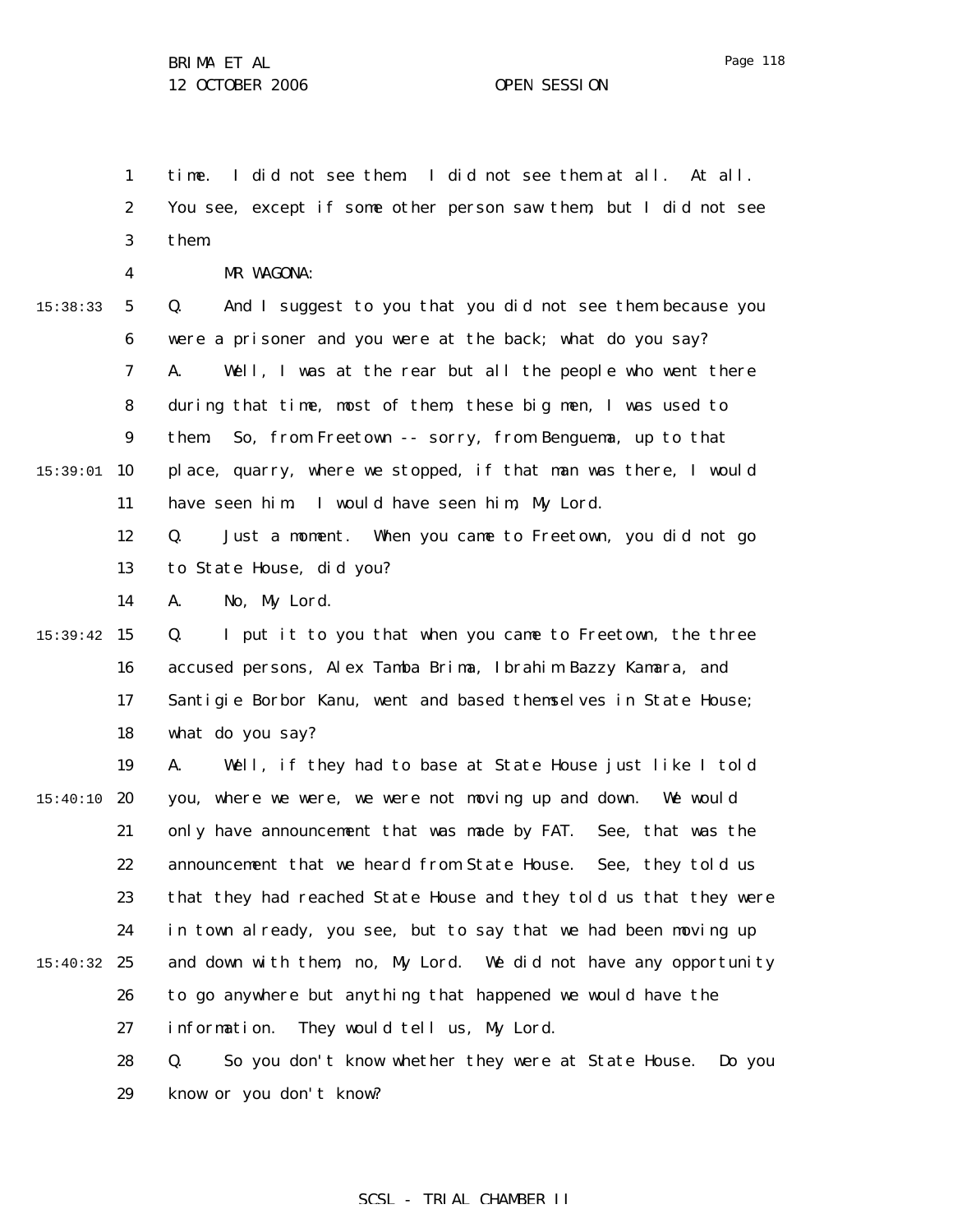time. I did not see them. I did not see them at all. At all. You see, except if some other person saw them, but I did not see them.

MR WAGONA:

Q. And I suggest to you that you did not see them because you were a prisoner and you were at the back; what do you say?

A. Well, I was at the rear but all the people who went there during that time, most of them, these big men, I was used to them. So, from Freetown -- sorry, from Benguema, up to that place, quarry, where we stopped, if that man was there, I would have seen him. I would have seen him, My Lord.

Q. Just a moment. When you came to Freetown, you did not go to State House, did you?

A. No, My Lord.

Q. I put it to you that when you came to Freetown, the three accused persons, Alex Tamba Brima, Ibrahim Bazzy Kamara, and Santigie Borbor Kanu, went and based themselves in State House; what do you say?

A. Well, if they had to base at State House just like I told you, where we were, we were not moving up and down. We would only have announcement that was made by FAT. See, that was the announcement that we heard from State House. See, they told us that they had reached State House and they told us that they were in town already, you see, but to say that we had been moving up and down with them, no, My Lord. We did not have any opportunity to go anywhere but anything that happened we would have the information. They would tell us, My Lord.

Q. So you don't know whether they were at State House. Do you know or you don't know?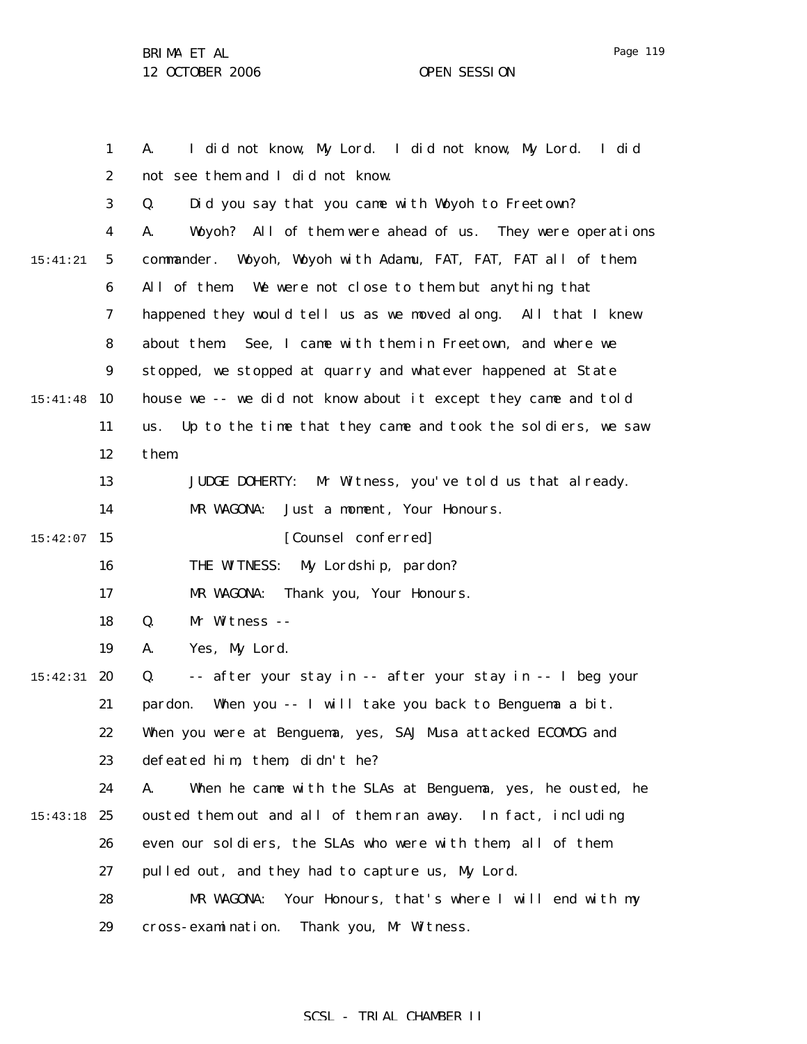A. I did not know, My Lord. I did not know, My Lord. I did not see them and I did not know.

Q. Did you say that you came with Woyoh to Freetown?

A. Woyoh? All of them were ahead of us. They were operations commander. Woyoh, Woyoh with Adamu, FAT, FAT, FAT all of them. All of them. We were not close to them but anything that happened they would tell us as we moved along. All that I knew about them. See, I came with them in Freetown, and where we stopped, we stopped at quarry and whatever happened at State house we -- we did not know about it except they came and told us. Up to the time that they came and took the soldiers, we saw them.

JUDGE DOHERTY: Mr Witness, you've told us that already.

MR WAGONA: Just a moment, Your Honours.

[Counsel conferred]

THE WITNESS: My Lordship, pardon?

MR WAGONA: Thank you, Your Honours.

Q. Mr Witness --

A. Yes, My Lord.

Q. -- after your stay in -- after your stay in -- I beg your pardon. When you -- I will take you back to Benguema a bit. When you were at Benguema, yes, SAJ Musa attacked ECOMOG and defeated him, them, didn't he?

A. When he came with the SLAs at Benguema, yes, he ousted, he ousted them out and all of them ran away. In fact, including even our soldiers, the SLAs who were with them, all of them pulled out, and they had to capture us, My Lord.

MR WAGONA: Your Honours, that's where I will end with my cross-examination. Thank you, Mr Witness.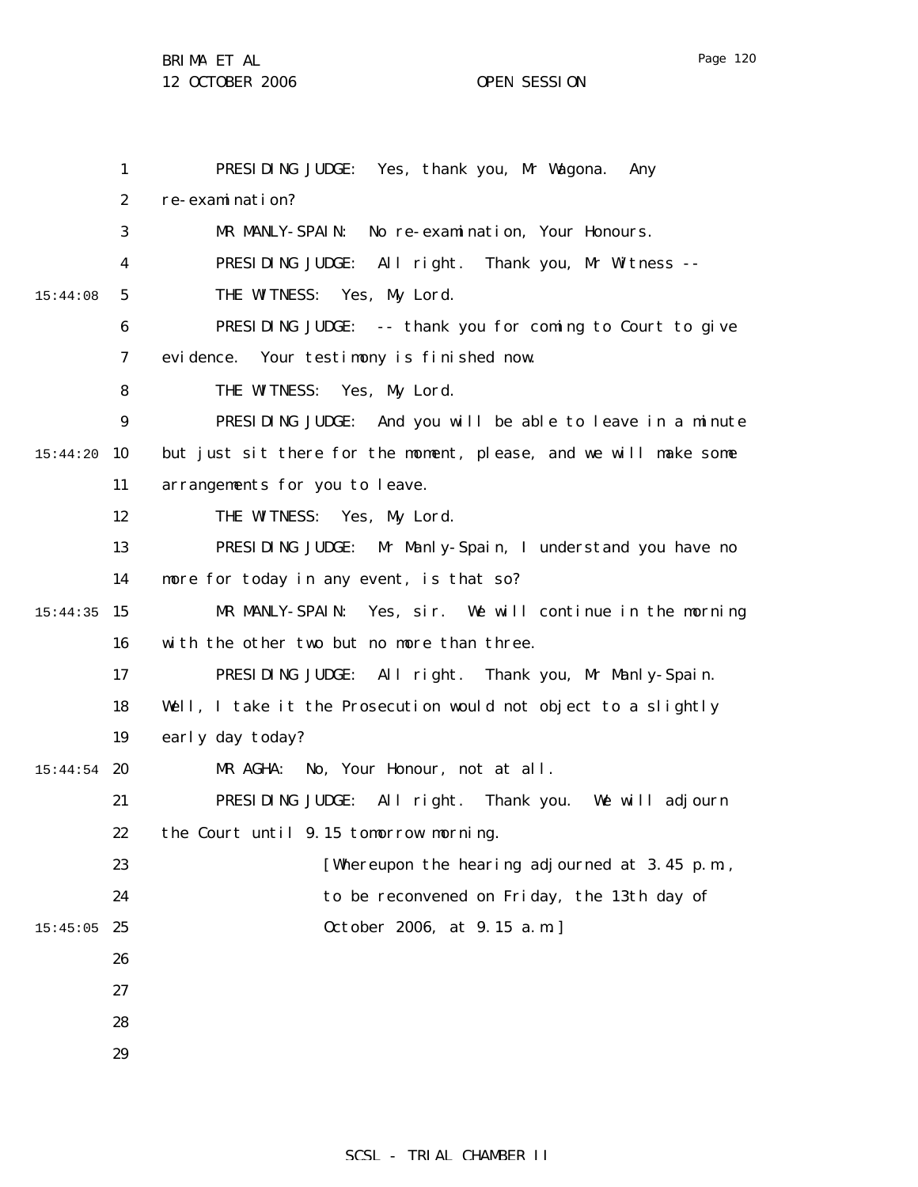PRESIDING JUDGE: Yes, thank you, Mr Wagona. Any re-examination?

MR MANLY-SPAIN: No re-examination, Your Honours.

PRESIDING JUDGE: All right. Thank you, Mr Witness --

THE WITNESS: Yes, My Lord.

PRESIDING JUDGE: -- thank you for coming to Court to give evidence. Your testimony is finished now.

THE WITNESS: Yes, My Lord.

PRESIDING JUDGE: And you will be able to leave in a minute but just sit there for the moment, please, and we will make some arrangements for you to leave.

THE WITNESS: Yes, My Lord.

PRESIDING JUDGE: Mr Manly-Spain, I understand you have no more for today in any event, is that so?

MR MANLY-SPAIN: Yes, sir. We will continue in the morning with the other two but no more than three.

PRESIDING JUDGE: All right. Thank you, Mr Manly-Spain. Well, I take it the Prosecution would not object to a slightly early day today?

MR AGHA: No, Your Honour, not at all.

PRESIDING JUDGE: All right. Thank you. We will adjourn the Court until 9.15 tomorrow morning.

[Whereupon the hearing adjourned at 3.45 p.m., to be reconvened on Friday, the 13th day of October 2006, at 9.15 a.m.]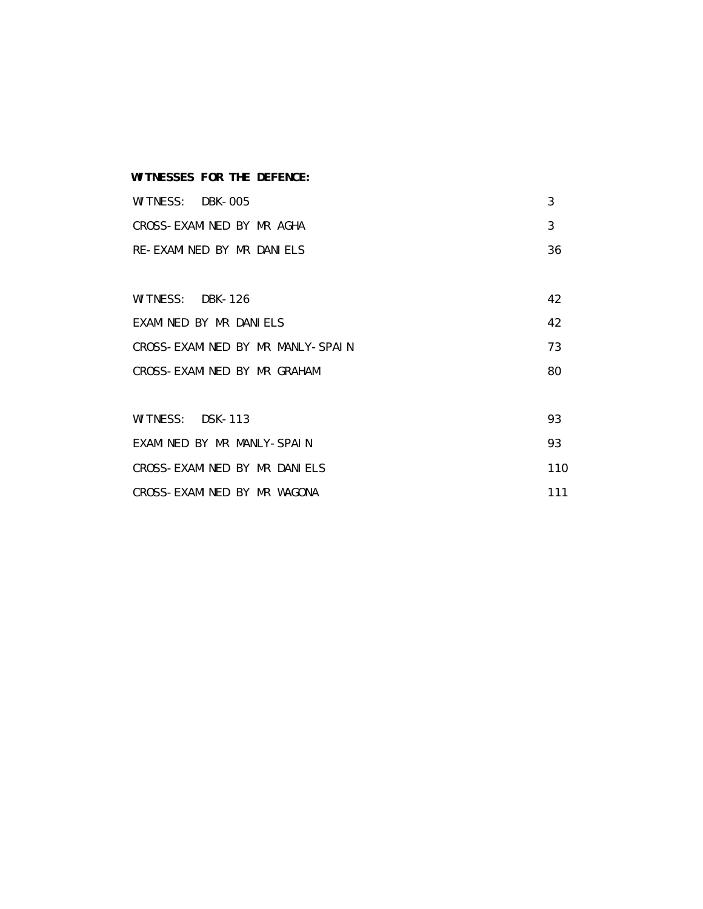**WITNESSES FOR THE DEFENCE:**

| | |
|---|---|
| WITNESS: DBK-005 | 3 |
| CROSS-EXAMINED BY MR AGHA | 3 |
| RE-EXAMINED BY MR DANIELS | 36 |
| | |
| WITNESS: DBK-126 | 42 |
| EXAMINED BY MR DANIELS | 42 |
| CROSS-EXAMINED BY MR MANLY-SPAIN | 73 |
| CROSS-EXAMINED BY MR GRAHAM | 80 |
| | |
| WITNESS: DSK-113 | 93 |
| EXAMINED BY MR MANLY-SPAIN | 93 |
| CROSS-EXAMINED BY MR DANIELS | 110 |
| CROSS-EXAMINED BY MR WAGONA | 111 |